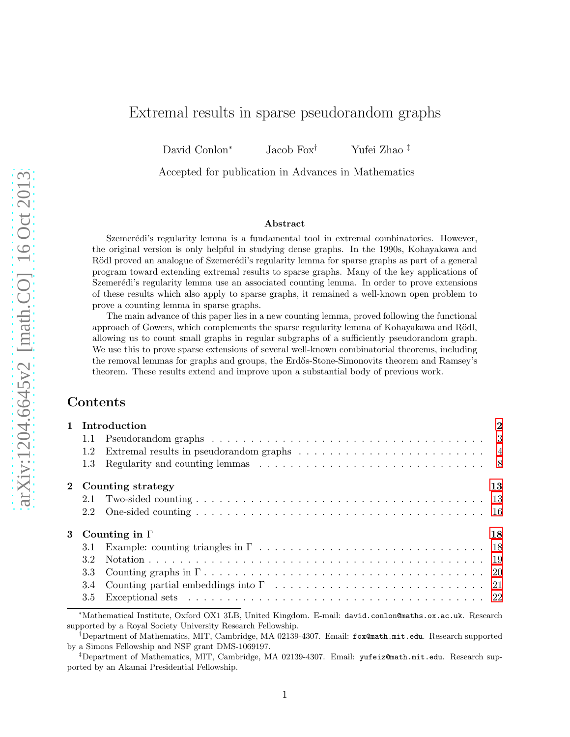# Extremal results in sparse pseudorandom graphs

David Conlon[*] Jacob Fox[†] Yufei Zhao[‡]

Accepted for publication in Advances in Mathematics

### Abstract

Szemerédi's regularity lemma is a fundamental tool in extremal combinatorics. However, the original version is only helpful in studying dense graphs. In the 1990s, Kohayakawa and Rödl proved an analogue of Szemerédi's regularity lemma for sparse graphs as part of a general program toward extending extremal results to sparse graphs. Many of the key applications of Szemerédi's regularity lemma use an associated counting lemma. In order to prove extensions of these results which also apply to sparse graphs, it remained a well-known open problem to prove a counting lemma in sparse graphs.

The main advance of this paper lies in a new counting lemma, proved following the functional approach of Gowers, which complements the sparse regularity lemma of Kohayakawa and Rödl, allowing us to count small graphs in regular subgraphs of a sufficiently pseudorandom graph. We use this to prove sparse extensions of several well-known combinatorial theorems, including the removal lemmas for graphs and groups, the Erdős-Stone-Simonovits theorem and Ramsey's theorem. These results extend and improve upon a substantial body of previous work.

## Contents

- **1 Introduction** 2
  - 1.1 Pseudorandom graphs 3
  - 1.2 Extremal results in pseudorandom graphs 4
  - 1.3 Regularity and counting lemmas 8
- **2 Counting strategy** 13
  - 2.1 Two-sided counting 13
  - 2.2 One-sided counting 16
- **3 Counting in $\Gamma$** 18
  - 3.1 Example: counting triangles in $\Gamma$ 18
  - 3.2 Notation 19
  - 3.3 Counting graphs in $\Gamma$ 20
  - 3.4 Counting partial embeddings into $\Gamma$ 21
  - 3.5 Exceptional sets 22

---

[*] Mathematical Institute, Oxford OX1 3LB, United Kingdom. E-mail: david.conlon@maths.ox.ac.uk. Research supported by a Royal Society University Research Fellowship.

[†] Department of Mathematics, MIT, Cambridge, MA 02139-4307. Email: fox@math.mit.edu. Research supported by a Simons Fellowship and NSF grant DMS-1069197.

[‡] Department of Mathematics, MIT, Cambridge, MA 02139-4307. Email: yufeiz@math.mit.edu. Research supported by an Akamai Presidential Fellowship.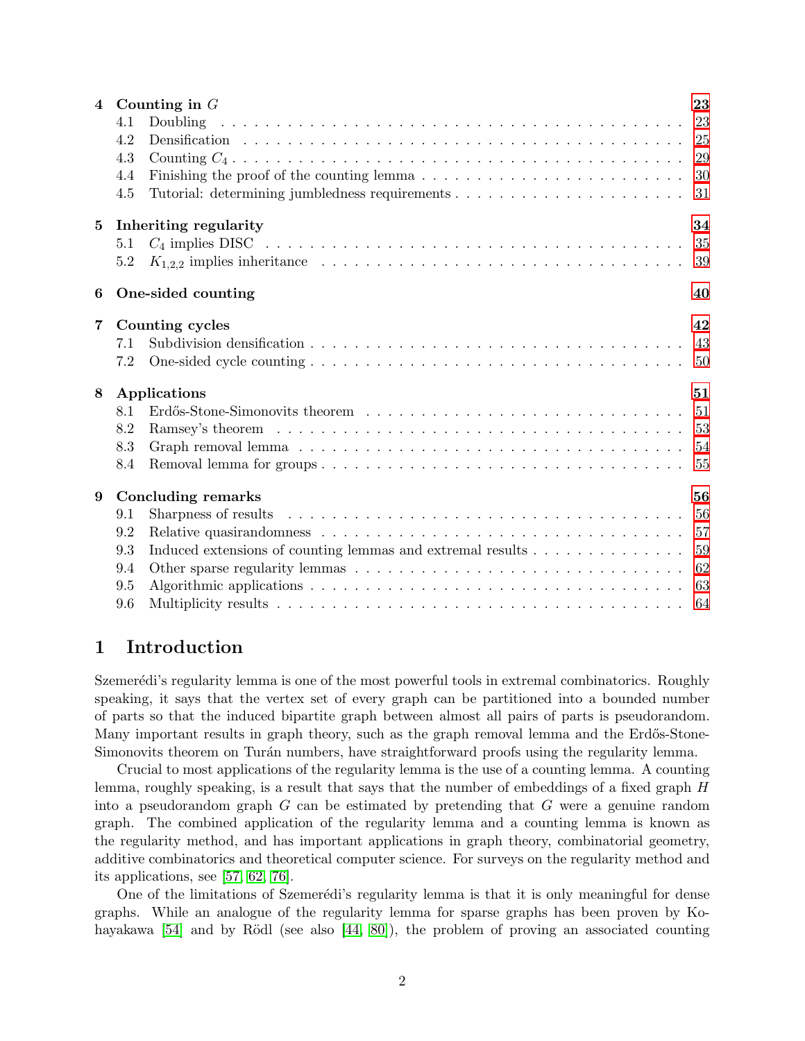| | | |
|---|---|---|
| **4** | **Counting in $G$** | **23** |
| | 4.1 Doubling | 23 |
| | 4.2 Densification | 25 |
| | 4.3 Counting $C_4$ | 29 |
| | 4.4 Finishing the proof of the counting lemma | 30 |
| | 4.5 Tutorial: determining jumbledness requirements | 31 |
| **5** | **Inheriting regularity** | **34** |
| | 5.1 $C_4$ implies DISC | 35 |
| | 5.2 $K_{1,2,2}$ implies inheritance | 39 |
| **6** | **One-sided counting** | **40** |
| **7** | **Counting cycles** | **42** |
| | 7.1 Subdivision densification | 43 |
| | 7.2 One-sided cycle counting | 50 |
| **8** | **Applications** | **51** |
| | 8.1 Erdős-Stone-Simonovits theorem | 51 |
| | 8.2 Ramsey's theorem | 53 |
| | 8.3 Graph removal lemma | 54 |
| | 8.4 Removal lemma for groups | 55 |
| **9** | **Concluding remarks** | **56** |
| | 9.1 Sharpness of results | 56 |
| | 9.2 Relative quasirandomness | 57 |
| | 9.3 Induced extensions of counting lemmas and extremal results | 59 |
| | 9.4 Other sparse regularity lemmas | 62 |
| | 9.5 Algorithmic applications | 63 |
| | 9.6 Multiplicity results | 64 |

# 1 Introduction

Szemerédi's regularity lemma is one of the most powerful tools in extremal combinatorics. Roughly speaking, it says that the vertex set of every graph can be partitioned into a bounded number of parts so that the induced bipartite graph between almost all pairs of parts is pseudorandom. Many important results in graph theory, such as the graph removal lemma and the Erdős-Stone-Simonovits theorem on Turán numbers, have straightforward proofs using the regularity lemma.

Crucial to most applications of the regularity lemma is the use of a counting lemma. A counting lemma, roughly speaking, is a result that says that the number of embeddings of a fixed graph $H$ into a pseudorandom graph $G$ can be estimated by pretending that $G$ were a genuine random graph. The combined application of the regularity lemma and a counting lemma is known as the regularity method, and has important applications in graph theory, combinatorial geometry, additive combinatorics and theoretical computer science. For surveys on the regularity method and its applications, see [57, 62, 76].

One of the limitations of Szemerédi's regularity lemma is that it is only meaningful for dense graphs. While an analogue of the regularity lemma for sparse graphs has been proven by Kohayakawa [54] and by Rödl (see also [44, 80]), the problem of proving an associated counting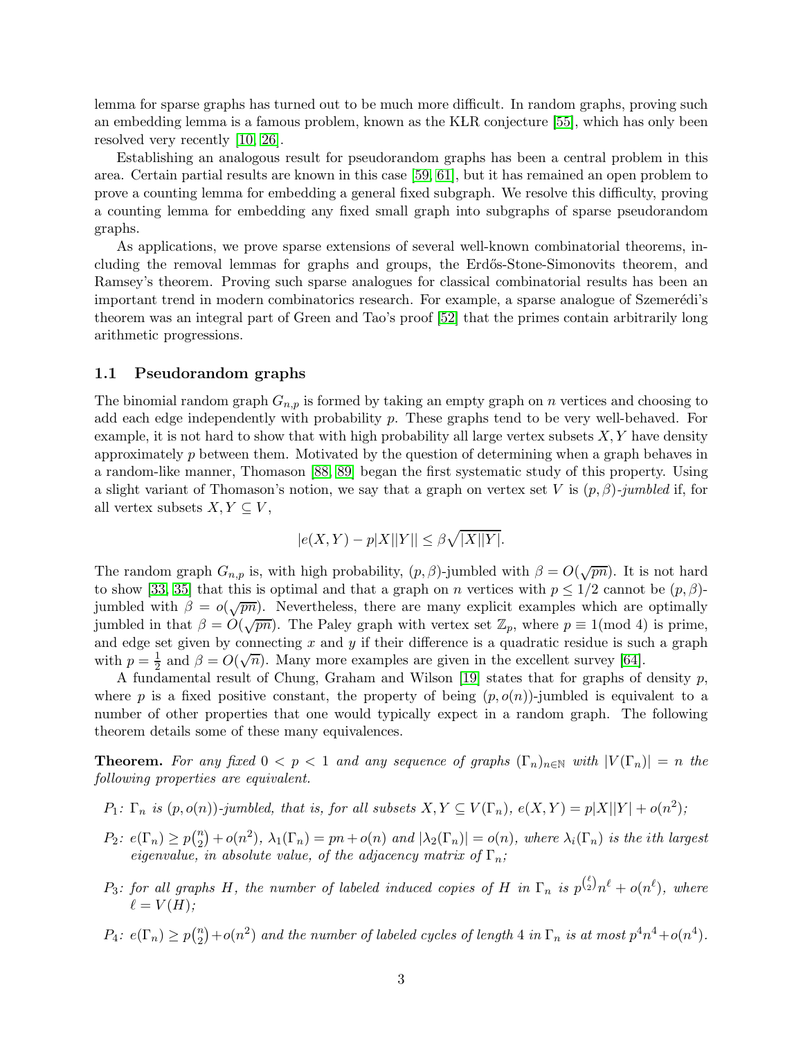lemma for sparse graphs has turned out to be much more difficult. In random graphs, proving such an embedding lemma is a famous problem, known as the KŁR conjecture [55], which has only been resolved very recently [10, 26].

Establishing an analogous result for pseudorandom graphs has been a central problem in this area. Certain partial results are known in this case [59, 61], but it has remained an open problem to prove a counting lemma for embedding a general fixed subgraph. We resolve this difficulty, proving a counting lemma for embedding any fixed small graph into subgraphs of sparse pseudorandom graphs.

As applications, we prove sparse extensions of several well-known combinatorial theorems, including the removal lemmas for graphs and groups, the Erdős-Stone-Simonovits theorem, and Ramsey's theorem. Proving such sparse analogues for classical combinatorial results has been an important trend in modern combinatorics research. For example, a sparse analogue of Szemerédi's theorem was an integral part of Green and Tao's proof [52] that the primes contain arbitrarily long arithmetic progressions.

## 1.1 Pseudorandom graphs

The binomial random graph $G_{n,p}$ is formed by taking an empty graph on $n$ vertices and choosing to add each edge independently with probability $p$. These graphs tend to be very well-behaved. For example, it is not hard to show that with high probability all large vertex subsets $X, Y$ have density approximately $p$ between them. Motivated by the question of determining when a graph behaves in a random-like manner, Thomason [88, 89] began the first systematic study of this property. Using a slight variant of Thomason's notion, we say that a graph on vertex set $V$ is $(p, \beta)$-*jumbled* if, for all vertex subsets $X, Y \subseteq V$,

$$|e(X,Y) - p|X||Y|| \leq \beta\sqrt{|X||Y|}.$$

The random graph $G_{n,p}$ is, with high probability, $(p, \beta)$-jumbled with $\beta = O(\sqrt{pn})$. It is not hard to show [33, 35] that this is optimal and that a graph on $n$ vertices with $p \leq 1/2$ cannot be $(p, \beta)$-jumbled with $\beta = o(\sqrt{pn})$. Nevertheless, there are many explicit examples which are optimally jumbled in that $\beta = O(\sqrt{pn})$. The Paley graph with vertex set $\mathbb{Z}_p$, where $p \equiv 1 (\text{mod } 4)$ is prime, and edge set given by connecting $x$ and $y$ if their difference is a quadratic residue is such a graph with $p = \frac{1}{2}$ and $\beta = O(\sqrt{n})$. Many more examples are given in the excellent survey [64].

A fundamental result of Chung, Graham and Wilson [19] states that for graphs of density $p$, where $p$ is a fixed positive constant, the property of being $(p, o(n))$-jumbled is equivalent to a number of other properties that one would typically expect in a random graph. The following theorem details some of these many equivalences.

**Theorem.** *For any fixed $0 < p < 1$ and any sequence of graphs $(\Gamma_n)_{n \in \mathbb{N}}$ with $|V(\Gamma_n)| = n$ the following properties are equivalent.*

- $P_1$: *$\Gamma_n$ is $(p, o(n))$-jumbled, that is, for all subsets $X, Y \subseteq V(\Gamma_n)$, $e(X,Y) = p|X||Y| + o(n^2)$;*
- $P_2$: *$e(\Gamma_n) \geq p\binom{n}{2} + o(n^2)$, $\lambda_1(\Gamma_n) = pn + o(n)$ and $|\lambda_2(\Gamma_n)| = o(n)$, where $\lambda_i(\Gamma_n)$ is the ith largest eigenvalue, in absolute value, of the adjacency matrix of $\Gamma_n$;*
- $P_3$: *for all graphs $H$, the number of labeled induced copies of $H$ in $\Gamma_n$ is $p^{\binom{\ell}{2}} n^\ell + o(n^\ell)$, where $\ell = V(H)$;*
- $P_4$: *$e(\Gamma_n) \geq p\binom{n}{2} + o(n^2)$ and the number of labeled cycles of length 4 in $\Gamma_n$ is at most $p^4 n^4 + o(n^4)$.*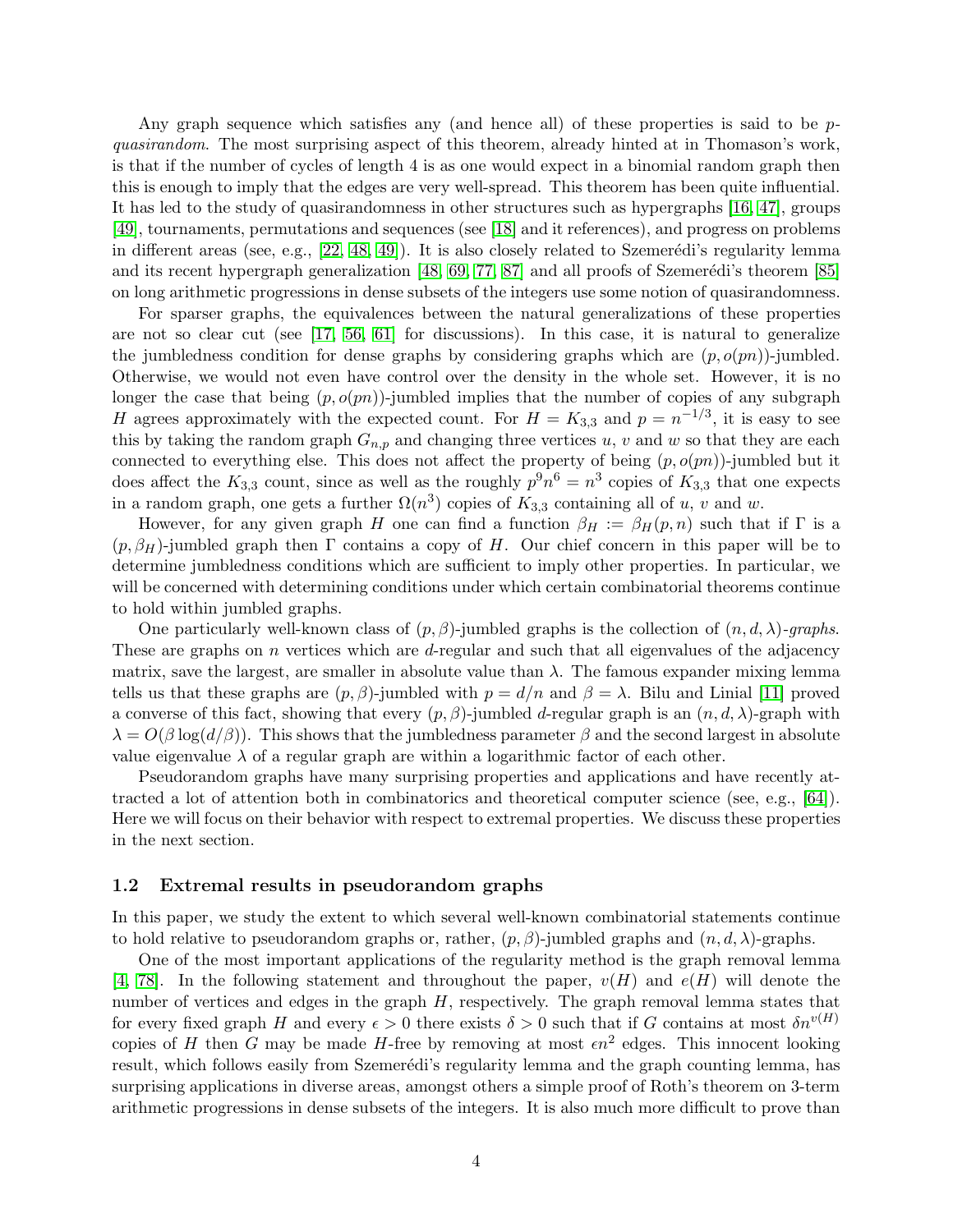Any graph sequence which satisfies any (and hence all) of these properties is said to be $p$-*quasirandom*. The most surprising aspect of this theorem, already hinted at in Thomason's work, is that if the number of cycles of length 4 is as one would expect in a binomial random graph then this is enough to imply that the edges are very well-spread. This theorem has been quite influential. It has led to the study of quasirandomness in other structures such as hypergraphs [16, 47], groups [49], tournaments, permutations and sequences (see [18] and it references), and progress on problems in different areas (see, e.g., [22, 48, 49]). It is also closely related to Szemerédi's regularity lemma and its recent hypergraph generalization [48, 69, 77, 87] and all proofs of Szemerédi's theorem [85] on long arithmetic progressions in dense subsets of the integers use some notion of quasirandomness.

For sparser graphs, the equivalences between the natural generalizations of these properties are not so clear cut (see [17, 56, 61] for discussions). In this case, it is natural to generalize the jumbledness condition for dense graphs by considering graphs which are $(p, o(pn))$-jumbled. Otherwise, we would not even have control over the density in the whole set. However, it is no longer the case that being $(p, o(pn))$-jumbled implies that the number of copies of any subgraph $H$ agrees approximately with the expected count. For $H = K_{3,3}$ and $p = n^{-1/3}$, it is easy to see this by taking the random graph $G_{n,p}$ and changing three vertices $u$, $v$ and $w$ so that they are each connected to everything else. This does not affect the property of being $(p, o(pn))$-jumbled but it does affect the $K_{3,3}$ count, since as well as the roughly $p^9 n^6 = n^3$ copies of $K_{3,3}$ that one expects in a random graph, one gets a further $\Omega(n^3)$ copies of $K_{3,3}$ containing all of $u$, $v$ and $w$.

However, for any given graph $H$ one can find a function $\beta_H := \beta_H(p, n)$ such that if $\Gamma$ is a $(p, \beta_H)$-jumbled graph then $\Gamma$ contains a copy of $H$. Our chief concern in this paper will be to determine jumbledness conditions which are sufficient to imply other properties. In particular, we will be concerned with determining conditions under which certain combinatorial theorems continue to hold within jumbled graphs.

One particularly well-known class of $(p, \beta)$-jumbled graphs is the collection of $(n, d, \lambda)$-*graphs*. These are graphs on $n$ vertices which are $d$-regular and such that all eigenvalues of the adjacency matrix, save the largest, are smaller in absolute value than $\lambda$. The famous expander mixing lemma tells us that these graphs are $(p, \beta)$-jumbled with $p = d/n$ and $\beta = \lambda$. Bilu and Linial [11] proved a converse of this fact, showing that every $(p, \beta)$-jumbled $d$-regular graph is an $(n, d, \lambda)$-graph with $\lambda = O(\beta \log(d/\beta))$. This shows that the jumbledness parameter $\beta$ and the second largest in absolute value eigenvalue $\lambda$ of a regular graph are within a logarithmic factor of each other.

Pseudorandom graphs have many surprising properties and applications and have recently attracted a lot of attention both in combinatorics and theoretical computer science (see, e.g., [64]). Here we will focus on their behavior with respect to extremal properties. We discuss these properties in the next section.

### 1.2 Extremal results in pseudorandom graphs

In this paper, we study the extent to which several well-known combinatorial statements continue to hold relative to pseudorandom graphs or, rather, $(p, \beta)$-jumbled graphs and $(n, d, \lambda)$-graphs.

One of the most important applications of the regularity method is the graph removal lemma [4, 78]. In the following statement and throughout the paper, $v(H)$ and $e(H)$ will denote the number of vertices and edges in the graph $H$, respectively. The graph removal lemma states that for every fixed graph $H$ and every $\epsilon > 0$ there exists $\delta > 0$ such that if $G$ contains at most $\delta n^{v(H)}$ copies of $H$ then $G$ may be made $H$-free by removing at most $\epsilon n^2$ edges. This innocent looking result, which follows easily from Szemerédi's regularity lemma and the graph counting lemma, has surprising applications in diverse areas, amongst others a simple proof of Roth's theorem on 3-term arithmetic progressions in dense subsets of the integers. It is also much more difficult to prove than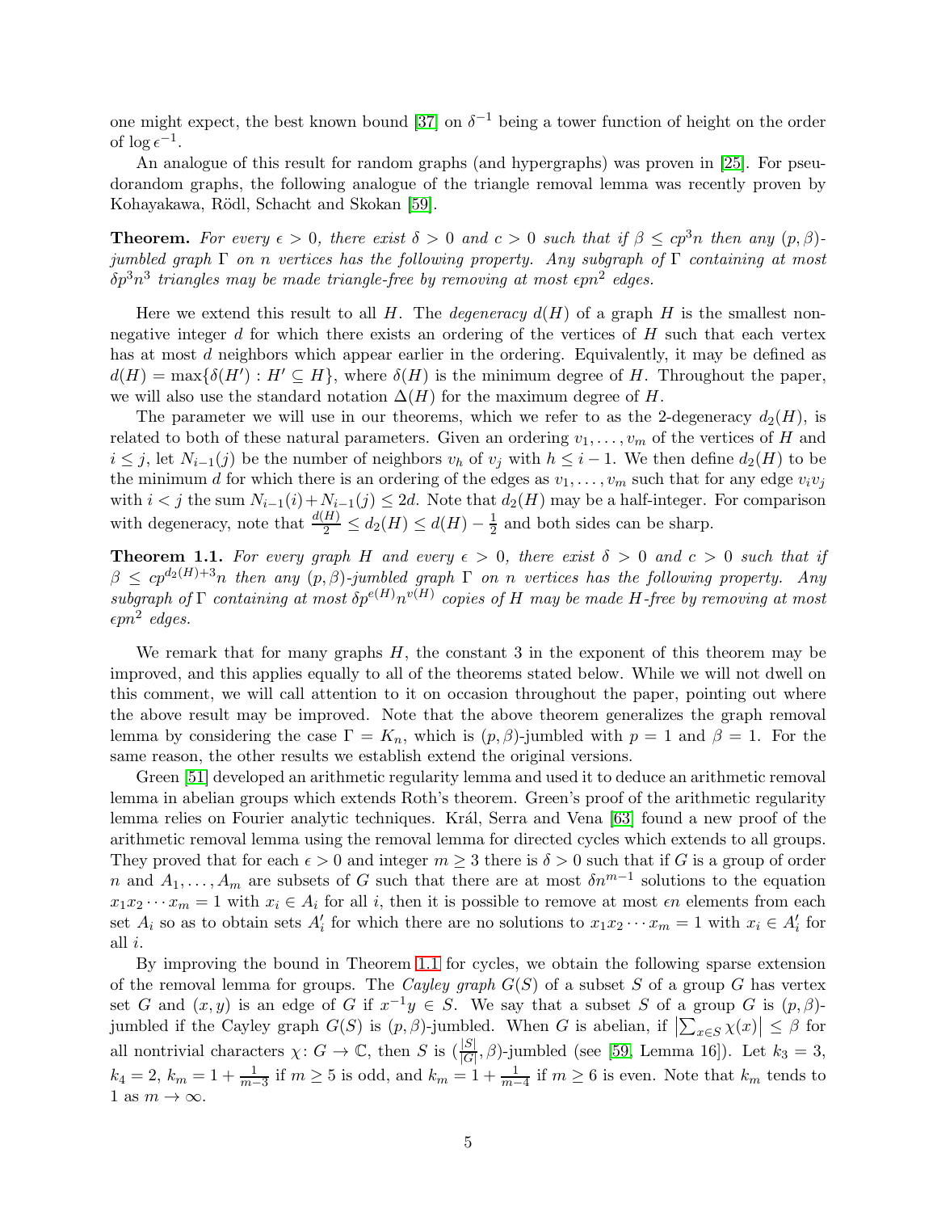one might expect, the best known bound [37] on $\delta^{-1}$ being a tower function of height on the order of $\log \epsilon^{-1}$.

An analogue of this result for random graphs (and hypergraphs) was proven in [25]. For pseudorandom graphs, the following analogue of the triangle removal lemma was recently proven by Kohayakawa, Rödl, Schacht and Skokan [59].

**Theorem.** *For every $\epsilon > 0$, there exist $\delta > 0$ and $c > 0$ such that if $\beta \leq cp^3 n$ then any $(p, \beta)$-jumbled graph $\Gamma$ on $n$ vertices has the following property. Any subgraph of $\Gamma$ containing at most $\delta p^3 n^3$ triangles may be made triangle-free by removing at most $\epsilon p n^2$ edges.*

Here we extend this result to all $H$. The *degeneracy* $d(H)$ of a graph $H$ is the smallest nonnegative integer $d$ for which there exists an ordering of the vertices of $H$ such that each vertex has at most $d$ neighbors which appear earlier in the ordering. Equivalently, it may be defined as $d(H) = \max\{\delta(H') : H' \subseteq H\}$, where $\delta(H)$ is the minimum degree of $H$. Throughout the paper, we will also use the standard notation $\Delta(H)$ for the maximum degree of $H$.

The parameter we will use in our theorems, which we refer to as the 2-degeneracy $d_2(H)$, is related to both of these natural parameters. Given an ordering $v_1, \ldots, v_m$ of the vertices of $H$ and $i \leq j$, let $N_{i-1}(j)$ be the number of neighbors $v_h$ of $v_j$ with $h \leq i-1$. We then define $d_2(H)$ to be the minimum $d$ for which there is an ordering of the edges as $v_1, \ldots, v_m$ such that for any edge $v_i v_j$ with $i < j$ the sum $N_{i-1}(i) + N_{i-1}(j) \leq 2d$. Note that $d_2(H)$ may be a half-integer. For comparison with degeneracy, note that $\frac{d(H)}{2} \leq d_2(H) \leq d(H) - \frac{1}{2}$ and both sides can be sharp.

**Theorem 1.1.** *For every graph $H$ and every $\epsilon > 0$, there exist $\delta > 0$ and $c > 0$ such that if $\beta \leq cp^{d_2(H)+3} n$ then any $(p, \beta)$-jumbled graph $\Gamma$ on $n$ vertices has the following property. Any subgraph of $\Gamma$ containing at most $\delta p^{e(H)} n^{v(H)}$ copies of $H$ may be made $H$-free by removing at most $\epsilon p n^2$ edges.*

We remark that for many graphs $H$, the constant 3 in the exponent of this theorem may be improved, and this applies equally to all of the theorems stated below. While we will not dwell on this comment, we will call attention to it on occasion throughout the paper, pointing out where the above result may be improved. Note that the above theorem generalizes the graph removal lemma by considering the case $\Gamma = K_n$, which is $(p, \beta)$-jumbled with $p = 1$ and $\beta = 1$. For the same reason, the other results we establish extend the original versions.

Green [51] developed an arithmetic regularity lemma and used it to deduce an arithmetic removal lemma in abelian groups which extends Roth's theorem. Green's proof of the arithmetic regularity lemma relies on Fourier analytic techniques. Král, Serra and Vena [63] found a new proof of the arithmetic removal lemma using the removal lemma for directed cycles which extends to all groups. They proved that for each $\epsilon > 0$ and integer $m \geq 3$ there is $\delta > 0$ such that if $G$ is a group of order $n$ and $A_1, \ldots, A_m$ are subsets of $G$ such that there are at most $\delta n^{m-1}$ solutions to the equation $x_1 x_2 \cdots x_m = 1$ with $x_i \in A_i$ for all $i$, then it is possible to remove at most $\epsilon n$ elements from each set $A_i$ so as to obtain sets $A_i'$ for which there are no solutions to $x_1 x_2 \cdots x_m = 1$ with $x_i \in A_i'$ for all $i$.

By improving the bound in Theorem 1.1 for cycles, we obtain the following sparse extension of the removal lemma for groups. The *Cayley graph* $G(S)$ of a subset $S$ of a group $G$ has vertex set $G$ and $(x, y)$ is an edge of $G$ if $x^{-1} y \in S$. We say that a subset $S$ of a group $G$ is $(p, \beta)$-jumbled if the Cayley graph $G(S)$ is $(p, \beta)$-jumbled. When $G$ is abelian, if $\left|\sum_{x \in S} \chi(x)\right| \leq \beta$ for all nontrivial characters $\chi \colon G \to \mathbb{C}$, then $S$ is $(\frac{|S|}{|G|}, \beta)$-jumbled (see [59, Lemma 16]). Let $k_3 = 3$, $k_4 = 2$, $k_m = 1 + \frac{1}{m-3}$ if $m \geq 5$ is odd, and $k_m = 1 + \frac{1}{m-4}$ if $m \geq 6$ is even. Note that $k_m$ tends to 1 as $m \to \infty$.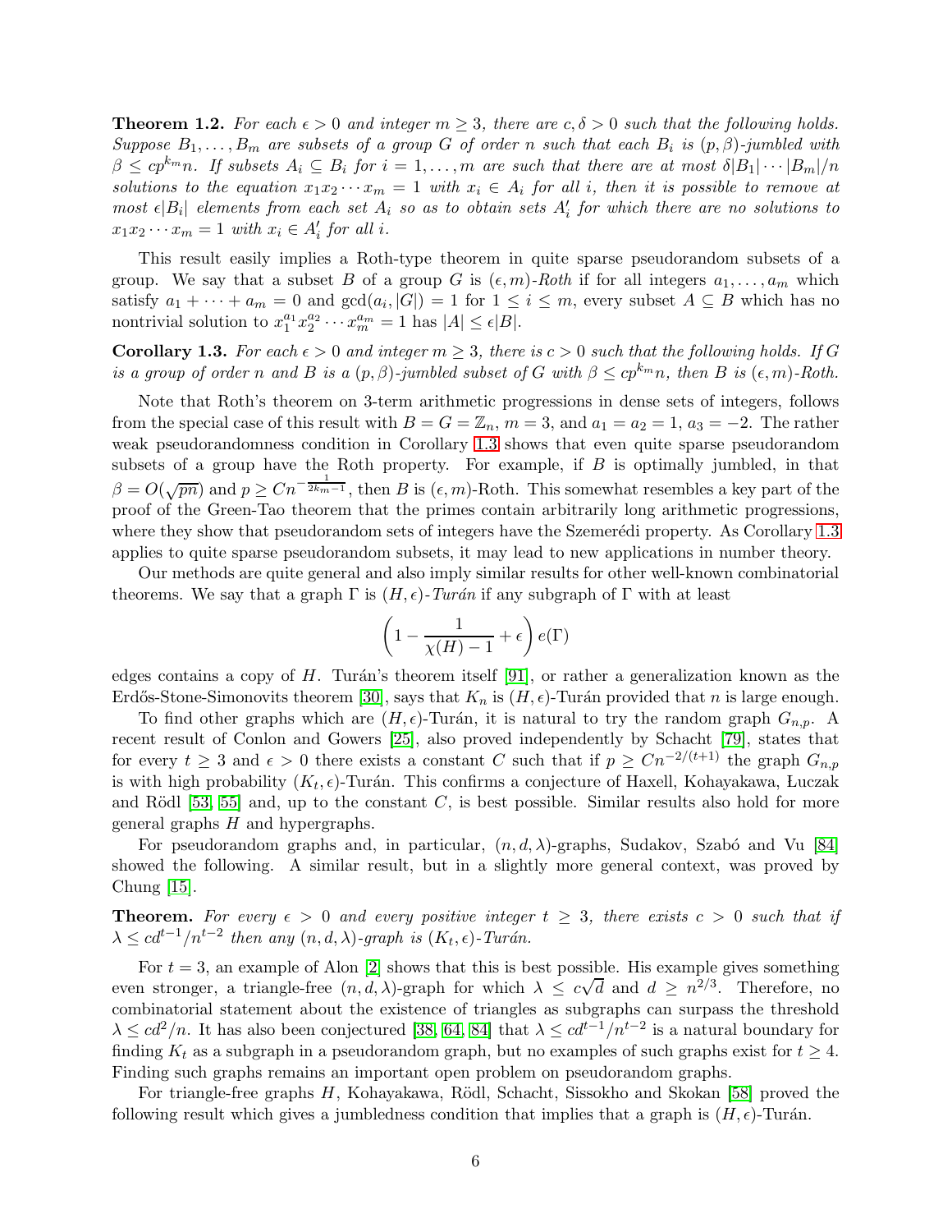**Theorem 1.2.** *For each $\epsilon > 0$ and integer $m \geq 3$, there are $c, \delta > 0$ such that the following holds. Suppose $B_1, \ldots, B_m$ are subsets of a group $G$ of order $n$ such that each $B_i$ is $(p, \beta)$-jumbled with $\beta \leq cp^{k_m}n$. If subsets $A_i \subseteq B_i$ for $i = 1, \ldots, m$ are such that there are at most $\delta|B_1| \cdots |B_m|/n$ solutions to the equation $x_1 x_2 \cdots x_m = 1$ with $x_i \in A_i$ for all $i$, then it is possible to remove at most $\epsilon|B_i|$ elements from each set $A_i$ so as to obtain sets $A'_i$ for which there are no solutions to $x_1 x_2 \cdots x_m = 1$ with $x_i \in A'_i$ for all $i$.*

This result easily implies a Roth-type theorem in quite sparse pseudorandom subsets of a group. We say that a subset $B$ of a group $G$ is $(\epsilon, m)$-*Roth* if for all integers $a_1, \ldots, a_m$ which satisfy $a_1 + \cdots + a_m = 0$ and $\gcd(a_i, |G|) = 1$ for $1 \leq i \leq m$, every subset $A \subseteq B$ which has no nontrivial solution to $x_1^{a_1} x_2^{a_2} \cdots x_m^{a_m} = 1$ has $|A| \leq \epsilon|B|$.

**Corollary 1.3.** *For each $\epsilon > 0$ and integer $m \geq 3$, there is $c > 0$ such that the following holds. If $G$ is a group of order $n$ and $B$ is a $(p, \beta)$-jumbled subset of $G$ with $\beta \leq cp^{k_m}n$, then $B$ is $(\epsilon, m)$-Roth.*

Note that Roth's theorem on 3-term arithmetic progressions in dense sets of integers, follows from the special case of this result with $B = G = \mathbb{Z}_n$, $m = 3$, and $a_1 = a_2 = 1$, $a_3 = -2$. The rather weak pseudorandomness condition in Corollary 1.3 shows that even quite sparse pseudorandom subsets of a group have the Roth property. For example, if $B$ is optimally jumbled, in that $\beta = O(\sqrt{pn})$ and $p \geq Cn^{-\frac{1}{2k_m - 1}}$, then $B$ is $(\epsilon, m)$-Roth. This somewhat resembles a key part of the proof of the Green-Tao theorem that the primes contain arbitrarily long arithmetic progressions, where they show that pseudorandom sets of integers have the Szemerédi property. As Corollary 1.3 applies to quite sparse pseudorandom subsets, it may lead to new applications in number theory.

Our methods are quite general and also imply similar results for other well-known combinatorial theorems. We say that a graph $\Gamma$ is $(H, \epsilon)$-*Turán* if any subgraph of $\Gamma$ with at least

$$\left(1 - \frac{1}{\chi(H) - 1} + \epsilon\right) e(\Gamma)$$

edges contains a copy of $H$. Turán's theorem itself [91], or rather a generalization known as the Erdős-Stone-Simonovits theorem [30], says that $K_n$ is $(H, \epsilon)$-Turán provided that $n$ is large enough.

To find other graphs which are $(H, \epsilon)$-Turán, it is natural to try the random graph $G_{n,p}$. A recent result of Conlon and Gowers [25], also proved independently by Schacht [79], states that for every $t \geq 3$ and $\epsilon > 0$ there exists a constant $C$ such that if $p \geq Cn^{-2/(t+1)}$ the graph $G_{n,p}$ is with high probability $(K_t, \epsilon)$-Turán. This confirms a conjecture of Haxell, Kohayakawa, Łuczak and Rödl [53, 55] and, up to the constant $C$, is best possible. Similar results also hold for more general graphs $H$ and hypergraphs.

For pseudorandom graphs and, in particular, $(n, d, \lambda)$-graphs, Sudakov, Szabó and Vu [84] showed the following. A similar result, but in a slightly more general context, was proved by Chung [15].

**Theorem.** *For every $\epsilon > 0$ and every positive integer $t \geq 3$, there exists $c > 0$ such that if $\lambda \leq cd^{t-1}/n^{t-2}$ then any $(n, d, \lambda)$-graph is $(K_t, \epsilon)$-Turán.*

For $t = 3$, an example of Alon [2] shows that this is best possible. His example gives something even stronger, a triangle-free $(n, d, \lambda)$-graph for which $\lambda \leq c\sqrt{d}$ and $d \geq n^{2/3}$. Therefore, no combinatorial statement about the existence of triangles as subgraphs can surpass the threshold $\lambda \leq cd^2/n$. It has also been conjectured [38, 64, 84] that $\lambda \leq cd^{t-1}/n^{t-2}$ is a natural boundary for finding $K_t$ as a subgraph in a pseudorandom graph, but no examples of such graphs exist for $t \geq 4$. Finding such graphs remains an important open problem on pseudorandom graphs.

For triangle-free graphs $H$, Kohayakawa, Rödl, Schacht, Sissokho and Skokan [58] proved the following result which gives a jumbledness condition that implies that a graph is $(H, \epsilon)$-Turán.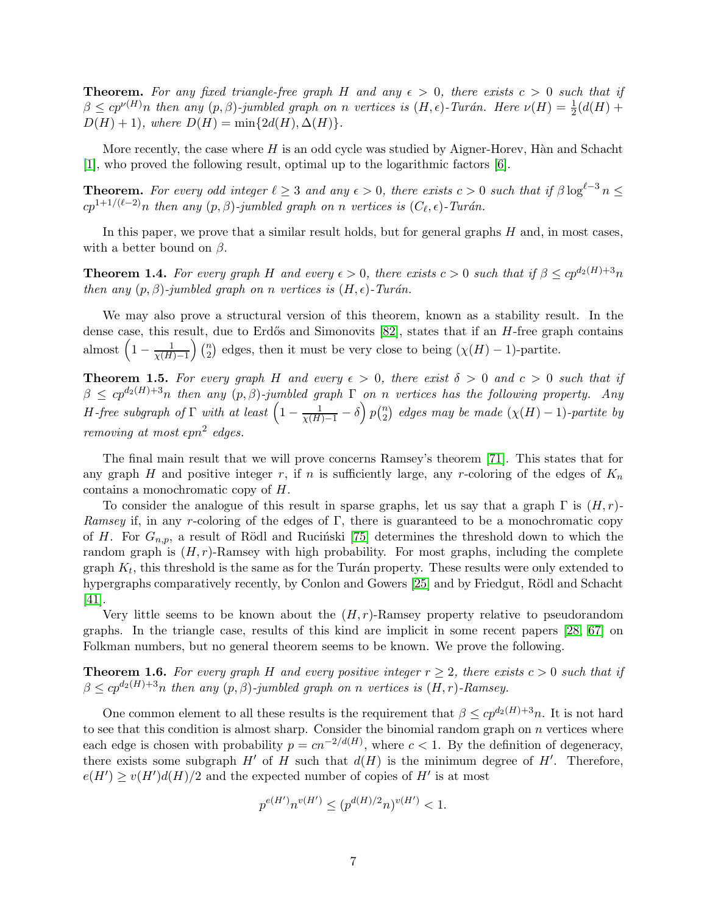**Theorem.** *For any fixed triangle-free graph $H$ and any $\epsilon > 0$, there exists $c > 0$ such that if $\beta \le cp^{\nu(H)}n$ then any $(p, \beta)$-jumbled graph on $n$ vertices is $(H, \epsilon)$-Turán. Here $\nu(H) = \frac{1}{2}(d(H) + D(H) + 1)$, where $D(H) = \min\{2d(H), \Delta(H)\}$.*

More recently, the case where $H$ is an odd cycle was studied by Aigner-Horev, Hàn and Schacht [1], who proved the following result, optimal up to the logarithmic factors [6].

**Theorem.** *For every odd integer $\ell \ge 3$ and any $\epsilon > 0$, there exists $c > 0$ such that if $\beta \log^{\ell-3} n \le cp^{1+1/(\ell-2)}n$ then any $(p, \beta)$-jumbled graph on $n$ vertices is $(C_\ell, \epsilon)$-Turán.*

In this paper, we prove that a similar result holds, but for general graphs $H$ and, in most cases, with a better bound on $\beta$.

**Theorem 1.4.** *For every graph $H$ and every $\epsilon > 0$, there exists $c > 0$ such that if $\beta \le cp^{d_2(H)+3}n$ then any $(p, \beta)$-jumbled graph on $n$ vertices is $(H, \epsilon)$-Turán.*

We may also prove a structural version of this theorem, known as a stability result. In the dense case, this result, due to Erdős and Simonovits [82], states that if an $H$-free graph contains almost $\left(1 - \frac{1}{\chi(H)-1}\right)\binom{n}{2}$ edges, then it must be very close to being $(\chi(H) - 1)$-partite.

**Theorem 1.5.** *For every graph $H$ and every $\epsilon > 0$, there exist $\delta > 0$ and $c > 0$ such that if $\beta \le cp^{d_2(H)+3}n$ then any $(p, \beta)$-jumbled graph $\Gamma$ on $n$ vertices has the following property. Any $H$-free subgraph of $\Gamma$ with at least $\left(1 - \frac{1}{\chi(H)-1} - \delta\right) p\binom{n}{2}$ edges may be made $(\chi(H) - 1)$-partite by removing at most $\epsilon pn^2$ edges.*

The final main result that we will prove concerns Ramsey's theorem [71]. This states that for any graph $H$ and positive integer $r$, if $n$ is sufficiently large, any $r$-coloring of the edges of $K_n$ contains a monochromatic copy of $H$.

To consider the analogue of this result in sparse graphs, let us say that a graph $\Gamma$ is $(H, r)$-*Ramsey* if, in any $r$-coloring of the edges of $\Gamma$, there is guaranteed to be a monochromatic copy of $H$. For $G_{n,p}$, a result of Rödl and Ruciński [75] determines the threshold down to which the random graph is $(H, r)$-Ramsey with high probability. For most graphs, including the complete graph $K_t$, this threshold is the same as for the Turán property. These results were only extended to hypergraphs comparatively recently, by Conlon and Gowers [25] and by Friedgut, Rödl and Schacht [41].

Very little seems to be known about the $(H, r)$-Ramsey property relative to pseudorandom graphs. In the triangle case, results of this kind are implicit in some recent papers [28, 67] on Folkman numbers, but no general theorem seems to be known. We prove the following.

**Theorem 1.6.** *For every graph $H$ and every positive integer $r \ge 2$, there exists $c > 0$ such that if $\beta \le cp^{d_2(H)+3}n$ then any $(p, \beta)$-jumbled graph on $n$ vertices is $(H, r)$-Ramsey.*

One common element to all these results is the requirement that $\beta \le cp^{d_2(H)+3}n$. It is not hard to see that this condition is almost sharp. Consider the binomial random graph on $n$ vertices where each edge is chosen with probability $p = cn^{-2/d(H)}$, where $c < 1$. By the definition of degeneracy, there exists some subgraph $H'$ of $H$ such that $d(H)$ is the minimum degree of $H'$. Therefore, $e(H') \ge v(H')d(H)/2$ and the expected number of copies of $H'$ is at most

$$p^{e(H')}n^{v(H')} \le (p^{d(H)/2}n)^{v(H')} < 1.$$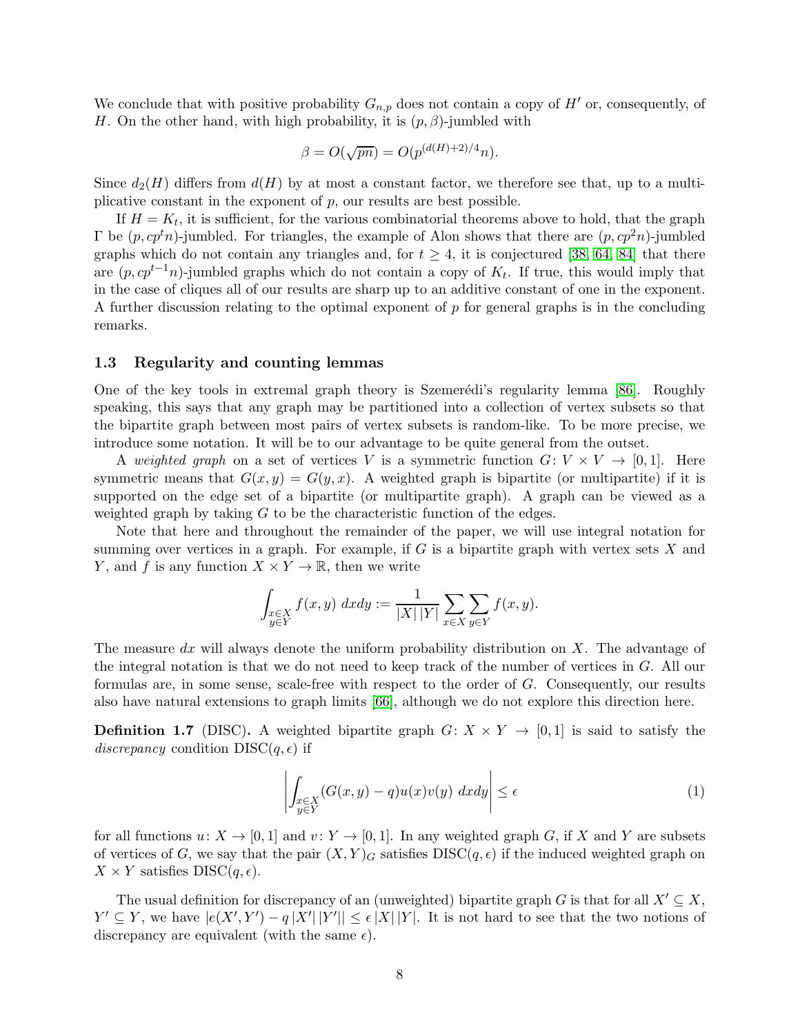We conclude that with positive probability $G_{n,p}$ does not contain a copy of $H'$ or, consequently, of $H$. On the other hand, with high probability, it is $(p, \beta)$-jumbled with

$$\beta = O(\sqrt{pn}) = O(p^{(d(H)+2)/4}n).$$

Since $d_2(H)$ differs from $d(H)$ by at most a constant factor, we therefore see that, up to a multiplicative constant in the exponent of $p$, our results are best possible.

If $H = K_t$, it is sufficient, for the various combinatorial theorems above to hold, that the graph $\Gamma$ be $(p, cp^t n)$-jumbled. For triangles, the example of Alon shows that there are $(p, cp^2 n)$-jumbled graphs which do not contain any triangles and, for $t \geq 4$, it is conjectured [38, 64, 84] that there are $(p, cp^{t-1}n)$-jumbled graphs which do not contain a copy of $K_t$. If true, this would imply that in the case of cliques all of our results are sharp up to an additive constant of one in the exponent. A further discussion relating to the optimal exponent of $p$ for general graphs is in the concluding remarks.

### 1.3 Regularity and counting lemmas

One of the key tools in extremal graph theory is Szemerédi's regularity lemma [86]. Roughly speaking, this says that any graph may be partitioned into a collection of vertex subsets so that the bipartite graph between most pairs of vertex subsets is random-like. To be more precise, we introduce some notation. It will be to our advantage to be quite general from the outset.

A *weighted graph* on a set of vertices $V$ is a symmetric function $G\colon V \times V \to [0, 1]$. Here symmetric means that $G(x, y) = G(y, x)$. A weighted graph is bipartite (or multipartite) if it is supported on the edge set of a bipartite (or multipartite graph). A graph can be viewed as a weighted graph by taking $G$ to be the characteristic function of the edges.

Note that here and throughout the remainder of the paper, we will use integral notation for summing over vertices in a graph. For example, if $G$ is a bipartite graph with vertex sets $X$ and $Y$, and $f$ is any function $X \times Y \to \mathbb{R}$, then we write

$$\int_{\substack{x \in X \\ y \in Y}} f(x, y)\ dxdy := \frac{1}{|X|\,|Y|} \sum_{x \in X} \sum_{y \in Y} f(x, y).$$

The measure $dx$ will always denote the uniform probability distribution on $X$. The advantage of the integral notation is that we do not need to keep track of the number of vertices in $G$. All our formulas are, in some sense, scale-free with respect to the order of $G$. Consequently, our results also have natural extensions to graph limits [66], although we do not explore this direction here.

**Definition 1.7** (DISC)**.** A weighted bipartite graph $G\colon X \times Y \to [0, 1]$ is said to satisfy the *discrepancy* condition DISC$(q, \epsilon)$ if

$$\left| \int_{\substack{x \in X \\ y \in Y}} (G(x, y) - q) u(x) v(y)\ dxdy \right| \leq \epsilon \tag{1}$$

for all functions $u\colon X \to [0, 1]$ and $v\colon Y \to [0, 1]$. In any weighted graph $G$, if $X$ and $Y$ are subsets of vertices of $G$, we say that the pair $(X, Y)_G$ satisfies DISC$(q, \epsilon)$ if the induced weighted graph on $X \times Y$ satisfies DISC$(q, \epsilon)$.

The usual definition for discrepancy of an (unweighted) bipartite graph $G$ is that for all $X' \subseteq X$, $Y' \subseteq Y$, we have $|e(X', Y') - q\,|X'|\,|Y'|| \leq \epsilon\,|X|\,|Y|$. It is not hard to see that the two notions of discrepancy are equivalent (with the same $\epsilon$).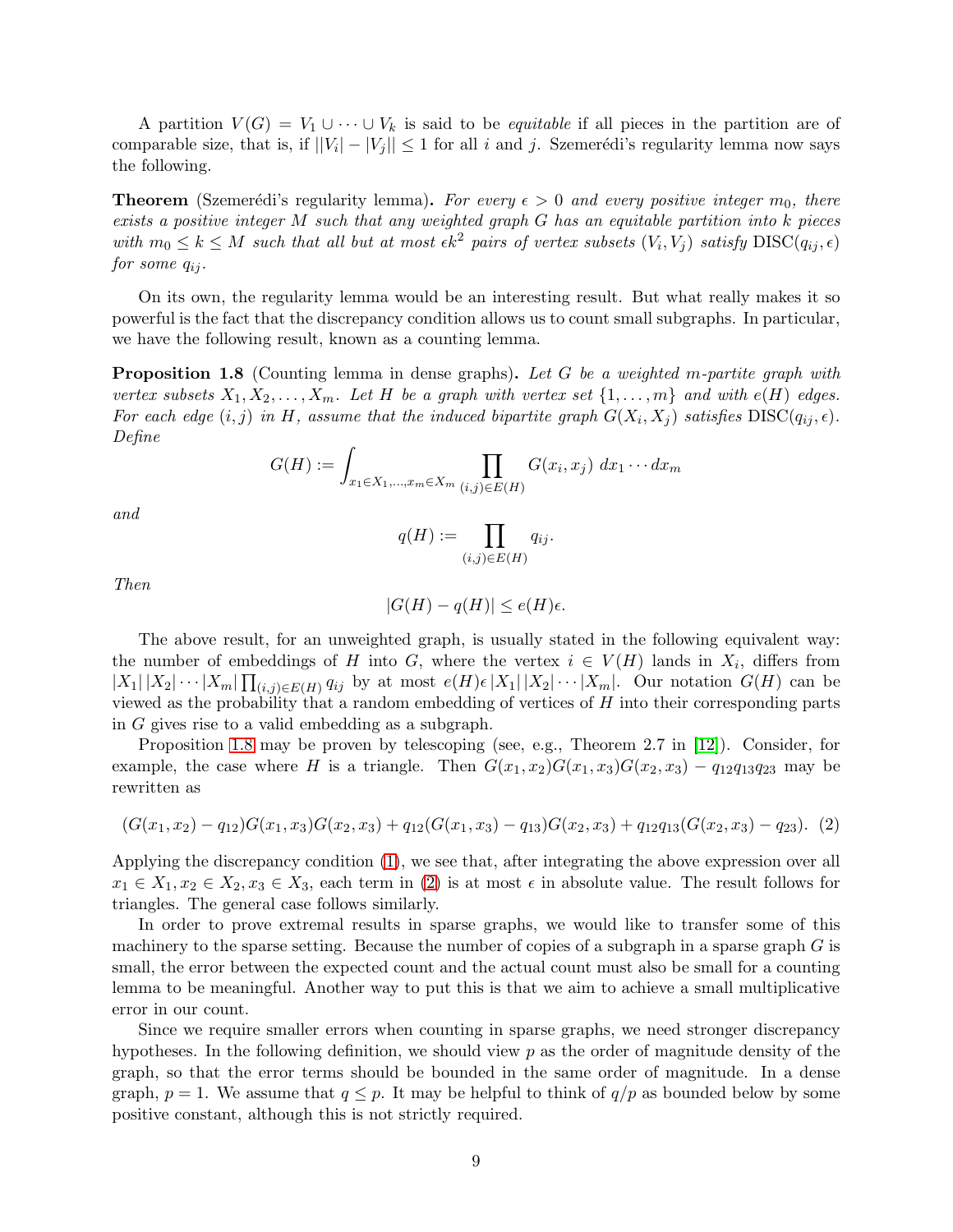A partition $V(G) = V_1 \cup \cdots \cup V_k$ is said to be *equitable* if all pieces in the partition are of comparable size, that is, if $||V_i| - |V_j|| \leq 1$ for all $i$ and $j$. Szemerédi's regularity lemma now says the following.

**Theorem** (Szemerédi's regularity lemma)**.** *For every $\epsilon > 0$ and every positive integer $m_0$, there exists a positive integer $M$ such that any weighted graph $G$ has an equitable partition into $k$ pieces with $m_0 \leq k \leq M$ such that all but at most $\epsilon k^2$ pairs of vertex subsets $(V_i, V_j)$ satisfy $\mathrm{DISC}(q_{ij}, \epsilon)$ for some $q_{ij}$.*

On its own, the regularity lemma would be an interesting result. But what really makes it so powerful is the fact that the discrepancy condition allows us to count small subgraphs. In particular, we have the following result, known as a counting lemma.

**Proposition 1.8** (Counting lemma in dense graphs)**.** *Let $G$ be a weighted $m$-partite graph with vertex subsets $X_1, X_2, \ldots, X_m$. Let $H$ be a graph with vertex set $\{1, \ldots, m\}$ and with $e(H)$ edges. For each edge $(i,j)$ in $H$, assume that the induced bipartite graph $G(X_i, X_j)$ satisfies $\mathrm{DISC}(q_{ij}, \epsilon)$. Define*

$$G(H) := \int_{x_1 \in X_1, \ldots, x_m \in X_m} \prod_{(i,j) \in E(H)} G(x_i, x_j) \; dx_1 \cdots dx_m$$

*and*

$$q(H) := \prod_{(i,j) \in E(H)} q_{ij}.$$

*Then*

$$|G(H) - q(H)| \leq e(H)\epsilon.$$

The above result, for an unweighted graph, is usually stated in the following equivalent way: the number of embeddings of $H$ into $G$, where the vertex $i \in V(H)$ lands in $X_i$, differs from $|X_1|\,|X_2| \cdots |X_m| \prod_{(i,j) \in E(H)} q_{ij}$ by at most $e(H)\epsilon\,|X_1|\,|X_2| \cdots |X_m|$. Our notation $G(H)$ can be viewed as the probability that a random embedding of vertices of $H$ into their corresponding parts in $G$ gives rise to a valid embedding as a subgraph.

Proposition 1.8 may be proven by telescoping (see, e.g., Theorem 2.7 in [12]). Consider, for example, the case where $H$ is a triangle. Then $G(x_1, x_2)G(x_1, x_3)G(x_2, x_3) - q_{12}q_{13}q_{23}$ may be rewritten as

$$(G(x_1, x_2) - q_{12})G(x_1, x_3)G(x_2, x_3) + q_{12}(G(x_1, x_3) - q_{13})G(x_2, x_3) + q_{12}q_{13}(G(x_2, x_3) - q_{23}). \quad (2)$$

Applying the discrepancy condition (1), we see that, after integrating the above expression over all $x_1 \in X_1, x_2 \in X_2, x_3 \in X_3$, each term in (2) is at most $\epsilon$ in absolute value. The result follows for triangles. The general case follows similarly.

In order to prove extremal results in sparse graphs, we would like to transfer some of this machinery to the sparse setting. Because the number of copies of a subgraph in a sparse graph $G$ is small, the error between the expected count and the actual count must also be small for a counting lemma to be meaningful. Another way to put this is that we aim to achieve a small multiplicative error in our count.

Since we require smaller errors when counting in sparse graphs, we need stronger discrepancy hypotheses. In the following definition, we should view $p$ as the order of magnitude density of the graph, so that the error terms should be bounded in the same order of magnitude. In a dense graph, $p = 1$. We assume that $q \leq p$. It may be helpful to think of $q/p$ as bounded below by some positive constant, although this is not strictly required.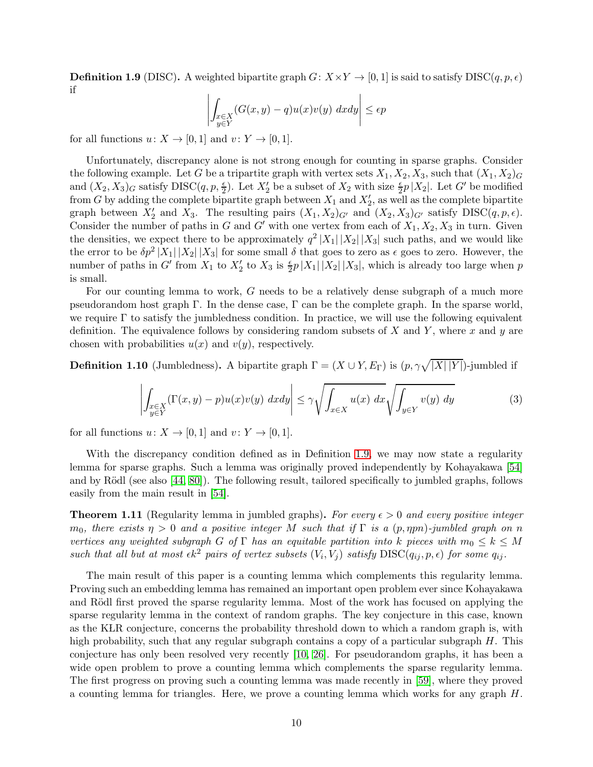**Definition 1.9** (DISC)**.** A weighted bipartite graph $G\colon X \times Y \to [0,1]$ is said to satisfy $\mathrm{DISC}(q,p,\epsilon)$ if

$$\left| \int_{\substack{x \in X \\ y \in Y}} (G(x,y) - q) u(x) v(y) \; dx dy \right| \le \epsilon p$$

for all functions $u\colon X \to [0,1]$ and $v\colon Y \to [0,1]$.

Unfortunately, discrepancy alone is not strong enough for counting in sparse graphs. Consider the following example. Let $G$ be a tripartite graph with vertex sets $X_1, X_2, X_3$, such that $(X_1,X_2)_G$ and $(X_2,X_3)_G$ satisfy $\mathrm{DISC}(q,p,\frac{\epsilon}{2})$. Let $X_2'$ be a subset of $X_2$ with size $\frac{\epsilon}{2}p\,|X_2|$. Let $G'$ be modified from $G$ by adding the complete bipartite graph between $X_1$ and $X_2'$, as well as the complete bipartite graph between $X_2'$ and $X_3$. The resulting pairs $(X_1,X_2)_{G'}$ and $(X_2,X_3)_{G'}$ satisfy $\mathrm{DISC}(q,p,\epsilon)$. Consider the number of paths in $G$ and $G'$ with one vertex from each of $X_1, X_2, X_3$ in turn. Given the densities, we expect there to be approximately $q^2\,|X_1|\,|X_2|\,|X_3|$ such paths, and we would like the error to be $\delta p^2\,|X_1|\,|X_2|\,|X_3|$ for some small $\delta$ that goes to zero as $\epsilon$ goes to zero. However, the number of paths in $G'$ from $X_1$ to $X_2'$ to $X_3$ is $\frac{\epsilon}{2}p\,|X_1|\,|X_2|\,|X_3|$, which is already too large when $p$ is small.

For our counting lemma to work, $G$ needs to be a relatively dense subgraph of a much more pseudorandom host graph $\Gamma$. In the dense case, $\Gamma$ can be the complete graph. In the sparse world, we require $\Gamma$ to satisfy the jumbledness condition. In practice, we will use the following equivalent definition. The equivalence follows by considering random subsets of $X$ and $Y$, where $x$ and $y$ are chosen with probabilities $u(x)$ and $v(y)$, respectively.

**Definition 1.10** (Jumbledness)**.** A bipartite graph $\Gamma = (X \cup Y, E_\Gamma)$ is $(p, \gamma\sqrt{|X|\,|Y|})$-jumbled if

$$\left| \int_{\substack{x \in X \\ y \in Y}} (\Gamma(x,y) - p) u(x) v(y) \; dx dy \right| \le \gamma \sqrt{\int_{x \in X} u(x) \; dx} \sqrt{\int_{y \in Y} v(y) \; dy} \tag{3}$$

for all functions $u\colon X \to [0,1]$ and $v\colon Y \to [0,1]$.

With the discrepancy condition defined as in Definition 1.9, we may now state a regularity lemma for sparse graphs. Such a lemma was originally proved independently by Kohayakawa [54] and by Rödl (see also [44, 80]). The following result, tailored specifically to jumbled graphs, follows easily from the main result in [54].

**Theorem 1.11** (Regularity lemma in jumbled graphs)**.** *For every $\epsilon > 0$ and every positive integer $m_0$, there exists $\eta > 0$ and a positive integer $M$ such that if $\Gamma$ is a $(p, \eta p n)$-jumbled graph on $n$ vertices any weighted subgraph $G$ of $\Gamma$ has an equitable partition into $k$ pieces with $m_0 \le k \le M$ such that all but at most $\epsilon k^2$ pairs of vertex subsets $(V_i, V_j)$ satisfy $\mathrm{DISC}(q_{ij}, p, \epsilon)$ for some $q_{ij}$.*

The main result of this paper is a counting lemma which complements this regularity lemma. Proving such an embedding lemma has remained an important open problem ever since Kohayakawa and Rödl first proved the sparse regularity lemma. Most of the work has focused on applying the sparse regularity lemma in the context of random graphs. The key conjecture in this case, known as the KŁR conjecture, concerns the probability threshold down to which a random graph is, with high probability, such that any regular subgraph contains a copy of a particular subgraph $H$. This conjecture has only been resolved very recently [10, 26]. For pseudorandom graphs, it has been a wide open problem to prove a counting lemma which complements the sparse regularity lemma. The first progress on proving such a counting lemma was made recently in [59], where they proved a counting lemma for triangles. Here, we prove a counting lemma which works for any graph $H$.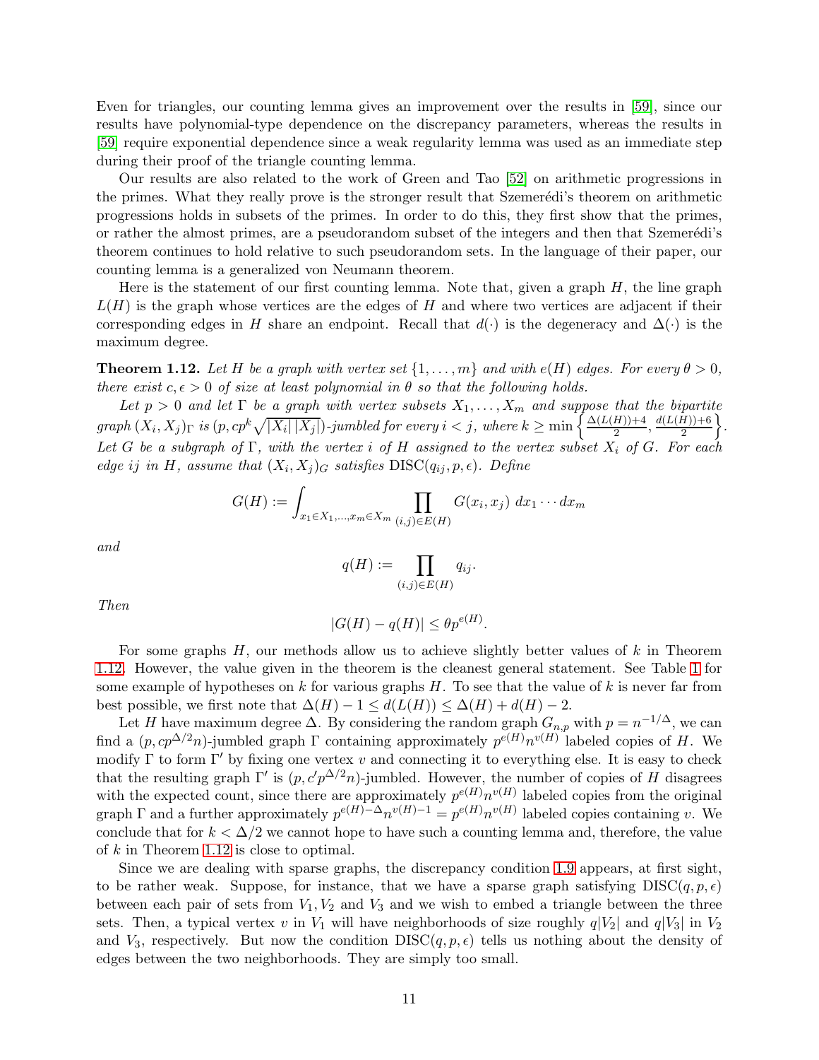Even for triangles, our counting lemma gives an improvement over the results in [59], since our results have polynomial-type dependence on the discrepancy parameters, whereas the results in [59] require exponential dependence since a weak regularity lemma was used as an immediate step during their proof of the triangle counting lemma.

Our results are also related to the work of Green and Tao [52] on arithmetic progressions in the primes. What they really prove is the stronger result that Szemerédi's theorem on arithmetic progressions holds in subsets of the primes. In order to do this, they first show that the primes, or rather the almost primes, are a pseudorandom subset of the integers and then that Szemerédi's theorem continues to hold relative to such pseudorandom sets. In the language of their paper, our counting lemma is a generalized von Neumann theorem.

Here is the statement of our first counting lemma. Note that, given a graph $H$, the line graph $L(H)$ is the graph whose vertices are the edges of $H$ and where two vertices are adjacent if their corresponding edges in $H$ share an endpoint. Recall that $d(\cdot)$ is the degeneracy and $\Delta(\cdot)$ is the maximum degree.

**Theorem 1.12.** *Let $H$ be a graph with vertex set $\{1, \ldots, m\}$ and with $e(H)$ edges. For every $\theta > 0$, there exist $c, \epsilon > 0$ of size at least polynomial in $\theta$ so that the following holds.*

*Let $p > 0$ and let $\Gamma$ be a graph with vertex subsets $X_1, \ldots, X_m$ and suppose that the bipartite graph $(X_i, X_j)_\Gamma$ is $(p, cp^k\sqrt{|X_i|\,|X_j|})$-jumbled for every $i < j$, where $k \geq \min\left\{\frac{\Delta(L(H))+4}{2}, \frac{d(L(H))+6}{2}\right\}$. Let $G$ be a subgraph of $\Gamma$, with the vertex $i$ of $H$ assigned to the vertex subset $X_i$ of $G$. For each edge $ij$ in $H$, assume that $(X_i, X_j)_G$ satisfies $\mathrm{DISC}(q_{ij}, p, \epsilon)$. Define*

$$G(H) := \int_{x_1 \in X_1, \ldots, x_m \in X_m} \prod_{(i,j) \in E(H)} G(x_i, x_j)\ dx_1 \cdots dx_m$$

*and*

$$q(H) := \prod_{(i,j) \in E(H)} q_{ij}.$$

*Then*

$$|G(H) - q(H)| \leq \theta p^{e(H)}.$$

For some graphs $H$, our methods allow us to achieve slightly better values of $k$ in Theorem 1.12. However, the value given in the theorem is the cleanest general statement. See Table 1 for some example of hypotheses on $k$ for various graphs $H$. To see that the value of $k$ is never far from best possible, we first note that $\Delta(H) - 1 \leq d(L(H)) \leq \Delta(H) + d(H) - 2$.

Let $H$ have maximum degree $\Delta$. By considering the random graph $G_{n,p}$ with $p = n^{-1/\Delta}$, we can find a $(p, cp^{\Delta/2}n)$-jumbled graph $\Gamma$ containing approximately $p^{e(H)}n^{v(H)}$ labeled copies of $H$. We modify $\Gamma$ to form $\Gamma'$ by fixing one vertex $v$ and connecting it to everything else. It is easy to check that the resulting graph $\Gamma'$ is $(p, c'p^{\Delta/2}n)$-jumbled. However, the number of copies of $H$ disagrees with the expected count, since there are approximately $p^{e(H)}n^{v(H)}$ labeled copies from the original graph $\Gamma$ and a further approximately $p^{e(H)-\Delta}n^{v(H)-1} = p^{e(H)}n^{v(H)}$ labeled copies containing $v$. We conclude that for $k < \Delta/2$ we cannot hope to have such a counting lemma and, therefore, the value of $k$ in Theorem 1.12 is close to optimal.

Since we are dealing with sparse graphs, the discrepancy condition 1.9 appears, at first sight, to be rather weak. Suppose, for instance, that we have a sparse graph satisfying $\mathrm{DISC}(q, p, \epsilon)$ between each pair of sets from $V_1, V_2$ and $V_3$ and we wish to embed a triangle between the three sets. Then, a typical vertex $v$ in $V_1$ will have neighborhoods of size roughly $q|V_2|$ and $q|V_3|$ in $V_2$ and $V_3$, respectively. But now the condition $\mathrm{DISC}(q, p, \epsilon)$ tells us nothing about the density of edges between the two neighborhoods. They are simply too small.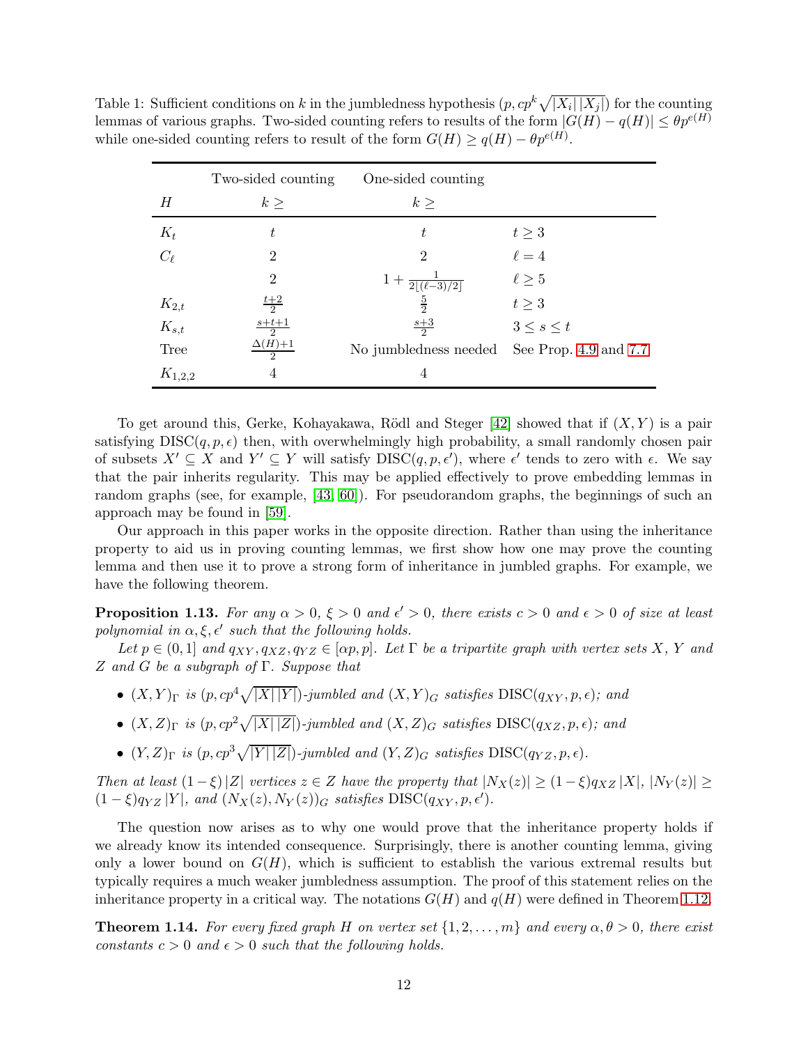Table 1: Sufficient conditions on $k$ in the jumbledness hypothesis $(p, cp^k\sqrt{|X_i|\,|X_j|})$ for the counting lemmas of various graphs. Two-sided counting refers to results of the form $|G(H) - q(H)| \le \theta p^{e(H)}$ while one-sided counting refers to result of the form $G(H) \ge q(H) - \theta p^{e(H)}$.

| $H$ | Two-sided counting $k \ge$ | One-sided counting $k \ge$ | |
|---|---|---|---|
| $K_t$ | $t$ | $t$ | $t \ge 3$ |
| $C_\ell$ | $2$ | $2$ | $\ell = 4$ |
| | $2$ | $1 + \frac{1}{2\lfloor(\ell-3)/2\rfloor}$ | $\ell \ge 5$ |
| $K_{2,t}$ | $\frac{t+2}{2}$ | $\frac{5}{2}$ | $t \ge 3$ |
| $K_{s,t}$ | $\frac{s+t+1}{2}$ | $\frac{s+3}{2}$ | $3 \le s \le t$ |
| Tree | $\frac{\Delta(H)+1}{2}$ | No jumbledness needed | See Prop. 4.9 and 7.7 |
| $K_{1,2,2}$ | $4$ | $4$ | |

To get around this, Gerke, Kohayakawa, Rödl and Steger [42] showed that if $(X, Y)$ is a pair satisfying $\mathrm{DISC}(q, p, \epsilon)$ then, with overwhelmingly high probability, a small randomly chosen pair of subsets $X' \subseteq X$ and $Y' \subseteq Y$ will satisfy $\mathrm{DISC}(q, p, \epsilon')$, where $\epsilon'$ tends to zero with $\epsilon$. We say that the pair inherits regularity. This may be applied effectively to prove embedding lemmas in random graphs (see, for example, [43, 60]). For pseudorandom graphs, the beginnings of such an approach may be found in [59].

Our approach in this paper works in the opposite direction. Rather than using the inheritance property to aid us in proving counting lemmas, we first show how one may prove the counting lemma and then use it to prove a strong form of inheritance in jumbled graphs. For example, we have the following theorem.

**Proposition 1.13.** *For any $\alpha > 0$, $\xi > 0$ and $\epsilon' > 0$, there exists $c > 0$ and $\epsilon > 0$ of size at least polynomial in $\alpha, \xi, \epsilon'$ such that the following holds.*

*Let $p \in (0, 1]$ and $q_{XY}, q_{XZ}, q_{YZ} \in [\alpha p, p]$. Let $\Gamma$ be a tripartite graph with vertex sets $X$, $Y$ and $Z$ and $G$ be a subgraph of $\Gamma$. Suppose that*

- *$(X, Y)_\Gamma$ is $(p, cp^4\sqrt{|X|\,|Y|})$-jumbled and $(X, Y)_G$ satisfies $\mathrm{DISC}(q_{XY}, p, \epsilon)$; and*
- *$(X, Z)_\Gamma$ is $(p, cp^2\sqrt{|X|\,|Z|})$-jumbled and $(X, Z)_G$ satisfies $\mathrm{DISC}(q_{XZ}, p, \epsilon)$; and*
- *$(Y, Z)_\Gamma$ is $(p, cp^3\sqrt{|Y|\,|Z|})$-jumbled and $(Y, Z)_G$ satisfies $\mathrm{DISC}(q_{YZ}, p, \epsilon)$.*

*Then at least $(1 - \xi)|Z|$ vertices $z \in Z$ have the property that $|N_X(z)| \ge (1 - \xi)q_{XZ}|X|$, $|N_Y(z)| \ge (1 - \xi)q_{YZ}|Y|$, and $(N_X(z), N_Y(z))_G$ satisfies $\mathrm{DISC}(q_{XY}, p, \epsilon')$.*

The question now arises as to why one would prove that the inheritance property holds if we already know its intended consequence. Surprisingly, there is another counting lemma, giving only a lower bound on $G(H)$, which is sufficient to establish the various extremal results but typically requires a much weaker jumbledness assumption. The proof of this statement relies on the inheritance property in a critical way. The notations $G(H)$ and $q(H)$ were defined in Theorem 1.12.

**Theorem 1.14.** *For every fixed graph $H$ on vertex set $\{1, 2, \ldots, m\}$ and every $\alpha, \theta > 0$, there exist constants $c > 0$ and $\epsilon > 0$ such that the following holds.*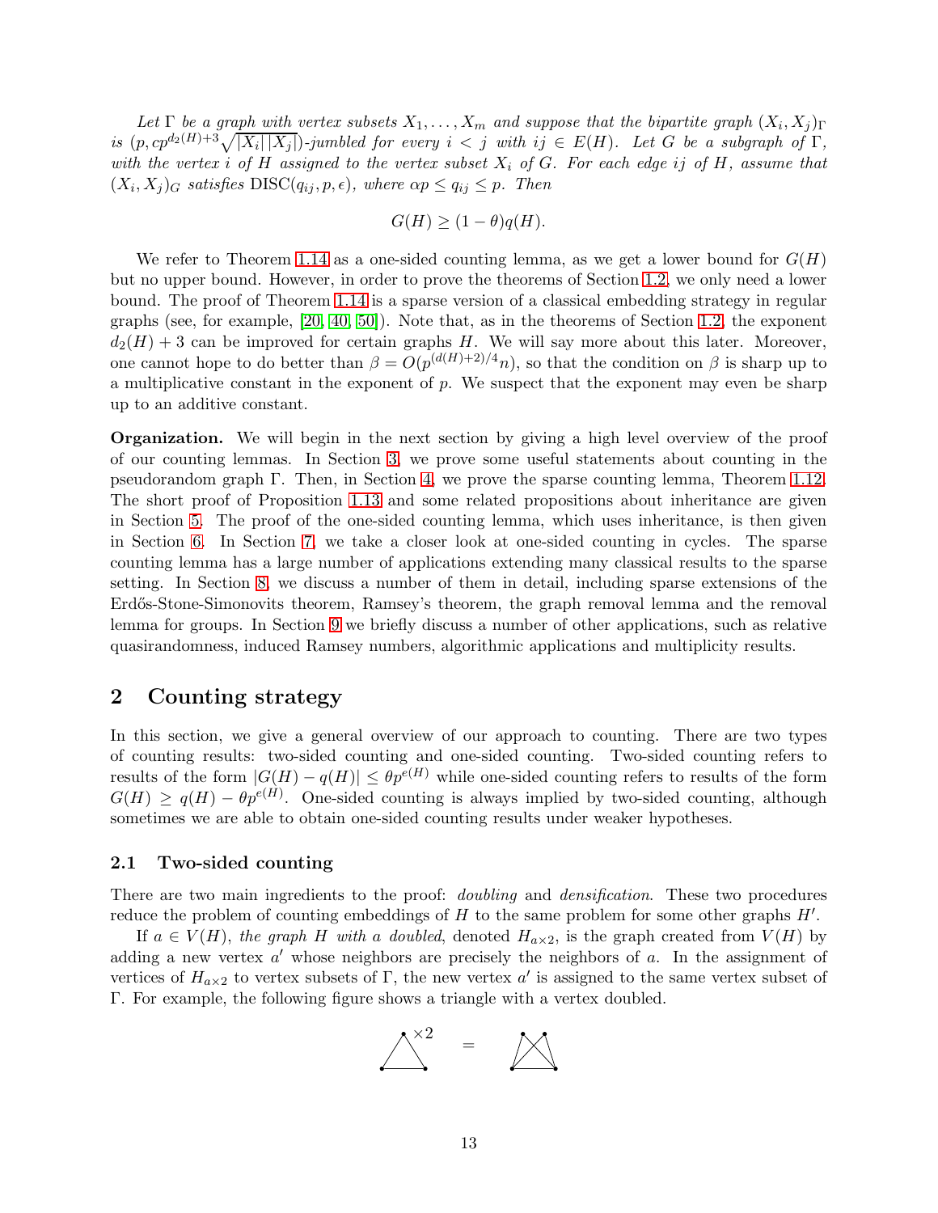*Let $\Gamma$ be a graph with vertex subsets $X_1, \ldots, X_m$ and suppose that the bipartite graph $(X_i, X_j)_\Gamma$ is $(p, cp^{d_2(H)+3}\sqrt{|X_i||X_j|})$-jumbled for every $i < j$ with $ij \in E(H)$. Let $G$ be a subgraph of $\Gamma$, with the vertex $i$ of $H$ assigned to the vertex subset $X_i$ of $G$. For each edge $ij$ of $H$, assume that $(X_i, X_j)_G$ satisfies $\mathrm{DISC}(q_{ij}, p, \epsilon)$, where $\alpha p \leq q_{ij} \leq p$. Then*

$$G(H) \geq (1 - \theta)q(H).$$

We refer to Theorem 1.14 as a one-sided counting lemma, as we get a lower bound for $G(H)$ but no upper bound. However, in order to prove the theorems of Section 1.2, we only need a lower bound. The proof of Theorem 1.14 is a sparse version of a classical embedding strategy in regular graphs (see, for example, [20, 40, 50]). Note that, as in the theorems of Section 1.2, the exponent $d_2(H) + 3$ can be improved for certain graphs $H$. We will say more about this later. Moreover, one cannot hope to do better than $\beta = O(p^{(d(H)+2)/4}n)$, so that the condition on $\beta$ is sharp up to a multiplicative constant in the exponent of $p$. We suspect that the exponent may even be sharp up to an additive constant.

**Organization.** We will begin in the next section by giving a high level overview of the proof of our counting lemmas. In Section 3, we prove some useful statements about counting in the pseudorandom graph $\Gamma$. Then, in Section 4, we prove the sparse counting lemma, Theorem 1.12. The short proof of Proposition 1.13 and some related propositions about inheritance are given in Section 5. The proof of the one-sided counting lemma, which uses inheritance, is then given in Section 6. In Section 7, we take a closer look at one-sided counting in cycles. The sparse counting lemma has a large number of applications extending many classical results to the sparse setting. In Section 8, we discuss a number of them in detail, including sparse extensions of the Erdős-Stone-Simonovits theorem, Ramsey's theorem, the graph removal lemma and the removal lemma for groups. In Section 9 we briefly discuss a number of other applications, such as relative quasirandomness, induced Ramsey numbers, algorithmic applications and multiplicity results.

## 2 Counting strategy

In this section, we give a general overview of our approach to counting. There are two types of counting results: two-sided counting and one-sided counting. Two-sided counting refers to results of the form $|G(H) - q(H)| \leq \theta p^{e(H)}$ while one-sided counting refers to results of the form $G(H) \geq q(H) - \theta p^{e(H)}$. One-sided counting is always implied by two-sided counting, although sometimes we are able to obtain one-sided counting results under weaker hypotheses.

### 2.1 Two-sided counting

There are two main ingredients to the proof: *doubling* and *densification*. These two procedures reduce the problem of counting embeddings of $H$ to the same problem for some other graphs $H'$.

If $a \in V(H)$, *the graph H with a doubled*, denoted $H_{a\times 2}$, is the graph created from $V(H)$ by adding a new vertex $a'$ whose neighbors are precisely the neighbors of $a$. In the assignment of vertices of $H_{a\times 2}$ to vertex subsets of $\Gamma$, the new vertex $a'$ is assigned to the same vertex subset of $\Gamma$. For example, the following figure shows a triangle with a vertex doubled.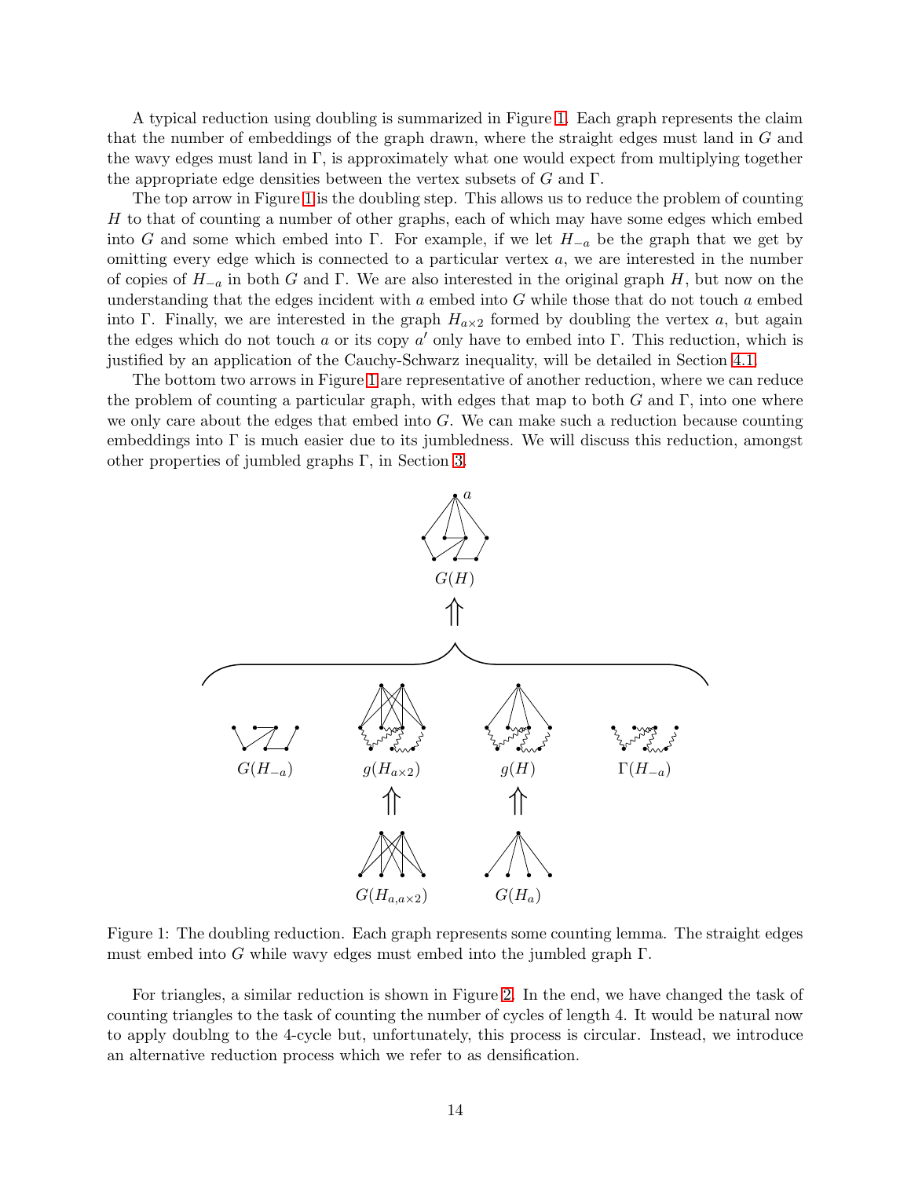A typical reduction using doubling is summarized in Figure 1. Each graph represents the claim that the number of embeddings of the graph drawn, where the straight edges must land in $G$ and the wavy edges must land in $\Gamma$, is approximately what one would expect from multiplying together the appropriate edge densities between the vertex subsets of $G$ and $\Gamma$.

The top arrow in Figure 1 is the doubling step. This allows us to reduce the problem of counting $H$ to that of counting a number of other graphs, each of which may have some edges which embed into $G$ and some which embed into $\Gamma$. For example, if we let $H_{-a}$ be the graph that we get by omitting every edge which is connected to a particular vertex $a$, we are interested in the number of copies of $H_{-a}$ in both $G$ and $\Gamma$. We are also interested in the original graph $H$, but now on the understanding that the edges incident with $a$ embed into $G$ while those that do not touch $a$ embed into $\Gamma$. Finally, we are interested in the graph $H_{a\times 2}$ formed by doubling the vertex $a$, but again the edges which do not touch $a$ or its copy $a'$ only have to embed into $\Gamma$. This reduction, which is justified by an application of the Cauchy-Schwarz inequality, will be detailed in Section 4.1.

The bottom two arrows in Figure 1 are representative of another reduction, where we can reduce the problem of counting a particular graph, with edges that map to both $G$ and $\Gamma$, into one where we only care about the edges that embed into $G$. We can make such a reduction because counting embeddings into $\Gamma$ is much easier due to its jumbledness. We will discuss this reduction, amongst other properties of jumbled graphs $\Gamma$, in Section 3.

$G(H)$

$G(H_{-a})$ $\quad g(H_{a\times 2})$ $\quad g(H)$ $\quad \Gamma(H_{-a})$

$G(H_{a,a\times 2})$ $\quad G(H_a)$

Figure 1: The doubling reduction. Each graph represents some counting lemma. The straight edges must embed into $G$ while wavy edges must embed into the jumbled graph $\Gamma$.

For triangles, a similar reduction is shown in Figure 2. In the end, we have changed the task of counting triangles to the task of counting the number of cycles of length 4. It would be natural now to apply doublng to the 4-cycle but, unfortunately, this process is circular. Instead, we introduce an alternative reduction process which we refer to as densification.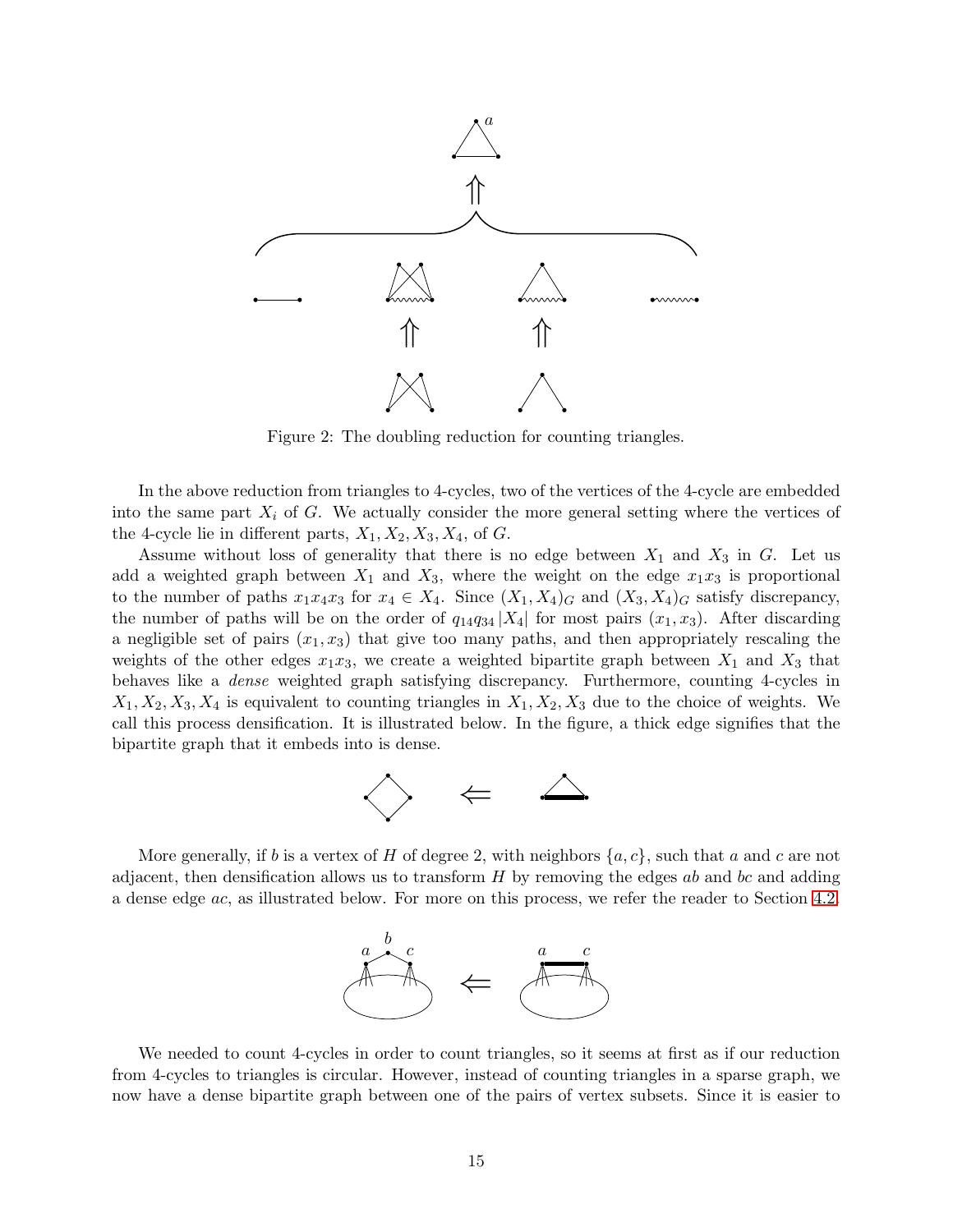Figure 2: The doubling reduction for counting triangles.

In the above reduction from triangles to 4-cycles, two of the vertices of the 4-cycle are embedded into the same part $X_i$ of $G$. We actually consider the more general setting where the vertices of the 4-cycle lie in different parts, $X_1, X_2, X_3, X_4$, of $G$.

Assume without loss of generality that there is no edge between $X_1$ and $X_3$ in $G$. Let us add a weighted graph between $X_1$ and $X_3$, where the weight on the edge $x_1x_3$ is proportional to the number of paths $x_1x_4x_3$ for $x_4 \in X_4$. Since $(X_1, X_4)_G$ and $(X_3, X_4)_G$ satisfy discrepancy, the number of paths will be on the order of $q_{14}q_{34}|X_4|$ for most pairs $(x_1, x_3)$. After discarding a negligible set of pairs $(x_1, x_3)$ that give too many paths, and then appropriately rescaling the weights of the other edges $x_1x_3$, we create a weighted bipartite graph between $X_1$ and $X_3$ that behaves like a *dense* weighted graph satisfying discrepancy. Furthermore, counting 4-cycles in $X_1, X_2, X_3, X_4$ is equivalent to counting triangles in $X_1, X_2, X_3$ due to the choice of weights. We call this process densification. It is illustrated below. In the figure, a thick edge signifies that the bipartite graph that it embeds into is dense.

More generally, if $b$ is a vertex of $H$ of degree 2, with neighbors $\{a, c\}$, such that $a$ and $c$ are not adjacent, then densification allows us to transform $H$ by removing the edges $ab$ and $bc$ and adding a dense edge $ac$, as illustrated below. For more on this process, we refer the reader to Section 4.2.

We needed to count 4-cycles in order to count triangles, so it seems at first as if our reduction from 4-cycles to triangles is circular. However, instead of counting triangles in a sparse graph, we now have a dense bipartite graph between one of the pairs of vertex subsets. Since it is easier to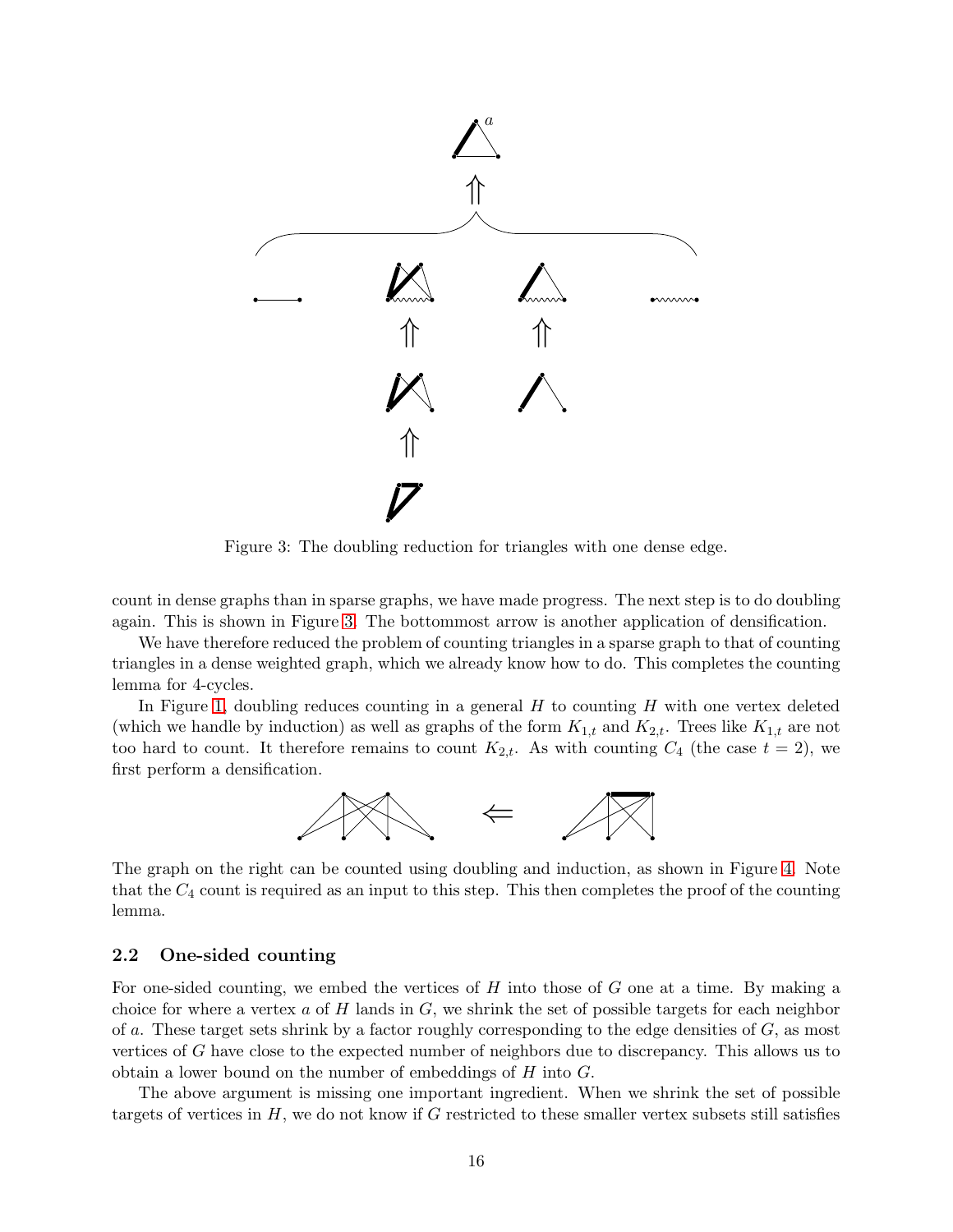Figure 3: The doubling reduction for triangles with one dense edge.

count in dense graphs than in sparse graphs, we have made progress. The next step is to do doubling again. This is shown in Figure 3. The bottommost arrow is another application of densification.

We have therefore reduced the problem of counting triangles in a sparse graph to that of counting triangles in a dense weighted graph, which we already know how to do. This completes the counting lemma for 4-cycles.

In Figure 1, doubling reduces counting in a general $H$ to counting $H$ with one vertex deleted (which we handle by induction) as well as graphs of the form $K_{1,t}$ and $K_{2,t}$. Trees like $K_{1,t}$ are not too hard to count. It therefore remains to count $K_{2,t}$. As with counting $C_4$ (the case $t = 2$), we first perform a densification.

The graph on the right can be counted using doubling and induction, as shown in Figure 4. Note that the $C_4$ count is required as an input to this step. This then completes the proof of the counting lemma.

### 2.2 One-sided counting

For one-sided counting, we embed the vertices of $H$ into those of $G$ one at a time. By making a choice for where a vertex $a$ of $H$ lands in $G$, we shrink the set of possible targets for each neighbor of $a$. These target sets shrink by a factor roughly corresponding to the edge densities of $G$, as most vertices of $G$ have close to the expected number of neighbors due to discrepancy. This allows us to obtain a lower bound on the number of embeddings of $H$ into $G$.

The above argument is missing one important ingredient. When we shrink the set of possible targets of vertices in $H$, we do not know if $G$ restricted to these smaller vertex subsets still satisfies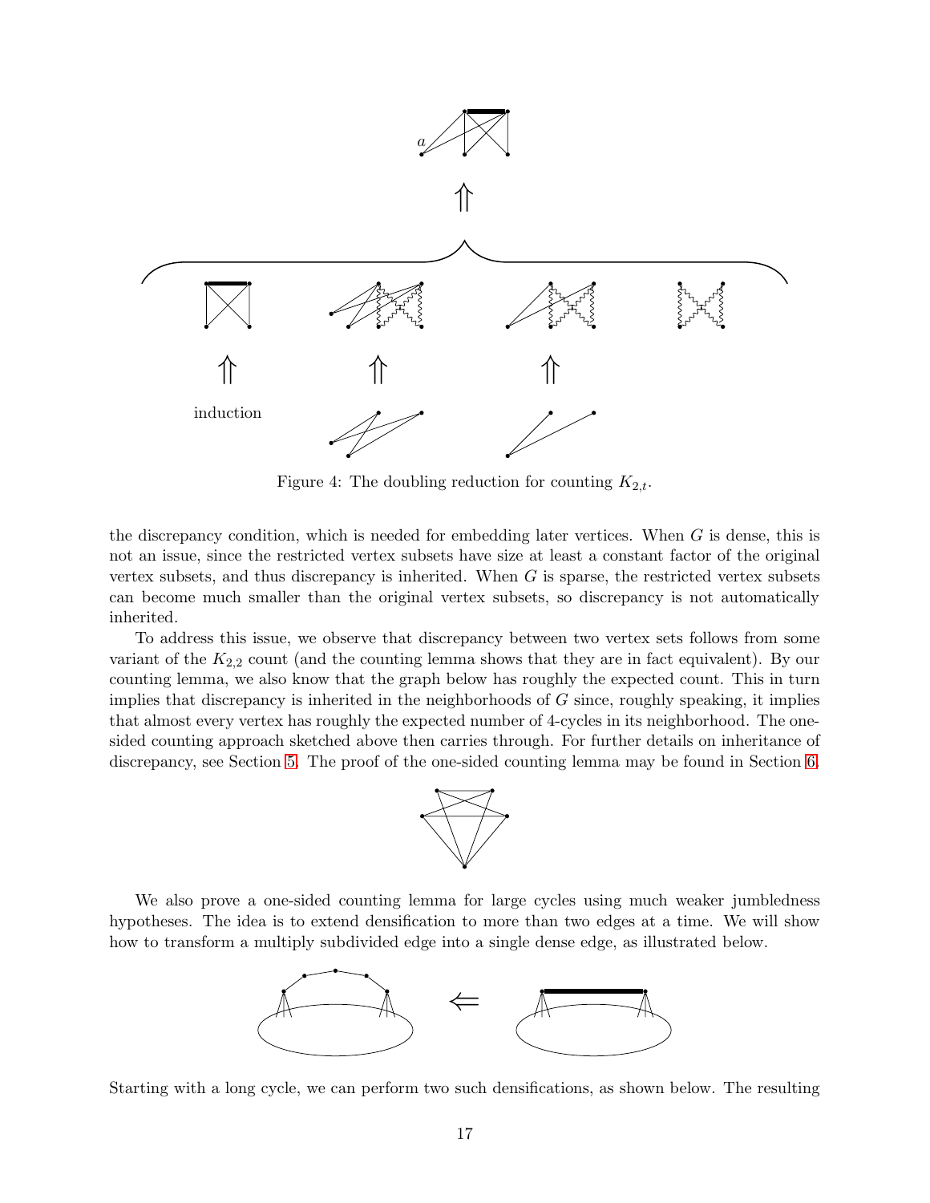Figure 4: The doubling reduction for counting $K_{2,t}$.

the discrepancy condition, which is needed for embedding later vertices. When $G$ is dense, this is not an issue, since the restricted vertex subsets have size at least a constant factor of the original vertex subsets, and thus discrepancy is inherited. When $G$ is sparse, the restricted vertex subsets can become much smaller than the original vertex subsets, so discrepancy is not automatically inherited.

To address this issue, we observe that discrepancy between two vertex sets follows from some variant of the $K_{2,2}$ count (and the counting lemma shows that they are in fact equivalent). By our counting lemma, we also know that the graph below has roughly the expected count. This in turn implies that discrepancy is inherited in the neighborhoods of $G$ since, roughly speaking, it implies that almost every vertex has roughly the expected number of 4-cycles in its neighborhood. The one-sided counting approach sketched above then carries through. For further details on inheritance of discrepancy, see Section 5. The proof of the one-sided counting lemma may be found in Section 6.

We also prove a one-sided counting lemma for large cycles using much weaker jumbledness hypotheses. The idea is to extend densification to more than two edges at a time. We will show how to transform a multiply subdivided edge into a single dense edge, as illustrated below.

Starting with a long cycle, we can perform two such densifications, as shown below. The resulting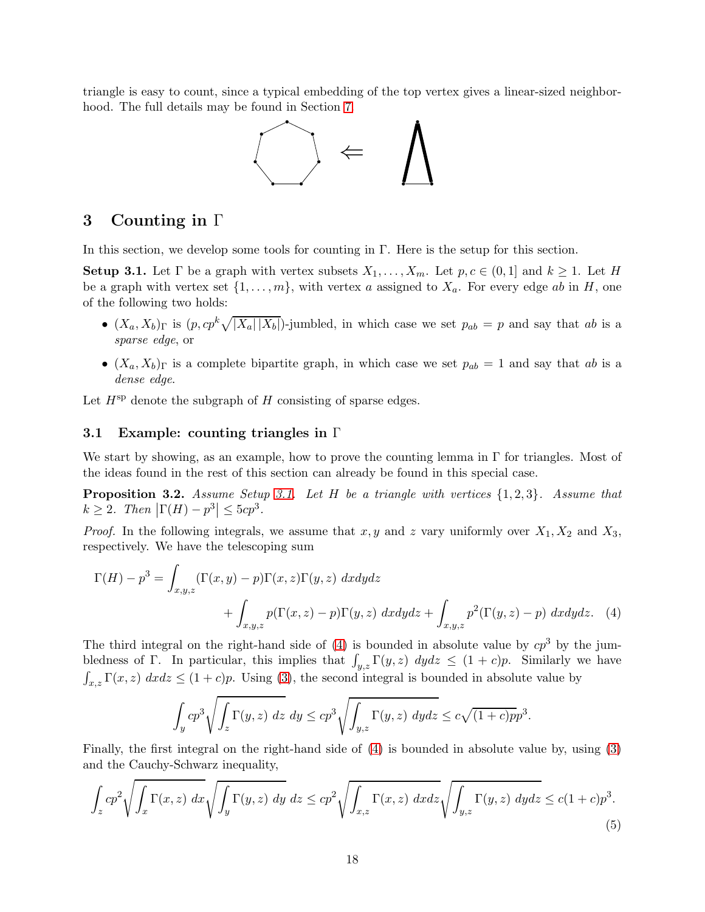triangle is easy to count, since a typical embedding of the top vertex gives a linear-sized neighborhood. The full details may be found in Section 7.

## 3 Counting in $\Gamma$

In this section, we develop some tools for counting in $\Gamma$. Here is the setup for this section.

**Setup 3.1.** Let $\Gamma$ be a graph with vertex subsets $X_1, \ldots, X_m$. Let $p, c \in (0, 1]$ and $k \geq 1$. Let $H$ be a graph with vertex set $\{1, \ldots, m\}$, with vertex $a$ assigned to $X_a$. For every edge $ab$ in $H$, one of the following two holds:

- $(X_a, X_b)_\Gamma$ is $(p, cp^k\sqrt{|X_a|\,|X_b|})$-jumbled, in which case we set $p_{ab} = p$ and say that $ab$ is a *sparse edge*, or
- $(X_a, X_b)_\Gamma$ is a complete bipartite graph, in which case we set $p_{ab} = 1$ and say that $ab$ is a *dense edge*.

Let $H^{\text{sp}}$ denote the subgraph of $H$ consisting of sparse edges.

### 3.1 Example: counting triangles in $\Gamma$

We start by showing, as an example, how to prove the counting lemma in $\Gamma$ for triangles. Most of the ideas found in the rest of this section can already be found in this special case.

**Proposition 3.2.** *Assume Setup 3.1. Let $H$ be a triangle with vertices $\{1, 2, 3\}$. Assume that $k \geq 2$. Then $\left|\Gamma(H) - p^3\right| \leq 5cp^3$.*

*Proof.* In the following integrals, we assume that $x, y$ and $z$ vary uniformly over $X_1, X_2$ and $X_3$, respectively. We have the telescoping sum

$$\Gamma(H) - p^3 = \int_{x,y,z} (\Gamma(x, y) - p)\Gamma(x, z)\Gamma(y, z)\ dxdydz \\ + \int_{x,y,z} p(\Gamma(x, z) - p)\Gamma(y, z)\ dxdydz + \int_{x,y,z} p^2(\Gamma(y, z) - p)\ dxdydz. \quad (4)$$

The third integral on the right-hand side of (4) is bounded in absolute value by $cp^3$ by the jumbledness of $\Gamma$. In particular, this implies that $\int_{y,z} \Gamma(y, z)\ dydz \leq (1 + c)p$. Similarly we have $\int_{x,z} \Gamma(x, z)\ dxdz \leq (1 + c)p$. Using (3), the second integral is bounded in absolute value by

$$\int_y cp^3 \sqrt{\int_z \Gamma(y, z)\ dz}\ dy \leq cp^3 \sqrt{\int_{y,z} \Gamma(y, z)\ dydz} \leq c\sqrt{(1 + c)p}p^3.$$

Finally, the first integral on the right-hand side of (4) is bounded in absolute value by, using (3) and the Cauchy-Schwarz inequality,

$$\int_z cp^2 \sqrt{\int_x \Gamma(x, z)\ dx} \sqrt{\int_y \Gamma(y, z)\ dy}\ dz \leq cp^2 \sqrt{\int_{x,z} \Gamma(x, z)\ dxdz} \sqrt{\int_{y,z} \Gamma(y, z)\ dydz} \leq c(1 + c)p^3. \quad (5)$$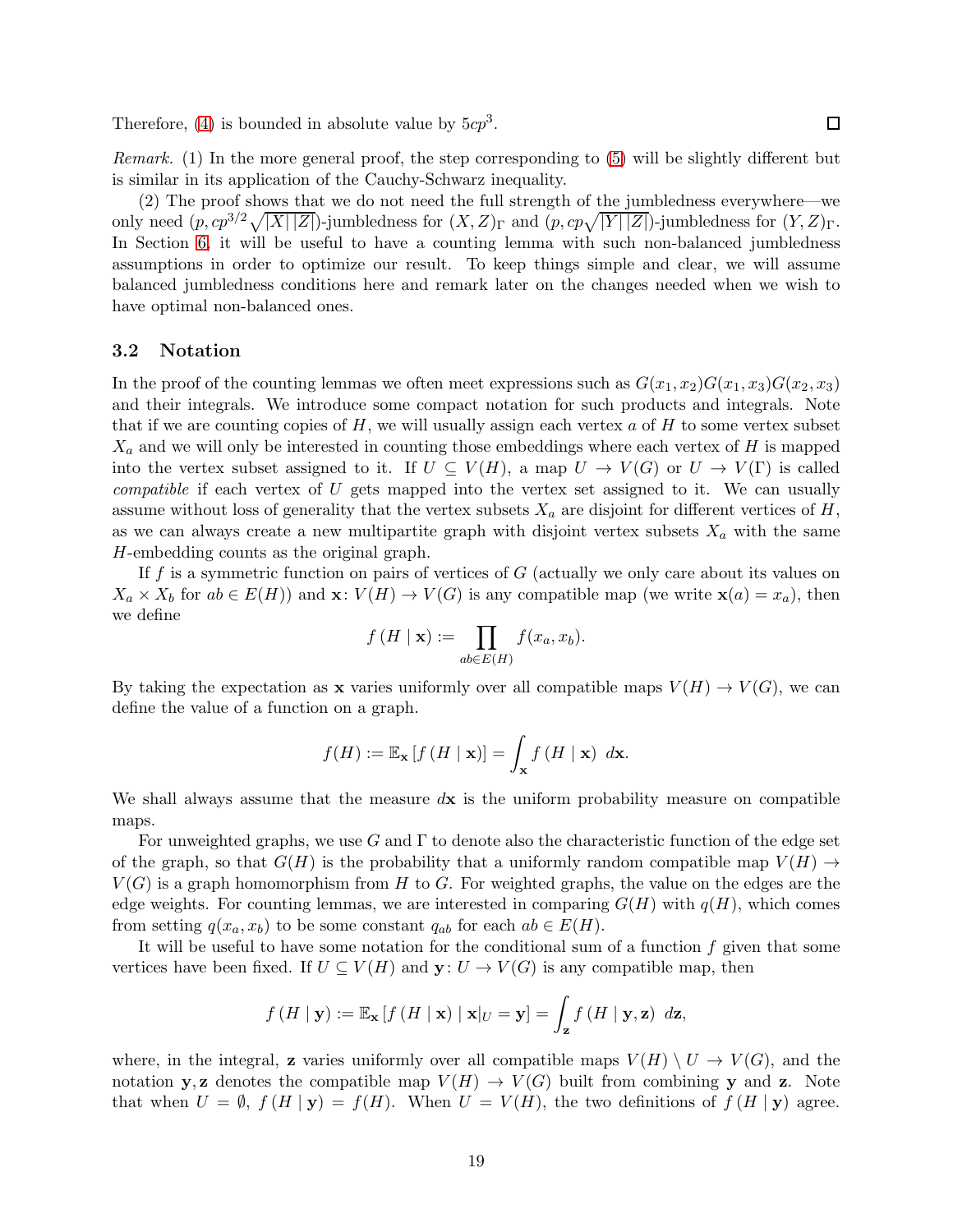Therefore, (4) is bounded in absolute value by $5cp^3$. □

*Remark.* (1) In the more general proof, the step corresponding to (5) will be slightly different but is similar in its application of the Cauchy-Schwarz inequality.

(2) The proof shows that we do not need the full strength of the jumbledness everywhere—we only need $(p, cp^{3/2}\sqrt{|X|\,|Z|})$-jumbledness for $(X,Z)_\Gamma$ and $(p, cp\sqrt{|Y|\,|Z|})$-jumbledness for $(Y,Z)_\Gamma$. In Section 6, it will be useful to have a counting lemma with such non-balanced jumbledness assumptions in order to optimize our result. To keep things simple and clear, we will assume balanced jumbledness conditions here and remark later on the changes needed when we wish to have optimal non-balanced ones.

### 3.2 Notation

In the proof of the counting lemmas we often meet expressions such as $G(x_1,x_2)G(x_1,x_3)G(x_2,x_3)$ and their integrals. We introduce some compact notation for such products and integrals. Note that if we are counting copies of $H$, we will usually assign each vertex $a$ of $H$ to some vertex subset $X_a$ and we will only be interested in counting those embeddings where each vertex of $H$ is mapped into the vertex subset assigned to it. If $U \subseteq V(H)$, a map $U \to V(G)$ or $U \to V(\Gamma)$ is called *compatible* if each vertex of $U$ gets mapped into the vertex set assigned to it. We can usually assume without loss of generality that the vertex subsets $X_a$ are disjoint for different vertices of $H$, as we can always create a new multipartite graph with disjoint vertex subsets $X_a$ with the same $H$-embedding counts as the original graph.

If $f$ is a symmetric function on pairs of vertices of $G$ (actually we only care about its values on $X_a \times X_b$ for $ab \in E(H)$) and $\mathbf{x}\colon V(H) \to V(G)$ is any compatible map (we write $\mathbf{x}(a) = x_a$), then we define

$$f\left(H \mid \mathbf{x}\right) := \prod_{ab\in E(H)} f(x_a, x_b).$$

By taking the expectation as $\mathbf{x}$ varies uniformly over all compatible maps $V(H) \to V(G)$, we can define the value of a function on a graph.

$$f(H) := \mathbb{E}_{\mathbf{x}}\left[f\left(H \mid \mathbf{x}\right)\right] = \int_{\mathbf{x}} f\left(H \mid \mathbf{x}\right)\, d\mathbf{x}.$$

We shall always assume that the measure $d\mathbf{x}$ is the uniform probability measure on compatible maps.

For unweighted graphs, we use $G$ and $\Gamma$ to denote also the characteristic function of the edge set of the graph, so that $G(H)$ is the probability that a uniformly random compatible map $V(H) \to V(G)$ is a graph homomorphism from $H$ to $G$. For weighted graphs, the value on the edges are the edge weights. For counting lemmas, we are interested in comparing $G(H)$ with $q(H)$, which comes from setting $q(x_a, x_b)$ to be some constant $q_{ab}$ for each $ab \in E(H)$.

It will be useful to have some notation for the conditional sum of a function $f$ given that some vertices have been fixed. If $U \subseteq V(H)$ and $\mathbf{y}\colon U \to V(G)$ is any compatible map, then

$$f\left(H \mid \mathbf{y}\right) := \mathbb{E}_{\mathbf{x}}\left[f\left(H \mid \mathbf{x}\right) \mid \mathbf{x}|_U = \mathbf{y}\right] = \int_{\mathbf{z}} f\left(H \mid \mathbf{y}, \mathbf{z}\right)\, d\mathbf{z},$$

where, in the integral, $\mathbf{z}$ varies uniformly over all compatible maps $V(H) \setminus U \to V(G)$, and the notation $\mathbf{y}, \mathbf{z}$ denotes the compatible map $V(H) \to V(G)$ built from combining $\mathbf{y}$ and $\mathbf{z}$. Note that when $U = \emptyset$, $f\left(H \mid \mathbf{y}\right) = f(H)$. When $U = V(H)$, the two definitions of $f\left(H \mid \mathbf{y}\right)$ agree.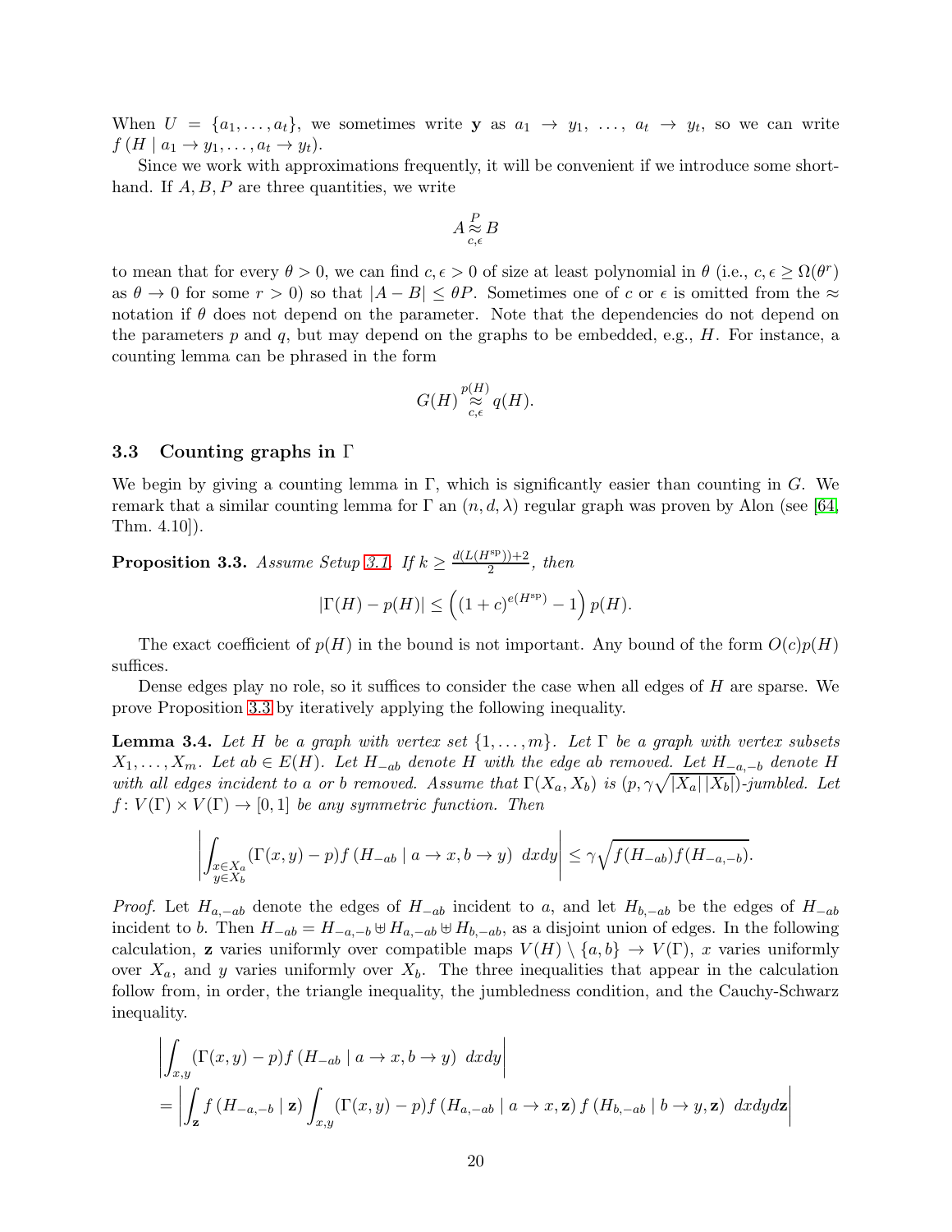When $U = \{a_1, \ldots, a_t\}$, we sometimes write $\mathbf{y}$ as $a_1 \to y_1, \ldots, a_t \to y_t$, so we can write $f(H \mid a_1 \to y_1, \ldots, a_t \to y_t)$.

Since we work with approximations frequently, it will be convenient if we introduce some shorthand. If $A, B, P$ are three quantities, we write

$$A \overset{P}{\underset{c,\epsilon}{\approx}} B$$

to mean that for every $\theta > 0$, we can find $c, \epsilon > 0$ of size at least polynomial in $\theta$ (i.e., $c, \epsilon \geq \Omega(\theta^r)$ as $\theta \to 0$ for some $r > 0$) so that $|A - B| \leq \theta P$. Sometimes one of $c$ or $\epsilon$ is omitted from the $\approx$ notation if $\theta$ does not depend on the parameter. Note that the dependencies do not depend on the parameters $p$ and $q$, but may depend on the graphs to be embedded, e.g., $H$. For instance, a counting lemma can be phrased in the form

$$G(H) \overset{p(H)}{\underset{c,\epsilon}{\approx}} q(H).$$

### 3.3 Counting graphs in $\Gamma$

We begin by giving a counting lemma in $\Gamma$, which is significantly easier than counting in $G$. We remark that a similar counting lemma for $\Gamma$ an $(n, d, \lambda)$ regular graph was proven by Alon (see [64, Thm. 4.10]).

**Proposition 3.3.** *Assume Setup 3.1. If $k \geq \frac{d(L(H^{\text{sp}}))+2}{2}$, then*

$$|\Gamma(H) - p(H)| \leq \left((1+c)^{e(H^{\text{sp}})} - 1\right) p(H).$$

The exact coefficient of $p(H)$ in the bound is not important. Any bound of the form $O(c)p(H)$ suffices.

Dense edges play no role, so it suffices to consider the case when all edges of $H$ are sparse. We prove Proposition 3.3 by iteratively applying the following inequality.

**Lemma 3.4.** *Let $H$ be a graph with vertex set $\{1, \ldots, m\}$. Let $\Gamma$ be a graph with vertex subsets $X_1, \ldots, X_m$. Let $ab \in E(H)$. Let $H_{-ab}$ denote $H$ with the edge $ab$ removed. Let $H_{-a,-b}$ denote $H$ with all edges incident to $a$ or $b$ removed. Assume that $\Gamma(X_a, X_b)$ is $(p, \gamma\sqrt{|X_a||X_b|})$-jumbled. Let $f \colon V(\Gamma) \times V(\Gamma) \to [0,1]$ be any symmetric function. Then*

$$\left| \int_{\substack{x \in X_a \\ y \in X_b}} (\Gamma(x,y) - p) f(H_{-ab} \mid a \to x, b \to y) \, dxdy \right| \leq \gamma \sqrt{f(H_{-ab}) f(H_{-a,-b})}.$$

*Proof.* Let $H_{a,-ab}$ denote the edges of $H_{-ab}$ incident to $a$, and let $H_{b,-ab}$ be the edges of $H_{-ab}$ incident to $b$. Then $H_{-ab} = H_{-a,-b} \uplus H_{a,-ab} \uplus H_{b,-ab}$, as a disjoint union of edges. In the following calculation, $\mathbf{z}$ varies uniformly over compatible maps $V(H) \setminus \{a, b\} \to V(\Gamma)$, $x$ varies uniformly over $X_a$, and $y$ varies uniformly over $X_b$. The three inequalities that appear in the calculation follow from, in order, the triangle inequality, the jumbledness condition, and the Cauchy-Schwarz inequality.

$$\begin{aligned}
&\left| \int_{x,y} (\Gamma(x,y) - p) f(H_{-ab} \mid a \to x, b \to y) \, dxdy \right| \\
&= \left| \int_{\mathbf{z}} f(H_{-a,-b} \mid \mathbf{z}) \int_{x,y} (\Gamma(x,y) - p) f(H_{a,-ab} \mid a \to x, \mathbf{z}) \, f(H_{b,-ab} \mid b \to y, \mathbf{z}) \, dxdyd\mathbf{z} \right|
\end{aligned}$$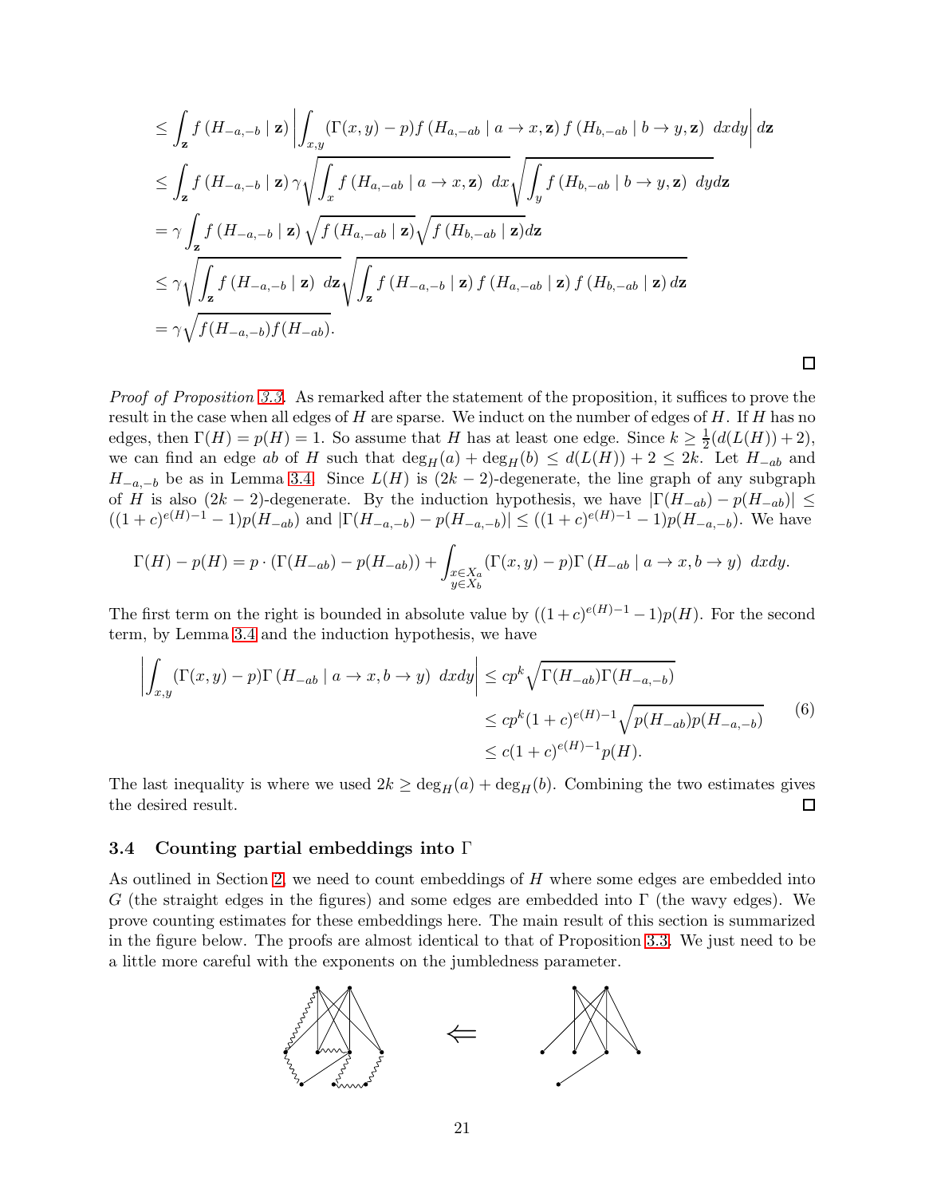$$
\begin{aligned}
&\leq \int_{\mathbf{z}} f\left(H_{-a,-b} \mid \mathbf{z}\right) \left| \int_{x,y} (\Gamma(x,y) - p) f\left(H_{a,-ab} \mid a \to x, \mathbf{z}\right) f\left(H_{b,-ab} \mid b \to y, \mathbf{z}\right) \, dxdy \right| d\mathbf{z} \\
&\leq \int_{\mathbf{z}} f\left(H_{-a,-b} \mid \mathbf{z}\right) \gamma \sqrt{\int_{x} f\left(H_{a,-ab} \mid a \to x, \mathbf{z}\right) \, dx} \sqrt{\int_{y} f\left(H_{b,-ab} \mid b \to y, \mathbf{z}\right) \, dy} d\mathbf{z} \\
&= \gamma \int_{\mathbf{z}} f\left(H_{-a,-b} \mid \mathbf{z}\right) \sqrt{f\left(H_{a,-ab} \mid \mathbf{z}\right)} \sqrt{f\left(H_{b,-ab} \mid \mathbf{z}\right)} d\mathbf{z} \\
&\leq \gamma \sqrt{\int_{\mathbf{z}} f\left(H_{-a,-b} \mid \mathbf{z}\right) \, d\mathbf{z}} \sqrt{\int_{\mathbf{z}} f\left(H_{-a,-b} \mid \mathbf{z}\right) f\left(H_{a,-ab} \mid \mathbf{z}\right) f\left(H_{b,-ab} \mid \mathbf{z}\right) d\mathbf{z}} \\
&= \gamma \sqrt{f(H_{-a,-b}) f(H_{-ab})}.
\end{aligned}
$$

□

*Proof of Proposition 3.3.* As remarked after the statement of the proposition, it suffices to prove the result in the case when all edges of $H$ are sparse. We induct on the number of edges of $H$. If $H$ has no edges, then $\Gamma(H) = p(H) = 1$. So assume that $H$ has at least one edge. Since $k \geq \frac{1}{2}(d(L(H)) + 2)$, we can find an edge $ab$ of $H$ such that $\deg_H(a) + \deg_H(b) \leq d(L(H)) + 2 \leq 2k$. Let $H_{-ab}$ and $H_{-a,-b}$ be as in Lemma 3.4. Since $L(H)$ is $(2k-2)$-degenerate, the line graph of any subgraph of $H$ is also $(2k-2)$-degenerate. By the induction hypothesis, we have $|\Gamma(H_{-ab}) - p(H_{-ab})| \leq ((1+c)^{e(H)-1} - 1)p(H_{-ab})$ and $|\Gamma(H_{-a,-b}) - p(H_{-a,-b})| \leq ((1+c)^{e(H)-1} - 1)p(H_{-a,-b})$. We have

$$
\Gamma(H) - p(H) = p \cdot (\Gamma(H_{-ab}) - p(H_{-ab})) + \int_{\substack{x \in X_a \\ y \in X_b}} (\Gamma(x,y) - p)\Gamma\left(H_{-ab} \mid a \to x, b \to y\right) \, dxdy.
$$

The first term on the right is bounded in absolute value by $((1+c)^{e(H)-1} - 1)p(H)$. For the second term, by Lemma 3.4 and the induction hypothesis, we have

$$
\begin{aligned}
\left| \int_{x,y} (\Gamma(x,y) - p)\Gamma\left(H_{-ab} \mid a \to x, b \to y\right) \, dxdy \right| &\leq cp^k \sqrt{\Gamma(H_{-ab})\Gamma(H_{-a,-b})} \\
&\leq cp^k (1+c)^{e(H)-1} \sqrt{p(H_{-ab})p(H_{-a,-b})} \\
&\leq c(1+c)^{e(H)-1} p(H).
\end{aligned} \tag{6}
$$

The last inequality is where we used $2k \geq \deg_H(a) + \deg_H(b)$. Combining the two estimates gives the desired result. □

### 3.4 Counting partial embeddings into Γ

As outlined in Section 2, we need to count embeddings of $H$ where some edges are embedded into $G$ (the straight edges in the figures) and some edges are embedded into $\Gamma$ (the wavy edges). We prove counting estimates for these embeddings here. The main result of this section is summarized in the figure below. The proofs are almost identical to that of Proposition 3.3. We just need to be a little more careful with the exponents on the jumbledness parameter.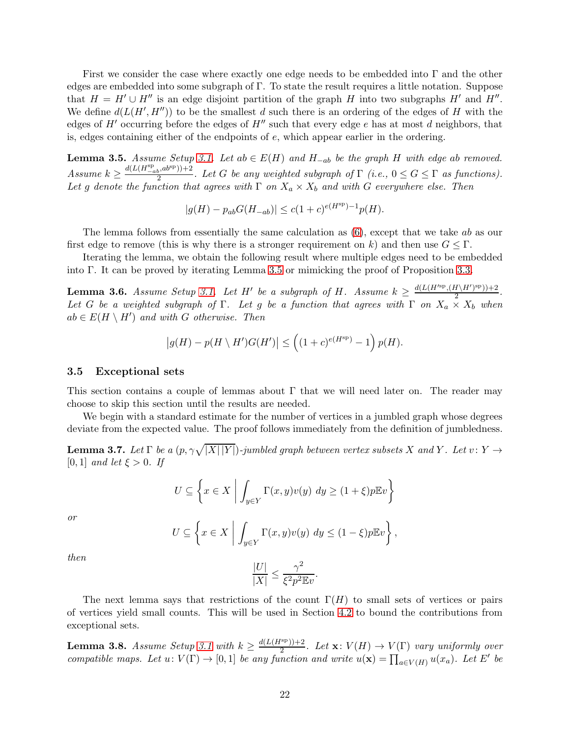First we consider the case where exactly one edge needs to be embedded into $\Gamma$ and the other edges are embedded into some subgraph of $\Gamma$. To state the result requires a little notation. Suppose that $H = H' \cup H''$ is an edge disjoint partition of the graph $H$ into two subgraphs $H'$ and $H''$. We define $d(L(H', H''))$ to be the smallest $d$ such there is an ordering of the edges of $H$ with the edges of $H'$ occurring before the edges of $H''$ such that every edge $e$ has at most $d$ neighbors, that is, edges containing either of the endpoints of $e$, which appear earlier in the ordering.

**Lemma 3.5.** *Assume Setup 3.1. Let $ab \in E(H)$ and $H_{-ab}$ be the graph $H$ with edge $ab$ removed. Assume $k \geq \frac{d(L(H^{\mathrm{sp}}_{-ab}, ab^{\mathrm{sp}}))+2}{2}$. Let $G$ be any weighted subgraph of $\Gamma$ (i.e., $0 \leq G \leq \Gamma$ as functions). Let $g$ denote the function that agrees with $\Gamma$ on $X_a \times X_b$ and with $G$ everywhere else. Then*

$$|g(H) - p_{ab} G(H_{-ab})| \leq c(1+c)^{e(H^{\mathrm{sp}})-1} p(H).$$

The lemma follows from essentially the same calculation as (6), except that we take $ab$ as our first edge to remove (this is why there is a stronger requirement on $k$) and then use $G \leq \Gamma$.

Iterating the lemma, we obtain the following result where multiple edges need to be embedded into $\Gamma$. It can be proved by iterating Lemma 3.5 or mimicking the proof of Proposition 3.3.

**Lemma 3.6.** *Assume Setup 3.1. Let $H'$ be a subgraph of $H$. Assume $k \geq \frac{d(L(H'^{\mathrm{sp}}, (H \setminus H')^{\mathrm{sp}}))+2}{2}$. Let $G$ be a weighted subgraph of $\Gamma$. Let $g$ be a function that agrees with $\Gamma$ on $X_a \times X_b$ when $ab \in E(H \setminus H')$ and with $G$ otherwise. Then*

$$\left| g(H) - p(H \setminus H') G(H') \right| \leq \left( (1+c)^{e(H^{\mathrm{sp}})} - 1 \right) p(H).$$

### 3.5 Exceptional sets

This section contains a couple of lemmas about $\Gamma$ that we will need later on. The reader may choose to skip this section until the results are needed.

We begin with a standard estimate for the number of vertices in a jumbled graph whose degrees deviate from the expected value. The proof follows immediately from the definition of jumbledness.

**Lemma 3.7.** *Let $\Gamma$ be a $(p, \gamma\sqrt{|X||Y|})$-jumbled graph between vertex subsets $X$ and $Y$. Let $v \colon Y \to [0,1]$ and let $\xi > 0$. If*

$$U \subseteq \left\{ x \in X \;\middle|\; \int_{y \in Y} \Gamma(x,y) v(y) \; dy \geq (1+\xi) p \mathbb{E} v \right\}$$

*or*

$$U \subseteq \left\{ x \in X \;\middle|\; \int_{y \in Y} \Gamma(x,y) v(y) \; dy \leq (1-\xi) p \mathbb{E} v \right\},$$

*then*

$$\frac{|U|}{|X|} \leq \frac{\gamma^2}{\xi^2 p^2 \mathbb{E} v}.$$

The next lemma says that restrictions of the count $\Gamma(H)$ to small sets of vertices or pairs of vertices yield small counts. This will be used in Section 4.2 to bound the contributions from exceptional sets.

**Lemma 3.8.** *Assume Setup 3.1 with $k \geq \frac{d(L(H^{\mathrm{sp}}))+2}{2}$. Let $\mathbf{x} \colon V(H) \to V(\Gamma)$ vary uniformly over compatible maps. Let $u \colon V(\Gamma) \to [0,1]$ be any function and write $u(\mathbf{x}) = \prod_{a \in V(H)} u(x_a)$. Let $E'$ be*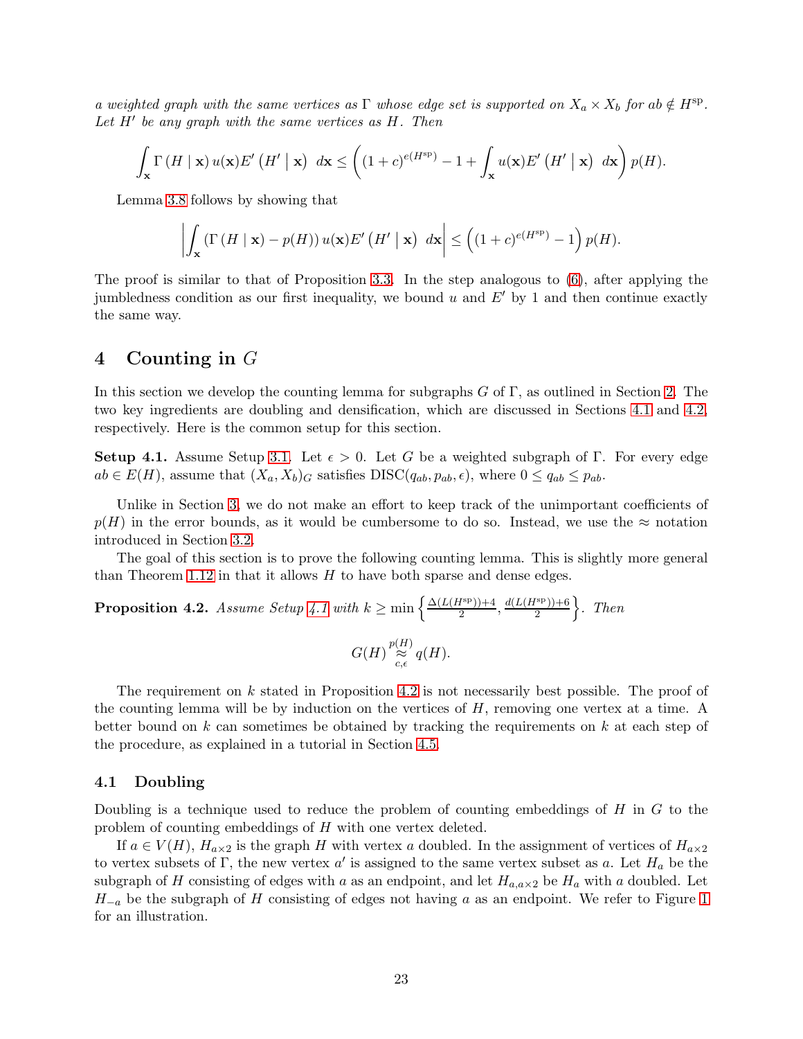*a weighted graph with the same vertices as* $\Gamma$ *whose edge set is supported on* $X_a \times X_b$ *for* $ab \notin H^{\mathrm{sp}}$*. Let* $H'$ *be any graph with the same vertices as* $H$*. Then*

$$\int_{\mathbf{x}} \Gamma\left(H \mid \mathbf{x}\right) u(\mathbf{x}) E'\left(H' \mid \mathbf{x}\right) \, d\mathbf{x} \leq \left( (1+c)^{e(H^{\mathrm{sp}})} - 1 + \int_{\mathbf{x}} u(\mathbf{x}) E'\left(H' \mid \mathbf{x}\right) \, d\mathbf{x} \right) p(H).$$

Lemma 3.8 follows by showing that

$$\left| \int_{\mathbf{x}} \left(\Gamma\left(H \mid \mathbf{x}\right) - p(H)\right) u(\mathbf{x}) E'\left(H' \mid \mathbf{x}\right) \, d\mathbf{x} \right| \leq \left( (1+c)^{e(H^{\mathrm{sp}})} - 1 \right) p(H).$$

The proof is similar to that of Proposition 3.3. In the step analogous to (6), after applying the jumbledness condition as our first inequality, we bound $u$ and $E'$ by 1 and then continue exactly the same way.

# 4 Counting in $G$

In this section we develop the counting lemma for subgraphs $G$ of $\Gamma$, as outlined in Section 2. The two key ingredients are doubling and densification, which are discussed in Sections 4.1 and 4.2, respectively. Here is the common setup for this section.

**Setup 4.1.** Assume Setup 3.1. Let $\epsilon > 0$. Let $G$ be a weighted subgraph of $\Gamma$. For every edge $ab \in E(H)$, assume that $(X_a, X_b)_G$ satisfies $\mathrm{DISC}(q_{ab}, p_{ab}, \epsilon)$, where $0 \leq q_{ab} \leq p_{ab}$.

Unlike in Section 3, we do not make an effort to keep track of the unimportant coefficients of $p(H)$ in the error bounds, as it would be cumbersome to do so. Instead, we use the $\approx$ notation introduced in Section 3.2.

The goal of this section is to prove the following counting lemma. This is slightly more general than Theorem 1.12 in that it allows $H$ to have both sparse and dense edges.

**Proposition 4.2.** *Assume Setup 4.1 with* $k \geq \min\left\{\frac{\Delta(L(H^{\mathrm{sp}}))+4}{2}, \frac{d(L(H^{\mathrm{sp}}))+6}{2}\right\}$*. Then*

$$G(H) \overset{p(H)}{\underset{c,\epsilon}{\approx}} q(H).$$

The requirement on $k$ stated in Proposition 4.2 is not necessarily best possible. The proof of the counting lemma will be by induction on the vertices of $H$, removing one vertex at a time. A better bound on $k$ can sometimes be obtained by tracking the requirements on $k$ at each step of the procedure, as explained in a tutorial in Section 4.5.

## 4.1 Doubling

Doubling is a technique used to reduce the problem of counting embeddings of $H$ in $G$ to the problem of counting embeddings of $H$ with one vertex deleted.

If $a \in V(H)$, $H_{a\times 2}$ is the graph $H$ with vertex $a$ doubled. In the assignment of vertices of $H_{a\times 2}$ to vertex subsets of $\Gamma$, the new vertex $a'$ is assigned to the same vertex subset as $a$. Let $H_a$ be the subgraph of $H$ consisting of edges with $a$ as an endpoint, and let $H_{a,a\times 2}$ be $H_a$ with $a$ doubled. Let $H_{-a}$ be the subgraph of $H$ consisting of edges not having $a$ as an endpoint. We refer to Figure 1 for an illustration.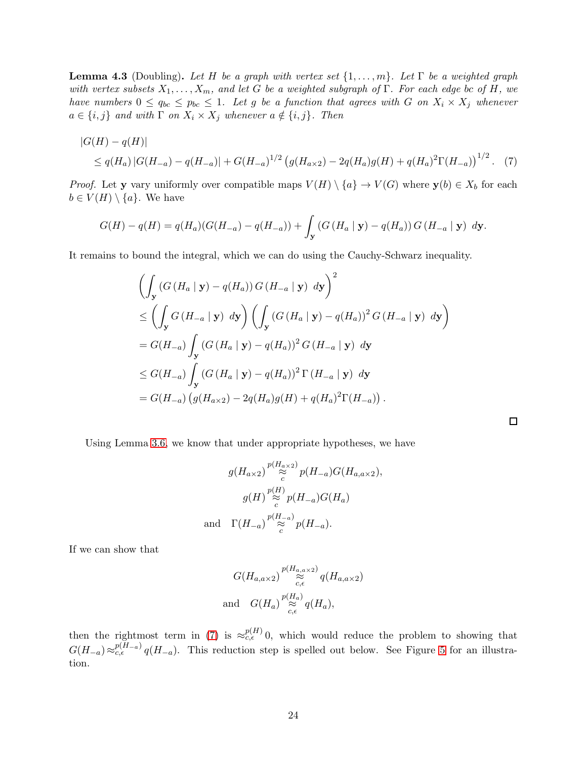**Lemma 4.3** (Doubling). *Let $H$ be a graph with vertex set $\{1, \ldots, m\}$. Let $\Gamma$ be a weighted graph with vertex subsets $X_1, \ldots, X_m$, and let $G$ be a weighted subgraph of $\Gamma$. For each edge $bc$ of $H$, we have numbers $0 \le q_{bc} \le p_{bc} \le 1$. Let $g$ be a function that agrees with $G$ on $X_i \times X_j$ whenever $a \in \{i, j\}$ and with $\Gamma$ on $X_i \times X_j$ whenever $a \notin \{i, j\}$. Then*

$$
\begin{aligned}
&|G(H) - q(H)| \\
&\quad \le q(H_a) \, |G(H_{-a}) - q(H_{-a})| + G(H_{-a})^{1/2} \left( g(H_{a\times 2}) - 2q(H_a) g(H) + q(H_a)^2 \Gamma(H_{-a}) \right)^{1/2}. \quad (7)
\end{aligned}
$$

*Proof.* Let $\mathbf{y}$ vary uniformly over compatible maps $V(H) \setminus \{a\} \to V(G)$ where $\mathbf{y}(b) \in X_b$ for each $b \in V(H) \setminus \{a\}$. We have

$$
G(H) - q(H) = q(H_a)(G(H_{-a}) - q(H_{-a})) + \int_{\mathbf{y}} \left( G\left(H_a \mid \mathbf{y}\right) - q(H_a) \right) G\left(H_{-a} \mid \mathbf{y}\right) \, d\mathbf{y}.
$$

It remains to bound the integral, which we can do using the Cauchy-Schwarz inequality.

$$
\begin{aligned}
&\left( \int_{\mathbf{y}} \left( G\left(H_a \mid \mathbf{y}\right) - q(H_a) \right) G\left(H_{-a} \mid \mathbf{y}\right) \, d\mathbf{y} \right)^2 \\
&\le \left( \int_{\mathbf{y}} G\left(H_{-a} \mid \mathbf{y}\right) \, d\mathbf{y} \right) \left( \int_{\mathbf{y}} \left( G\left(H_a \mid \mathbf{y}\right) - q(H_a) \right)^2 G\left(H_{-a} \mid \mathbf{y}\right) \, d\mathbf{y} \right) \\
&= G(H_{-a}) \int_{\mathbf{y}} \left( G\left(H_a \mid \mathbf{y}\right) - q(H_a) \right)^2 G\left(H_{-a} \mid \mathbf{y}\right) \, d\mathbf{y} \\
&\le G(H_{-a}) \int_{\mathbf{y}} \left( G\left(H_a \mid \mathbf{y}\right) - q(H_a) \right)^2 \Gamma\left(H_{-a} \mid \mathbf{y}\right) \, d\mathbf{y} \\
&= G(H_{-a}) \left( g(H_{a\times 2}) - 2q(H_a) g(H) + q(H_a)^2 \Gamma(H_{-a}) \right).
\end{aligned}
$$

$\square$

Using Lemma 3.6, we know that under appropriate hypotheses, we have

$$
\begin{aligned}
g(H_{a\times 2}) &\overset{p(H_{a\times 2})}{\underset{c}{\approx}} p(H_{-a}) G(H_{a,a\times 2}), \\
g(H) &\overset{p(H)}{\underset{c}{\approx}} p(H_{-a}) G(H_a) \\
\text{and} \quad \Gamma(H_{-a}) &\overset{p(H_{-a})}{\underset{c}{\approx}} p(H_{-a}).
\end{aligned}
$$

If we can show that

$$
\begin{aligned}
G(H_{a,a\times 2}) &\overset{p(H_{a,a\times 2})}{\underset{c,\epsilon}{\approx}} q(H_{a,a\times 2}) \\
\text{and} \quad G(H_a) &\overset{p(H_a)}{\underset{c,\epsilon}{\approx}} q(H_a),
\end{aligned}
$$

then the rightmost term in (7) is $\approx_{c,\epsilon}^{p(H)} 0$, which would reduce the problem to showing that $G(H_{-a}) \approx_{c,\epsilon}^{p(H_{-a})} q(H_{-a})$. This reduction step is spelled out below. See Figure 5 for an illustration.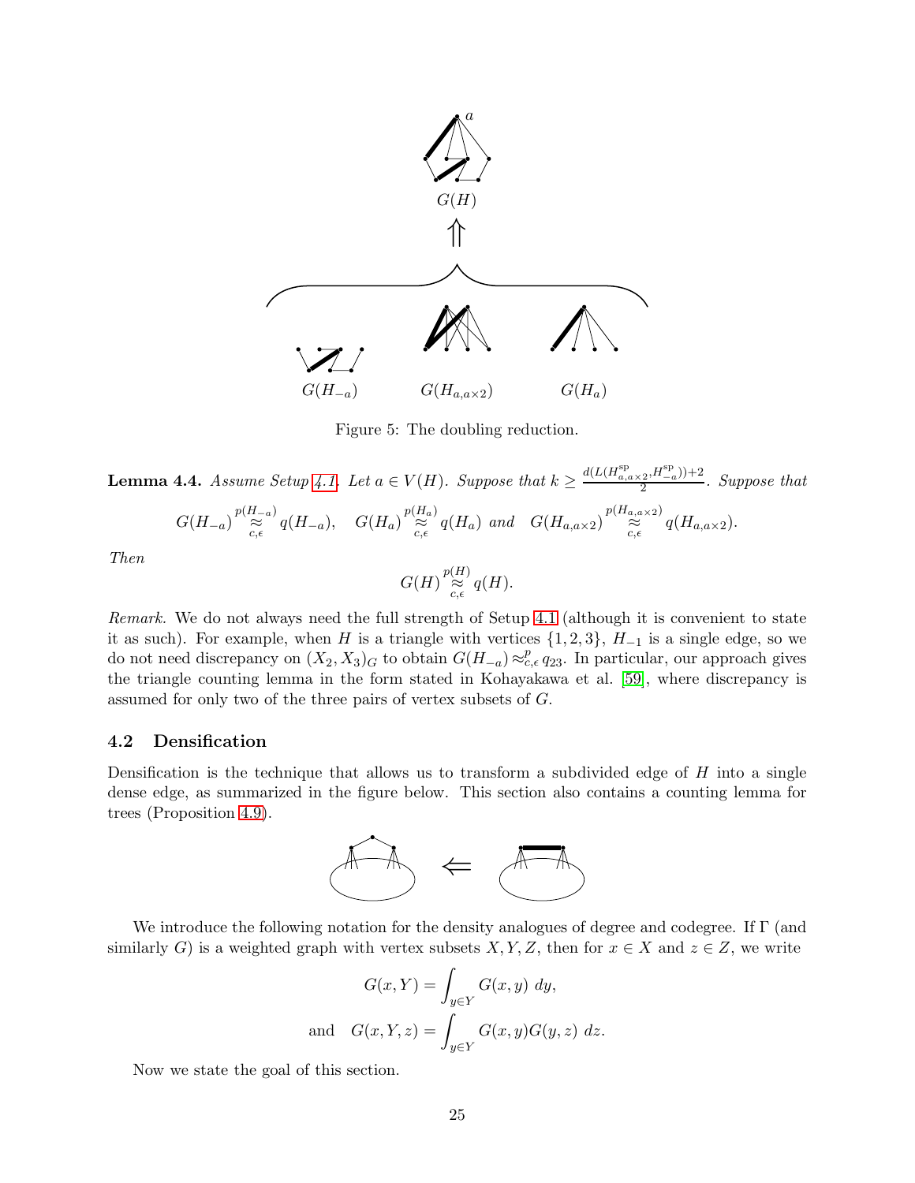$G(H)$

$\Uparrow$

$G(H_{-a})$ $G(H_{a,a\times 2})$ $G(H_a)$

Figure 5: The doubling reduction.

**Lemma 4.4.** *Assume Setup 4.1. Let $a \in V(H)$. Suppose that $k \geq \frac{d(L(H^{\mathrm{sp}}_{a,a\times 2}, H^{\mathrm{sp}}_{-a}))+2}{2}$. Suppose that*

$$G(H_{-a}) \overset{p(H_{-a})}{\underset{c,\epsilon}{\approx}} q(H_{-a}), \quad G(H_a) \overset{p(H_a)}{\underset{c,\epsilon}{\approx}} q(H_a) \text{ and } \quad G(H_{a,a\times 2}) \overset{p(H_{a,a\times 2})}{\underset{c,\epsilon}{\approx}} q(H_{a,a\times 2}).$$

*Then*

$$G(H) \overset{p(H)}{\underset{c,\epsilon}{\approx}} q(H).$$

*Remark.* We do not always need the full strength of Setup 4.1 (although it is convenient to state it as such). For example, when $H$ is a triangle with vertices $\{1, 2, 3\}$, $H_{-1}$ is a single edge, so we do not need discrepancy on $(X_2, X_3)_G$ to obtain $G(H_{-a}) \approx^p_{c,\epsilon} q_{23}$. In particular, our approach gives the triangle counting lemma in the form stated in Kohayakawa et al. [59], where discrepancy is assumed for only two of the three pairs of vertex subsets of $G$.

### 4.2 Densification

Densification is the technique that allows us to transform a subdivided edge of $H$ into a single dense edge, as summarized in the figure below. This section also contains a counting lemma for trees (Proposition 4.9).

$\Leftarrow$

We introduce the following notation for the density analogues of degree and codegree. If $\Gamma$ (and similarly $G$) is a weighted graph with vertex subsets $X, Y, Z$, then for $x \in X$ and $z \in Z$, we write

$$G(x, Y) = \int_{y \in Y} G(x, y)\ dy,$$

$$\text{and} \quad G(x, Y, z) = \int_{y \in Y} G(x, y)G(y, z)\ dz.$$

Now we state the goal of this section.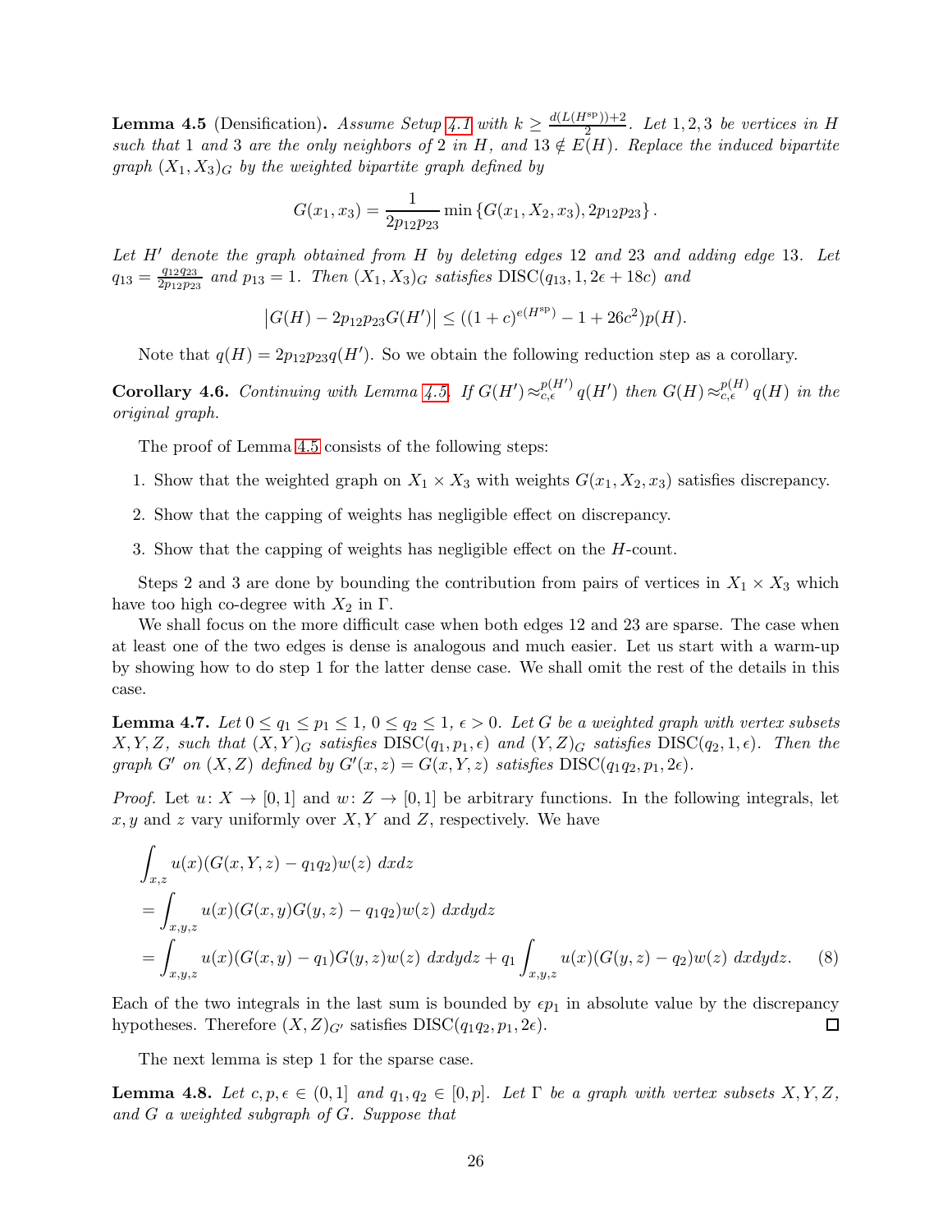**Lemma 4.5** (Densification)**.** *Assume Setup 4.1 with $k \geq \frac{d(L(H^{\mathrm{sp}}))+2}{2}$. Let 1, 2, 3 be vertices in $H$ such that 1 and 3 are the only neighbors of 2 in $H$, and $13 \notin E(H)$. Replace the induced bipartite graph $(X_1, X_3)_G$ by the weighted bipartite graph defined by*

$$G(x_1, x_3) = \frac{1}{2p_{12}p_{23}} \min\left\{G(x_1, X_2, x_3), 2p_{12}p_{23}\right\}.$$

*Let $H'$ denote the graph obtained from $H$ by deleting edges 12 and 23 and adding edge 13. Let $q_{13} = \frac{q_{12}q_{23}}{2p_{12}p_{23}}$ and $p_{13} = 1$. Then $(X_1, X_3)_G$ satisfies $\mathrm{DISC}(q_{13}, 1, 2\epsilon + 18c)$ and*

$$\left|G(H) - 2p_{12}p_{23}G(H')\right| \leq ((1+c)^{e(H^{\mathrm{sp}})} - 1 + 26c^2)p(H).$$

Note that $q(H) = 2p_{12}p_{23}q(H')$. So we obtain the following reduction step as a corollary.

**Corollary 4.6.** *Continuing with Lemma 4.5. If $G(H') \approx_{c,\epsilon}^{p(H')} q(H')$ then $G(H) \approx_{c,\epsilon}^{p(H)} q(H)$ in the original graph.*

The proof of Lemma 4.5 consists of the following steps:

1. Show that the weighted graph on $X_1 \times X_3$ with weights $G(x_1, X_2, x_3)$ satisfies discrepancy.
2. Show that the capping of weights has negligible effect on discrepancy.
3. Show that the capping of weights has negligible effect on the $H$-count.

Steps 2 and 3 are done by bounding the contribution from pairs of vertices in $X_1 \times X_3$ which have too high co-degree with $X_2$ in $\Gamma$.

We shall focus on the more difficult case when both edges 12 and 23 are sparse. The case when at least one of the two edges is dense is analogous and much easier. Let us start with a warm-up by showing how to do step 1 for the latter dense case. We shall omit the rest of the details in this case.

**Lemma 4.7.** *Let $0 \leq q_1 \leq p_1 \leq 1$, $0 \leq q_2 \leq 1$, $\epsilon > 0$. Let $G$ be a weighted graph with vertex subsets $X, Y, Z$, such that $(X, Y)_G$ satisfies $\mathrm{DISC}(q_1, p_1, \epsilon)$ and $(Y, Z)_G$ satisfies $\mathrm{DISC}(q_2, 1, \epsilon)$. Then the graph $G'$ on $(X, Z)$ defined by $G'(x, z) = G(x, Y, z)$ satisfies $\mathrm{DISC}(q_1q_2, p_1, 2\epsilon)$.*

*Proof.* Let $u \colon X \to [0,1]$ and $w \colon Z \to [0,1]$ be arbitrary functions. In the following integrals, let $x, y$ and $z$ vary uniformly over $X, Y$ and $Z$, respectively. We have

$$\begin{aligned}
&\int_{x,z} u(x)(G(x,Y,z) - q_1q_2)w(z)\ dxdz \\
&= \int_{x,y,z} u(x)(G(x,y)G(y,z) - q_1q_2)w(z)\ dxdydz \\
&= \int_{x,y,z} u(x)(G(x,y) - q_1)G(y,z)w(z)\ dxdydz + q_1 \int_{x,y,z} u(x)(G(y,z) - q_2)w(z)\ dxdydz. \qquad (8)
\end{aligned}$$

Each of the two integrals in the last sum is bounded by $\epsilon p_1$ in absolute value by the discrepancy hypotheses. Therefore $(X, Z)_{G'}$ satisfies $\mathrm{DISC}(q_1q_2, p_1, 2\epsilon)$. $\square$

The next lemma is step 1 for the sparse case.

**Lemma 4.8.** *Let $c, p, \epsilon \in (0, 1]$ and $q_1, q_2 \in [0, p]$. Let $\Gamma$ be a graph with vertex subsets $X, Y, Z$, and $G$ a weighted subgraph of $G$. Suppose that*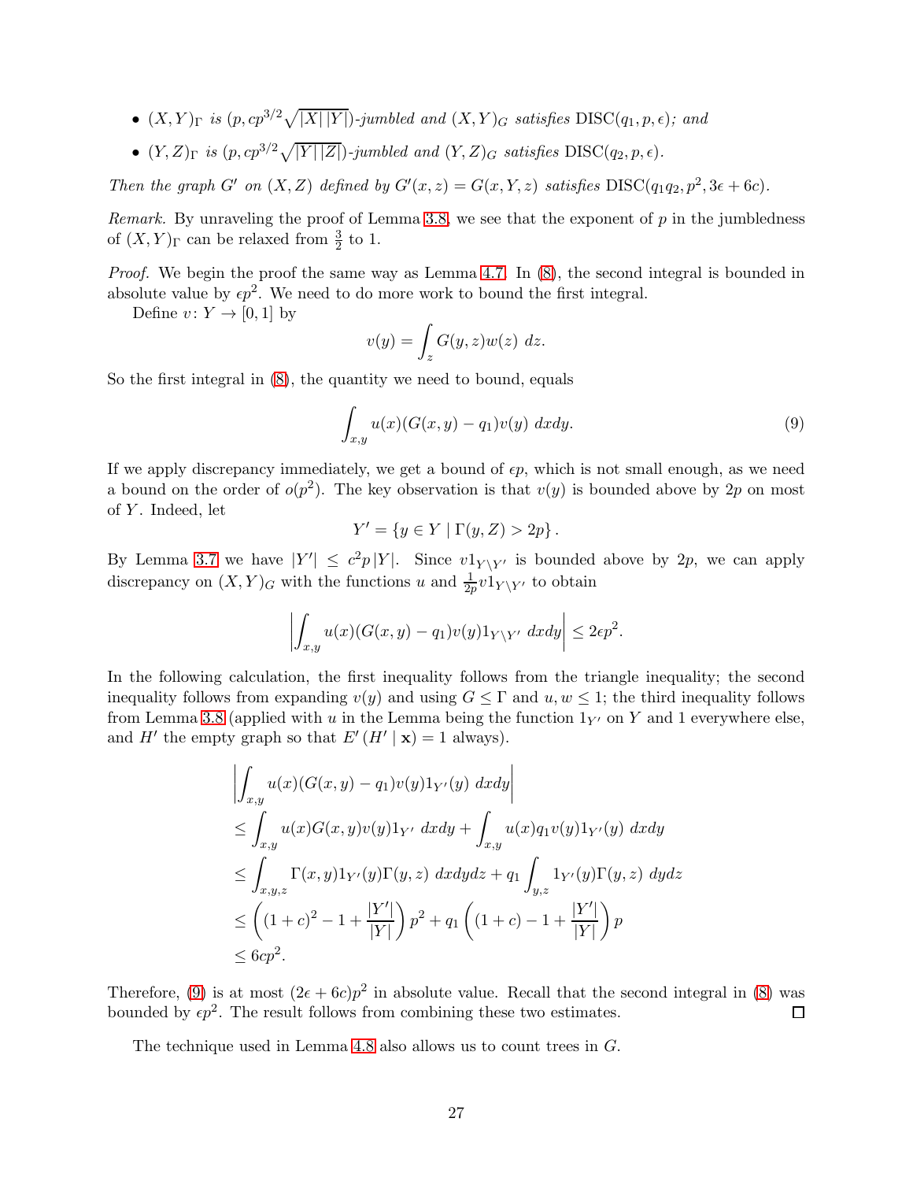- $(X, Y)_\Gamma$ *is* $(p, cp^{3/2}\sqrt{|X|\,|Y|})$*-jumbled and* $(X, Y)_G$ *satisfies* $\mathrm{DISC}(q_1, p, \epsilon)$*; and*
- $(Y, Z)_\Gamma$ *is* $(p, cp^{3/2}\sqrt{|Y|\,|Z|})$*-jumbled and* $(Y, Z)_G$ *satisfies* $\mathrm{DISC}(q_2, p, \epsilon)$*.*

*Then the graph* $G'$ *on* $(X, Z)$ *defined by* $G'(x, z) = G(x, Y, z)$ *satisfies* $\mathrm{DISC}(q_1q_2, p^2, 3\epsilon + 6c)$*.*

*Remark.* By unraveling the proof of Lemma 3.8, we see that the exponent of $p$ in the jumbledness of $(X, Y)_\Gamma$ can be relaxed from $\frac{3}{2}$ to 1.

*Proof.* We begin the proof the same way as Lemma 4.7. In (8), the second integral is bounded in absolute value by $\epsilon p^2$. We need to do more work to bound the first integral.

Define $v\colon Y \to [0, 1]$ by

$$v(y) = \int_z G(y, z)w(z)\ dz.$$

So the first integral in (8), the quantity we need to bound, equals

$$\int_{x,y} u(x)(G(x, y) - q_1)v(y)\ dxdy. \tag{9}$$

If we apply discrepancy immediately, we get a bound of $\epsilon p$, which is not small enough, as we need a bound on the order of $o(p^2)$. The key observation is that $v(y)$ is bounded above by $2p$ on most of $Y$. Indeed, let

$$Y' = \{y \in Y \mid \Gamma(y, Z) > 2p\}.$$

By Lemma 3.7 we have $|Y'| \le c^2p\,|Y|$. Since $v1_{Y\setminus Y'}$ is bounded above by $2p$, we can apply discrepancy on $(X, Y)_G$ with the functions $u$ and $\frac{1}{2p}v1_{Y\setminus Y'}$ to obtain

$$\left|\int_{x,y} u(x)(G(x, y) - q_1)v(y)1_{Y\setminus Y'}\ dxdy\right| \le 2\epsilon p^2.$$

In the following calculation, the first inequality follows from the triangle inequality; the second inequality follows from expanding $v(y)$ and using $G \le \Gamma$ and $u, w \le 1$; the third inequality follows from Lemma 3.8 (applied with $u$ in the Lemma being the function $1_{Y'}$ on $Y$ and 1 everywhere else, and $H'$ the empty graph so that $E'(H' \mid \mathbf{x}) = 1$ always).

$$\begin{aligned}
&\left|\int_{x,y} u(x)(G(x, y) - q_1)v(y)1_{Y'}(y)\ dxdy\right| \\
&\le \int_{x,y} u(x)G(x, y)v(y)1_{Y'}\ dxdy + \int_{x,y} u(x)q_1v(y)1_{Y'}(y)\ dxdy \\
&\le \int_{x,y,z} \Gamma(x, y)1_{Y'}(y)\Gamma(y, z)\ dxdydz + q_1\int_{y,z} 1_{Y'}(y)\Gamma(y, z)\ dydz \\
&\le \left((1 + c)^2 - 1 + \frac{|Y'|}{|Y|}\right)p^2 + q_1\left((1 + c) - 1 + \frac{|Y'|}{|Y|}\right)p \\
&\le 6cp^2.
\end{aligned}$$

Therefore, (9) is at most $(2\epsilon + 6c)p^2$ in absolute value. Recall that the second integral in (8) was bounded by $\epsilon p^2$. The result follows from combining these two estimates. $\square$

The technique used in Lemma 4.8 also allows us to count trees in $G$.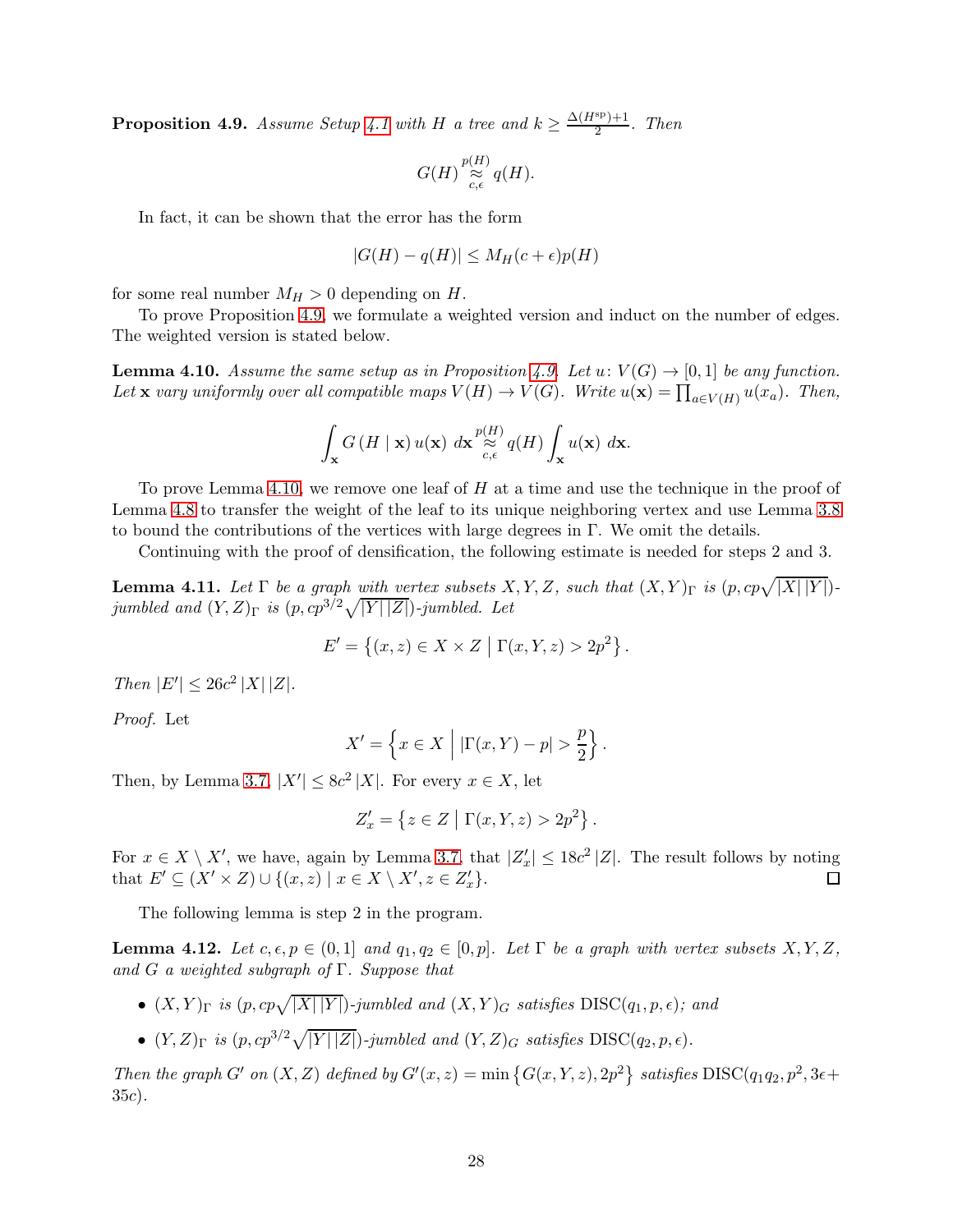**Proposition 4.9.** *Assume Setup 4.1 with $H$ a tree and $k \geq \frac{\Delta(H^{\mathrm{sp}})+1}{2}$. Then*

$$G(H) \overset{p(H)}{\underset{c,\epsilon}{\approx}} q(H).$$

In fact, it can be shown that the error has the form

$$|G(H) - q(H)| \leq M_H(c+\epsilon)p(H)$$

for some real number $M_H > 0$ depending on $H$.

To prove Proposition 4.9, we formulate a weighted version and induct on the number of edges. The weighted version is stated below.

**Lemma 4.10.** *Assume the same setup as in Proposition 4.9. Let $u\colon V(G) \to [0,1]$ be any function. Let $\mathbf{x}$ vary uniformly over all compatible maps $V(H) \to V(G)$. Write $u(\mathbf{x}) = \prod_{a \in V(H)} u(x_a)$. Then,*

$$\int_{\mathbf{x}} G(H \mid \mathbf{x})\, u(\mathbf{x})\ d\mathbf{x} \overset{p(H)}{\underset{c,\epsilon}{\approx}} q(H) \int_{\mathbf{x}} u(\mathbf{x})\ d\mathbf{x}.$$

To prove Lemma 4.10, we remove one leaf of $H$ at a time and use the technique in the proof of Lemma 4.8 to transfer the weight of the leaf to its unique neighboring vertex and use Lemma 3.8 to bound the contributions of the vertices with large degrees in $\Gamma$. We omit the details.

Continuing with the proof of densification, the following estimate is needed for steps 2 and 3.

**Lemma 4.11.** *Let $\Gamma$ be a graph with vertex subsets $X, Y, Z$, such that $(X,Y)_\Gamma$ is $(p, cp\sqrt{|X|\,|Y|})$-jumbled and $(Y,Z)_\Gamma$ is $(p, cp^{3/2}\sqrt{|Y|\,|Z|})$-jumbled. Let*

$$E' = \left\{(x,z) \in X \times Z \;\middle|\; \Gamma(x,Y,z) > 2p^2\right\}.$$

*Then $|E'| \leq 26c^2\,|X|\,|Z|$.*

*Proof.* Let

$$X' = \left\{x \in X \;\middle|\; |\Gamma(x,Y) - p| > \frac{p}{2}\right\}.$$

Then, by Lemma 3.7, $|X'| \leq 8c^2\,|X|$. For every $x \in X$, let

$$Z'_x = \left\{z \in Z \mid \Gamma(x,Y,z) > 2p^2\right\}.$$

For $x \in X \setminus X'$, we have, again by Lemma 3.7, that $|Z'_x| \leq 18c^2\,|Z|$. The result follows by noting that $E' \subseteq (X' \times Z) \cup \{(x,z) \mid x \in X \setminus X', z \in Z'_x\}$. $\square$

The following lemma is step 2 in the program.

**Lemma 4.12.** *Let $c, \epsilon, p \in (0,1]$ and $q_1, q_2 \in [0,p]$. Let $\Gamma$ be a graph with vertex subsets $X, Y, Z$, and $G$ a weighted subgraph of $\Gamma$. Suppose that*

- *$(X,Y)_\Gamma$ is $(p, cp\sqrt{|X|\,|Y|})$-jumbled and $(X,Y)_G$ satisfies $\mathrm{DISC}(q_1, p, \epsilon)$; and*
- *$(Y,Z)_\Gamma$ is $(p, cp^{3/2}\sqrt{|Y|\,|Z|})$-jumbled and $(Y,Z)_G$ satisfies $\mathrm{DISC}(q_2, p, \epsilon)$.*

*Then the graph $G'$ on $(X,Z)$ defined by $G'(x,z) = \min\left\{G(x,Y,z), 2p^2\right\}$ satisfies $\mathrm{DISC}(q_1q_2, p^2, 3\epsilon + 35c)$.*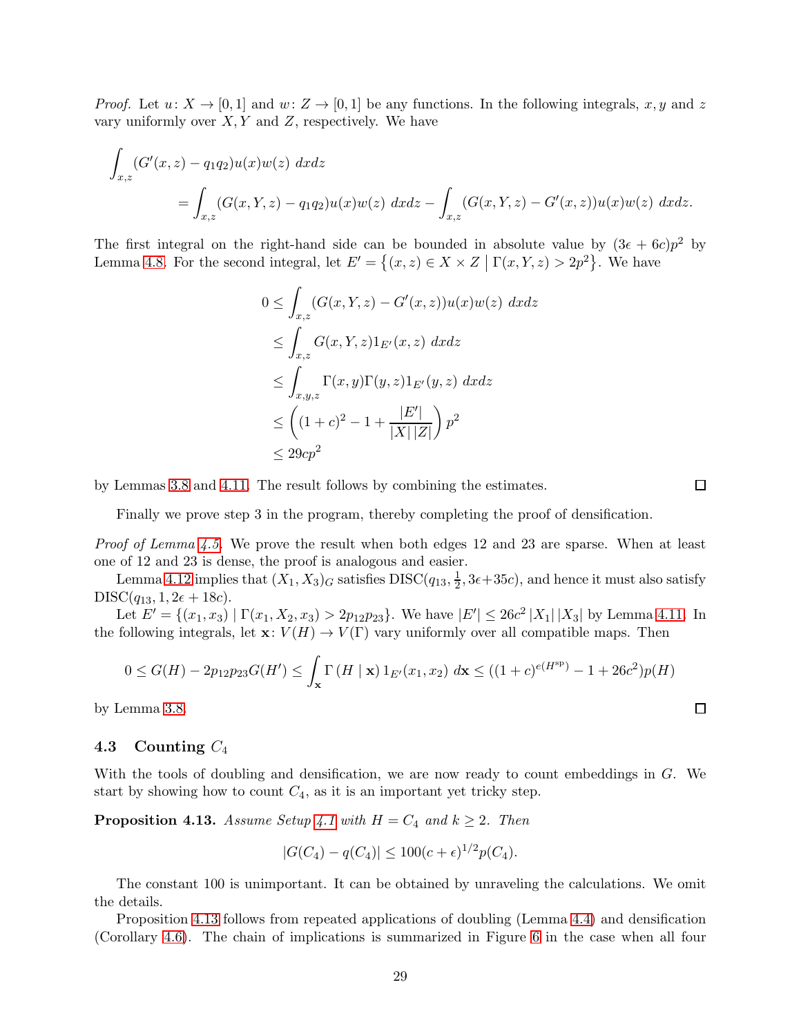*Proof.* Let $u\colon X \to [0,1]$ and $w\colon Z \to [0,1]$ be any functions. In the following integrals, $x, y$ and $z$ vary uniformly over $X, Y$ and $Z$, respectively. We have

$$\int_{x,z} (G'(x,z) - q_1 q_2) u(x) w(z) \; dxdz$$
$$= \int_{x,z} (G(x,Y,z) - q_1 q_2) u(x) w(z) \; dxdz - \int_{x,z} (G(x,Y,z) - G'(x,z)) u(x) w(z) \; dxdz.$$

The first integral on the right-hand side can be bounded in absolute value by $(3\epsilon + 6c)p^2$ by Lemma 4.8. For the second integral, let $E' = \left\{(x,z) \in X \times Z \mid \Gamma(x,Y,z) > 2p^2\right\}$. We have

$$\begin{aligned}
0 &\le \int_{x,z} (G(x,Y,z) - G'(x,z)) u(x) w(z) \; dxdz \\
&\le \int_{x,z} G(x,Y,z) 1_{E'}(x,z) \; dxdz \\
&\le \int_{x,y,z} \Gamma(x,y)\Gamma(y,z) 1_{E'}(y,z) \; dxdz \\
&\le \left( (1+c)^2 - 1 + \frac{|E'|}{|X|\,|Z|} \right) p^2 \\
&\le 29cp^2
\end{aligned}$$

by Lemmas 3.8 and 4.11. The result follows by combining the estimates. $\square$

Finally we prove step 3 in the program, thereby completing the proof of densification.

*Proof of Lemma 4.5.* We prove the result when both edges 12 and 23 are sparse. When at least one of 12 and 23 is dense, the proof is analogous and easier.

Lemma 4.12 implies that $(X_1, X_3)_G$ satisfies $\mathrm{DISC}(q_{13}, \frac{1}{2}, 3\epsilon + 35c)$, and hence it must also satisfy $\mathrm{DISC}(q_{13}, 1, 2\epsilon + 18c)$.

Let $E' = \{(x_1, x_3) \mid \Gamma(x_1, X_2, x_3) > 2p_{12}p_{23}\}$. We have $|E'| \le 26c^2 \,|X_1|\,|X_3|$ by Lemma 4.11. In the following integrals, let $\mathbf{x}\colon V(H) \to V(\Gamma)$ vary uniformly over all compatible maps. Then

$$0 \le G(H) - 2p_{12}p_{23}G(H') \le \int_{\mathbf{x}} \Gamma\left(H \mid \mathbf{x}\right) 1_{E'}(x_1, x_2) \; d\mathbf{x} \le ((1+c)^{e(H^{\mathrm{sp}})} - 1 + 26c^2) p(H)$$

by Lemma 3.8. $\square$

### 4.3 Counting $C_4$

With the tools of doubling and densification, we are now ready to count embeddings in $G$. We start by showing how to count $C_4$, as it is an important yet tricky step.

**Proposition 4.13.** *Assume Setup 4.1 with $H = C_4$ and $k \ge 2$. Then*

$$|G(C_4) - q(C_4)| \le 100(c + \epsilon)^{1/2} p(C_4).$$

The constant 100 is unimportant. It can be obtained by unraveling the calculations. We omit the details.

Proposition 4.13 follows from repeated applications of doubling (Lemma 4.4) and densification (Corollary 4.6). The chain of implications is summarized in Figure 6 in the case when all four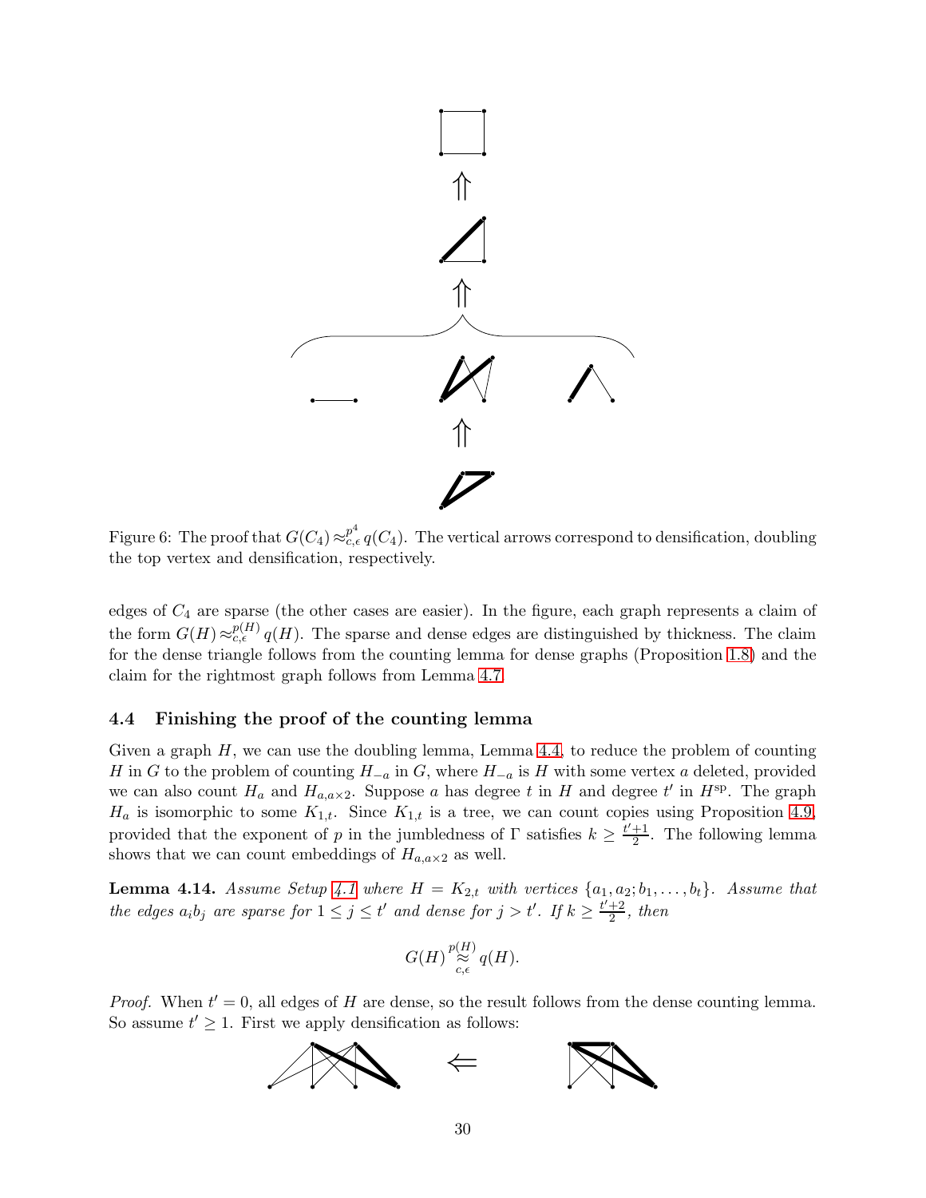Figure 6: The proof that $G(C_4) \approx_{c,\epsilon}^{p^4} q(C_4)$. The vertical arrows correspond to densification, doubling the top vertex and densification, respectively.

edges of $C_4$ are sparse (the other cases are easier). In the figure, each graph represents a claim of the form $G(H) \approx_{c,\epsilon}^{p(H)} q(H)$. The sparse and dense edges are distinguished by thickness. The claim for the dense triangle follows from the counting lemma for dense graphs (Proposition 1.8) and the claim for the rightmost graph follows from Lemma 4.7.

### 4.4 Finishing the proof of the counting lemma

Given a graph $H$, we can use the doubling lemma, Lemma 4.4, to reduce the problem of counting $H$ in $G$ to the problem of counting $H_{-a}$ in $G$, where $H_{-a}$ is $H$ with some vertex $a$ deleted, provided we can also count $H_a$ and $H_{a,a\times 2}$. Suppose $a$ has degree $t$ in $H$ and degree $t'$ in $H^{\mathrm{sp}}$. The graph $H_a$ is isomorphic to some $K_{1,t}$. Since $K_{1,t}$ is a tree, we can count copies using Proposition 4.9, provided that the exponent of $p$ in the jumbledness of $\Gamma$ satisfies $k \geq \frac{t'+1}{2}$. The following lemma shows that we can count embeddings of $H_{a,a\times 2}$ as well.

**Lemma 4.14.** *Assume Setup 4.1 where $H = K_{2,t}$ with vertices $\{a_1, a_2; b_1, \dots, b_t\}$. Assume that the edges $a_ib_j$ are sparse for $1 \leq j \leq t'$ and dense for $j > t'$. If $k \geq \frac{t'+2}{2}$, then*

$$G(H) \overset{p(H)}{\underset{c,\epsilon}{\approx}} q(H).$$

*Proof.* When $t' = 0$, all edges of $H$ are dense, so the result follows from the dense counting lemma. So assume $t' \geq 1$. First we apply densification as follows: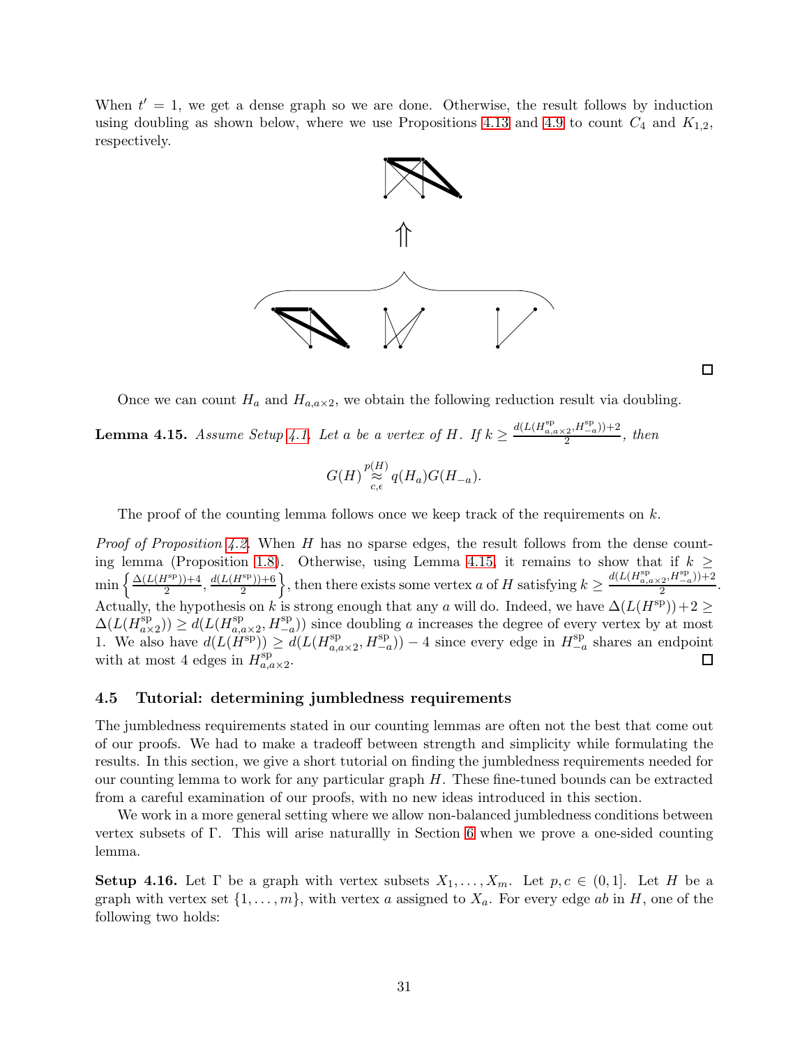When $t' = 1$, we get a dense graph so we are done. Otherwise, the result follows by induction using doubling as shown below, where we use Propositions 4.13 and 4.9 to count $C_4$ and $K_{1,2}$, respectively.

$\square$

Once we can count $H_a$ and $H_{a,a\times 2}$, we obtain the following reduction result via doubling.

**Lemma 4.15.** *Assume Setup 4.1. Let $a$ be a vertex of $H$. If $k \geq \frac{d(L(H^{\mathrm{sp}}_{a,a\times 2}, H^{\mathrm{sp}}_{-a}))+2}{2}$, then*

$$G(H) \underset{c,\epsilon}{\overset{p(H)}{\approx}} q(H_a)G(H_{-a}).$$

The proof of the counting lemma follows once we keep track of the requirements on $k$.

*Proof of Proposition 4.2.* When $H$ has no sparse edges, the result follows from the dense counting lemma (Proposition 1.8). Otherwise, using Lemma 4.15, it remains to show that if $k \geq \min\left\{\frac{\Delta(L(H^{\mathrm{sp}}))+4}{2}, \frac{d(L(H^{\mathrm{sp}}))+6}{2}\right\}$, then there exists some vertex $a$ of $H$ satisfying $k \geq \frac{d(L(H^{\mathrm{sp}}_{a,a\times 2}, H^{\mathrm{sp}}_{-a}))+2}{2}$. Actually, the hypothesis on $k$ is strong enough that any $a$ will do. Indeed, we have $\Delta(L(H^{\mathrm{sp}}))+2 \geq \Delta(L(H^{\mathrm{sp}}_{a\times 2})) \geq d(L(H^{\mathrm{sp}}_{a,a\times 2}, H^{\mathrm{sp}}_{-a}))$ since doubling $a$ increases the degree of every vertex by at most 1. We also have $d(L(H^{\mathrm{sp}})) \geq d(L(H^{\mathrm{sp}}_{a,a\times 2}, H^{\mathrm{sp}}_{-a})) - 4$ since every edge in $H^{\mathrm{sp}}_{-a}$ shares an endpoint with at most 4 edges in $H^{\mathrm{sp}}_{a,a\times 2}$. $\square$

### 4.5 Tutorial: determining jumbledness requirements

The jumbledness requirements stated in our counting lemmas are often not the best that come out of our proofs. We had to make a tradeoff between strength and simplicity while formulating the results. In this section, we give a short tutorial on finding the jumbledness requirements needed for our counting lemma to work for any particular graph $H$. These fine-tuned bounds can be extracted from a careful examination of our proofs, with no new ideas introduced in this section.

We work in a more general setting where we allow non-balanced jumbledness conditions between vertex subsets of $\Gamma$. This will arise naturallly in Section 6 when we prove a one-sided counting lemma.

**Setup 4.16.** Let $\Gamma$ be a graph with vertex subsets $X_1, \ldots, X_m$. Let $p, c \in (0, 1]$. Let $H$ be a graph with vertex set $\{1, \ldots, m\}$, with vertex $a$ assigned to $X_a$. For every edge $ab$ in $H$, one of the following two holds: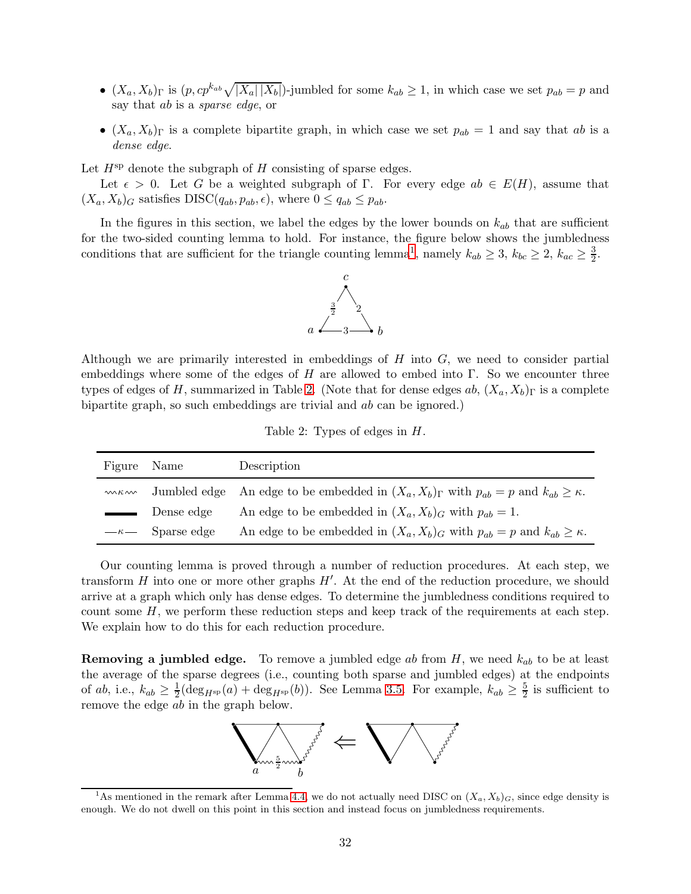- $(X_a, X_b)_\Gamma$ is $(p, cp^{k_{ab}}\sqrt{|X_a|\,|X_b|})$-jumbled for some $k_{ab} \geq 1$, in which case we set $p_{ab} = p$ and say that $ab$ is a *sparse edge*, or
- $(X_a, X_b)_\Gamma$ is a complete bipartite graph, in which case we set $p_{ab} = 1$ and say that $ab$ is a *dense edge*.

Let $H^{\text{sp}}$ denote the subgraph of $H$ consisting of sparse edges.

Let $\epsilon > 0$. Let $G$ be a weighted subgraph of $\Gamma$. For every edge $ab \in E(H)$, assume that $(X_a, X_b)_G$ satisfies $\text{DISC}(q_{ab}, p_{ab}, \epsilon)$, where $0 \leq q_{ab} \leq p_{ab}$.

In the figures in this section, we label the edges by the lower bounds on $k_{ab}$ that are sufficient for the two-sided counting lemma to hold. For instance, the figure below shows the jumbledness conditions that are sufficient for the triangle counting lemma[1], namely $k_{ab} \geq 3$, $k_{bc} \geq 2$, $k_{ac} \geq \frac{3}{2}$.

Although we are primarily interested in embeddings of $H$ into $G$, we need to consider partial embeddings where some of the edges of $H$ are allowed to embed into $\Gamma$. So we encounter three types of edges of $H$, summarized in Table 2. (Note that for dense edges $ab$, $(X_a, X_b)_\Gamma$ is a complete bipartite graph, so such embeddings are trivial and $ab$ can be ignored.)

Table 2: Types of edges in $H$.

| Figure | Name | Description |
|---|---|---|
| 〰$\kappa$〰 | Jumbled edge | An edge to be embedded in $(X_a, X_b)_\Gamma$ with $p_{ab} = p$ and $k_{ab} \geq \kappa$. |
| ▬▬ | Dense edge | An edge to be embedded in $(X_a, X_b)_G$ with $p_{ab} = 1$. |
| —$\kappa$— | Sparse edge | An edge to be embedded in $(X_a, X_b)_G$ with $p_{ab} = p$ and $k_{ab} \geq \kappa$. |

Our counting lemma is proved through a number of reduction procedures. At each step, we transform $H$ into one or more other graphs $H'$. At the end of the reduction procedure, we should arrive at a graph which only has dense edges. To determine the jumbledness conditions required to count some $H$, we perform these reduction steps and keep track of the requirements at each step. We explain how to do this for each reduction procedure.

**Removing a jumbled edge.** To remove a jumbled edge $ab$ from $H$, we need $k_{ab}$ to be at least the average of the sparse degrees (i.e., counting both sparse and jumbled edges) at the endpoints of $ab$, i.e., $k_{ab} \geq \frac{1}{2}(\deg_{H^{\text{sp}}}(a) + \deg_{H^{\text{sp}}}(b))$. See Lemma 3.5. For example, $k_{ab} \geq \frac{5}{2}$ is sufficient to remove the edge $ab$ in the graph below.

[1] As mentioned in the remark after Lemma 4.4, we do not actually need DISC on $(X_a, X_b)_G$, since edge density is enough. We do not dwell on this point in this section and instead focus on jumbledness requirements.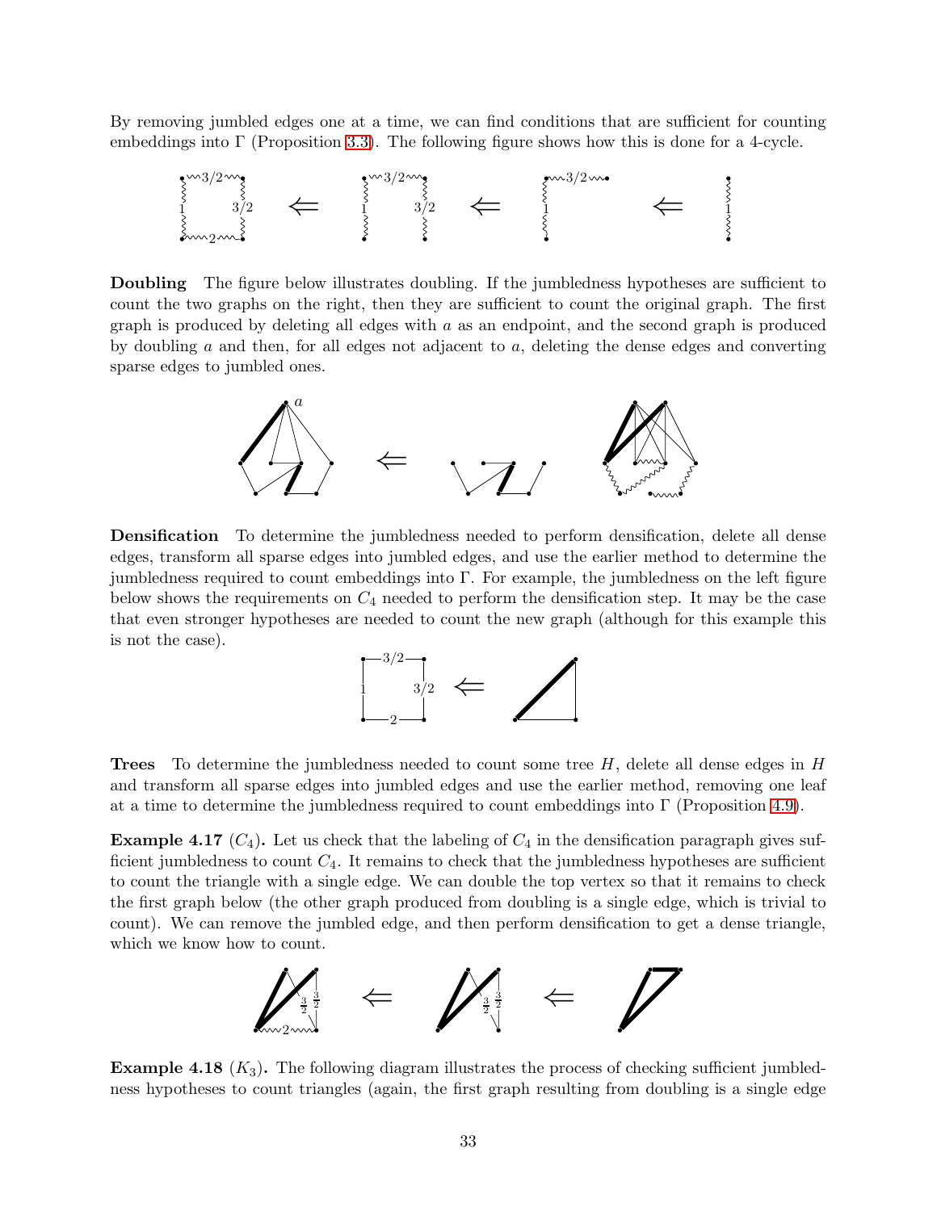By removing jumbled edges one at a time, we can find conditions that are sufficient for counting embeddings into $\Gamma$ (Proposition 3.3). The following figure shows how this is done for a 4-cycle.

**Doubling** The figure below illustrates doubling. If the jumbledness hypotheses are sufficient to count the two graphs on the right, then they are sufficient to count the original graph. The first graph is produced by deleting all edges with $a$ as an endpoint, and the second graph is produced by doubling $a$ and then, for all edges not adjacent to $a$, deleting the dense edges and converting sparse edges to jumbled ones.

**Densification** To determine the jumbledness needed to perform densification, delete all dense edges, transform all sparse edges into jumbled edges, and use the earlier method to determine the jumbledness required to count embeddings into $\Gamma$. For example, the jumbledness on the left figure below shows the requirements on $C_4$ needed to perform the densification step. It may be the case that even stronger hypotheses are needed to count the new graph (although for this example this is not the case).

**Trees** To determine the jumbledness needed to count some tree $H$, delete all dense edges in $H$ and transform all sparse edges into jumbled edges and use the earlier method, removing one leaf at a time to determine the jumbledness required to count embeddings into $\Gamma$ (Proposition 4.9).

**Example 4.17** ($C_4$)**.** Let us check that the labeling of $C_4$ in the densification paragraph gives sufficient jumbledness to count $C_4$. It remains to check that the jumbledness hypotheses are sufficient to count the triangle with a single edge. We can double the top vertex so that it remains to check the first graph below (the other graph produced from doubling is a single edge, which is trivial to count). We can remove the jumbled edge, and then perform densification to get a dense triangle, which we know how to count.

**Example 4.18** ($K_3$)**.** The following diagram illustrates the process of checking sufficient jumbledness hypotheses to count triangles (again, the first graph resulting from doubling is a single edge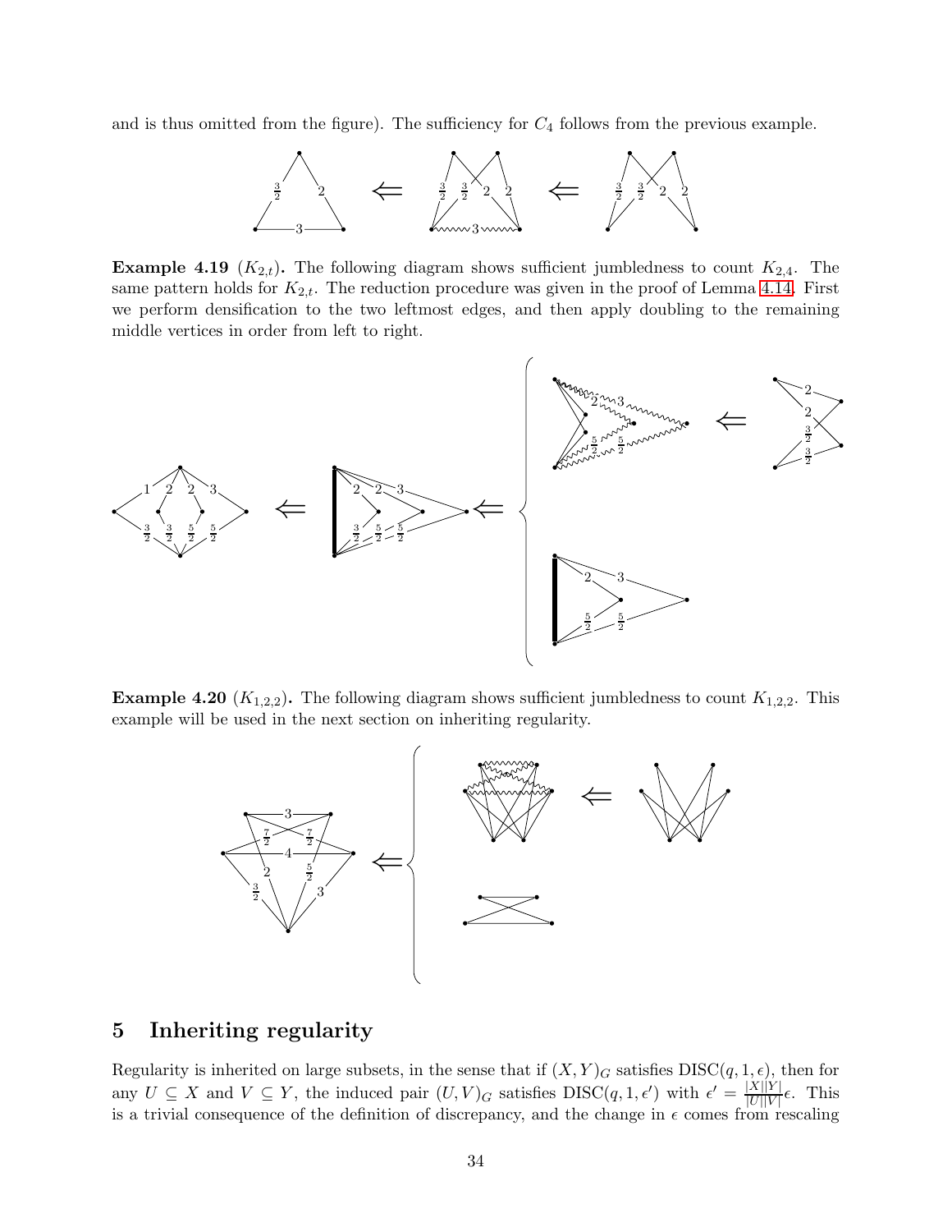and is thus omitted from the figure). The sufficiency for $C_4$ follows from the previous example.

**Example 4.19** ($K_{2,t}$)**.** The following diagram shows sufficient jumbledness to count $K_{2,4}$. The same pattern holds for $K_{2,t}$. The reduction procedure was given in the proof of Lemma 4.14. First we perform densification to the two leftmost edges, and then apply doubling to the remaining middle vertices in order from left to right.

**Example 4.20** ($K_{1,2,2}$)**.** The following diagram shows sufficient jumbledness to count $K_{1,2,2}$. This example will be used in the next section on inheriting regularity.

## 5 Inheriting regularity

Regularity is inherited on large subsets, in the sense that if $(X,Y)_G$ satisfies DISC$(q,1,\epsilon)$, then for any $U \subseteq X$ and $V \subseteq Y$, the induced pair $(U,V)_G$ satisfies DISC$(q,1,\epsilon')$ with $\epsilon' = \frac{|X||Y|}{|U||V|}\epsilon$. This is a trivial consequence of the definition of discrepancy, and the change in $\epsilon$ comes from rescaling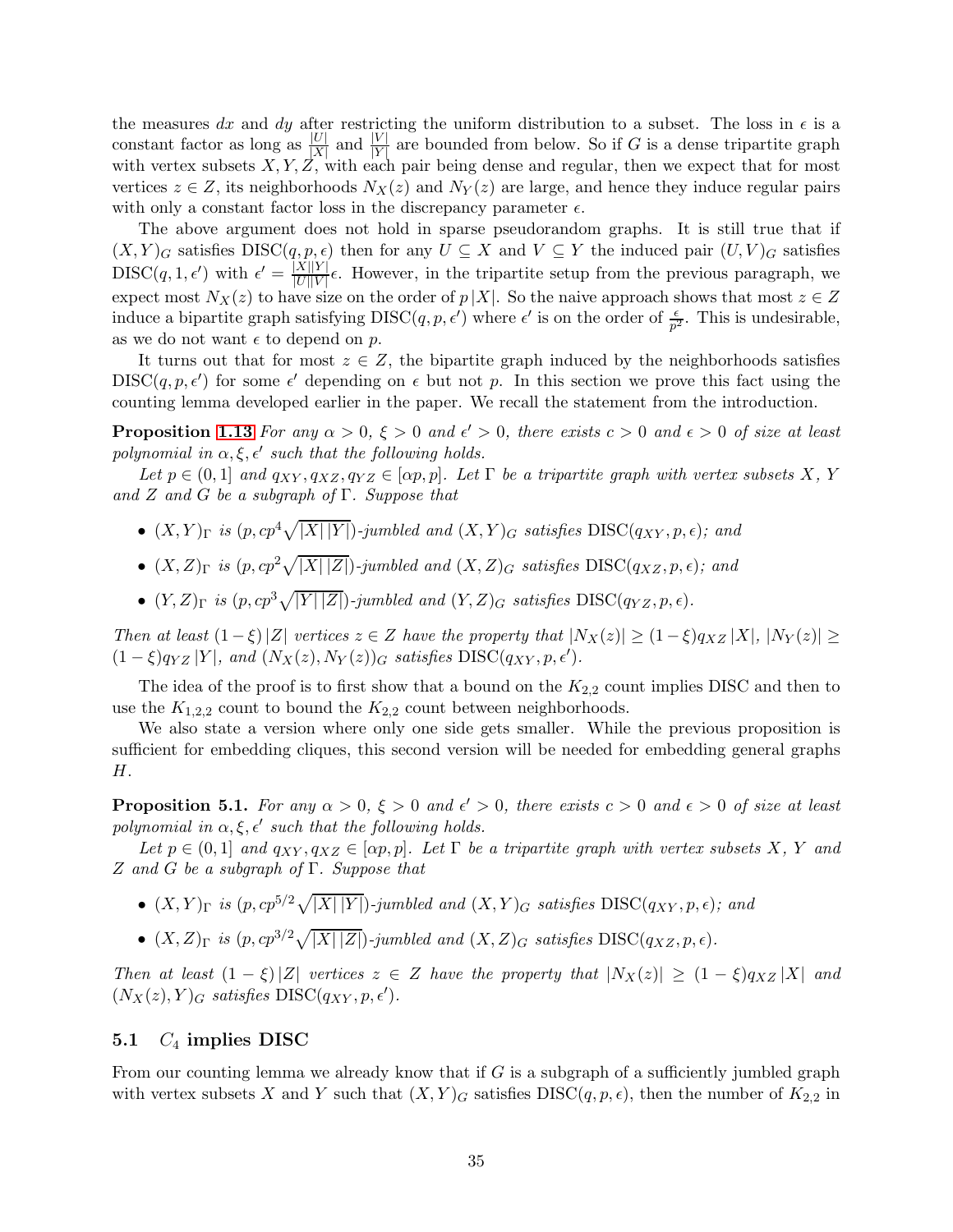the measures $dx$ and $dy$ after restricting the uniform distribution to a subset. The loss in $\epsilon$ is a constant factor as long as $\frac{|U|}{|X|}$ and $\frac{|V|}{|Y|}$ are bounded from below. So if $G$ is a dense tripartite graph with vertex subsets $X, Y, Z$, with each pair being dense and regular, then we expect that for most vertices $z \in Z$, its neighborhoods $N_X(z)$ and $N_Y(z)$ are large, and hence they induce regular pairs with only a constant factor loss in the discrepancy parameter $\epsilon$.

The above argument does not hold in sparse pseudorandom graphs. It is still true that if $(X, Y)_G$ satisfies $\mathrm{DISC}(q, p, \epsilon)$ then for any $U \subseteq X$ and $V \subseteq Y$ the induced pair $(U, V)_G$ satisfies $\mathrm{DISC}(q, 1, \epsilon')$ with $\epsilon' = \frac{|X||Y|}{|U||V|}\epsilon$. However, in the tripartite setup from the previous paragraph, we expect most $N_X(z)$ to have size on the order of $p|X|$. So the naive approach shows that most $z \in Z$ induce a bipartite graph satisfying $\mathrm{DISC}(q, p, \epsilon')$ where $\epsilon'$ is on the order of $\frac{\epsilon}{p^2}$. This is undesirable, as we do not want $\epsilon$ to depend on $p$.

It turns out that for most $z \in Z$, the bipartite graph induced by the neighborhoods satisfies $\mathrm{DISC}(q, p, \epsilon')$ for some $\epsilon'$ depending on $\epsilon$ but not $p$. In this section we prove this fact using the counting lemma developed earlier in the paper. We recall the statement from the introduction.

**Proposition 1.13** *For any $\alpha > 0$, $\xi > 0$ and $\epsilon' > 0$, there exists $c > 0$ and $\epsilon > 0$ of size at least polynomial in $\alpha, \xi, \epsilon'$ such that the following holds.*

*Let $p \in (0, 1]$ and $q_{XY}, q_{XZ}, q_{YZ} \in [\alpha p, p]$. Let $\Gamma$ be a tripartite graph with vertex subsets $X$, $Y$ and $Z$ and $G$ be a subgraph of $\Gamma$. Suppose that*

- *$(X, Y)_\Gamma$ is $(p, cp^4\sqrt{|X|\,|Y|})$-jumbled and $(X, Y)_G$ satisfies $\mathrm{DISC}(q_{XY}, p, \epsilon)$; and*
- *$(X, Z)_\Gamma$ is $(p, cp^2\sqrt{|X|\,|Z|})$-jumbled and $(X, Z)_G$ satisfies $\mathrm{DISC}(q_{XZ}, p, \epsilon)$; and*
- *$(Y, Z)_\Gamma$ is $(p, cp^3\sqrt{|Y|\,|Z|})$-jumbled and $(Y, Z)_G$ satisfies $\mathrm{DISC}(q_{YZ}, p, \epsilon)$.*

*Then at least $(1-\xi)|Z|$ vertices $z \in Z$ have the property that $|N_X(z)| \geq (1-\xi)q_{XZ}|X|$, $|N_Y(z)| \geq (1-\xi)q_{YZ}|Y|$, and $(N_X(z), N_Y(z))_G$ satisfies $\mathrm{DISC}(q_{XY}, p, \epsilon')$.*

The idea of the proof is to first show that a bound on the $K_{2,2}$ count implies DISC and then to use the $K_{1,2,2}$ count to bound the $K_{2,2}$ count between neighborhoods.

We also state a version where only one side gets smaller. While the previous proposition is sufficient for embedding cliques, this second version will be needed for embedding general graphs $H$.

**Proposition 5.1.** *For any $\alpha > 0$, $\xi > 0$ and $\epsilon' > 0$, there exists $c > 0$ and $\epsilon > 0$ of size at least polynomial in $\alpha, \xi, \epsilon'$ such that the following holds.*

*Let $p \in (0, 1]$ and $q_{XY}, q_{XZ} \in [\alpha p, p]$. Let $\Gamma$ be a tripartite graph with vertex subsets $X$, $Y$ and $Z$ and $G$ be a subgraph of $\Gamma$. Suppose that*

- *$(X, Y)_\Gamma$ is $(p, cp^{5/2}\sqrt{|X|\,|Y|})$-jumbled and $(X, Y)_G$ satisfies $\mathrm{DISC}(q_{XY}, p, \epsilon)$; and*
- *$(X, Z)_\Gamma$ is $(p, cp^{3/2}\sqrt{|X|\,|Z|})$-jumbled and $(X, Z)_G$ satisfies $\mathrm{DISC}(q_{XZ}, p, \epsilon)$.*

*Then at least $(1-\xi)|Z|$ vertices $z \in Z$ have the property that $|N_X(z)| \geq (1-\xi)q_{XZ}|X|$ and $(N_X(z), Y)_G$ satisfies $\mathrm{DISC}(q_{XY}, p, \epsilon')$.*

### 5.1 $C_4$ implies DISC

From our counting lemma we already know that if $G$ is a subgraph of a sufficiently jumbled graph with vertex subsets $X$ and $Y$ such that $(X, Y)_G$ satisfies $\mathrm{DISC}(q, p, \epsilon)$, then the number of $K_{2,2}$ in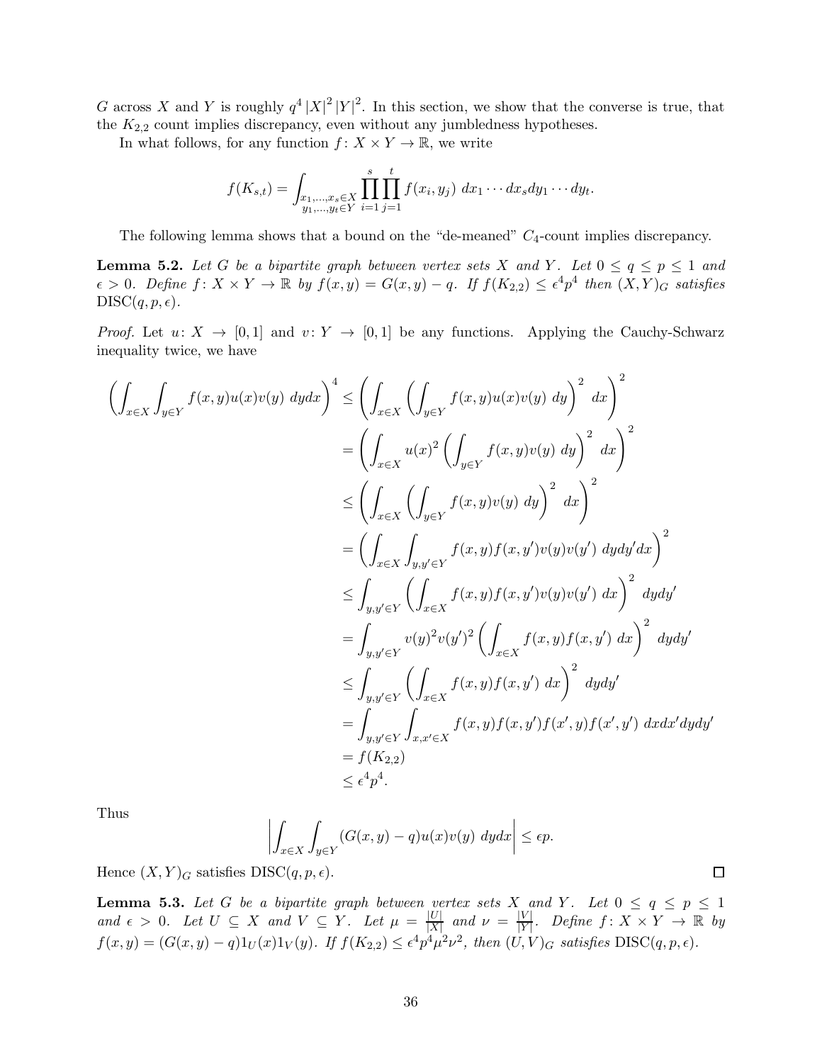$G$ across $X$ and $Y$ is roughly $q^4 |X|^2 |Y|^2$. In this section, we show that the converse is true, that the $K_{2,2}$ count implies discrepancy, even without any jumbledness hypotheses.

In what follows, for any function $f\colon X \times Y \to \mathbb{R}$, we write

$$f(K_{s,t}) = \int_{\substack{x_1,\ldots,x_s \in X \\ y_1,\ldots,y_t \in Y}} \prod_{i=1}^{s} \prod_{j=1}^{t} f(x_i, y_j)\ dx_1 \cdots dx_s dy_1 \cdots dy_t.$$

The following lemma shows that a bound on the "de-meaned" $C_4$-count implies discrepancy.

**Lemma 5.2.** *Let $G$ be a bipartite graph between vertex sets $X$ and $Y$. Let $0 \le q \le p \le 1$ and $\epsilon > 0$. Define $f\colon X \times Y \to \mathbb{R}$ by $f(x,y) = G(x,y) - q$. If $f(K_{2,2}) \le \epsilon^4 p^4$ then $(X,Y)_G$ satisfies $\mathrm{DISC}(q,p,\epsilon)$.*

*Proof.* Let $u\colon X \to [0,1]$ and $v\colon Y \to [0,1]$ be any functions. Applying the Cauchy-Schwarz inequality twice, we have

$$\begin{aligned}
\left(\int_{x\in X}\int_{y\in Y} f(x,y)u(x)v(y)\ dydx\right)^4 &\le \left(\int_{x\in X}\left(\int_{y\in Y} f(x,y)u(x)v(y)\ dy\right)^2 dx\right)^2 \\
&= \left(\int_{x\in X} u(x)^2\left(\int_{y\in Y} f(x,y)v(y)\ dy\right)^2 dx\right)^2 \\
&\le \left(\int_{x\in X}\left(\int_{y\in Y} f(x,y)v(y)\ dy\right)^2 dx\right)^2 \\
&= \left(\int_{x\in X}\int_{y,y'\in Y} f(x,y)f(x,y')v(y)v(y')\ dydy'dx\right)^2 \\
&\le \int_{y,y'\in Y}\left(\int_{x\in X} f(x,y)f(x,y')v(y)v(y')\ dx\right)^2 dydy' \\
&= \int_{y,y'\in Y} v(y)^2 v(y')^2\left(\int_{x\in X} f(x,y)f(x,y')\ dx\right)^2 dydy' \\
&\le \int_{y,y'\in Y}\left(\int_{x\in X} f(x,y)f(x,y')\ dx\right)^2 dydy' \\
&= \int_{y,y'\in Y}\int_{x,x'\in X} f(x,y)f(x,y')f(x',y)f(x',y')\ dxdx'dydy' \\
&= f(K_{2,2}) \\
&\le \epsilon^4 p^4.
\end{aligned}$$

Thus

$$\left|\int_{x\in X}\int_{y\in Y} (G(x,y)-q)u(x)v(y)\ dydx\right| \le \epsilon p.$$

Hence $(X,Y)_G$ satisfies $\mathrm{DISC}(q,p,\epsilon)$. $\square$

**Lemma 5.3.** *Let $G$ be a bipartite graph between vertex sets $X$ and $Y$. Let $0 \le q \le p \le 1$ and $\epsilon > 0$. Let $U \subseteq X$ and $V \subseteq Y$. Let $\mu = \frac{|U|}{|X|}$ and $\nu = \frac{|V|}{|Y|}$. Define $f\colon X \times Y \to \mathbb{R}$ by $f(x,y) = (G(x,y)-q)1_U(x)1_V(y)$. If $f(K_{2,2}) \le \epsilon^4 p^4 \mu^2 \nu^2$, then $(U,V)_G$ satisfies $\mathrm{DISC}(q,p,\epsilon)$.*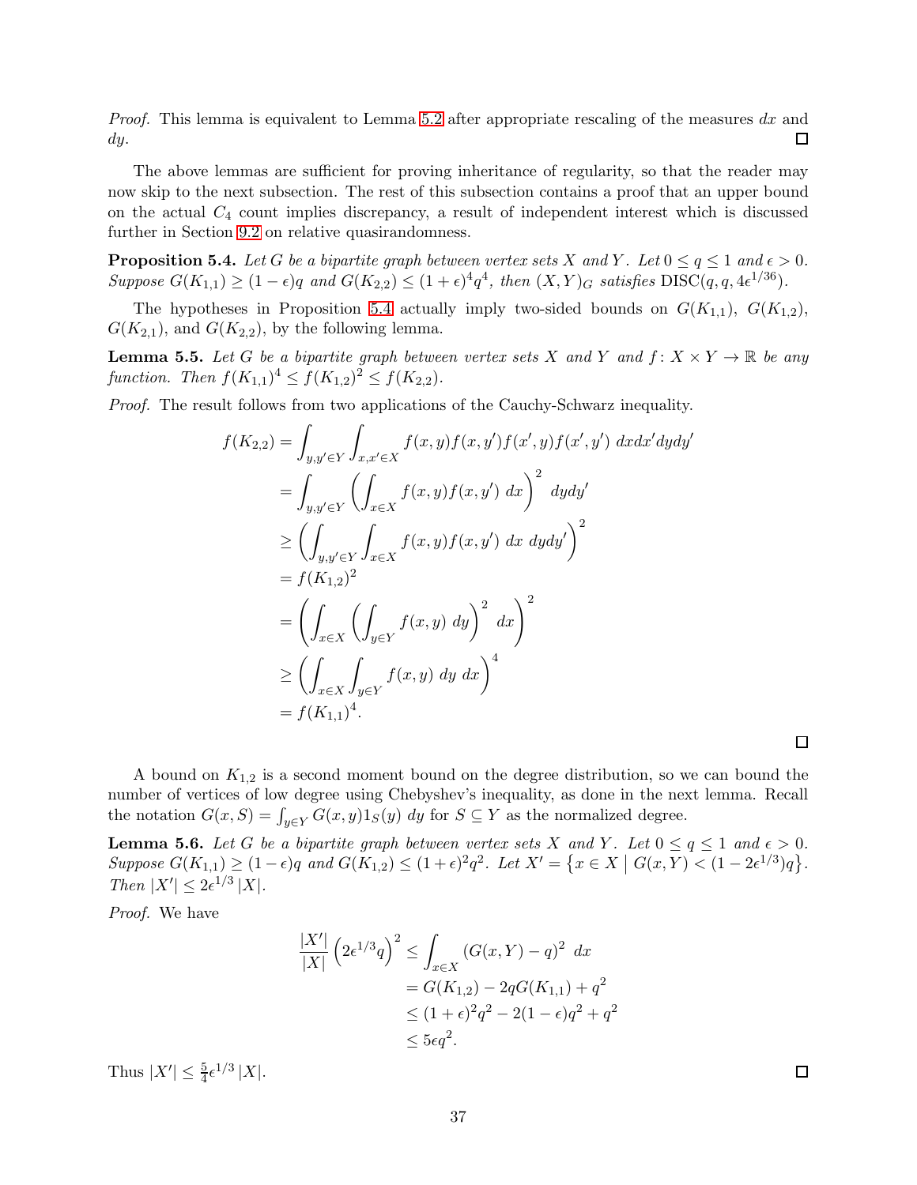*Proof.* This lemma is equivalent to Lemma 5.2 after appropriate rescaling of the measures $dx$ and $dy$. □

The above lemmas are sufficient for proving inheritance of regularity, so that the reader may now skip to the next subsection. The rest of this subsection contains a proof that an upper bound on the actual $C_4$ count implies discrepancy, a result of independent interest which is discussed further in Section 9.2 on relative quasirandomness.

**Proposition 5.4.** *Let $G$ be a bipartite graph between vertex sets $X$ and $Y$. Let $0 \le q \le 1$ and $\epsilon > 0$. Suppose $G(K_{1,1}) \ge (1-\epsilon)q$ and $G(K_{2,2}) \le (1+\epsilon)^4 q^4$, then $(X,Y)_G$ satisfies $\mathrm{DISC}(q, q, 4\epsilon^{1/36})$.*

The hypotheses in Proposition 5.4 actually imply two-sided bounds on $G(K_{1,1})$, $G(K_{1,2})$, $G(K_{2,1})$, and $G(K_{2,2})$, by the following lemma.

**Lemma 5.5.** *Let $G$ be a bipartite graph between vertex sets $X$ and $Y$ and $f \colon X \times Y \to \mathbb{R}$ be any function. Then $f(K_{1,1})^4 \le f(K_{1,2})^2 \le f(K_{2,2})$.*

*Proof.* The result follows from two applications of the Cauchy-Schwarz inequality.

$$
\begin{aligned}
f(K_{2,2}) &= \int_{y,y' \in Y} \int_{x,x' \in X} f(x,y) f(x,y') f(x',y) f(x',y') \; dx dx' dy dy' \\
&= \int_{y,y' \in Y} \left( \int_{x \in X} f(x,y) f(x,y') \; dx \right)^2 \; dy dy' \\
&\ge \left( \int_{y,y' \in Y} \int_{x \in X} f(x,y) f(x,y') \; dx \; dy dy' \right)^2 \\
&= f(K_{1,2})^2 \\
&= \left( \int_{x \in X} \left( \int_{y \in Y} f(x,y) \; dy \right)^2 \; dx \right)^2 \\
&\ge \left( \int_{x \in X} \int_{y \in Y} f(x,y) \; dy \; dx \right)^4 \\
&= f(K_{1,1})^4.
\end{aligned}
$$

□

A bound on $K_{1,2}$ is a second moment bound on the degree distribution, so we can bound the number of vertices of low degree using Chebyshev's inequality, as done in the next lemma. Recall the notation $G(x,S) = \int_{y \in Y} G(x,y) 1_S(y) \; dy$ for $S \subseteq Y$ as the normalized degree.

**Lemma 5.6.** *Let $G$ be a bipartite graph between vertex sets $X$ and $Y$. Let $0 \le q \le 1$ and $\epsilon > 0$. Suppose $G(K_{1,1}) \ge (1-\epsilon)q$ and $G(K_{1,2}) \le (1+\epsilon)^2 q^2$. Let $X' = \{x \in X \mid G(x,Y) < (1 - 2\epsilon^{1/3})q\}$. Then $|X'| \le 2\epsilon^{1/3}|X|$.*

*Proof.* We have

$$
\begin{aligned}
\frac{|X'|}{|X|} \left(2\epsilon^{1/3} q\right)^2 &\le \int_{x \in X} \left(G(x,Y) - q\right)^2 \; dx \\
&= G(K_{1,2}) - 2qG(K_{1,1}) + q^2 \\
&\le (1+\epsilon)^2 q^2 - 2(1-\epsilon)q^2 + q^2 \\
&\le 5\epsilon q^2.
\end{aligned}
$$

Thus $|X'| \le \frac{5}{4}\epsilon^{1/3}|X|$. □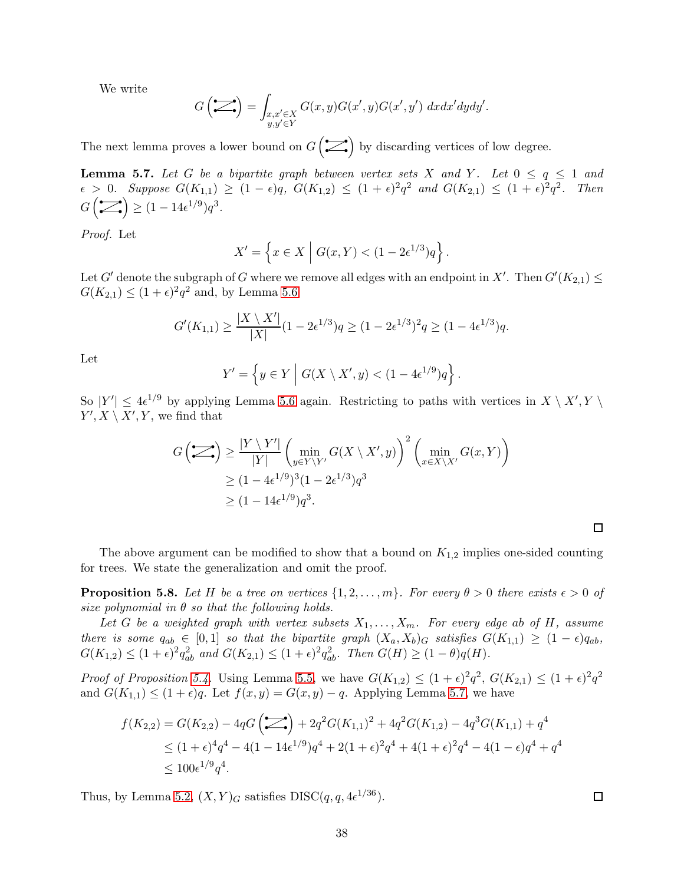We write

$$G\left(\mathrm{Z}\right) = \int_{\substack{x,x' \in X \\ y,y' \in Y}} G(x,y)G(x',y)G(x',y')\ dxdx'dydy'.$$

The next lemma proves a lower bound on $G\left(\mathrm{Z}\right)$ by discarding vertices of low degree.

**Lemma 5.7.** *Let $G$ be a bipartite graph between vertex sets $X$ and $Y$. Let $0 \le q \le 1$ and $\epsilon > 0$. Suppose $G(K_{1,1}) \ge (1-\epsilon)q$, $G(K_{1,2}) \le (1+\epsilon)^2 q^2$ and $G(K_{2,1}) \le (1+\epsilon)^2 q^2$. Then $G\left(\mathrm{Z}\right) \ge (1-14\epsilon^{1/9})q^3$.*

*Proof.* Let

$$X' = \left\{ x \in X \;\middle|\; G(x,Y) < (1-2\epsilon^{1/3})q \right\}.$$

Let $G'$ denote the subgraph of $G$ where we remove all edges with an endpoint in $X'$. Then $G'(K_{2,1}) \le G(K_{2,1}) \le (1+\epsilon)^2 q^2$ and, by Lemma 5.6

$$G'(K_{1,1}) \ge \frac{|X \setminus X'|}{|X|}(1-2\epsilon^{1/3})q \ge (1-2\epsilon^{1/3})^2 q \ge (1-4\epsilon^{1/3})q.$$

Let

$$Y' = \left\{ y \in Y \;\middle|\; G(X \setminus X', y) < (1-4\epsilon^{1/9})q \right\}.$$

So $|Y'| \le 4\epsilon^{1/9}$ by applying Lemma 5.6 again. Restricting to paths with vertices in $X \setminus X', Y \setminus Y', X \setminus X', Y$, we find that

$$\begin{aligned}
G\left(\mathrm{Z}\right) &\ge \frac{|Y \setminus Y'|}{|Y|}\left(\min_{y \in Y \setminus Y'} G(X \setminus X', y)\right)^2 \left(\min_{x \in X \setminus X'} G(x,Y)\right) \\
&\ge (1-4\epsilon^{1/9})^3(1-2\epsilon^{1/3})q^3 \\
&\ge (1-14\epsilon^{1/9})q^3.
\end{aligned}$$

□

The above argument can be modified to show that a bound on $K_{1,2}$ implies one-sided counting for trees. We state the generalization and omit the proof.

**Proposition 5.8.** *Let $H$ be a tree on vertices $\{1,2,\ldots,m\}$. For every $\theta > 0$ there exists $\epsilon > 0$ of size polynomial in $\theta$ so that the following holds.*

*Let $G$ be a weighted graph with vertex subsets $X_1,\ldots,X_m$. For every edge $ab$ of $H$, assume there is some $q_{ab} \in [0,1]$ so that the bipartite graph $(X_a,X_b)_G$ satisfies $G(K_{1,1}) \ge (1-\epsilon)q_{ab}$, $G(K_{1,2}) \le (1+\epsilon)^2 q_{ab}^2$ and $G(K_{2,1}) \le (1+\epsilon)^2 q_{ab}^2$. Then $G(H) \ge (1-\theta)q(H)$.*

*Proof of Proposition 5.4.* Using Lemma 5.5, we have $G(K_{1,2}) \le (1+\epsilon)^2 q^2$, $G(K_{2,1}) \le (1+\epsilon)^2 q^2$ and $G(K_{1,1}) \le (1+\epsilon)q$. Let $f(x,y) = G(x,y) - q$. Applying Lemma 5.7, we have

$$\begin{aligned}
f(K_{2,2}) &= G(K_{2,2}) - 4qG\left(\mathrm{Z}\right) + 2q^2 G(K_{1,1})^2 + 4q^2 G(K_{1,2}) - 4q^3 G(K_{1,1}) + q^4 \\
&\le (1+\epsilon)^4 q^4 - 4(1-14\epsilon^{1/9})q^4 + 2(1+\epsilon)^2 q^4 + 4(1+\epsilon)^2 q^4 - 4(1-\epsilon)q^4 + q^4 \\
&\le 100\epsilon^{1/9} q^4.
\end{aligned}$$

Thus, by Lemma 5.2, $(X,Y)_G$ satisfies $\mathrm{DISC}(q,q,4\epsilon^{1/36})$. □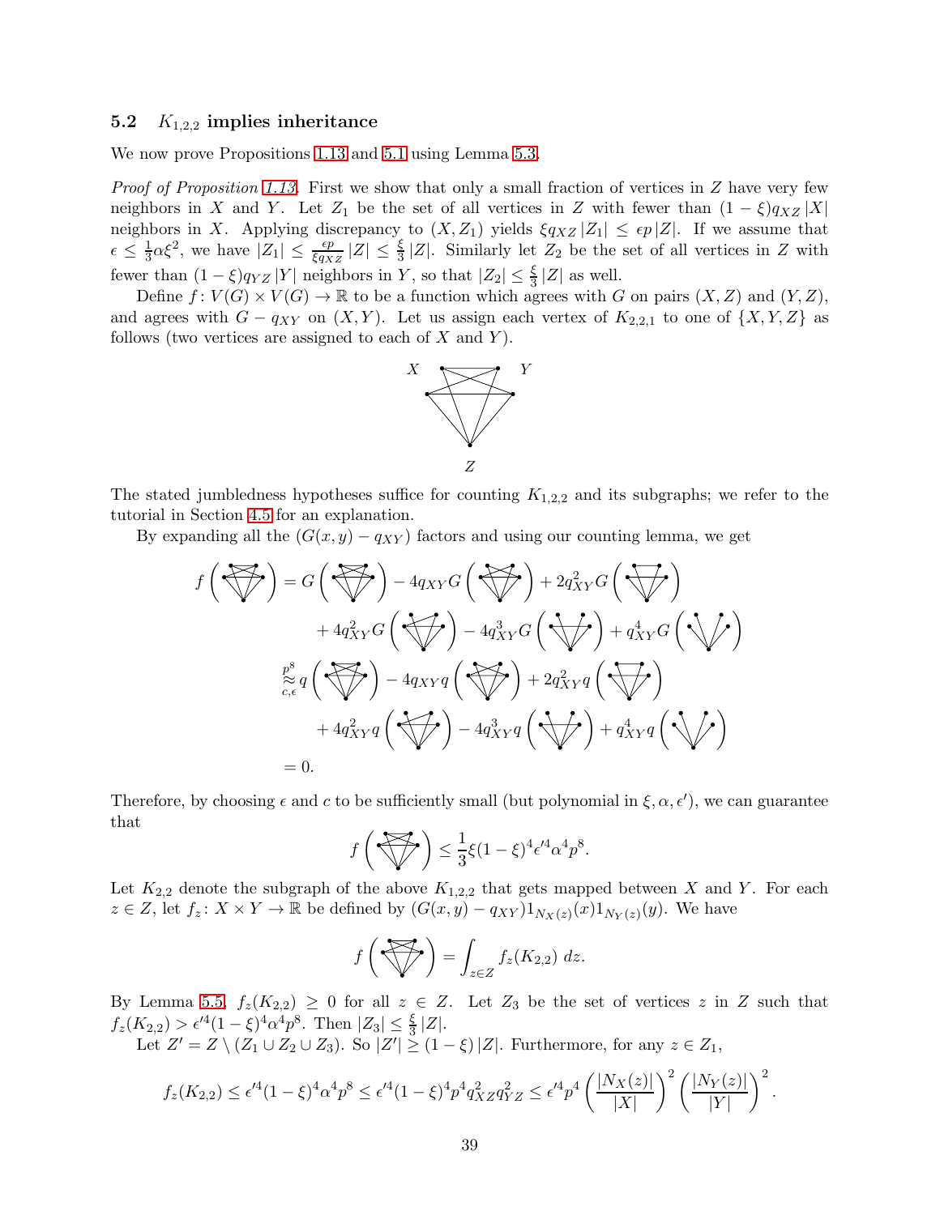### 5.2 $K_{1,2,2}$ implies inheritance

We now prove Propositions 1.13 and 5.1 using Lemma 5.3.

*Proof of Proposition 1.13.* First we show that only a small fraction of vertices in $Z$ have very few neighbors in $X$ and $Y$. Let $Z_1$ be the set of all vertices in $Z$ with fewer than $(1-\xi)q_{XZ}|X|$ neighbors in $X$. Applying discrepancy to $(X, Z_1)$ yields $\xi q_{XZ}|Z_1| \le \epsilon p|Z|$. If we assume that $\epsilon \le \frac{1}{3}\alpha\xi^2$, we have $|Z_1| \le \frac{\epsilon p}{\xi q_{XZ}}|Z| \le \frac{\xi}{3}|Z|$. Similarly let $Z_2$ be the set of all vertices in $Z$ with fewer than $(1-\xi)q_{YZ}|Y|$ neighbors in $Y$, so that $|Z_2| \le \frac{\xi}{3}|Z|$ as well.

Define $f \colon V(G) \times V(G) \to \mathbb{R}$ to be a function which agrees with $G$ on pairs $(X, Z)$ and $(Y, Z)$, and agrees with $G - q_{XY}$ on $(X, Y)$. Let us assign each vertex of $K_{2,2,1}$ to one of $\{X, Y, Z\}$ as follows (two vertices are assigned to each of $X$ and $Y$).

The stated jumbledness hypotheses suffice for counting $K_{1,2,2}$ and its subgraphs; we refer to the tutorial in Section 4.5 for an explanation.

By expanding all the $(G(x,y) - q_{XY})$ factors and using our counting lemma, we get

$$
\begin{aligned}
f\left(K_{1,2,2}\right) &= G\left(K_{1,2,2}\right) - 4q_{XY}G\left(\cdot\right) + 2q_{XY}^2 G\left(\cdot\right) \\
&\quad + 4q_{XY}^2 G\left(\cdot\right) - 4q_{XY}^3 G\left(\cdot\right) + q_{XY}^4 G\left(\cdot\right) \\
&\overset{p^8}{\underset{c,\epsilon}{\approx}} q\left(K_{1,2,2}\right) - 4q_{XY}q\left(\cdot\right) + 2q_{XY}^2 q\left(\cdot\right) \\
&\quad + 4q_{XY}^2 q\left(\cdot\right) - 4q_{XY}^3 q\left(\cdot\right) + q_{XY}^4 q\left(\cdot\right) \\
&= 0.
\end{aligned}
$$

Therefore, by choosing $\epsilon$ and $c$ to be sufficiently small (but polynomial in $\xi, \alpha, \epsilon'$), we can guarantee that

$$
f\left(K_{1,2,2}\right) \le \frac{1}{3}\xi(1-\xi)^4\epsilon'^4\alpha^4 p^8.
$$

Let $K_{2,2}$ denote the subgraph of the above $K_{1,2,2}$ that gets mapped between $X$ and $Y$. For each $z \in Z$, let $f_z \colon X \times Y \to \mathbb{R}$ be defined by $(G(x,y) - q_{XY})1_{N_X(z)}(x)1_{N_Y(z)}(y)$. We have

$$
f\left(K_{1,2,2}\right) = \int_{z \in Z} f_z(K_{2,2})\, dz.
$$

By Lemma 5.5, $f_z(K_{2,2}) \ge 0$ for all $z \in Z$. Let $Z_3$ be the set of vertices $z$ in $Z$ such that $f_z(K_{2,2}) > \epsilon'^4(1-\xi)^4\alpha^4 p^8$. Then $|Z_3| \le \frac{\xi}{3}|Z|$.

Let $Z' = Z \setminus (Z_1 \cup Z_2 \cup Z_3)$. So $|Z'| \ge (1-\xi)|Z|$. Furthermore, for any $z \in Z_1$,

$$
f_z(K_{2,2}) \le \epsilon'^4(1-\xi)^4\alpha^4 p^8 \le \epsilon'^4(1-\xi)^4 p^4 q_{XZ}^2 q_{YZ}^2 \le \epsilon'^4 p^4 \left(\frac{|N_X(z)|}{|X|}\right)^2 \left(\frac{|N_Y(z)|}{|Y|}\right)^2.
$$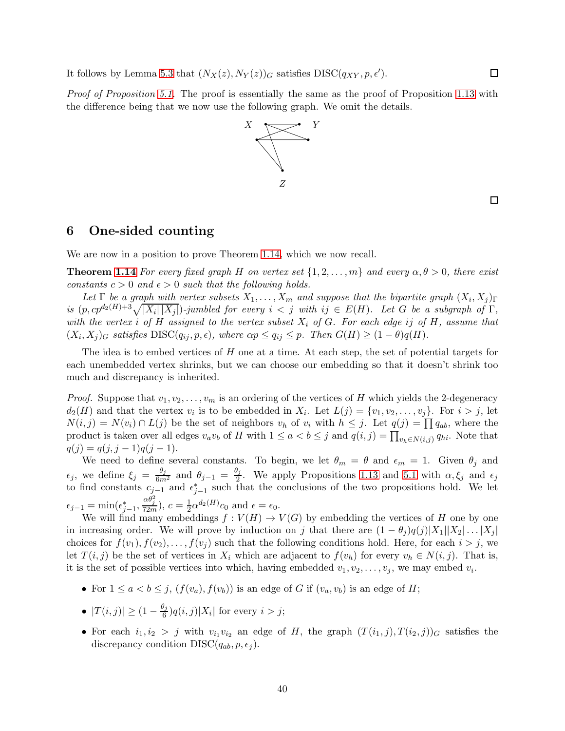It follows by Lemma 5.3 that $(N_X(z), N_Y(z))_G$ satisfies DISC$(q_{XY}, p, \epsilon')$. □

*Proof of Proposition 5.1.* The proof is essentially the same as the proof of Proposition 1.13 with the difference being that we now use the following graph. We omit the details.

□

## 6 One-sided counting

We are now in a position to prove Theorem 1.14, which we now recall.

**Theorem 1.14** *For every fixed graph $H$ on vertex set $\{1, 2, \ldots, m\}$ and every $\alpha, \theta > 0$, there exist constants $c > 0$ and $\epsilon > 0$ such that the following holds.*

*Let $\Gamma$ be a graph with vertex subsets $X_1, \ldots, X_m$ and suppose that the bipartite graph $(X_i, X_j)_\Gamma$ is $(p, cp^{d_2(H)+3}\sqrt{|X_i||X_j|})$-jumbled for every $i < j$ with $ij \in E(H)$. Let $G$ be a subgraph of $\Gamma$, with the vertex $i$ of $H$ assigned to the vertex subset $X_i$ of $G$. For each edge $ij$ of $H$, assume that $(X_i, X_j)_G$ satisfies DISC$(q_{ij}, p, \epsilon)$, where $\alpha p \le q_{ij} \le p$. Then $G(H) \ge (1 - \theta)q(H)$.*

The idea is to embed vertices of $H$ one at a time. At each step, the set of potential targets for each unembedded vertex shrinks, but we can choose our embedding so that it doesn't shrink too much and discrepancy is inherited.

*Proof.* Suppose that $v_1, v_2, \ldots, v_m$ is an ordering of the vertices of $H$ which yields the 2-degeneracy $d_2(H)$ and that the vertex $v_i$ is to be embedded in $X_i$. Let $L(j) = \{v_1, v_2, \ldots, v_j\}$. For $i > j$, let $N(i, j) = N(v_i) \cap L(j)$ be the set of neighbors $v_h$ of $v_i$ with $h \le j$. Let $q(j) = \prod q_{ab}$, where the product is taken over all edges $v_a v_b$ of $H$ with $1 \le a < b \le j$ and $q(i, j) = \prod_{v_h \in N(i,j)} q_{hi}$. Note that $q(j) = q(j, j-1)q(j-1)$.

We need to define several constants. To begin, we let $\theta_m = \theta$ and $\epsilon_m = 1$. Given $\theta_j$ and $\epsilon_j$, we define $\xi_j = \frac{\theta_j}{6m^2}$ and $\theta_{j-1} = \frac{\theta_j}{2}$. We apply Propositions 1.13 and 5.1 with $\alpha, \xi_j$ and $\epsilon_j$ to find constants $c_{j-1}$ and $\epsilon^*_{j-1}$ such that the conclusions of the two propositions hold. We let $\epsilon_{j-1} = \min(\epsilon^*_{j-1}, \frac{\alpha\theta_j^2}{72m})$, $c = \frac{1}{2}\alpha^{d_2(H)}c_0$ and $\epsilon = \epsilon_0$.

We will find many embeddings $f : V(H) \to V(G)$ by embedding the vertices of $H$ one by one in increasing order. We will prove by induction on $j$ that there are $(1 - \theta_j)q(j)|X_1||X_2| \ldots |X_j|$ choices for $f(v_1), f(v_2), \ldots, f(v_j)$ such that the following conditions hold. Here, for each $i > j$, we let $T(i, j)$ be the set of vertices in $X_i$ which are adjacent to $f(v_h)$ for every $v_h \in N(i, j)$. That is, it is the set of possible vertices into which, having embedded $v_1, v_2, \ldots, v_j$, we may embed $v_i$.

- For $1 \le a < b \le j$, $(f(v_a), f(v_b))$ is an edge of $G$ if $(v_a, v_b)$ is an edge of $H$;
- $|T(i, j)| \ge (1 - \frac{\theta_j}{6})q(i, j)|X_i|$ for every $i > j$;
- For each $i_1, i_2 > j$ with $v_{i_1}v_{i_2}$ an edge of $H$, the graph $(T(i_1, j), T(i_2, j))_G$ satisfies the discrepancy condition DISC$(q_{ab}, p, \epsilon_j)$.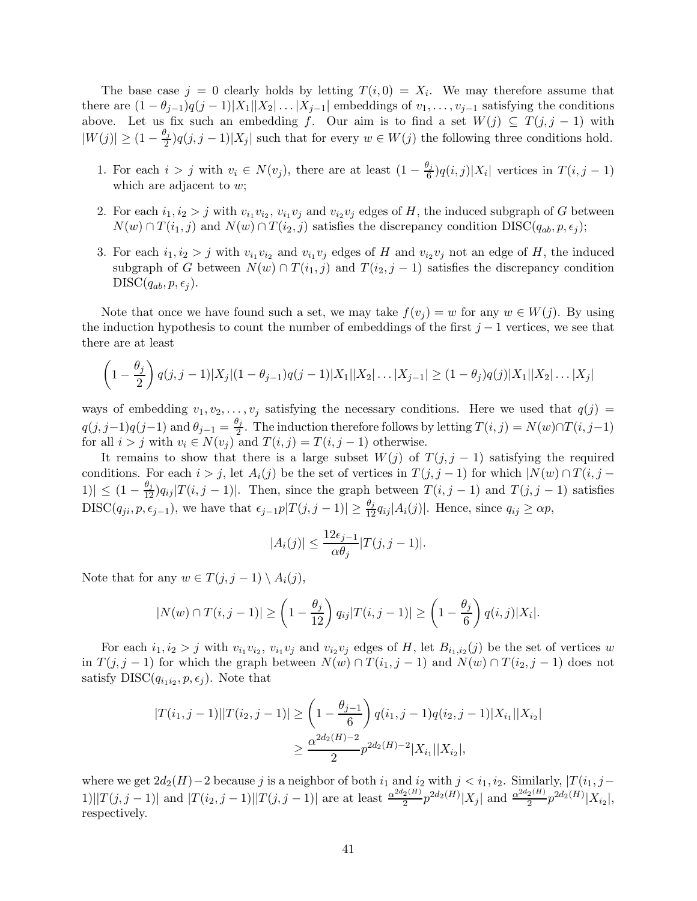The base case $j = 0$ clearly holds by letting $T(i, 0) = X_i$. We may therefore assume that there are $(1 - \theta_{j-1})q(j-1)|X_1||X_2|\dots|X_{j-1}|$ embeddings of $v_1, \dots, v_{j-1}$ satisfying the conditions above. Let us fix such an embedding $f$. Our aim is to find a set $W(j) \subseteq T(j, j-1)$ with $|W(j)| \geq (1 - \frac{\theta_j}{2})q(j, j-1)|X_j|$ such that for every $w \in W(j)$ the following three conditions hold.

1. For each $i > j$ with $v_i \in N(v_j)$, there are at least $(1 - \frac{\theta_j}{6})q(i, j)|X_i|$ vertices in $T(i, j-1)$ which are adjacent to $w$;
2. For each $i_1, i_2 > j$ with $v_{i_1}v_{i_2}$, $v_{i_1}v_j$ and $v_{i_2}v_j$ edges of $H$, the induced subgraph of $G$ between $N(w) \cap T(i_1, j)$ and $N(w) \cap T(i_2, j)$ satisfies the discrepancy condition $\mathrm{DISC}(q_{ab}, p, \epsilon_j)$;
3. For each $i_1, i_2 > j$ with $v_{i_1}v_{i_2}$ and $v_{i_1}v_j$ edges of $H$ and $v_{i_2}v_j$ not an edge of $H$, the induced subgraph of $G$ between $N(w) \cap T(i_1, j)$ and $T(i_2, j-1)$ satisfies the discrepancy condition $\mathrm{DISC}(q_{ab}, p, \epsilon_j)$.

Note that once we have found such a set, we may take $f(v_j) = w$ for any $w \in W(j)$. By using the induction hypothesis to count the number of embeddings of the first $j - 1$ vertices, we see that there are at least

$$\left(1 - \frac{\theta_j}{2}\right) q(j, j-1)|X_j|(1 - \theta_{j-1})q(j-1)|X_1||X_2|\dots|X_{j-1}| \geq (1 - \theta_j)q(j)|X_1||X_2|\dots|X_j|$$

ways of embedding $v_1, v_2, \dots, v_j$ satisfying the necessary conditions. Here we used that $q(j) = q(j, j-1)q(j-1)$ and $\theta_{j-1} = \frac{\theta_j}{2}$. The induction therefore follows by letting $T(i, j) = N(w) \cap T(i, j-1)$ for all $i > j$ with $v_i \in N(v_j)$ and $T(i, j) = T(i, j-1)$ otherwise.

It remains to show that there is a large subset $W(j)$ of $T(j, j-1)$ satisfying the required conditions. For each $i > j$, let $A_i(j)$ be the set of vertices in $T(j, j-1)$ for which $|N(w) \cap T(i, j-1)| \leq (1 - \frac{\theta_j}{12})q_{ij}|T(i, j-1)|$. Then, since the graph between $T(i, j-1)$ and $T(j, j-1)$ satisfies $\mathrm{DISC}(q_{ji}, p, \epsilon_{j-1})$, we have that $\epsilon_{j-1}p|T(j, j-1)| \geq \frac{\theta_j}{12}q_{ij}|A_i(j)|$. Hence, since $q_{ij} \geq \alpha p$,

$$|A_i(j)| \leq \frac{12\epsilon_{j-1}}{\alpha\theta_j}|T(j, j-1)|.$$

Note that for any $w \in T(j, j-1) \setminus A_i(j)$,

$$|N(w) \cap T(i, j-1)| \geq \left(1 - \frac{\theta_j}{12}\right) q_{ij}|T(i, j-1)| \geq \left(1 - \frac{\theta_j}{6}\right) q(i, j)|X_i|.$$

For each $i_1, i_2 > j$ with $v_{i_1}v_{i_2}$, $v_{i_1}v_j$ and $v_{i_2}v_j$ edges of $H$, let $B_{i_1,i_2}(j)$ be the set of vertices $w$ in $T(j, j-1)$ for which the graph between $N(w) \cap T(i_1, j-1)$ and $N(w) \cap T(i_2, j-1)$ does not satisfy $\mathrm{DISC}(q_{i_1i_2}, p, \epsilon_j)$. Note that

$$\begin{aligned}
|T(i_1, j-1)||T(i_2, j-1)| &\geq \left(1 - \frac{\theta_{j-1}}{6}\right) q(i_1, j-1)q(i_2, j-1)|X_{i_1}||X_{i_2}| \\
&\geq \frac{\alpha^{2d_2(H)-2}}{2} p^{2d_2(H)-2}|X_{i_1}||X_{i_2}|,
\end{aligned}$$

where we get $2d_2(H) - 2$ because $j$ is a neighbor of both $i_1$ and $i_2$ with $j < i_1, i_2$. Similarly, $|T(i_1, j-1)||T(j, j-1)|$ and $|T(i_2, j-1)||T(j, j-1)|$ are at least $\frac{\alpha^{2d_2(H)}}{2}p^{2d_2(H)}|X_j|$ and $\frac{\alpha^{2d_2(H)}}{2}p^{2d_2(H)}|X_{i_2}|$, respectively.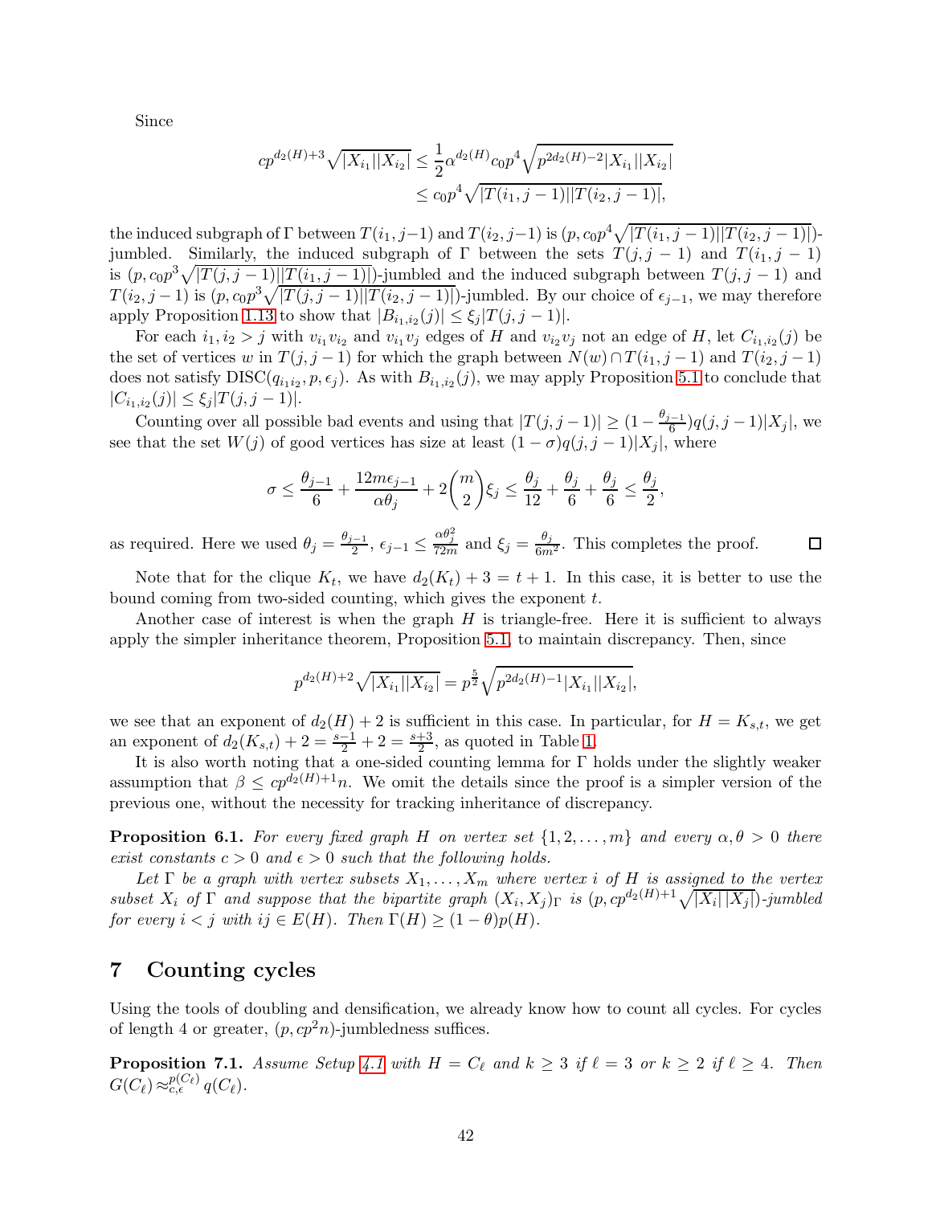Since

$$cp^{d_2(H)+3}\sqrt{|X_{i_1}||X_{i_2}|} \le \frac{1}{2}\alpha^{d_2(H)}c_0p^4\sqrt{p^{2d_2(H)-2}|X_{i_1}||X_{i_2}|}$$
$$\le c_0p^4\sqrt{|T(i_1,j-1)||T(i_2,j-1)|},$$

the induced subgraph of $\Gamma$ between $T(i_1,j-1)$ and $T(i_2,j-1)$ is $(p, c_0p^4\sqrt{|T(i_1,j-1)||T(i_2,j-1)|})$-jumbled. Similarly, the induced subgraph of $\Gamma$ between the sets $T(j,j-1)$ and $T(i_1,j-1)$ is $(p, c_0p^3\sqrt{|T(j,j-1)||T(i_1,j-1)|})$-jumbled and the induced subgraph between $T(j,j-1)$ and $T(i_2,j-1)$ is $(p, c_0p^3\sqrt{|T(j,j-1)||T(i_2,j-1)|})$-jumbled. By our choice of $\epsilon_{j-1}$, we may therefore apply Proposition 1.13 to show that $|B_{i_1,i_2}(j)| \le \xi_j|T(j,j-1)|$.

For each $i_1, i_2 > j$ with $v_{i_1}v_{i_2}$ and $v_{i_1}v_j$ edges of $H$ and $v_{i_2}v_j$ not an edge of $H$, let $C_{i_1,i_2}(j)$ be the set of vertices $w$ in $T(j,j-1)$ for which the graph between $N(w)\cap T(i_1,j-1)$ and $T(i_2,j-1)$ does not satisfy DISC$(q_{i_1i_2}, p, \epsilon_j)$. As with $B_{i_1,i_2}(j)$, we may apply Proposition 5.1 to conclude that $|C_{i_1,i_2}(j)| \le \xi_j|T(j,j-1)|$.

Counting over all possible bad events and using that $|T(j,j-1)| \ge (1-\frac{\theta_{j-1}}{6})q(j,j-1)|X_j|$, we see that the set $W(j)$ of good vertices has size at least $(1-\sigma)q(j,j-1)|X_j|$, where

$$\sigma \le \frac{\theta_{j-1}}{6} + \frac{12m\epsilon_{j-1}}{\alpha\theta_j} + 2\binom{m}{2}\xi_j \le \frac{\theta_j}{12} + \frac{\theta_j}{6} + \frac{\theta_j}{6} \le \frac{\theta_j}{2},$$

as required. Here we used $\theta_j = \frac{\theta_{j-1}}{2}$, $\epsilon_{j-1} \le \frac{\alpha\theta_j^2}{72m}$ and $\xi_j = \frac{\theta_j}{6m^2}$. This completes the proof. □

Note that for the clique $K_t$, we have $d_2(K_t)+3 = t+1$. In this case, it is better to use the bound coming from two-sided counting, which gives the exponent $t$.

Another case of interest is when the graph $H$ is triangle-free. Here it is sufficient to always apply the simpler inheritance theorem, Proposition 5.1, to maintain discrepancy. Then, since

$$p^{d_2(H)+2}\sqrt{|X_{i_1}||X_{i_2}|} = p^{\frac{5}{2}}\sqrt{p^{2d_2(H)-1}|X_{i_1}||X_{i_2}|},$$

we see that an exponent of $d_2(H)+2$ is sufficient in this case. In particular, for $H = K_{s,t}$, we get an exponent of $d_2(K_{s,t})+2 = \frac{s-1}{2}+2 = \frac{s+3}{2}$, as quoted in Table 1.

It is also worth noting that a one-sided counting lemma for $\Gamma$ holds under the slightly weaker assumption that $\beta \le cp^{d_2(H)+1}n$. We omit the details since the proof is a simpler version of the previous one, without the necessity for tracking inheritance of discrepancy.

**Proposition 6.1.** *For every fixed graph $H$ on vertex set $\{1,2,\ldots,m\}$ and every $\alpha, \theta > 0$ there exist constants $c > 0$ and $\epsilon > 0$ such that the following holds.*

*Let $\Gamma$ be a graph with vertex subsets $X_1,\ldots,X_m$ where vertex $i$ of $H$ is assigned to the vertex subset $X_i$ of $\Gamma$ and suppose that the bipartite graph $(X_i,X_j)_\Gamma$ is $(p, cp^{d_2(H)+1}\sqrt{|X_i|\,|X_j|})$-jumbled for every $i<j$ with $ij \in E(H)$. Then $\Gamma(H) \ge (1-\theta)p(H)$.*

# 7 Counting cycles

Using the tools of doubling and densification, we already know how to count all cycles. For cycles of length 4 or greater, $(p, cp^2n)$-jumbledness suffices.

**Proposition 7.1.** *Assume Setup 4.1 with $H = C_\ell$ and $k \ge 3$ if $\ell = 3$ or $k \ge 2$ if $\ell \ge 4$. Then $G(C_\ell) \approx_{c,\epsilon}^{p(C_\ell)} q(C_\ell)$.*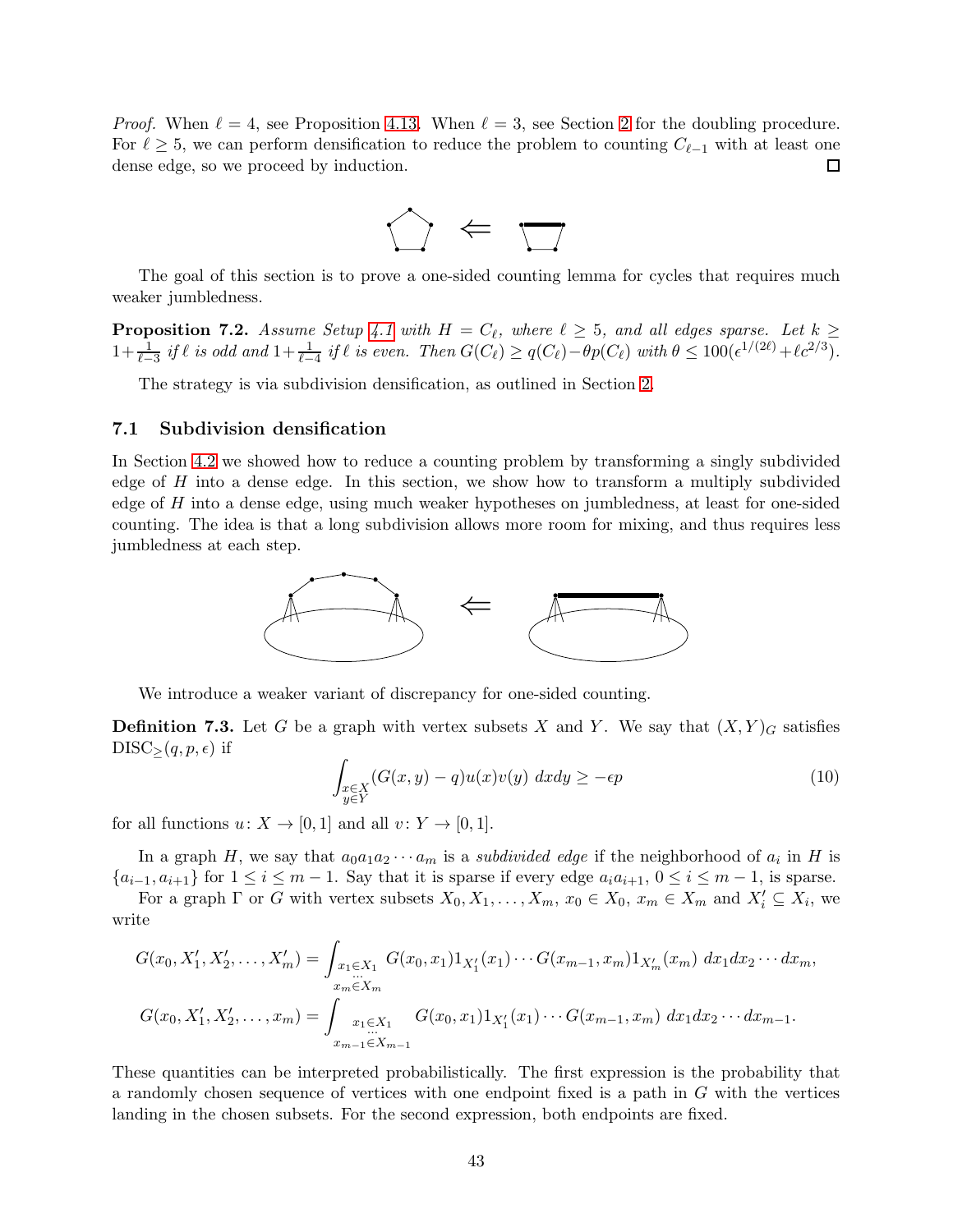*Proof.* When $\ell = 4$, see Proposition 4.13. When $\ell = 3$, see Section 2 for the doubling procedure. For $\ell \geq 5$, we can perform densification to reduce the problem to counting $C_{\ell-1}$ with at least one dense edge, so we proceed by induction. ☐

The goal of this section is to prove a one-sided counting lemma for cycles that requires much weaker jumbledness.

**Proposition 7.2.** *Assume Setup 4.1 with $H = C_\ell$, where $\ell \geq 5$, and all edges sparse. Let $k \geq 1 + \frac{1}{\ell-3}$ if $\ell$ is odd and $1 + \frac{1}{\ell-4}$ if $\ell$ is even. Then $G(C_\ell) \geq q(C_\ell) - \theta p(C_\ell)$ with $\theta \leq 100(\epsilon^{1/(2\ell)} + \ell c^{2/3})$.*

The strategy is via subdivision densification, as outlined in Section 2.

### 7.1 Subdivision densification

In Section 4.2 we showed how to reduce a counting problem by transforming a singly subdivided edge of $H$ into a dense edge. In this section, we show how to transform a multiply subdivided edge of $H$ into a dense edge, using much weaker hypotheses on jumbledness, at least for one-sided counting. The idea is that a long subdivision allows more room for mixing, and thus requires less jumbledness at each step.

We introduce a weaker variant of discrepancy for one-sided counting.

**Definition 7.3.** Let $G$ be a graph with vertex subsets $X$ and $Y$. We say that $(X, Y)_G$ satisfies $\mathrm{DISC}_{\geq}(q, p, \epsilon)$ if

$$\int_{\substack{x \in X \\ y \in Y}} (G(x,y) - q) u(x) v(y) \; dxdy \geq -\epsilon p \tag{10}$$

for all functions $u \colon X \to [0,1]$ and all $v \colon Y \to [0,1]$.

In a graph $H$, we say that $a_0 a_1 a_2 \cdots a_m$ is a *subdivided edge* if the neighborhood of $a_i$ in $H$ is $\{a_{i-1}, a_{i+1}\}$ for $1 \leq i \leq m-1$. Say that it is sparse if every edge $a_i a_{i+1}$, $0 \leq i \leq m-1$, is sparse.

For a graph $\Gamma$ or $G$ with vertex subsets $X_0, X_1, \ldots, X_m$, $x_0 \in X_0$, $x_m \in X_m$ and $X_i' \subseteq X_i$, we write

$$G(x_0, X_1', X_2', \ldots, X_m') = \int_{\substack{x_1 \in X_1 \\ \cdots \\ x_m \in X_m}} G(x_0, x_1) 1_{X_1'}(x_1) \cdots G(x_{m-1}, x_m) 1_{X_m'}(x_m) \; dx_1 dx_2 \cdots dx_m,$$

$$G(x_0, X_1', X_2', \ldots, x_m) = \int_{\substack{x_1 \in X_1 \\ \cdots \\ x_{m-1} \in X_{m-1}}} G(x_0, x_1) 1_{X_1'}(x_1) \cdots G(x_{m-1}, x_m) \; dx_1 dx_2 \cdots dx_{m-1}.$$

These quantities can be interpreted probabilistically. The first expression is the probability that a randomly chosen sequence of vertices with one endpoint fixed is a path in $G$ with the vertices landing in the chosen subsets. For the second expression, both endpoints are fixed.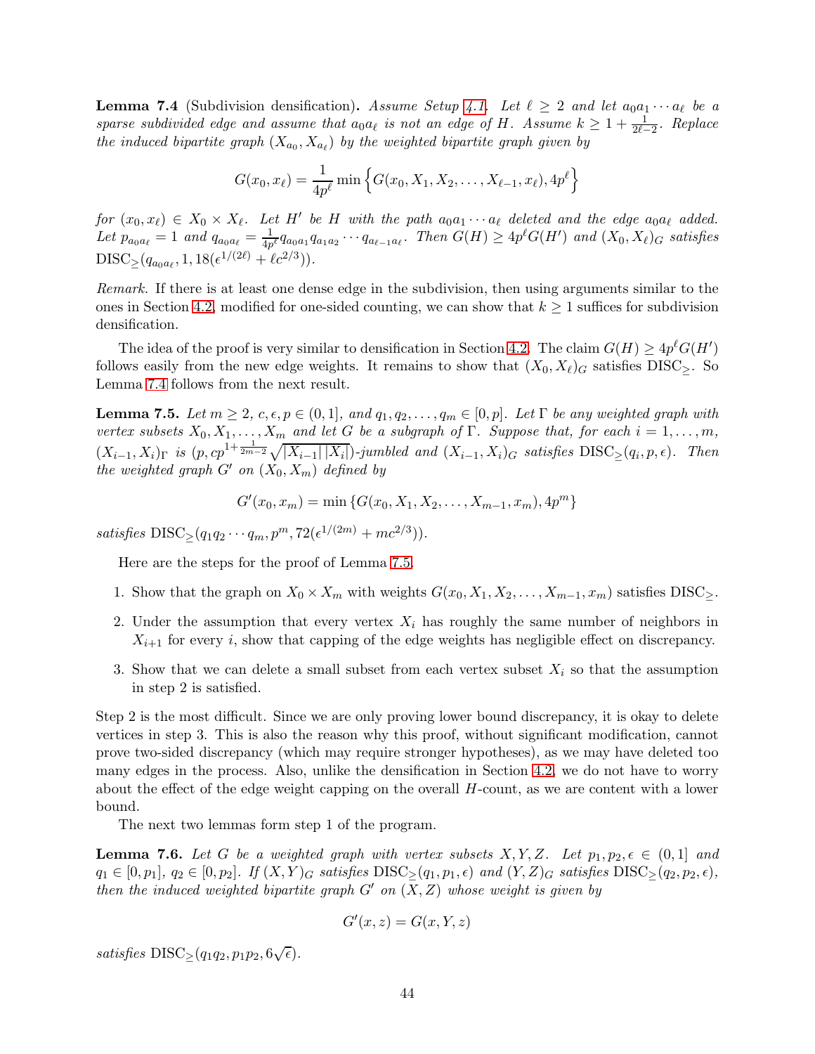**Lemma 7.4** (Subdivision densification)**.** *Assume Setup 4.1. Let $\ell \geq 2$ and let $a_0a_1\cdots a_\ell$ be a sparse subdivided edge and assume that $a_0a_\ell$ is not an edge of $H$. Assume $k \geq 1 + \frac{1}{2\ell-2}$. Replace the induced bipartite graph $(X_{a_0}, X_{a_\ell})$ by the weighted bipartite graph given by*

$$G(x_0, x_\ell) = \frac{1}{4p^\ell} \min\left\{G(x_0, X_1, X_2, \ldots, X_{\ell-1}, x_\ell), 4p^\ell\right\}$$

*for $(x_0, x_\ell) \in X_0 \times X_\ell$. Let $H'$ be $H$ with the path $a_0a_1\cdots a_\ell$ deleted and the edge $a_0a_\ell$ added. Let $p_{a_0a_\ell} = 1$ and $q_{a_0a_\ell} = \frac{1}{4p^\ell} q_{a_0a_1}q_{a_1a_2}\cdots q_{a_{\ell-1}a_\ell}$. Then $G(H) \geq 4p^\ell G(H')$ and $(X_0, X_\ell)_G$ satisfies $\mathrm{DISC}_{\geq}(q_{a_0a_\ell}, 1, 18(\epsilon^{1/(2\ell)} + \ell c^{2/3}))$.*

*Remark.* If there is at least one dense edge in the subdivision, then using arguments similar to the ones in Section 4.2, modified for one-sided counting, we can show that $k \geq 1$ suffices for subdivision densification.

The idea of the proof is very similar to densification in Section 4.2. The claim $G(H) \geq 4p^\ell G(H')$ follows easily from the new edge weights. It remains to show that $(X_0, X_\ell)_G$ satisfies $\mathrm{DISC}_{\geq}$. So Lemma 7.4 follows from the next result.

**Lemma 7.5.** *Let $m \geq 2$, $c, \epsilon, p \in (0, 1]$, and $q_1, q_2, \ldots, q_m \in [0, p]$. Let $\Gamma$ be any weighted graph with vertex subsets $X_0, X_1, \ldots, X_m$ and let $G$ be a subgraph of $\Gamma$. Suppose that, for each $i = 1, \ldots, m$, $(X_{i-1}, X_i)_\Gamma$ is $(p, cp^{1+\frac{1}{2m-2}}\sqrt{|X_{i-1}||X_i|})$-jumbled and $(X_{i-1}, X_i)_G$ satisfies $\mathrm{DISC}_{\geq}(q_i, p, \epsilon)$. Then the weighted graph $G'$ on $(X_0, X_m)$ defined by*

$$G'(x_0, x_m) = \min\{G(x_0, X_1, X_2, \ldots, X_{m-1}, x_m), 4p^m\}$$

*satisfies $\mathrm{DISC}_{\geq}(q_1q_2\cdots q_m, p^m, 72(\epsilon^{1/(2m)} + mc^{2/3}))$.*

Here are the steps for the proof of Lemma 7.5.

1. Show that the graph on $X_0 \times X_m$ with weights $G(x_0, X_1, X_2, \ldots, X_{m-1}, x_m)$ satisfies $\mathrm{DISC}_{\geq}$.
2. Under the assumption that every vertex $X_i$ has roughly the same number of neighbors in $X_{i+1}$ for every $i$, show that capping of the edge weights has negligible effect on discrepancy.
3. Show that we can delete a small subset from each vertex subset $X_i$ so that the assumption in step 2 is satisfied.

Step 2 is the most difficult. Since we are only proving lower bound discrepancy, it is okay to delete vertices in step 3. This is also the reason why this proof, without significant modification, cannot prove two-sided discrepancy (which may require stronger hypotheses), as we may have deleted too many edges in the process. Also, unlike the densification in Section 4.2, we do not have to worry about the effect of the edge weight capping on the overall $H$-count, as we are content with a lower bound.

The next two lemmas form step 1 of the program.

**Lemma 7.6.** *Let $G$ be a weighted graph with vertex subsets $X, Y, Z$. Let $p_1, p_2, \epsilon \in (0, 1]$ and $q_1 \in [0, p_1]$, $q_2 \in [0, p_2]$. If $(X, Y)_G$ satisfies $\mathrm{DISC}_{\geq}(q_1, p_1, \epsilon)$ and $(Y, Z)_G$ satisfies $\mathrm{DISC}_{\geq}(q_2, p_2, \epsilon)$, then the induced weighted bipartite graph $G'$ on $(X, Z)$ whose weight is given by*

$$G'(x, z) = G(x, Y, z)$$

*satisfies $\mathrm{DISC}_{\geq}(q_1q_2, p_1p_2, 6\sqrt{\epsilon})$.*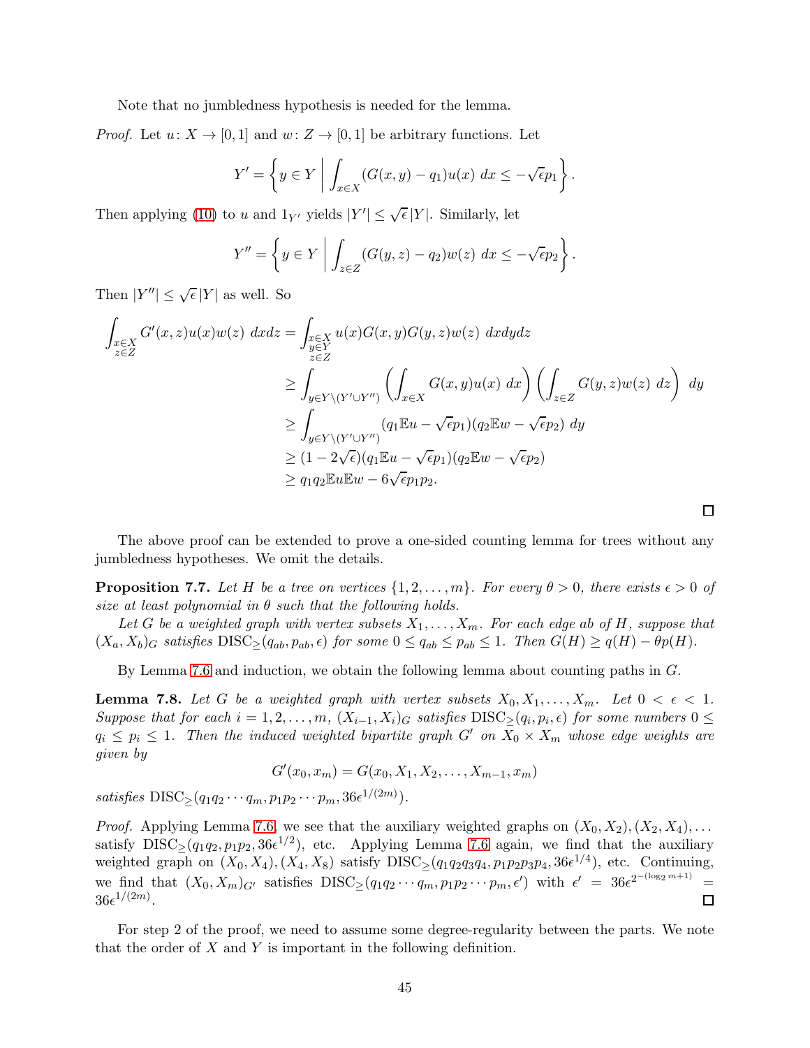Note that no jumbledness hypothesis is needed for the lemma.

*Proof.* Let $u \colon X \to [0,1]$ and $w \colon Z \to [0,1]$ be arbitrary functions. Let

$$Y' = \left\{ y \in Y \;\middle|\; \int_{x \in X} (G(x,y) - q_1)u(x)\ dx \le -\sqrt{\epsilon} p_1 \right\}.$$

Then applying (10) to $u$ and $1_{Y'}$ yields $|Y'| \le \sqrt{\epsilon}\,|Y|$. Similarly, let

$$Y'' = \left\{ y \in Y \;\middle|\; \int_{z \in Z} (G(y,z) - q_2)w(z)\ dx \le -\sqrt{\epsilon} p_2 \right\}.$$

Then $|Y''| \le \sqrt{\epsilon}\,|Y|$ as well. So

$$\begin{aligned}
\int_{\substack{x \in X \\ z \in Z}} G'(x,z)u(x)w(z)\ dxdz &= \int_{\substack{x \in X \\ y \in Y \\ z \in Z}} u(x)G(x,y)G(y,z)w(z)\ dxdydz \\
&\ge \int_{y \in Y \setminus (Y' \cup Y'')} \left( \int_{x \in X} G(x,y)u(x)\ dx \right) \left( \int_{z \in Z} G(y,z)w(z)\ dz \right)\ dy \\
&\ge \int_{y \in Y \setminus (Y' \cup Y'')} (q_1 \mathbb{E}u - \sqrt{\epsilon}p_1)(q_2 \mathbb{E}w - \sqrt{\epsilon}p_2)\ dy \\
&\ge (1 - 2\sqrt{\epsilon})(q_1 \mathbb{E}u - \sqrt{\epsilon}p_1)(q_2 \mathbb{E}w - \sqrt{\epsilon}p_2) \\
&\ge q_1 q_2 \mathbb{E}u \mathbb{E}w - 6\sqrt{\epsilon}p_1 p_2.
\end{aligned}$$

∎

The above proof can be extended to prove a one-sided counting lemma for trees without any jumbledness hypotheses. We omit the details.

**Proposition 7.7.** *Let $H$ be a tree on vertices $\{1, 2, \dots, m\}$. For every $\theta > 0$, there exists $\epsilon > 0$ of size at least polynomial in $\theta$ such that the following holds.*

*Let $G$ be a weighted graph with vertex subsets $X_1, \dots, X_m$. For each edge $ab$ of $H$, suppose that $(X_a, X_b)_G$ satisfies $\mathrm{DISC}_{\ge}(q_{ab}, p_{ab}, \epsilon)$ for some $0 \le q_{ab} \le p_{ab} \le 1$. Then $G(H) \ge q(H) - \theta p(H)$.*

By Lemma 7.6 and induction, we obtain the following lemma about counting paths in $G$.

**Lemma 7.8.** *Let $G$ be a weighted graph with vertex subsets $X_0, X_1, \dots, X_m$. Let $0 < \epsilon < 1$. Suppose that for each $i = 1, 2, \dots, m$, $(X_{i-1}, X_i)_G$ satisfies $\mathrm{DISC}_{\ge}(q_i, p_i, \epsilon)$ for some numbers $0 \le q_i \le p_i \le 1$. Then the induced weighted bipartite graph $G'$ on $X_0 \times X_m$ whose edge weights are given by*

$$G'(x_0, x_m) = G(x_0, X_1, X_2, \dots, X_{m-1}, x_m)$$

*satisfies $\mathrm{DISC}_{\ge}(q_1 q_2 \cdots q_m, p_1 p_2 \cdots p_m, 36\epsilon^{1/(2m)})$.*

*Proof.* Applying Lemma 7.6, we see that the auxiliary weighted graphs on $(X_0, X_2), (X_2, X_4), \dots$ satisfy $\mathrm{DISC}_{\ge}(q_1 q_2, p_1 p_2, 36\epsilon^{1/2})$, etc. Applying Lemma 7.6 again, we find that the auxiliary weighted graph on $(X_0, X_4), (X_4, X_8)$ satisfy $\mathrm{DISC}_{\ge}(q_1 q_2 q_3 q_4, p_1 p_2 p_3 p_4, 36\epsilon^{1/4})$, etc. Continuing, we find that $(X_0, X_m)_{G'}$ satisfies $\mathrm{DISC}_{\ge}(q_1 q_2 \cdots q_m, p_1 p_2 \cdots p_m, \epsilon')$ with $\epsilon' = 36\epsilon^{2^{-(\log_2 m + 1)}} = 36\epsilon^{1/(2m)}$. ∎

For step 2 of the proof, we need to assume some degree-regularity between the parts. We note that the order of $X$ and $Y$ is important in the following definition.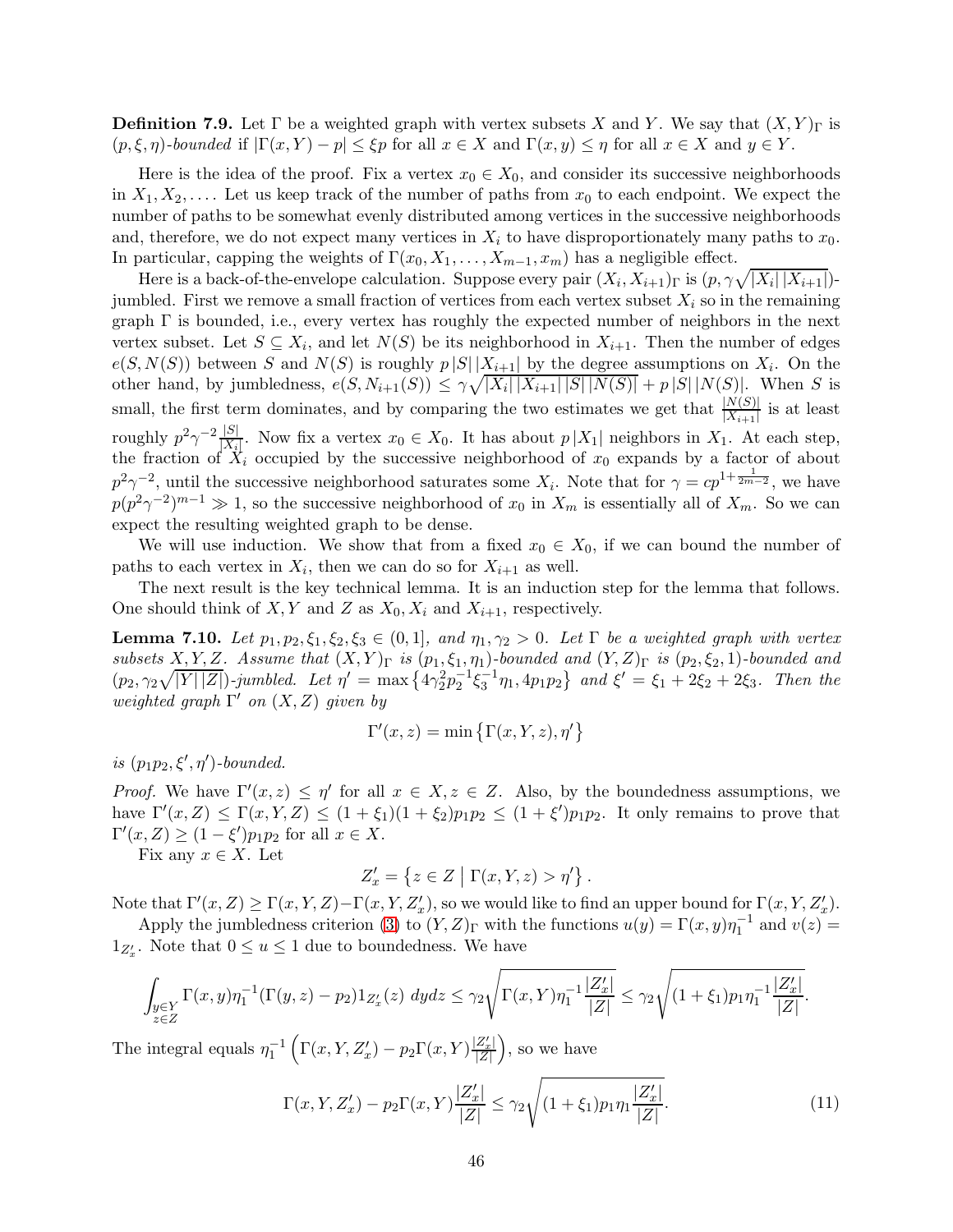**Definition 7.9.** Let $\Gamma$ be a weighted graph with vertex subsets $X$ and $Y$. We say that $(X,Y)_\Gamma$ is $(p,\xi,\eta)$-*bounded* if $|\Gamma(x,Y) - p| \le \xi p$ for all $x \in X$ and $\Gamma(x,y) \le \eta$ for all $x \in X$ and $y \in Y$.

Here is the idea of the proof. Fix a vertex $x_0 \in X_0$, and consider its successive neighborhoods in $X_1, X_2, \dots$. Let us keep track of the number of paths from $x_0$ to each endpoint. We expect the number of paths to be somewhat evenly distributed among vertices in the successive neighborhoods and, therefore, we do not expect many vertices in $X_i$ to have disproportionately many paths to $x_0$. In particular, capping the weights of $\Gamma(x_0, X_1, \dots, X_{m-1}, x_m)$ has a negligible effect.

Here is a back-of-the-envelope calculation. Suppose every pair $(X_i, X_{i+1})_\Gamma$ is $(p, \gamma\sqrt{|X_i|\,|X_{i+1}|})$-jumbled. First we remove a small fraction of vertices from each vertex subset $X_i$ so in the remaining graph $\Gamma$ is bounded, i.e., every vertex has roughly the expected number of neighbors in the next vertex subset. Let $S \subseteq X_i$, and let $N(S)$ be its neighborhood in $X_{i+1}$. Then the number of edges $e(S, N(S))$ between $S$ and $N(S)$ is roughly $p\,|S|\,|X_{i+1}|$ by the degree assumptions on $X_i$. On the other hand, by jumbledness, $e(S, N_{i+1}(S)) \le \gamma\sqrt{|X_i|\,|X_{i+1}|\,|S|\,|N(S)|} + p\,|S|\,|N(S)|$. When $S$ is small, the first term dominates, and by comparing the two estimates we get that $\frac{|N(S)|}{|X_{i+1}|}$ is at least roughly $p^2\gamma^{-2}\frac{|S|}{|X_i|}$. Now fix a vertex $x_0 \in X_0$. It has about $p\,|X_1|$ neighbors in $X_1$. At each step, the fraction of $X_i$ occupied by the successive neighborhood of $x_0$ expands by a factor of about $p^2\gamma^{-2}$, until the successive neighborhood saturates some $X_i$. Note that for $\gamma = cp^{1+\frac{1}{2m-2}}$, we have $p(p^2\gamma^{-2})^{m-1} \gg 1$, so the successive neighborhood of $x_0$ in $X_m$ is essentially all of $X_m$. So we can expect the resulting weighted graph to be dense.

We will use induction. We show that from a fixed $x_0 \in X_0$, if we can bound the number of paths to each vertex in $X_i$, then we can do so for $X_{i+1}$ as well.

The next result is the key technical lemma. It is an induction step for the lemma that follows. One should think of $X, Y$ and $Z$ as $X_0, X_i$ and $X_{i+1}$, respectively.

**Lemma 7.10.** *Let $p_1, p_2, \xi_1, \xi_2, \xi_3 \in (0,1]$, and $\eta_1, \gamma_2 > 0$. Let $\Gamma$ be a weighted graph with vertex subsets $X, Y, Z$. Assume that $(X,Y)_\Gamma$ is $(p_1, \xi_1, \eta_1)$-bounded and $(Y,Z)_\Gamma$ is $(p_2, \xi_2, 1)$-bounded and $(p_2, \gamma_2\sqrt{|Y|\,|Z|})$-jumbled. Let $\eta' = \max\left\{4\gamma_2^2 p_2^{-1}\xi_3^{-1}\eta_1, 4p_1p_2\right\}$ and $\xi' = \xi_1 + 2\xi_2 + 2\xi_3$. Then the weighted graph $\Gamma'$ on $(X,Z)$ given by*

$$\Gamma'(x,z) = \min\left\{\Gamma(x,Y,z), \eta'\right\}$$

*is $(p_1p_2, \xi', \eta')$-bounded.*

*Proof.* We have $\Gamma'(x,z) \le \eta'$ for all $x \in X, z \in Z$. Also, by the boundedness assumptions, we have $\Gamma'(x,Z) \le \Gamma(x,Y,Z) \le (1+\xi_1)(1+\xi_2)p_1p_2 \le (1+\xi')p_1p_2$. It only remains to prove that $\Gamma'(x,Z) \ge (1-\xi')p_1p_2$ for all $x \in X$.

Fix any $x \in X$. Let

$$Z'_x = \left\{z \in Z \mid \Gamma(x,Y,z) > \eta'\right\}.$$

Note that $\Gamma'(x,Z) \ge \Gamma(x,Y,Z) - \Gamma(x,Y,Z'_x)$, so we would like to find an upper bound for $\Gamma(x,Y,Z'_x)$.

Apply the jumbledness criterion (3) to $(Y,Z)_\Gamma$ with the functions $u(y) = \Gamma(x,y)\eta_1^{-1}$ and $v(z) = 1_{Z'_x}$. Note that $0 \le u \le 1$ due to boundedness. We have

$$\int_{\substack{y \in Y \\ z \in Z}} \Gamma(x,y)\eta_1^{-1}(\Gamma(y,z) - p_2)1_{Z'_x}(z)\ dydz \le \gamma_2\sqrt{\Gamma(x,Y)\eta_1^{-1}\frac{|Z'_x|}{|Z|}} \le \gamma_2\sqrt{(1+\xi_1)p_1\eta_1^{-1}\frac{|Z'_x|}{|Z|}}.$$

The integral equals $\eta_1^{-1}\left(\Gamma(x,Y,Z'_x) - p_2\Gamma(x,Y)\frac{|Z'_x|}{|Z|}\right)$, so we have

$$\Gamma(x,Y,Z'_x) - p_2\Gamma(x,Y)\frac{|Z'_x|}{|Z|} \le \gamma_2\sqrt{(1+\xi_1)p_1\eta_1\frac{|Z'_x|}{|Z|}}. \tag{11}$$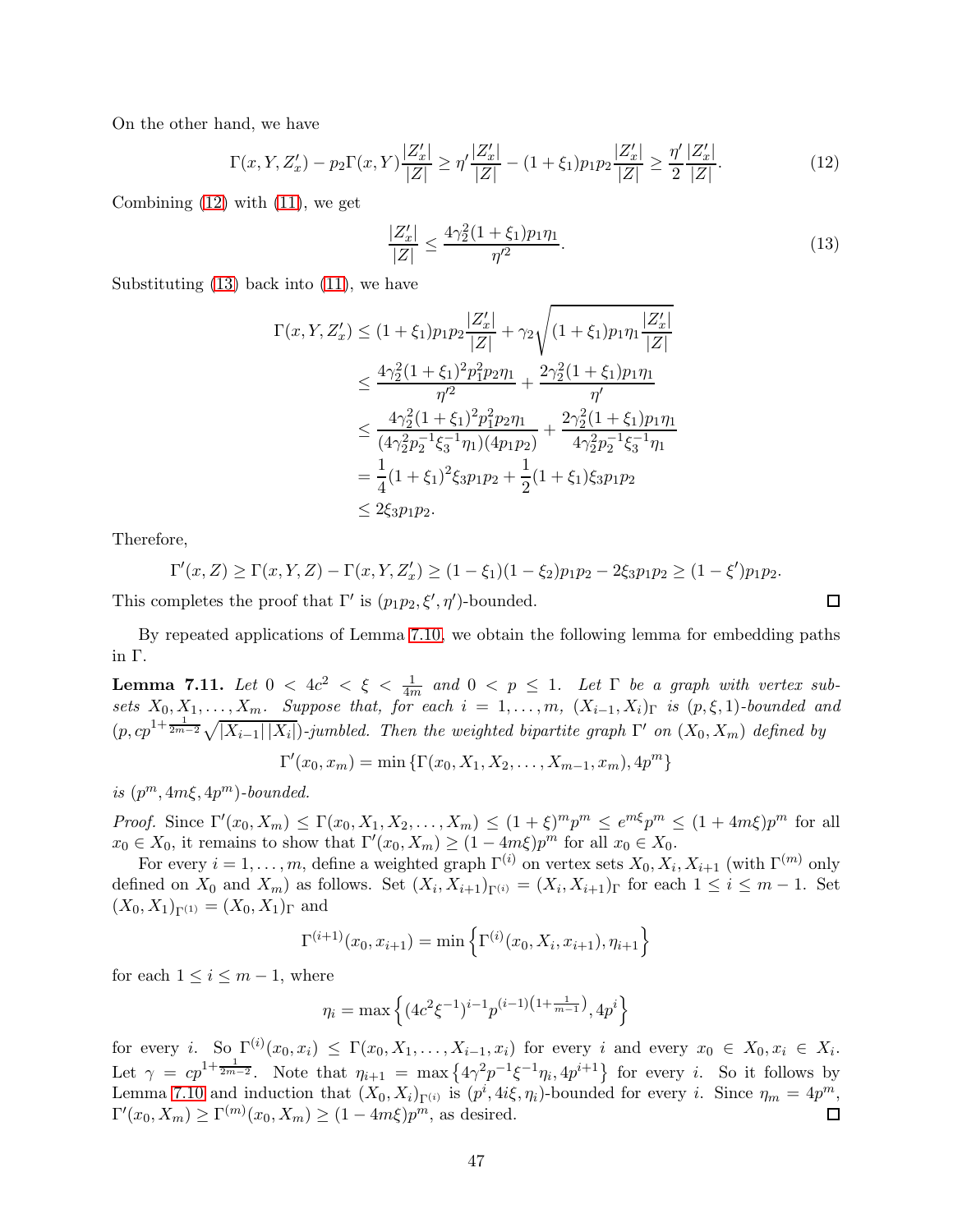On the other hand, we have

$$\Gamma(x, Y, Z'_x) - p_2\Gamma(x, Y)\frac{|Z'_x|}{|Z|} \geq \eta'\frac{|Z'_x|}{|Z|} - (1+\xi_1)p_1p_2\frac{|Z'_x|}{|Z|} \geq \frac{\eta'}{2}\frac{|Z'_x|}{|Z|}. \tag{12}$$

Combining (12) with (11), we get

$$\frac{|Z'_x|}{|Z|} \leq \frac{4\gamma_2^2(1+\xi_1)p_1\eta_1}{\eta'^2}. \tag{13}$$

Substituting (13) back into (11), we have

$$\begin{aligned}
\Gamma(x, Y, Z'_x) &\leq (1+\xi_1)p_1p_2\frac{|Z'_x|}{|Z|} + \gamma_2\sqrt{(1+\xi_1)p_1\eta_1\frac{|Z'_x|}{|Z|}} \\
&\leq \frac{4\gamma_2^2(1+\xi_1)^2p_1^2p_2\eta_1}{\eta'^2} + \frac{2\gamma_2^2(1+\xi_1)p_1\eta_1}{\eta'} \\
&\leq \frac{4\gamma_2^2(1+\xi_1)^2p_1^2p_2\eta_1}{(4\gamma_2^2p_2^{-1}\xi_3^{-1}\eta_1)(4p_1p_2)} + \frac{2\gamma_2^2(1+\xi_1)p_1\eta_1}{4\gamma_2^2p_2^{-1}\xi_3^{-1}\eta_1} \\
&= \frac{1}{4}(1+\xi_1)^2\xi_3p_1p_2 + \frac{1}{2}(1+\xi_1)\xi_3p_1p_2 \\
&\leq 2\xi_3p_1p_2.
\end{aligned}$$

Therefore,

$$\Gamma'(x, Z) \geq \Gamma(x, Y, Z) - \Gamma(x, Y, Z'_x) \geq (1-\xi_1)(1-\xi_2)p_1p_2 - 2\xi_3p_1p_2 \geq (1-\xi')p_1p_2.$$

This completes the proof that $\Gamma'$ is $(p_1p_2, \xi', \eta')$-bounded. □

By repeated applications of Lemma 7.10, we obtain the following lemma for embedding paths in $\Gamma$.

**Lemma 7.11.** *Let $0 < 4c^2 < \xi < \frac{1}{4m}$ and $0 < p \leq 1$. Let $\Gamma$ be a graph with vertex subsets $X_0, X_1, \ldots, X_m$. Suppose that, for each $i = 1, \ldots, m$, $(X_{i-1}, X_i)_\Gamma$ is $(p, \xi, 1)$-bounded and $(p, cp^{1+\frac{1}{2m-2}}\sqrt{|X_{i-1}||X_i|})$-jumbled. Then the weighted bipartite graph $\Gamma'$ on $(X_0, X_m)$ defined by*

$$\Gamma'(x_0, x_m) = \min\left\{\Gamma(x_0, X_1, X_2, \ldots, X_{m-1}, x_m), 4p^m\right\}$$

*is $(p^m, 4m\xi, 4p^m)$-bounded.*

*Proof.* Since $\Gamma'(x_0, X_m) \leq \Gamma(x_0, X_1, X_2, \ldots, X_m) \leq (1+\xi)^m p^m \leq e^{m\xi}p^m \leq (1+4m\xi)p^m$ for all $x_0 \in X_0$, it remains to show that $\Gamma'(x_0, X_m) \geq (1-4m\xi)p^m$ for all $x_0 \in X_0$.

For every $i = 1, \ldots, m$, define a weighted graph $\Gamma^{(i)}$ on vertex sets $X_0, X_i, X_{i+1}$ (with $\Gamma^{(m)}$ only defined on $X_0$ and $X_m$) as follows. Set $(X_i, X_{i+1})_{\Gamma^{(i)}} = (X_i, X_{i+1})_\Gamma$ for each $1 \leq i \leq m-1$. Set $(X_0, X_1)_{\Gamma^{(1)}} = (X_0, X_1)_\Gamma$ and

$$\Gamma^{(i+1)}(x_0, x_{i+1}) = \min\left\{\Gamma^{(i)}(x_0, X_i, x_{i+1}), \eta_{i+1}\right\}$$

for each $1 \leq i \leq m-1$, where

$$\eta_i = \max\left\{(4c^2\xi^{-1})^{i-1}p^{(i-1)\left(1+\frac{1}{m-1}\right)}, 4p^i\right\}$$

for every $i$. So $\Gamma^{(i)}(x_0, x_i) \leq \Gamma(x_0, X_1, \ldots, X_{i-1}, x_i)$ for every $i$ and every $x_0 \in X_0, x_i \in X_i$. Let $\gamma = cp^{1+\frac{1}{2m-2}}$. Note that $\eta_{i+1} = \max\left\{4\gamma^2p^{-1}\xi^{-1}\eta_i, 4p^{i+1}\right\}$ for every $i$. So it follows by Lemma 7.10 and induction that $(X_0, X_i)_{\Gamma^{(i)}}$ is $(p^i, 4i\xi, \eta_i)$-bounded for every $i$. Since $\eta_m = 4p^m$, $\Gamma'(x_0, X_m) \geq \Gamma^{(m)}(x_0, X_m) \geq (1-4m\xi)p^m$, as desired. □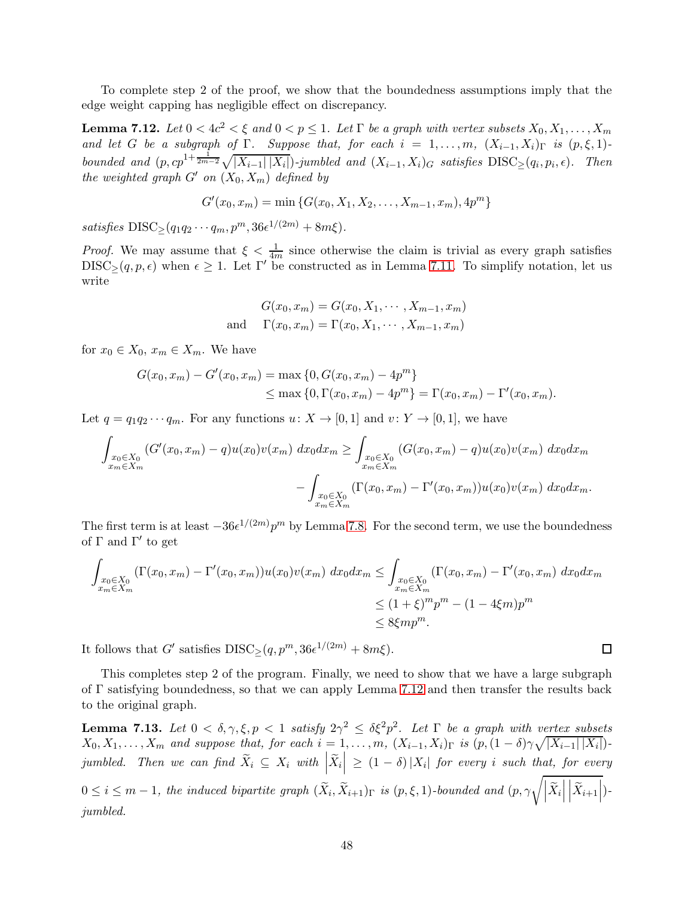To complete step 2 of the proof, we show that the boundedness assumptions imply that the edge weight capping has negligible effect on discrepancy.

**Lemma 7.12.** *Let $0 < 4c^2 < \xi$ and $0 < p \leq 1$. Let $\Gamma$ be a graph with vertex subsets $X_0, X_1, \ldots, X_m$ and let $G$ be a subgraph of $\Gamma$. Suppose that, for each $i = 1, \ldots, m$, $(X_{i-1}, X_i)_\Gamma$ is $(p, \xi, 1)$-bounded and $(p, cp^{1+\frac{1}{2m-2}}\sqrt{|X_{i-1}|\,|X_i|})$-jumbled and $(X_{i-1}, X_i)_G$ satisfies $\mathrm{DISC}_{\geq}(q_i, p_i, \epsilon)$. Then the weighted graph $G'$ on $(X_0, X_m)$ defined by*

$$G'(x_0, x_m) = \min\{G(x_0, X_1, X_2, \ldots, X_{m-1}, x_m), 4p^m\}$$

*satisfies $\mathrm{DISC}_{\geq}(q_1 q_2 \cdots q_m, p^m, 36\epsilon^{1/(2m)} + 8m\xi)$.*

*Proof.* We may assume that $\xi < \frac{1}{4m}$ since otherwise the claim is trivial as every graph satisfies $\mathrm{DISC}_{\geq}(q, p, \epsilon)$ when $\epsilon \geq 1$. Let $\Gamma'$ be constructed as in Lemma 7.11. To simplify notation, let us write

$$\begin{aligned} G(x_0, x_m) &= G(x_0, X_1, \cdots, X_{m-1}, x_m) \\ \text{and} \quad \Gamma(x_0, x_m) &= \Gamma(x_0, X_1, \cdots, X_{m-1}, x_m) \end{aligned}$$

for $x_0 \in X_0$, $x_m \in X_m$. We have

$$\begin{aligned} G(x_0, x_m) - G'(x_0, x_m) &= \max\{0, G(x_0, x_m) - 4p^m\} \\ &\leq \max\{0, \Gamma(x_0, x_m) - 4p^m\} = \Gamma(x_0, x_m) - \Gamma'(x_0, x_m). \end{aligned}$$

Let $q = q_1 q_2 \cdots q_m$. For any functions $u \colon X \to [0,1]$ and $v \colon Y \to [0,1]$, we have

$$\begin{aligned} \int_{\substack{x_0 \in X_0 \\ x_m \in X_m}} (G'(x_0, x_m) - q) u(x_0) v(x_m)\, dx_0 dx_m \geq \int_{\substack{x_0 \in X_0 \\ x_m \in X_m}} (G(x_0, x_m) - q) u(x_0) v(x_m)\, dx_0 dx_m \\ - \int_{\substack{x_0 \in X_0 \\ x_m \in X_m}} (\Gamma(x_0, x_m) - \Gamma'(x_0, x_m)) u(x_0) v(x_m)\, dx_0 dx_m. \end{aligned}$$

The first term is at least $-36\epsilon^{1/(2m)} p^m$ by Lemma 7.8. For the second term, we use the boundedness of $\Gamma$ and $\Gamma'$ to get

$$\begin{aligned} \int_{\substack{x_0 \in X_0 \\ x_m \in X_m}} (\Gamma(x_0, x_m) - \Gamma'(x_0, x_m)) u(x_0) v(x_m)\, dx_0 dx_m &\leq \int_{\substack{x_0 \in X_0 \\ x_m \in X_m}} (\Gamma(x_0, x_m) - \Gamma'(x_0, x_m)\, dx_0 dx_m \\ &\leq (1+\xi)^m p^m - (1 - 4\xi m) p^m \\ &\leq 8\xi m p^m. \end{aligned}$$

It follows that $G'$ satisfies $\mathrm{DISC}_{\geq}(q, p^m, 36\epsilon^{1/(2m)} + 8m\xi)$. $\square$

This completes step 2 of the program. Finally, we need to show that we have a large subgraph of $\Gamma$ satisfying boundedness, so that we can apply Lemma 7.12 and then transfer the results back to the original graph.

**Lemma 7.13.** *Let $0 < \delta, \gamma, \xi, p < 1$ satisfy $2\gamma^2 \leq \delta\xi^2 p^2$. Let $\Gamma$ be a graph with vertex subsets $X_0, X_1, \ldots, X_m$ and suppose that, for each $i = 1, \ldots, m$, $(X_{i-1}, X_i)_\Gamma$ is $(p, (1-\delta)\gamma\sqrt{|X_{i-1}|\,|X_i|})$-jumbled. Then we can find $\widetilde{X}_i \subseteq X_i$ with $\left|\widetilde{X}_i\right| \geq (1-\delta)|X_i|$ for every $i$ such that, for every $0 \leq i \leq m-1$, the induced bipartite graph $(\widetilde{X}_i, \widetilde{X}_{i+1})_\Gamma$ is $(p, \xi, 1)$-bounded and $(p, \gamma\sqrt{\left|\widetilde{X}_i\right|\left|\widetilde{X}_{i+1}\right|})$-jumbled.*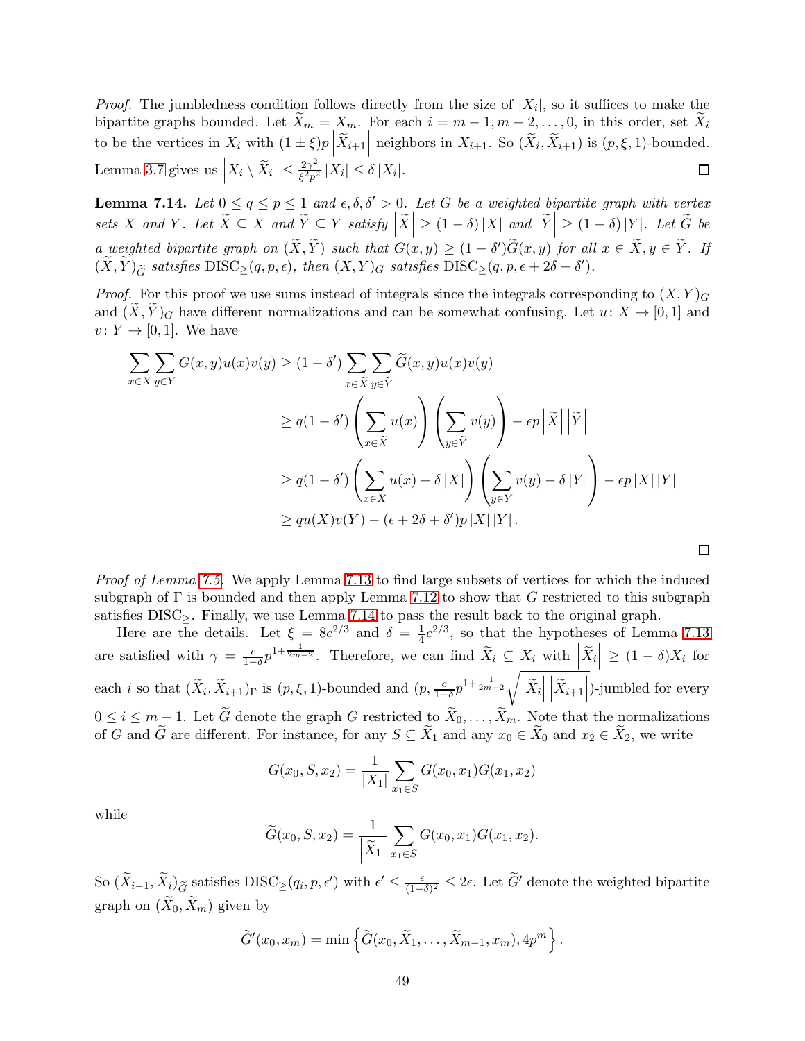*Proof.* The jumbledness condition follows directly from the size of $|X_i|$, so it suffices to make the bipartite graphs bounded. Let $\widetilde{X}_m = X_m$. For each $i = m-1, m-2, \ldots, 0$, in this order, set $\widetilde{X}_i$ to be the vertices in $X_i$ with $(1 \pm \xi)p\left|\widetilde{X}_{i+1}\right|$ neighbors in $X_{i+1}$. So $(\widetilde{X}_i, \widetilde{X}_{i+1})$ is $(p, \xi, 1)$-bounded. Lemma 3.7 gives us $\left|X_i \setminus \widetilde{X}_i\right| \le \frac{2\gamma^2}{\xi^2 p^2}|X_i| \le \delta |X_i|$. $\square$

**Lemma 7.14.** *Let $0 \le q \le p \le 1$ and $\epsilon, \delta, \delta' > 0$. Let $G$ be a weighted bipartite graph with vertex sets $X$ and $Y$. Let $\widetilde{X} \subseteq X$ and $\widetilde{Y} \subseteq Y$ satisfy $\left|\widetilde{X}\right| \ge (1-\delta)|X|$ and $\left|\widetilde{Y}\right| \ge (1-\delta)|Y|$. Let $\widetilde{G}$ be a weighted bipartite graph on $(\widetilde{X}, \widetilde{Y})$ such that $G(x,y) \ge (1-\delta')\widetilde{G}(x,y)$ for all $x \in \widetilde{X}, y \in \widetilde{Y}$. If $(\widetilde{X}, \widetilde{Y})_{\widetilde{G}}$ satisfies $\mathrm{DISC}_{\ge}(q, p, \epsilon)$, then $(X, Y)_G$ satisfies $\mathrm{DISC}_{\ge}(q, p, \epsilon + 2\delta + \delta')$.*

*Proof.* For this proof we use sums instead of integrals since the integrals corresponding to $(X,Y)_G$ and $(\widetilde{X}, \widetilde{Y})_G$ have different normalizations and can be somewhat confusing. Let $u \colon X \to [0,1]$ and $v \colon Y \to [0,1]$. We have

$$
\begin{aligned}
\sum_{x \in X} \sum_{y \in Y} G(x,y)u(x)v(y) &\ge (1-\delta') \sum_{x \in \widetilde{X}} \sum_{y \in \widetilde{Y}} \widetilde{G}(x,y)u(x)v(y) \\
&\ge q(1-\delta') \left(\sum_{x \in \widetilde{X}} u(x)\right)\left(\sum_{y \in \widetilde{Y}} v(y)\right) - \epsilon p \left|\widetilde{X}\right|\left|\widetilde{Y}\right| \\
&\ge q(1-\delta') \left(\sum_{x \in X} u(x) - \delta |X|\right)\left(\sum_{y \in Y} v(y) - \delta |Y|\right) - \epsilon p |X||Y| \\
&\ge q u(X) v(Y) - (\epsilon + 2\delta + \delta')p|X||Y|.
\end{aligned}
$$

$\square$

*Proof of Lemma 7.5.* We apply Lemma 7.13 to find large subsets of vertices for which the induced subgraph of $\Gamma$ is bounded and then apply Lemma 7.12 to show that $G$ restricted to this subgraph satisfies $\mathrm{DISC}_{\ge}$. Finally, we use Lemma 7.14 to pass the result back to the original graph.

Here are the details. Let $\xi = 8c^{2/3}$ and $\delta = \frac{1}{4}c^{2/3}$, so that the hypotheses of Lemma 7.13 are satisfied with $\gamma = \frac{c}{1-\delta}p^{1+\frac{1}{2m-2}}$. Therefore, we can find $\widetilde{X}_i \subseteq X_i$ with $\left|\widetilde{X}_i\right| \ge (1-\delta)X_i$ for each $i$ so that $(\widetilde{X}_i, \widetilde{X}_{i+1})_\Gamma$ is $(p, \xi, 1)$-bounded and $(p, \frac{c}{1-\delta}p^{1+\frac{1}{2m-2}}\sqrt{\left|\widetilde{X}_i\right|\left|\widetilde{X}_{i+1}\right|})$-jumbled for every $0 \le i \le m-1$. Let $\widetilde{G}$ denote the graph $G$ restricted to $\widetilde{X}_0, \ldots, \widetilde{X}_m$. Note that the normalizations of $G$ and $\widetilde{G}$ are different. For instance, for any $S \subseteq \widetilde{X}_1$ and any $x_0 \in \widetilde{X}_0$ and $x_2 \in \widetilde{X}_2$, we write

$$
G(x_0, S, x_2) = \frac{1}{|X_1|} \sum_{x_1 \in S} G(x_0, x_1)G(x_1, x_2)
$$

while

$$
\widetilde{G}(x_0, S, x_2) = \frac{1}{\left|\widetilde{X}_1\right|} \sum_{x_1 \in S} G(x_0, x_1)G(x_1, x_2).
$$

So $(\widetilde{X}_{i-1}, \widetilde{X}_i)_{\widetilde{G}}$ satisfies $\mathrm{DISC}_{\ge}(q_i, p, \epsilon')$ with $\epsilon' \le \frac{\epsilon}{(1-\delta)^2} \le 2\epsilon$. Let $\widetilde{G}'$ denote the weighted bipartite graph on $(\widetilde{X}_0, \widetilde{X}_m)$ given by

$$
\widetilde{G}'(x_0, x_m) = \min\left\{\widetilde{G}(x_0, \widetilde{X}_1, \ldots, \widetilde{X}_{m-1}, x_m), 4p^m\right\}.
$$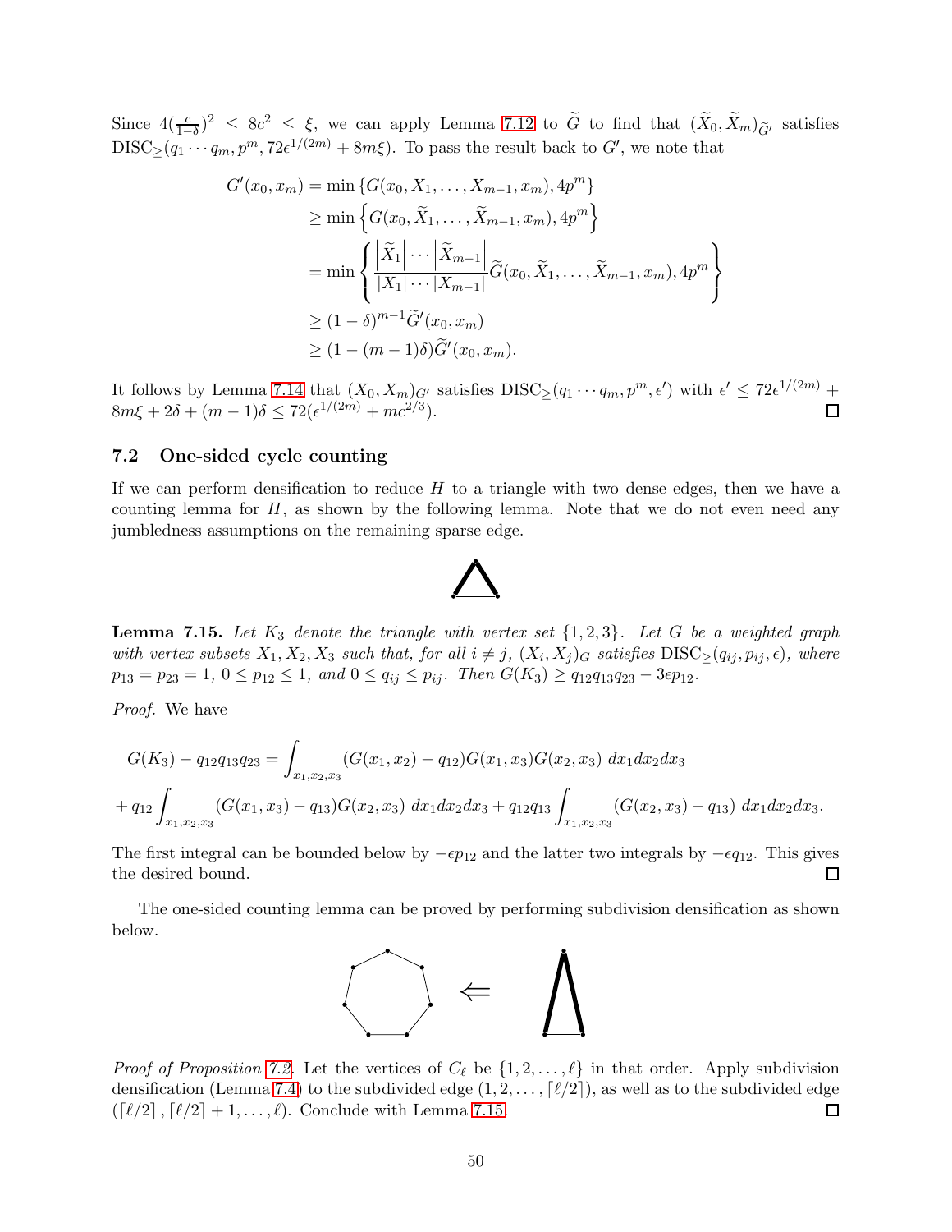Since $4(\frac{c}{1-\delta})^2 \le 8c^2 \le \xi$, we can apply Lemma 7.12 to $\widetilde{G}$ to find that $(\widetilde{X}_0, \widetilde{X}_m)_{\widetilde{G}'}$ satisfies $\mathrm{DISC}_{\ge}(q_1 \cdots q_m, p^m, 72\epsilon^{1/(2m)} + 8m\xi)$. To pass the result back to $G'$, we note that

$$
\begin{aligned}
G'(x_0, x_m) &= \min\left\{G(x_0, X_1, \ldots, X_{m-1}, x_m), 4p^m\right\} \\
&\ge \min\left\{G(x_0, \widetilde{X}_1, \ldots, \widetilde{X}_{m-1}, x_m), 4p^m\right\} \\
&= \min\left\{\frac{\left|\widetilde{X}_1\right| \cdots \left|\widetilde{X}_{m-1}\right|}{|X_1| \cdots |X_{m-1}|}\widetilde{G}(x_0, \widetilde{X}_1, \ldots, \widetilde{X}_{m-1}, x_m), 4p^m\right\} \\
&\ge (1-\delta)^{m-1}\widetilde{G}'(x_0, x_m) \\
&\ge (1-(m-1)\delta)\widetilde{G}'(x_0, x_m).
\end{aligned}
$$

It follows by Lemma 7.14 that $(X_0, X_m)_{G'}$ satisfies $\mathrm{DISC}_{\ge}(q_1 \cdots q_m, p^m, \epsilon')$ with $\epsilon' \le 72\epsilon^{1/(2m)} + 8m\xi + 2\delta + (m-1)\delta \le 72(\epsilon^{1/(2m)} + mc^{2/3})$. ☐

### 7.2 One-sided cycle counting

If we can perform densification to reduce $H$ to a triangle with two dense edges, then we have a counting lemma for $H$, as shown by the following lemma. Note that we do not even need any jumbledness assumptions on the remaining sparse edge.

**Lemma 7.15.** *Let $K_3$ denote the triangle with vertex set $\{1, 2, 3\}$. Let $G$ be a weighted graph with vertex subsets $X_1, X_2, X_3$ such that, for all $i \ne j$, $(X_i, X_j)_G$ satisfies $\mathrm{DISC}_{\ge}(q_{ij}, p_{ij}, \epsilon)$, where $p_{13} = p_{23} = 1$, $0 \le p_{12} \le 1$, and $0 \le q_{ij} \le p_{ij}$. Then $G(K_3) \ge q_{12}q_{13}q_{23} - 3\epsilon p_{12}$.*

*Proof.* We have

$$
\begin{aligned}
G(K_3) - q_{12}q_{13}q_{23} &= \int_{x_1,x_2,x_3} (G(x_1,x_2) - q_{12})G(x_1,x_3)G(x_2,x_3)\ dx_1dx_2dx_3 \\
&+ q_{12}\int_{x_1,x_2,x_3} (G(x_1,x_3) - q_{13})G(x_2,x_3)\ dx_1dx_2dx_3 + q_{12}q_{13}\int_{x_1,x_2,x_3} (G(x_2,x_3) - q_{13})\ dx_1dx_2dx_3.
\end{aligned}
$$

The first integral can be bounded below by $-\epsilon p_{12}$ and the latter two integrals by $-\epsilon q_{12}$. This gives the desired bound. ☐

The one-sided counting lemma can be proved by performing subdivision densification as shown below.

*Proof of Proposition 7.2.* Let the vertices of $C_\ell$ be $\{1, 2, \ldots, \ell\}$ in that order. Apply subdivision densification (Lemma 7.4) to the subdivided edge $(1, 2, \ldots, \lceil \ell/2 \rceil)$, as well as to the subdivided edge $(\lceil \ell/2 \rceil, \lceil \ell/2 \rceil + 1, \ldots, \ell)$. Conclude with Lemma 7.15. ☐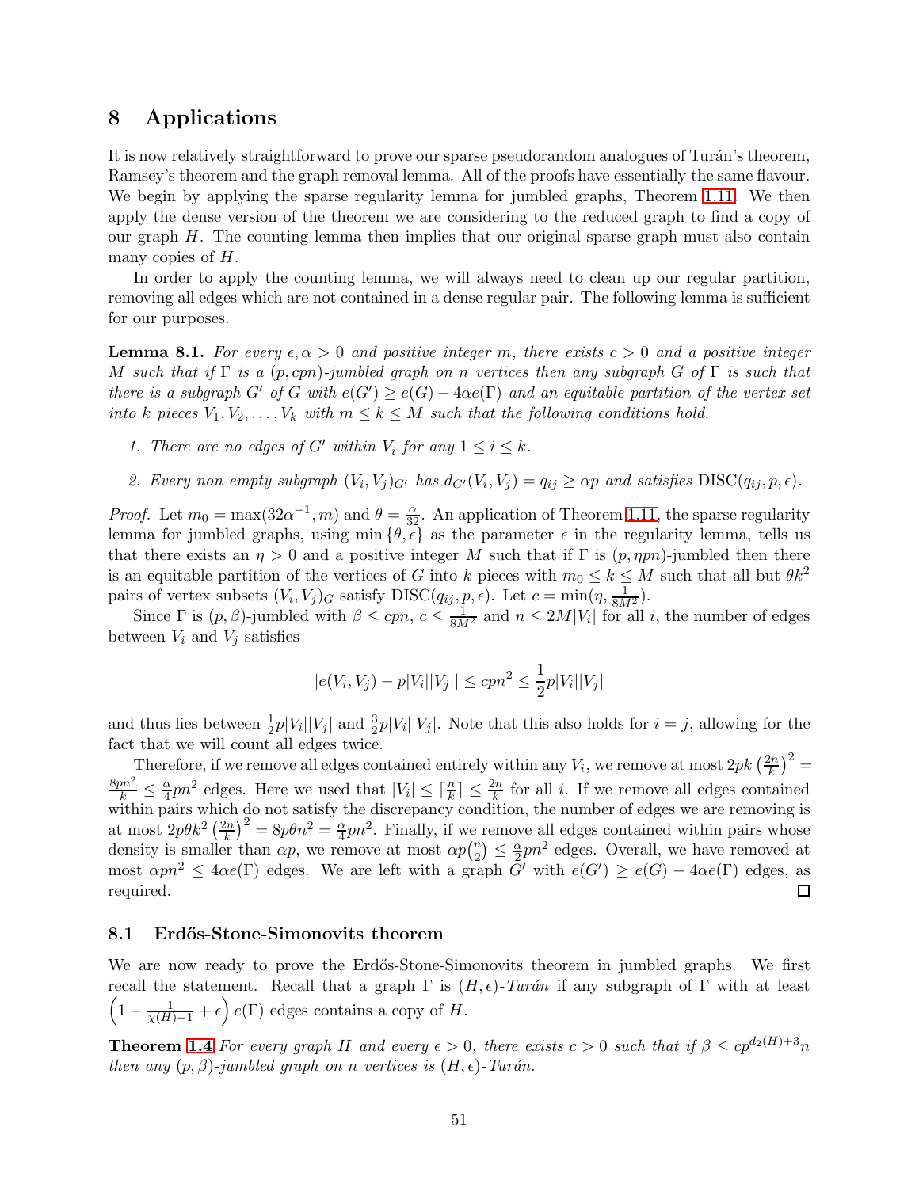## 8 Applications

It is now relatively straightforward to prove our sparse pseudorandom analogues of Turán's theorem, Ramsey's theorem and the graph removal lemma. All of the proofs have essentially the same flavour. We begin by applying the sparse regularity lemma for jumbled graphs, Theorem 1.11. We then apply the dense version of the theorem we are considering to the reduced graph to find a copy of our graph $H$. The counting lemma then implies that our original sparse graph must also contain many copies of $H$.

In order to apply the counting lemma, we will always need to clean up our regular partition, removing all edges which are not contained in a dense regular pair. The following lemma is sufficient for our purposes.

**Lemma 8.1.** *For every $\epsilon, \alpha > 0$ and positive integer $m$, there exists $c > 0$ and a positive integer $M$ such that if $\Gamma$ is a $(p, cpn)$-jumbled graph on $n$ vertices then any subgraph $G$ of $\Gamma$ is such that there is a subgraph $G'$ of $G$ with $e(G') \geq e(G) - 4\alpha e(\Gamma)$ and an equitable partition of the vertex set into $k$ pieces $V_1, V_2, \ldots, V_k$ with $m \leq k \leq M$ such that the following conditions hold.*

1. *There are no edges of $G'$ within $V_i$ for any $1 \leq i \leq k$.*
2. *Every non-empty subgraph $(V_i, V_j)_{G'}$ has $d_{G'}(V_i, V_j) = q_{ij} \geq \alpha p$ and satisfies $\mathrm{DISC}(q_{ij}, p, \epsilon)$.*

*Proof.* Let $m_0 = \max(32\alpha^{-1}, m)$ and $\theta = \frac{\alpha}{32}$. An application of Theorem 1.11, the sparse regularity lemma for jumbled graphs, using $\min\{\theta, \epsilon\}$ as the parameter $\epsilon$ in the regularity lemma, tells us that there exists an $\eta > 0$ and a positive integer $M$ such that if $\Gamma$ is $(p, \eta pn)$-jumbled then there is an equitable partition of the vertices of $G$ into $k$ pieces with $m_0 \leq k \leq M$ such that all but $\theta k^2$ pairs of vertex subsets $(V_i, V_j)_G$ satisfy $\mathrm{DISC}(q_{ij}, p, \epsilon)$. Let $c = \min(\eta, \frac{1}{8M^2})$.

Since $\Gamma$ is $(p, \beta)$-jumbled with $\beta \leq cpn$, $c \leq \frac{1}{8M^2}$ and $n \leq 2M|V_i|$ for all $i$, the number of edges between $V_i$ and $V_j$ satisfies

$$|e(V_i, V_j) - p|V_i||V_j|| \leq cpn^2 \leq \frac{1}{2}p|V_i||V_j|$$

and thus lies between $\frac{1}{2}p|V_i||V_j|$ and $\frac{3}{2}p|V_i||V_j|$. Note that this also holds for $i = j$, allowing for the fact that we will count all edges twice.

Therefore, if we remove all edges contained entirely within any $V_i$, we remove at most $2pk\left(\frac{2n}{k}\right)^2 = \frac{8pn^2}{k} \leq \frac{\alpha}{4}pn^2$ edges. Here we used that $|V_i| \leq \lceil \frac{n}{k} \rceil \leq \frac{2n}{k}$ for all $i$. If we remove all edges contained within pairs which do not satisfy the discrepancy condition, the number of edges we are removing is at most $2p\theta k^2 \left(\frac{2n}{k}\right)^2 = 8p\theta n^2 = \frac{\alpha}{4}pn^2$. Finally, if we remove all edges contained within pairs whose density is smaller than $\alpha p$, we remove at most $\alpha p\binom{n}{2} \leq \frac{\alpha}{2}pn^2$ edges. Overall, we have removed at most $\alpha pn^2 \leq 4\alpha e(\Gamma)$ edges. We are left with a graph $G'$ with $e(G') \geq e(G) - 4\alpha e(\Gamma)$ edges, as required. $\square$

### 8.1 Erdős-Stone-Simonovits theorem

We are now ready to prove the Erdős-Stone-Simonovits theorem in jumbled graphs. We first recall the statement. Recall that a graph $\Gamma$ is $(H, \epsilon)$-*Turán* if any subgraph of $\Gamma$ with at least $\left(1 - \frac{1}{\chi(H)-1} + \epsilon\right) e(\Gamma)$ edges contains a copy of $H$.

**Theorem 1.4** *For every graph $H$ and every $\epsilon > 0$, there exists $c > 0$ such that if $\beta \leq cp^{d_2(H)+3}n$ then any $(p, \beta)$-jumbled graph on $n$ vertices is $(H, \epsilon)$-Turán.*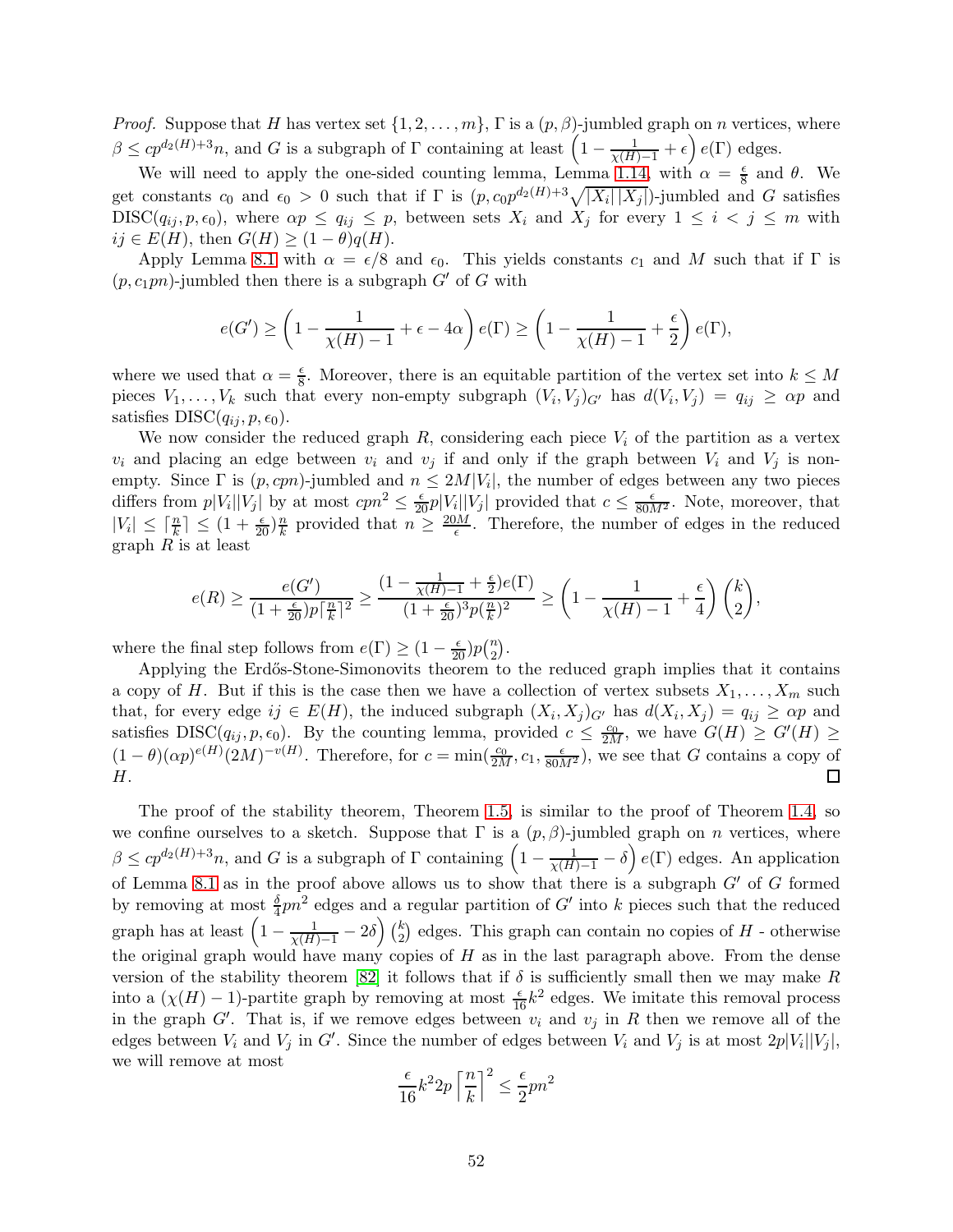*Proof.* Suppose that $H$ has vertex set $\{1, 2, \ldots, m\}$, $\Gamma$ is a $(p, \beta)$-jumbled graph on $n$ vertices, where $\beta \le cp^{d_2(H)+3}n$, and $G$ is a subgraph of $\Gamma$ containing at least $\left(1 - \frac{1}{\chi(H)-1} + \epsilon\right) e(\Gamma)$ edges.

We will need to apply the one-sided counting lemma, Lemma 1.14, with $\alpha = \frac{\epsilon}{8}$ and $\theta$. We get constants $c_0$ and $\epsilon_0 > 0$ such that if $\Gamma$ is $(p, c_0 p^{d_2(H)+3}\sqrt{|X_i|\,|X_j|})$-jumbled and $G$ satisfies DISC$(q_{ij}, p, \epsilon_0)$, where $\alpha p \le q_{ij} \le p$, between sets $X_i$ and $X_j$ for every $1 \le i < j \le m$ with $ij \in E(H)$, then $G(H) \ge (1 - \theta)q(H)$.

Apply Lemma 8.1 with $\alpha = \epsilon/8$ and $\epsilon_0$. This yields constants $c_1$ and $M$ such that if $\Gamma$ is $(p, c_1 pn)$-jumbled then there is a subgraph $G'$ of $G$ with

$$e(G') \ge \left(1 - \frac{1}{\chi(H)-1} + \epsilon - 4\alpha\right) e(\Gamma) \ge \left(1 - \frac{1}{\chi(H)-1} + \frac{\epsilon}{2}\right) e(\Gamma),$$

where we used that $\alpha = \frac{\epsilon}{8}$. Moreover, there is an equitable partition of the vertex set into $k \le M$ pieces $V_1, \ldots, V_k$ such that every non-empty subgraph $(V_i, V_j)_{G'}$ has $d(V_i, V_j) = q_{ij} \ge \alpha p$ and satisfies DISC$(q_{ij}, p, \epsilon_0)$.

We now consider the reduced graph $R$, considering each piece $V_i$ of the partition as a vertex $v_i$ and placing an edge between $v_i$ and $v_j$ if and only if the graph between $V_i$ and $V_j$ is non-empty. Since $\Gamma$ is $(p, cpn)$-jumbled and $n \le 2M|V_i|$, the number of edges between any two pieces differs from $p|V_i||V_j|$ by at most $cpn^2 \le \frac{\epsilon}{20}p|V_i||V_j|$ provided that $c \le \frac{\epsilon}{80M^2}$. Note, moreover, that $|V_i| \le \lceil \frac{n}{k} \rceil \le (1 + \frac{\epsilon}{20})\frac{n}{k}$ provided that $n \ge \frac{20M}{\epsilon}$. Therefore, the number of edges in the reduced graph $R$ is at least

$$e(R) \ge \frac{e(G')}{(1+\frac{\epsilon}{20})p\lceil \frac{n}{k} \rceil^2} \ge \frac{(1 - \frac{1}{\chi(H)-1} + \frac{\epsilon}{2})e(\Gamma)}{(1+\frac{\epsilon}{20})^3 p(\frac{n}{k})^2} \ge \left(1 - \frac{1}{\chi(H)-1} + \frac{\epsilon}{4}\right)\binom{k}{2},$$

where the final step follows from $e(\Gamma) \ge (1 - \frac{\epsilon}{20})p\binom{n}{2}$.

Applying the Erdős-Stone-Simonovits theorem to the reduced graph implies that it contains a copy of $H$. But if this is the case then we have a collection of vertex subsets $X_1, \ldots, X_m$ such that, for every edge $ij \in E(H)$, the induced subgraph $(X_i, X_j)_{G'}$ has $d(X_i, X_j) = q_{ij} \ge \alpha p$ and satisfies DISC$(q_{ij}, p, \epsilon_0)$. By the counting lemma, provided $c \le \frac{c_0}{2M}$, we have $G(H) \ge G'(H) \ge (1-\theta)(\alpha p)^{e(H)}(2M)^{-v(H)}$. Therefore, for $c = \min(\frac{c_0}{2M}, c_1, \frac{\epsilon}{80M^2})$, we see that $G$ contains a copy of $H$. $\square$

The proof of the stability theorem, Theorem 1.5, is similar to the proof of Theorem 1.4, so we confine ourselves to a sketch. Suppose that $\Gamma$ is a $(p, \beta)$-jumbled graph on $n$ vertices, where $\beta \le cp^{d_2(H)+3}n$, and $G$ is a subgraph of $\Gamma$ containing $\left(1 - \frac{1}{\chi(H)-1} - \delta\right) e(\Gamma)$ edges. An application of Lemma 8.1 as in the proof above allows us to show that there is a subgraph $G'$ of $G$ formed by removing at most $\frac{\delta}{4}pn^2$ edges and a regular partition of $G'$ into $k$ pieces such that the reduced graph has at least $\left(1 - \frac{1}{\chi(H)-1} - 2\delta\right)\binom{k}{2}$ edges. This graph can contain no copies of $H$ - otherwise the original graph would have many copies of $H$ as in the last paragraph above. From the dense version of the stability theorem [82] it follows that if $\delta$ is sufficiently small then we may make $R$ into a $(\chi(H)-1)$-partite graph by removing at most $\frac{\epsilon}{16}k^2$ edges. We imitate this removal process in the graph $G'$. That is, if we remove edges between $v_i$ and $v_j$ in $R$ then we remove all of the edges between $V_i$ and $V_j$ in $G'$. Since the number of edges between $V_i$ and $V_j$ is at most $2p|V_i||V_j|$, we will remove at most

$$\frac{\epsilon}{16}k^2 2p\left\lceil \frac{n}{k} \right\rceil^2 \le \frac{\epsilon}{2}pn^2$$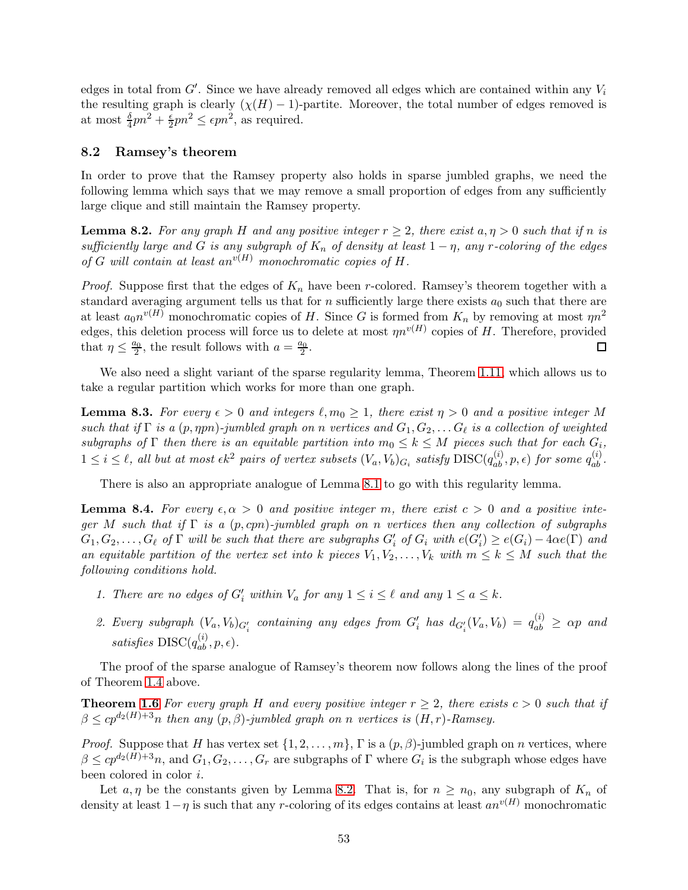edges in total from $G'$. Since we have already removed all edges which are contained within any $V_i$ the resulting graph is clearly $(\chi(H)-1)$-partite. Moreover, the total number of edges removed is at most $\frac{\delta}{4}pn^2 + \frac{\epsilon}{2}pn^2 \leq \epsilon pn^2$, as required.

### 8.2 Ramsey's theorem

In order to prove that the Ramsey property also holds in sparse jumbled graphs, we need the following lemma which says that we may remove a small proportion of edges from any sufficiently large clique and still maintain the Ramsey property.

**Lemma 8.2.** *For any graph $H$ and any positive integer $r \geq 2$, there exist $a, \eta > 0$ such that if $n$ is sufficiently large and $G$ is any subgraph of $K_n$ of density at least $1-\eta$, any $r$-coloring of the edges of $G$ will contain at least $an^{v(H)}$ monochromatic copies of $H$.*

*Proof.* Suppose first that the edges of $K_n$ have been $r$-colored. Ramsey's theorem together with a standard averaging argument tells us that for $n$ sufficiently large there exists $a_0$ such that there are at least $a_0 n^{v(H)}$ monochromatic copies of $H$. Since $G$ is formed from $K_n$ by removing at most $\eta n^2$ edges, this deletion process will force us to delete at most $\eta n^{v(H)}$ copies of $H$. Therefore, provided that $\eta \leq \frac{a_0}{2}$, the result follows with $a = \frac{a_0}{2}$. ☐

We also need a slight variant of the sparse regularity lemma, Theorem 1.11, which allows us to take a regular partition which works for more than one graph.

**Lemma 8.3.** *For every $\epsilon > 0$ and integers $\ell, m_0 \geq 1$, there exist $\eta > 0$ and a positive integer $M$ such that if $\Gamma$ is a $(p, \eta pn)$-jumbled graph on $n$ vertices and $G_1, G_2, \dots G_\ell$ is a collection of weighted subgraphs of $\Gamma$ then there is an equitable partition into $m_0 \leq k \leq M$ pieces such that for each $G_i$, $1 \leq i \leq \ell$, all but at most $\epsilon k^2$ pairs of vertex subsets $(V_a, V_b)_{G_i}$ satisfy $\mathrm{DISC}(q_{ab}^{(i)}, p, \epsilon)$ for some $q_{ab}^{(i)}$.*

There is also an appropriate analogue of Lemma 8.1 to go with this regularity lemma.

**Lemma 8.4.** *For every $\epsilon, \alpha > 0$ and positive integer $m$, there exist $c > 0$ and a positive integer $M$ such that if $\Gamma$ is a $(p, cpn)$-jumbled graph on $n$ vertices then any collection of subgraphs $G_1, G_2, \dots, G_\ell$ of $\Gamma$ will be such that there are subgraphs $G'_i$ of $G_i$ with $e(G'_i) \geq e(G_i) - 4\alpha e(\Gamma)$ and an equitable partition of the vertex set into $k$ pieces $V_1, V_2, \dots, V_k$ with $m \leq k \leq M$ such that the following conditions hold.*

1. *There are no edges of $G'_i$ within $V_a$ for any $1 \leq i \leq \ell$ and any $1 \leq a \leq k$.*
2. *Every subgraph $(V_a, V_b)_{G'_i}$ containing any edges from $G'_i$ has $d_{G'_i}(V_a, V_b) = q_{ab}^{(i)} \geq \alpha p$ and satisfies $\mathrm{DISC}(q_{ab}^{(i)}, p, \epsilon)$.*

The proof of the sparse analogue of Ramsey's theorem now follows along the lines of the proof of Theorem 1.4 above.

**Theorem 1.6** *For every graph $H$ and every positive integer $r \geq 2$, there exists $c > 0$ such that if $\beta \leq cp^{d_2(H)+3}n$ then any $(p, \beta)$-jumbled graph on $n$ vertices is $(H, r)$-Ramsey.*

*Proof.* Suppose that $H$ has vertex set $\{1, 2, \dots, m\}$, $\Gamma$ is a $(p, \beta)$-jumbled graph on $n$ vertices, where $\beta \leq cp^{d_2(H)+3}n$, and $G_1, G_2, \dots, G_r$ are subgraphs of $\Gamma$ where $G_i$ is the subgraph whose edges have been colored in color $i$.

Let $a, \eta$ be the constants given by Lemma 8.2. That is, for $n \geq n_0$, any subgraph of $K_n$ of density at least $1-\eta$ is such that any $r$-coloring of its edges contains at least $an^{v(H)}$ monochromatic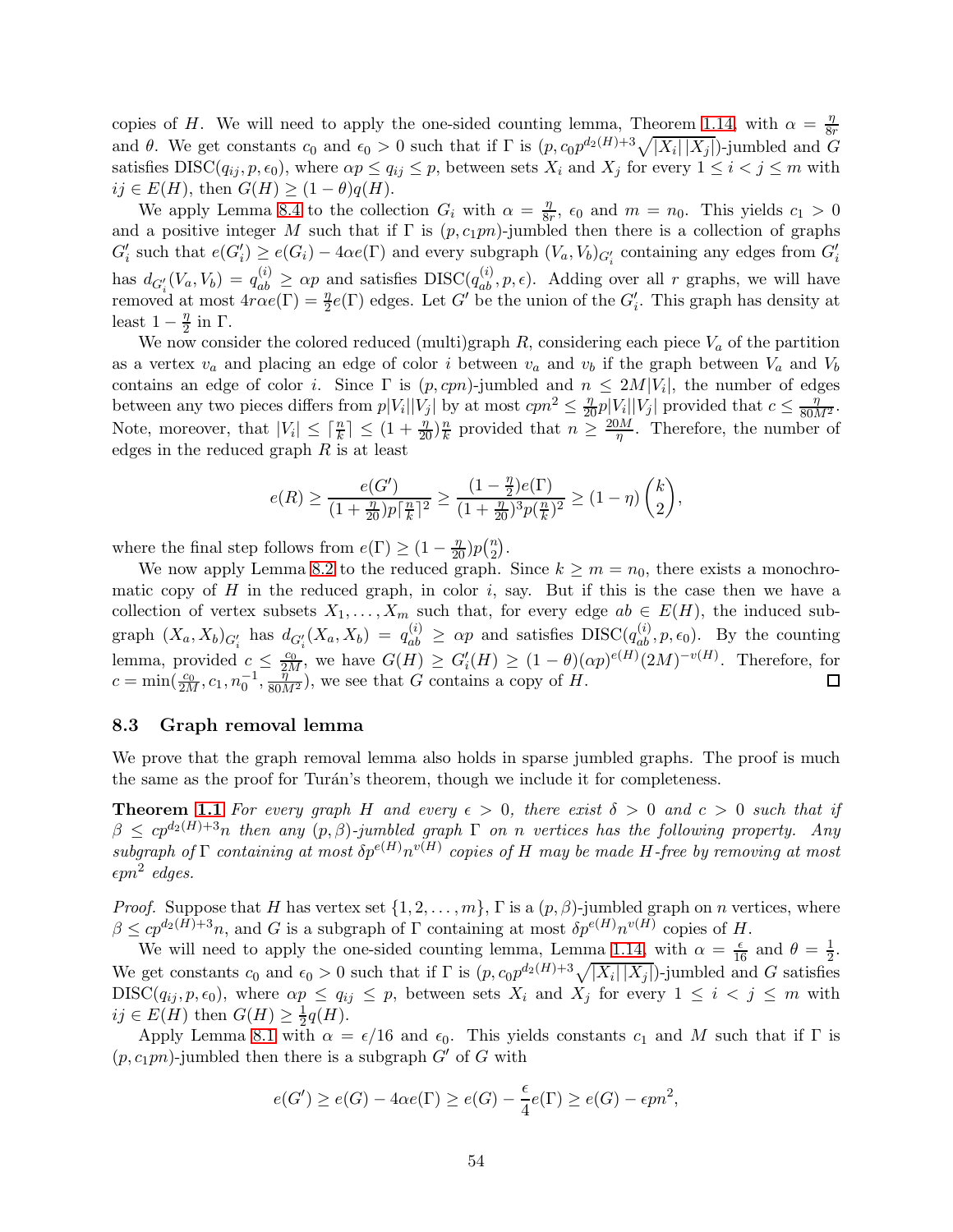copies of $H$. We will need to apply the one-sided counting lemma, Theorem 1.14, with $\alpha = \frac{\eta}{8r}$ and $\theta$. We get constants $c_0$ and $\epsilon_0 > 0$ such that if $\Gamma$ is $(p, c_0 p^{d_2(H)+3}\sqrt{|X_i||X_j|})$-jumbled and $G$ satisfies $\text{DISC}(q_{ij}, p, \epsilon_0)$, where $\alpha p \leq q_{ij} \leq p$, between sets $X_i$ and $X_j$ for every $1 \leq i < j \leq m$ with $ij \in E(H)$, then $G(H) \geq (1-\theta)q(H)$.

We apply Lemma 8.4 to the collection $G_i$ with $\alpha = \frac{\eta}{8r}$, $\epsilon_0$ and $m = n_0$. This yields $c_1 > 0$ and a positive integer $M$ such that if $\Gamma$ is $(p, c_1 pn)$-jumbled then there is a collection of graphs $G_i'$ such that $e(G_i') \geq e(G_i) - 4\alpha e(\Gamma)$ and every subgraph $(V_a, V_b)_{G_i'}$ containing any edges from $G_i'$ has $d_{G_i'}(V_a, V_b) = q_{ab}^{(i)} \geq \alpha p$ and satisfies $\text{DISC}(q_{ab}^{(i)}, p, \epsilon)$. Adding over all $r$ graphs, we will have removed at most $4r\alpha e(\Gamma) = \frac{\eta}{2}e(\Gamma)$ edges. Let $G'$ be the union of the $G_i'$. This graph has density at least $1 - \frac{\eta}{2}$ in $\Gamma$.

We now consider the colored reduced (multi)graph $R$, considering each piece $V_a$ of the partition as a vertex $v_a$ and placing an edge of color $i$ between $v_a$ and $v_b$ if the graph between $V_a$ and $V_b$ contains an edge of color $i$. Since $\Gamma$ is $(p, cpn)$-jumbled and $n \leq 2M|V_i|$, the number of edges between any two pieces differs from $p|V_i||V_j|$ by at most $cpn^2 \leq \frac{\eta}{20}p|V_i||V_j|$ provided that $c \leq \frac{\eta}{80M^2}$. Note, moreover, that $|V_i| \leq \lceil \frac{n}{k} \rceil \leq (1 + \frac{\eta}{20})\frac{n}{k}$ provided that $n \geq \frac{20M}{\eta}$. Therefore, the number of edges in the reduced graph $R$ is at least

$$e(R) \geq \frac{e(G')}{(1+\frac{\eta}{20})p\lceil \frac{n}{k}\rceil^2} \geq \frac{(1-\frac{\eta}{2})e(\Gamma)}{(1+\frac{\eta}{20})^3 p(\frac{n}{k})^2} \geq (1-\eta)\binom{k}{2},$$

where the final step follows from $e(\Gamma) \geq (1 - \frac{\eta}{20})p\binom{n}{2}$.

We now apply Lemma 8.2 to the reduced graph. Since $k \geq m = n_0$, there exists a monochromatic copy of $H$ in the reduced graph, in color $i$, say. But if this is the case then we have a collection of vertex subsets $X_1, \ldots, X_m$ such that, for every edge $ab \in E(H)$, the induced subgraph $(X_a, X_b)_{G_i'}$ has $d_{G_i'}(X_a, X_b) = q_{ab}^{(i)} \geq \alpha p$ and satisfies $\text{DISC}(q_{ab}^{(i)}, p, \epsilon_0)$. By the counting lemma, provided $c \leq \frac{c_0}{2M}$, we have $G(H) \geq G_i'(H) \geq (1-\theta)(\alpha p)^{e(H)}(2M)^{-v(H)}$. Therefore, for $c = \min(\frac{c_0}{2M}, c_1, n_0^{-1}, \frac{\eta}{80M^2})$, we see that $G$ contains a copy of $H$. □

### 8.3 Graph removal lemma

We prove that the graph removal lemma also holds in sparse jumbled graphs. The proof is much the same as the proof for Turán's theorem, though we include it for completeness.

**Theorem 1.1** *For every graph $H$ and every $\epsilon > 0$, there exist $\delta > 0$ and $c > 0$ such that if $\beta \leq cp^{d_2(H)+3}n$ then any $(p,\beta)$-jumbled graph $\Gamma$ on $n$ vertices has the following property. Any subgraph of $\Gamma$ containing at most $\delta p^{e(H)}n^{v(H)}$ copies of $H$ may be made $H$-free by removing at most $\epsilon pn^2$ edges.*

*Proof.* Suppose that $H$ has vertex set $\{1, 2, \ldots, m\}$, $\Gamma$ is a $(p,\beta)$-jumbled graph on $n$ vertices, where $\beta \leq cp^{d_2(H)+3}n$, and $G$ is a subgraph of $\Gamma$ containing at most $\delta p^{e(H)}n^{v(H)}$ copies of $H$.

We will need to apply the one-sided counting lemma, Lemma 1.14, with $\alpha = \frac{\epsilon}{16}$ and $\theta = \frac{1}{2}$. We get constants $c_0$ and $\epsilon_0 > 0$ such that if $\Gamma$ is $(p, c_0 p^{d_2(H)+3}\sqrt{|X_i||X_j|})$-jumbled and $G$ satisfies $\text{DISC}(q_{ij}, p, \epsilon_0)$, where $\alpha p \leq q_{ij} \leq p$, between sets $X_i$ and $X_j$ for every $1 \leq i < j \leq m$ with $ij \in E(H)$ then $G(H) \geq \frac{1}{2}q(H)$.

Apply Lemma 8.1 with $\alpha = \epsilon/16$ and $\epsilon_0$. This yields constants $c_1$ and $M$ such that if $\Gamma$ is $(p, c_1 pn)$-jumbled then there is a subgraph $G'$ of $G$ with

$$e(G') \geq e(G) - 4\alpha e(\Gamma) \geq e(G) - \frac{\epsilon}{4}e(\Gamma) \geq e(G) - \epsilon pn^2,$$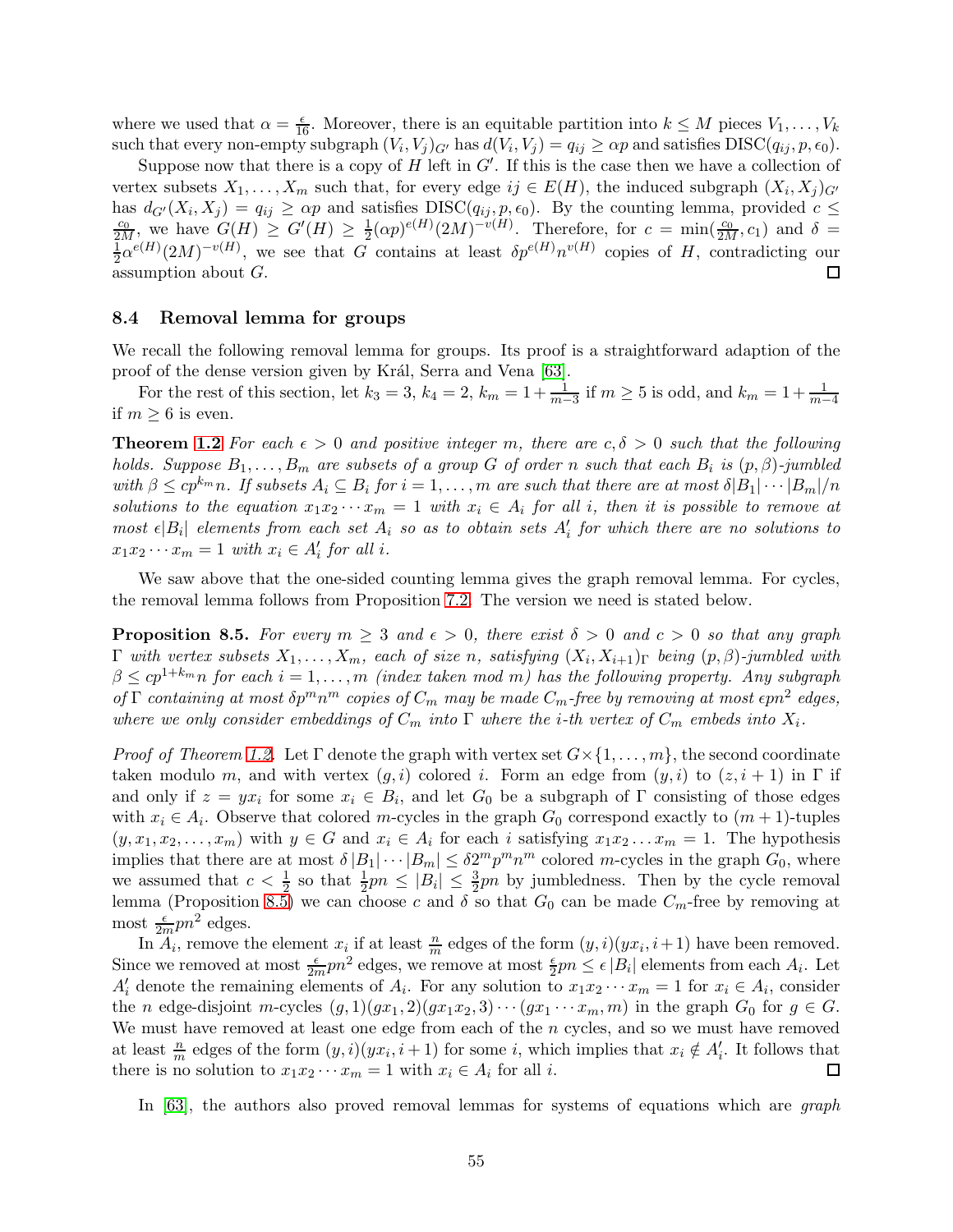where we used that $\alpha = \frac{\epsilon}{16}$. Moreover, there is an equitable partition into $k \le M$ pieces $V_1, \dots, V_k$ such that every non-empty subgraph $(V_i, V_j)_{G'}$ has $d(V_i, V_j) = q_{ij} \ge \alpha p$ and satisfies $\mathrm{DISC}(q_{ij}, p, \epsilon_0)$.

Suppose now that there is a copy of $H$ left in $G'$. If this is the case then we have a collection of vertex subsets $X_1, \dots, X_m$ such that, for every edge $ij \in E(H)$, the induced subgraph $(X_i, X_j)_{G'}$ has $d_{G'}(X_i, X_j) = q_{ij} \ge \alpha p$ and satisfies $\mathrm{DISC}(q_{ij}, p, \epsilon_0)$. By the counting lemma, provided $c \le \frac{c_0}{2M}$, we have $G(H) \ge G'(H) \ge \frac{1}{2}(\alpha p)^{e(H)}(2M)^{-v(H)}$. Therefore, for $c = \min(\frac{c_0}{2M}, c_1)$ and $\delta = \frac{1}{2}\alpha^{e(H)}(2M)^{-v(H)}$, we see that $G$ contains at least $\delta p^{e(H)} n^{v(H)}$ copies of $H$, contradicting our assumption about $G$. □

### 8.4 Removal lemma for groups

We recall the following removal lemma for groups. Its proof is a straightforward adaption of the proof of the dense version given by Král, Serra and Vena [63].

For the rest of this section, let $k_3 = 3$, $k_4 = 2$, $k_m = 1 + \frac{1}{m-3}$ if $m \ge 5$ is odd, and $k_m = 1 + \frac{1}{m-4}$ if $m \ge 6$ is even.

**Theorem 1.2** *For each $\epsilon > 0$ and positive integer $m$, there are $c, \delta > 0$ such that the following holds. Suppose $B_1, \dots, B_m$ are subsets of a group $G$ of order $n$ such that each $B_i$ is $(p, \beta)$-jumbled with $\beta \le c p^{k_m} n$. If subsets $A_i \subseteq B_i$ for $i = 1, \dots, m$ are such that there are at most $\delta |B_1| \cdots |B_m|/n$ solutions to the equation $x_1 x_2 \cdots x_m = 1$ with $x_i \in A_i$ for all $i$, then it is possible to remove at most $\epsilon |B_i|$ elements from each set $A_i$ so as to obtain sets $A_i'$ for which there are no solutions to $x_1 x_2 \cdots x_m = 1$ with $x_i \in A_i'$ for all $i$.*

We saw above that the one-sided counting lemma gives the graph removal lemma. For cycles, the removal lemma follows from Proposition 7.2. The version we need is stated below.

**Proposition 8.5.** *For every $m \ge 3$ and $\epsilon > 0$, there exist $\delta > 0$ and $c > 0$ so that any graph $\Gamma$ with vertex subsets $X_1, \dots, X_m$, each of size $n$, satisfying $(X_i, X_{i+1})_\Gamma$ being $(p, \beta)$-jumbled with $\beta \le c p^{1+k_m} n$ for each $i = 1, \dots, m$ (index taken mod $m$) has the following property. Any subgraph of $\Gamma$ containing at most $\delta p^m n^m$ copies of $C_m$ may be made $C_m$-free by removing at most $\epsilon p n^2$ edges, where we only consider embeddings of $C_m$ into $\Gamma$ where the $i$-th vertex of $C_m$ embeds into $X_i$.*

*Proof of Theorem 1.2.* Let $\Gamma$ denote the graph with vertex set $G \times \{1, \dots, m\}$, the second coordinate taken modulo $m$, and with vertex $(g, i)$ colored $i$. Form an edge from $(y, i)$ to $(z, i+1)$ in $\Gamma$ if and only if $z = y x_i$ for some $x_i \in B_i$, and let $G_0$ be a subgraph of $\Gamma$ consisting of those edges with $x_i \in A_i$. Observe that colored $m$-cycles in the graph $G_0$ correspond exactly to $(m+1)$-tuples $(y, x_1, x_2, \dots, x_m)$ with $y \in G$ and $x_i \in A_i$ for each $i$ satisfying $x_1 x_2 \dots x_m = 1$. The hypothesis implies that there are at most $\delta |B_1| \cdots |B_m| \le \delta 2^m p^m n^m$ colored $m$-cycles in the graph $G_0$, where we assumed that $c < \frac{1}{2}$ so that $\frac{1}{2} pn \le |B_i| \le \frac{3}{2} pn$ by jumbledness. Then by the cycle removal lemma (Proposition 8.5) we can choose $c$ and $\delta$ so that $G_0$ can be made $C_m$-free by removing at most $\frac{\epsilon}{2m} p n^2$ edges.

In $A_i$, remove the element $x_i$ if at least $\frac{n}{m}$ edges of the form $(y, i)(y x_i, i+1)$ have been removed. Since we removed at most $\frac{\epsilon}{2m} p n^2$ edges, we remove at most $\frac{\epsilon}{2} pn \le \epsilon |B_i|$ elements from each $A_i$. Let $A_i'$ denote the remaining elements of $A_i$. For any solution to $x_1 x_2 \cdots x_m = 1$ for $x_i \in A_i$, consider the $n$ edge-disjoint $m$-cycles $(g, 1)(g x_1, 2)(g x_1 x_2, 3) \cdots (g x_1 \cdots x_m, m)$ in the graph $G_0$ for $g \in G$. We must have removed at least one edge from each of the $n$ cycles, and so we must have removed at least $\frac{n}{m}$ edges of the form $(y, i)(y x_i, i+1)$ for some $i$, which implies that $x_i \notin A_i'$. It follows that there is no solution to $x_1 x_2 \cdots x_m = 1$ with $x_i \in A_i$ for all $i$. □

In [63], the authors also proved removal lemmas for systems of equations which are *graph*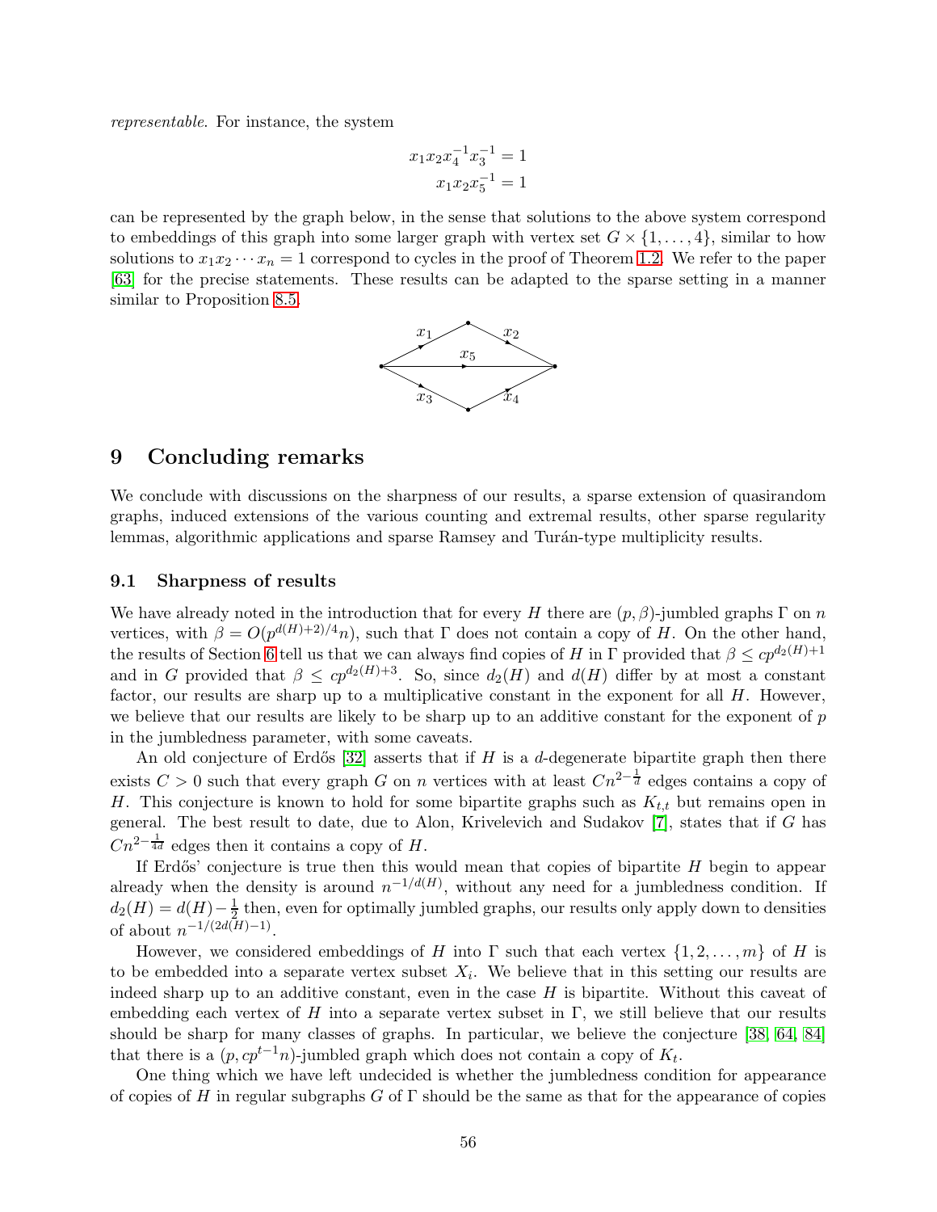*representable*. For instance, the system

$$x_1 x_2 x_4^{-1} x_3^{-1} = 1$$
$$x_1 x_2 x_5^{-1} = 1$$

can be represented by the graph below, in the sense that solutions to the above system correspond to embeddings of this graph into some larger graph with vertex set $G \times \{1, \ldots, 4\}$, similar to how solutions to $x_1 x_2 \cdots x_n = 1$ correspond to cycles in the proof of Theorem 1.2. We refer to the paper [63] for the precise statements. These results can be adapted to the sparse setting in a manner similar to Proposition 8.5.

## 9 Concluding remarks

We conclude with discussions on the sharpness of our results, a sparse extension of quasirandom graphs, induced extensions of the various counting and extremal results, other sparse regularity lemmas, algorithmic applications and sparse Ramsey and Turán-type multiplicity results.

### 9.1 Sharpness of results

We have already noted in the introduction that for every $H$ there are $(p, \beta)$-jumbled graphs $\Gamma$ on $n$ vertices, with $\beta = O(p^{d(H)+2)/4} n)$, such that $\Gamma$ does not contain a copy of $H$. On the other hand, the results of Section 6 tell us that we can always find copies of $H$ in $\Gamma$ provided that $\beta \le cp^{d_2(H)+1}$ and in $G$ provided that $\beta \le cp^{d_2(H)+3}$. So, since $d_2(H)$ and $d(H)$ differ by at most a constant factor, our results are sharp up to a multiplicative constant in the exponent for all $H$. However, we believe that our results are likely to be sharp up to an additive constant for the exponent of $p$ in the jumbledness parameter, with some caveats.

An old conjecture of Erdős [32] asserts that if $H$ is a $d$-degenerate bipartite graph then there exists $C > 0$ such that every graph $G$ on $n$ vertices with at least $Cn^{2-\frac{1}{d}}$ edges contains a copy of $H$. This conjecture is known to hold for some bipartite graphs such as $K_{t,t}$ but remains open in general. The best result to date, due to Alon, Krivelevich and Sudakov [7], states that if $G$ has $Cn^{2-\frac{1}{4d}}$ edges then it contains a copy of $H$.

If Erdős' conjecture is true then this would mean that copies of bipartite $H$ begin to appear already when the density is around $n^{-1/d(H)}$, without any need for a jumbledness condition. If $d_2(H) = d(H) - \frac{1}{2}$ then, even for optimally jumbled graphs, our results only apply down to densities of about $n^{-1/(2d(H)-1)}$.

However, we considered embeddings of $H$ into $\Gamma$ such that each vertex $\{1, 2, \ldots, m\}$ of $H$ is to be embedded into a separate vertex subset $X_i$. We believe that in this setting our results are indeed sharp up to an additive constant, even in the case $H$ is bipartite. Without this caveat of embedding each vertex of $H$ into a separate vertex subset in $\Gamma$, we still believe that our results should be sharp for many classes of graphs. In particular, we believe the conjecture [38, 64, 84] that there is a $(p, cp^{t-1}n)$-jumbled graph which does not contain a copy of $K_t$.

One thing which we have left undecided is whether the jumbledness condition for appearance of copies of $H$ in regular subgraphs $G$ of $\Gamma$ should be the same as that for the appearance of copies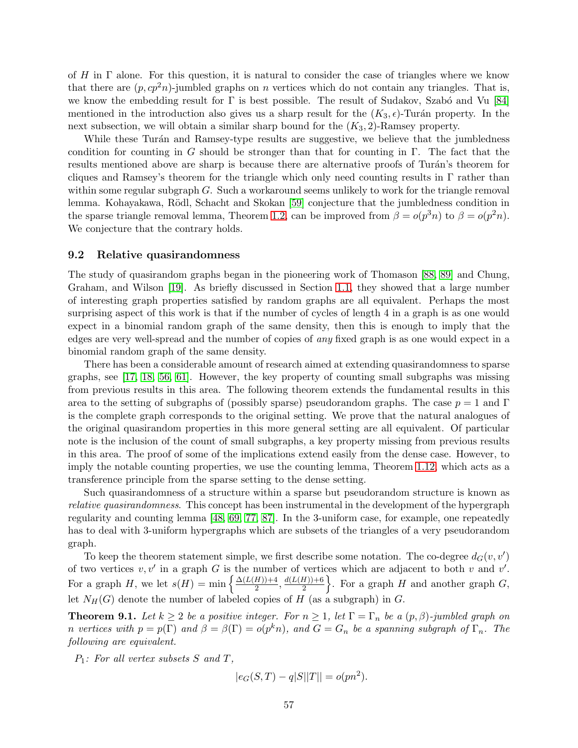of $H$ in $\Gamma$ alone. For this question, it is natural to consider the case of triangles where we know that there are $(p, cp^2n)$-jumbled graphs on $n$ vertices which do not contain any triangles. That is, we know the embedding result for $\Gamma$ is best possible. The result of Sudakov, Szabó and Vu [84] mentioned in the introduction also gives us a sharp result for the $(K_3, \epsilon)$-Turán property. In the next subsection, we will obtain a similar sharp bound for the $(K_3, 2)$-Ramsey property.

While these Turán and Ramsey-type results are suggestive, we believe that the jumbledness condition for counting in $G$ should be stronger than that for counting in $\Gamma$. The fact that the results mentioned above are sharp is because there are alternative proofs of Turán's theorem for cliques and Ramsey's theorem for the triangle which only need counting results in $\Gamma$ rather than within some regular subgraph $G$. Such a workaround seems unlikely to work for the triangle removal lemma. Kohayakawa, Rödl, Schacht and Skokan [59] conjecture that the jumbledness condition in the sparse triangle removal lemma, Theorem 1.2, can be improved from $\beta = o(p^3n)$ to $\beta = o(p^2n)$. We conjecture that the contrary holds.

## 9.2 Relative quasirandomness

The study of quasirandom graphs began in the pioneering work of Thomason [88, 89] and Chung, Graham, and Wilson [19]. As briefly discussed in Section 1.1, they showed that a large number of interesting graph properties satisfied by random graphs are all equivalent. Perhaps the most surprising aspect of this work is that if the number of cycles of length 4 in a graph is as one would expect in a binomial random graph of the same density, then this is enough to imply that the edges are very well-spread and the number of copies of *any* fixed graph is as one would expect in a binomial random graph of the same density.

There has been a considerable amount of research aimed at extending quasirandomness to sparse graphs, see [17, 18, 56, 61]. However, the key property of counting small subgraphs was missing from previous results in this area. The following theorem extends the fundamental results in this area to the setting of subgraphs of (possibly sparse) pseudorandom graphs. The case $p = 1$ and $\Gamma$ is the complete graph corresponds to the original setting. We prove that the natural analogues of the original quasirandom properties in this more general setting are all equivalent. Of particular note is the inclusion of the count of small subgraphs, a key property missing from previous results in this area. The proof of some of the implications extend easily from the dense case. However, to imply the notable counting properties, we use the counting lemma, Theorem 1.12, which acts as a transference principle from the sparse setting to the dense setting.

Such quasirandomness of a structure within a sparse but pseudorandom structure is known as *relative quasirandomness*. This concept has been instrumental in the development of the hypergraph regularity and counting lemma [48, 69, 77, 87]. In the 3-uniform case, for example, one repeatedly has to deal with 3-uniform hypergraphs which are subsets of the triangles of a very pseudorandom graph.

To keep the theorem statement simple, we first describe some notation. The co-degree $d_G(v, v')$ of two vertices $v, v'$ in a graph $G$ is the number of vertices which are adjacent to both $v$ and $v'$. For a graph $H$, we let $s(H) = \min\left\{\frac{\Delta(L(H))+4}{2}, \frac{d(L(H))+6}{2}\right\}$. For a graph $H$ and another graph $G$, let $N_H(G)$ denote the number of labeled copies of $H$ (as a subgraph) in $G$.

**Theorem 9.1.** *Let $k \geq 2$ be a positive integer. For $n \geq 1$, let $\Gamma = \Gamma_n$ be a $(p, \beta)$-jumbled graph on $n$ vertices with $p = p(\Gamma)$ and $\beta = \beta(\Gamma) = o(p^k n)$, and $G = G_n$ be a spanning subgraph of $\Gamma_n$. The following are equivalent.*

*$P_1$: For all vertex subsets $S$ and $T$,*

$$|e_G(S, T) - q|S||T|| = o(pn^2).$$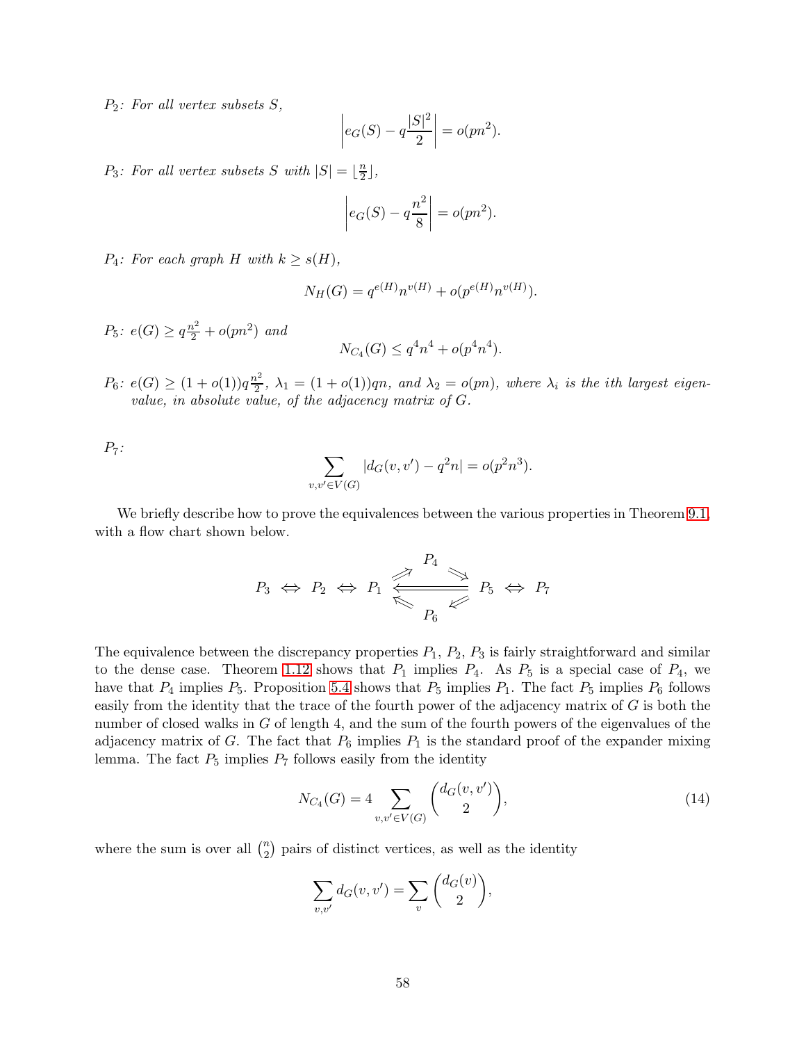$P_2$: *For all vertex subsets* $S$,

$$\left| e_G(S) - q\frac{|S|^2}{2} \right| = o(pn^2).$$

$P_3$: *For all vertex subsets* $S$ *with* $|S| = \lfloor \frac{n}{2} \rfloor$,

$$\left| e_G(S) - q\frac{n^2}{8} \right| = o(pn^2).$$

$P_4$: *For each graph* $H$ *with* $k \geq s(H)$,

$$N_H(G) = q^{e(H)} n^{v(H)} + o(p^{e(H)} n^{v(H)}).$$

$P_5$: $e(G) \geq q\frac{n^2}{2} + o(pn^2)$ *and*

$$N_{C_4}(G) \leq q^4 n^4 + o(p^4 n^4).$$

$P_6$: $e(G) \geq (1 + o(1))q\frac{n^2}{2}$, $\lambda_1 = (1 + o(1))qn$, *and* $\lambda_2 = o(pn)$, *where* $\lambda_i$ *is the ith largest eigenvalue, in absolute value, of the adjacency matrix of* $G$.

$P_7$:

$$\sum_{v,v' \in V(G)} |d_G(v, v') - q^2 n| = o(p^2 n^3).$$

We briefly describe how to prove the equivalences between the various properties in Theorem 9.1, with a flow chart shown below.

$$P_3 \iff P_2 \iff P_1 \; \begin{matrix} \nearrow P_4 \searrow \\ \Longleftarrow\!\!=\!\!=\!\!= \\ \nwarrow P_6 \swarrow \end{matrix} \; P_5 \iff P_7$$

The equivalence between the discrepancy properties $P_1$, $P_2$, $P_3$ is fairly straightforward and similar to the dense case. Theorem 1.12 shows that $P_1$ implies $P_4$. As $P_5$ is a special case of $P_4$, we have that $P_4$ implies $P_5$. Proposition 5.4 shows that $P_5$ implies $P_1$. The fact $P_5$ implies $P_6$ follows easily from the identity that the trace of the fourth power of the adjacency matrix of $G$ is both the number of closed walks in $G$ of length 4, and the sum of the fourth powers of the eigenvalues of the adjacency matrix of $G$. The fact that $P_6$ implies $P_1$ is the standard proof of the expander mixing lemma. The fact $P_5$ implies $P_7$ follows easily from the identity

$$N_{C_4}(G) = 4 \sum_{v,v' \in V(G)} \binom{d_G(v, v')}{2}, \tag{14}$$

where the sum is over all $\binom{n}{2}$ pairs of distinct vertices, as well as the identity

$$\sum_{v,v'} d_G(v, v') = \sum_v \binom{d_G(v)}{2},$$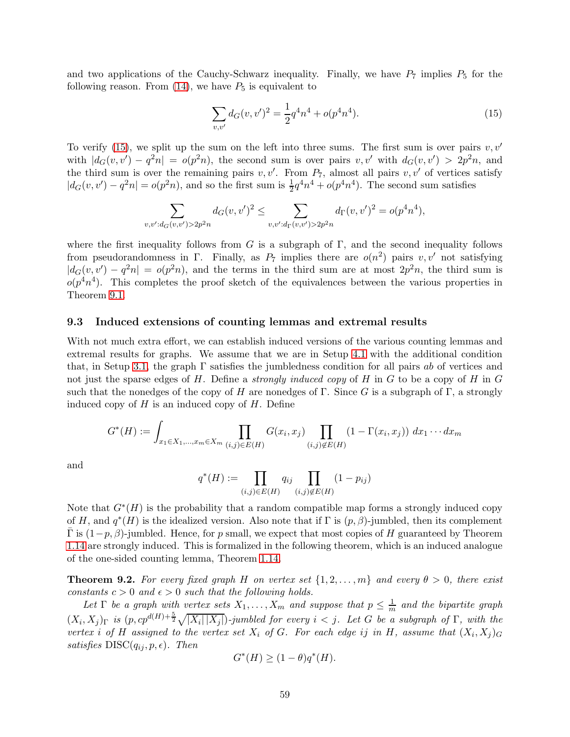and two applications of the Cauchy-Schwarz inequality. Finally, we have $P_7$ implies $P_5$ for the following reason. From (14), we have $P_5$ is equivalent to

$$\sum_{v,v'} d_G(v,v')^2 = \frac{1}{2}q^4n^4 + o(p^4n^4). \tag{15}$$

To verify (15), we split up the sum on the left into three sums. The first sum is over pairs $v, v'$ with $|d_G(v,v') - q^2n| = o(p^2n)$, the second sum is over pairs $v, v'$ with $d_G(v,v') > 2p^2n$, and the third sum is over the remaining pairs $v, v'$. From $P_7$, almost all pairs $v, v'$ of vertices satisfy $|d_G(v,v') - q^2n| = o(p^2n)$, and so the first sum is $\frac{1}{2}q^4n^4 + o(p^4n^4)$. The second sum satisfies

$$\sum_{v,v':d_G(v,v')>2p^2n} d_G(v,v')^2 \le \sum_{v,v':d_\Gamma(v,v')>2p^2n} d_\Gamma(v,v')^2 = o(p^4n^4),$$

where the first inequality follows from $G$ is a subgraph of $\Gamma$, and the second inequality follows from pseudorandomness in $\Gamma$. Finally, as $P_7$ implies there are $o(n^2)$ pairs $v, v'$ not satisfying $|d_G(v,v') - q^2n| = o(p^2n)$, and the terms in the third sum are at most $2p^2n$, the third sum is $o(p^4n^4)$. This completes the proof sketch of the equivalences between the various properties in Theorem 9.1.

### 9.3 Induced extensions of counting lemmas and extremal results

With not much extra effort, we can establish induced versions of the various counting lemmas and extremal results for graphs. We assume that we are in Setup 4.1 with the additional condition that, in Setup 3.1, the graph $\Gamma$ satisfies the jumbledness condition for all pairs $ab$ of vertices and not just the sparse edges of $H$. Define a *strongly induced copy* of $H$ in $G$ to be a copy of $H$ in $G$ such that the nonedges of the copy of $H$ are nonedges of $\Gamma$. Since $G$ is a subgraph of $\Gamma$, a strongly induced copy of $H$ is an induced copy of $H$. Define

$$G^*(H) := \int_{x_1 \in X_1, \ldots, x_m \in X_m} \prod_{(i,j) \in E(H)} G(x_i, x_j) \prod_{(i,j) \notin E(H)} (1 - \Gamma(x_i, x_j)) \, dx_1 \cdots dx_m$$

and

$$q^*(H) := \prod_{(i,j) \in E(H)} q_{ij} \prod_{(i,j) \notin E(H)} (1 - p_{ij})$$

Note that $G^*(H)$ is the probability that a random compatible map forms a strongly induced copy of $H$, and $q^*(H)$ is the idealized version. Also note that if $\Gamma$ is $(p,\beta)$-jumbled, then its complement $\bar{\Gamma}$ is $(1-p,\beta)$-jumbled. Hence, for $p$ small, we expect that most copies of $H$ guaranteed by Theorem 1.14 are strongly induced. This is formalized in the following theorem, which is an induced analogue of the one-sided counting lemma, Theorem 1.14.

**Theorem 9.2.** *For every fixed graph $H$ on vertex set $\{1, 2, \ldots, m\}$ and every $\theta > 0$, there exist constants $c > 0$ and $\epsilon > 0$ such that the following holds.*

*Let $\Gamma$ be a graph with vertex sets $X_1, \ldots, X_m$ and suppose that $p \le \frac{1}{m}$ and the bipartite graph $(X_i, X_j)_\Gamma$ is $(p, cp^{d(H)+\frac{5}{2}}\sqrt{|X_i|\,|X_j|})$-jumbled for every $i < j$. Let $G$ be a subgraph of $\Gamma$, with the vertex $i$ of $H$ assigned to the vertex set $X_i$ of $G$. For each edge $ij$ in $H$, assume that $(X_i, X_j)_G$ satisfies $\mathrm{DISC}(q_{ij}, p, \epsilon)$. Then*

$$G^*(H) \ge (1-\theta)q^*(H).$$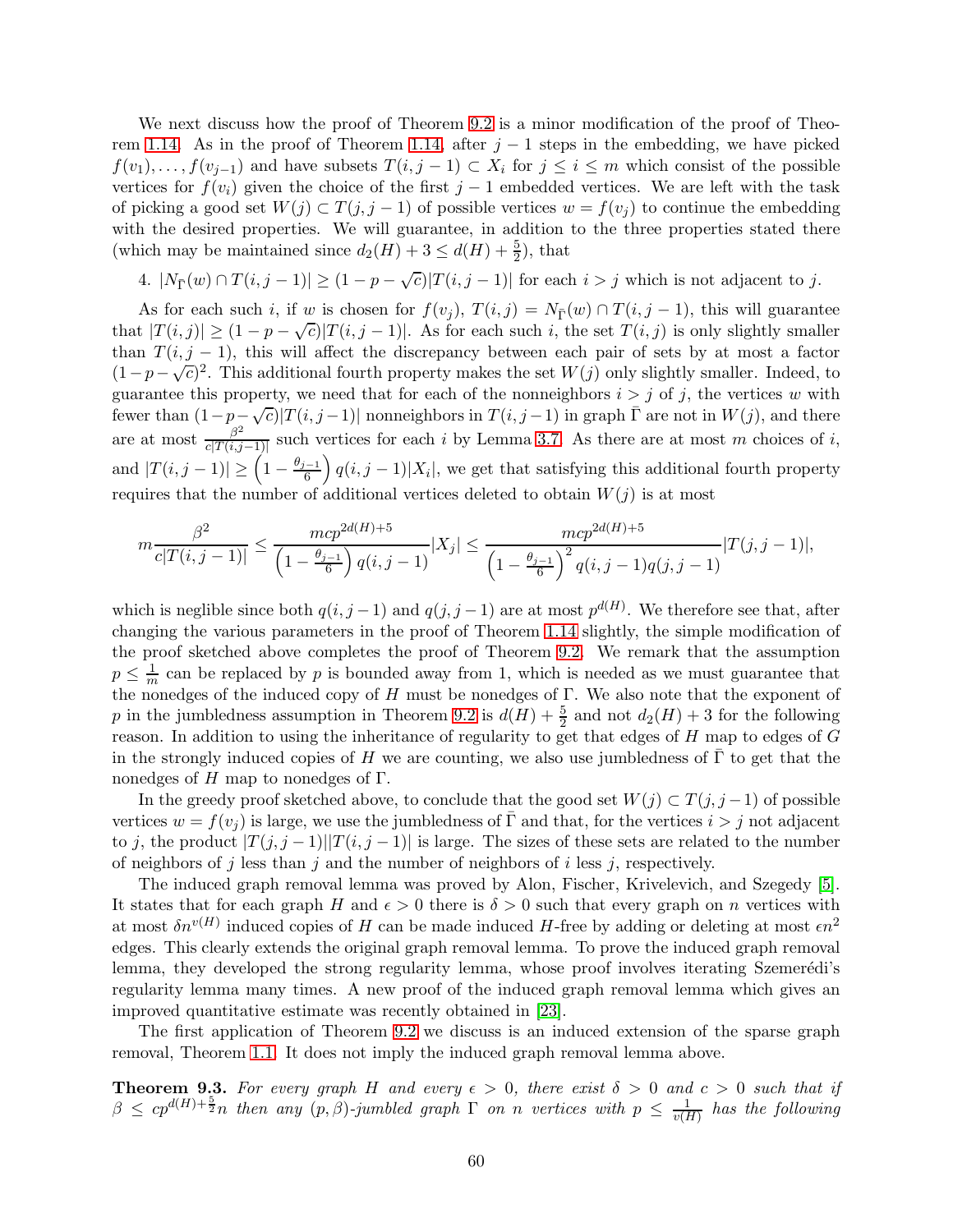We next discuss how the proof of Theorem 9.2 is a minor modification of the proof of Theorem 1.14. As in the proof of Theorem 1.14, after $j-1$ steps in the embedding, we have picked $f(v_1),\ldots,f(v_{j-1})$ and have subsets $T(i,j-1) \subset X_i$ for $j \le i \le m$ which consist of the possible vertices for $f(v_i)$ given the choice of the first $j-1$ embedded vertices. We are left with the task of picking a good set $W(j) \subset T(j,j-1)$ of possible vertices $w = f(v_j)$ to continue the embedding with the desired properties. We will guarantee, in addition to the three properties stated there (which may be maintained since $d_2(H)+3 \le d(H)+\frac{5}{2}$), that

4. $|N_{\bar{\Gamma}}(w) \cap T(i,j-1)| \ge (1-p-\sqrt{c})|T(i,j-1)|$ for each $i > j$ which is not adjacent to $j$.

As for each such $i$, if $w$ is chosen for $f(v_j)$, $T(i,j) = N_{\bar{\Gamma}}(w) \cap T(i,j-1)$, this will guarantee that $|T(i,j)| \ge (1-p-\sqrt{c})|T(i,j-1)|$. As for each such $i$, the set $T(i,j)$ is only slightly smaller than $T(i,j-1)$, this will affect the discrepancy between each pair of sets by at most a factor $(1-p-\sqrt{c})^2$. This additional fourth property makes the set $W(j)$ only slightly smaller. Indeed, to guarantee this property, we need that for each of the nonneighbors $i > j$ of $j$, the vertices $w$ with fewer than $(1-p-\sqrt{c})|T(i,j-1)|$ nonneighbors in $T(i,j-1)$ in graph $\bar{\Gamma}$ are not in $W(j)$, and there are at most $\frac{\beta^2}{c|T(i,j-1)|}$ such vertices for each $i$ by Lemma 3.7. As there are at most $m$ choices of $i$, and $|T(i,j-1)| \ge \left(1-\frac{\theta_{j-1}}{6}\right)q(i,j-1)|X_i|$, we get that satisfying this additional fourth property requires that the number of additional vertices deleted to obtain $W(j)$ is at most

$$m\frac{\beta^2}{c|T(i,j-1)|} \le \frac{mcp^{2d(H)+5}}{\left(1-\frac{\theta_{j-1}}{6}\right)q(i,j-1)}|X_j| \le \frac{mcp^{2d(H)+5}}{\left(1-\frac{\theta_{j-1}}{6}\right)^2 q(i,j-1)q(j,j-1)}|T(j,j-1)|,$$

which is neglible since both $q(i,j-1)$ and $q(j,j-1)$ are at most $p^{d(H)}$. We therefore see that, after changing the various parameters in the proof of Theorem 1.14 slightly, the simple modification of the proof sketched above completes the proof of Theorem 9.2. We remark that the assumption $p \le \frac{1}{m}$ can be replaced by $p$ is bounded away from 1, which is needed as we must guarantee that the nonedges of the induced copy of $H$ must be nonedges of $\Gamma$. We also note that the exponent of $p$ in the jumbledness assumption in Theorem 9.2 is $d(H)+\frac{5}{2}$ and not $d_2(H)+3$ for the following reason. In addition to using the inheritance of regularity to get that edges of $H$ map to edges of $G$ in the strongly induced copies of $H$ we are counting, we also use jumbledness of $\bar{\Gamma}$ to get that the nonedges of $H$ map to nonedges of $\Gamma$.

In the greedy proof sketched above, to conclude that the good set $W(j) \subset T(j,j-1)$ of possible vertices $w = f(v_j)$ is large, we use the jumbledness of $\bar{\Gamma}$ and that, for the vertices $i > j$ not adjacent to $j$, the product $|T(j,j-1)||T(i,j-1)|$ is large. The sizes of these sets are related to the number of neighbors of $j$ less than $j$ and the number of neighbors of $i$ less $j$, respectively.

The induced graph removal lemma was proved by Alon, Fischer, Krivelevich, and Szegedy [5]. It states that for each graph $H$ and $\epsilon > 0$ there is $\delta > 0$ such that every graph on $n$ vertices with at most $\delta n^{v(H)}$ induced copies of $H$ can be made induced $H$-free by adding or deleting at most $\epsilon n^2$ edges. This clearly extends the original graph removal lemma. To prove the induced graph removal lemma, they developed the strong regularity lemma, whose proof involves iterating Szemerédi's regularity lemma many times. A new proof of the induced graph removal lemma which gives an improved quantitative estimate was recently obtained in [23].

The first application of Theorem 9.2 we discuss is an induced extension of the sparse graph removal, Theorem 1.1. It does not imply the induced graph removal lemma above.

**Theorem 9.3.** *For every graph $H$ and every $\epsilon > 0$, there exist $\delta > 0$ and $c > 0$ such that if $\beta \le cp^{d(H)+\frac{5}{2}}n$ then any $(p,\beta)$-jumbled graph $\Gamma$ on $n$ vertices with $p \le \frac{1}{v(H)}$ has the following*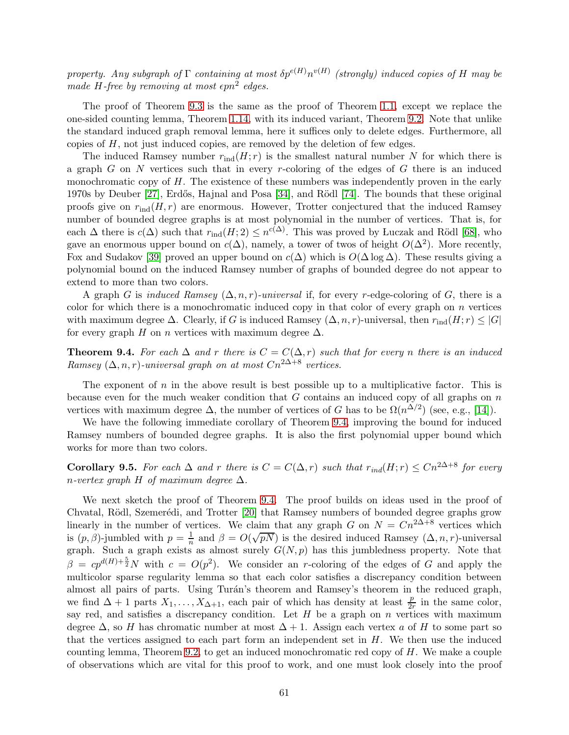*property. Any subgraph of $\Gamma$ containing at most $\delta p^{e(H)} n^{v(H)}$ (strongly) induced copies of $H$ may be made $H$-free by removing at most $\epsilon p n^2$ edges.*

The proof of Theorem 9.3 is the same as the proof of Theorem 1.1, except we replace the one-sided counting lemma, Theorem 1.14, with its induced variant, Theorem 9.2. Note that unlike the standard induced graph removal lemma, here it suffices only to delete edges. Furthermore, all copies of $H$, not just induced copies, are removed by the deletion of few edges.

The induced Ramsey number $r_{\text{ind}}(H;r)$ is the smallest natural number $N$ for which there is a graph $G$ on $N$ vertices such that in every $r$-coloring of the edges of $G$ there is an induced monochromatic copy of $H$. The existence of these numbers was independently proven in the early 1970s by Deuber [27], Erdős, Hajnal and Posa [34], and Rödl [74]. The bounds that these original proofs give on $r_{\text{ind}}(H,r)$ are enormous. However, Trotter conjectured that the induced Ramsey number of bounded degree graphs is at most polynomial in the number of vertices. That is, for each $\Delta$ there is $c(\Delta)$ such that $r_{\text{ind}}(H;2) \le n^{c(\Delta)}$. This was proved by Łuczak and Rödl [68], who gave an enormous upper bound on $c(\Delta)$, namely, a tower of twos of height $O(\Delta^2)$. More recently, Fox and Sudakov [39] proved an upper bound on $c(\Delta)$ which is $O(\Delta \log \Delta)$. These results giving a polynomial bound on the induced Ramsey number of graphs of bounded degree do not appear to extend to more than two colors.

A graph $G$ is *induced Ramsey $(\Delta, n, r)$-universal* if, for every $r$-edge-coloring of $G$, there is a color for which there is a monochromatic induced copy in that color of every graph on $n$ vertices with maximum degree $\Delta$. Clearly, if $G$ is induced Ramsey $(\Delta, n, r)$-universal, then $r_{\text{ind}}(H;r) \le |G|$ for every graph $H$ on $n$ vertices with maximum degree $\Delta$.

**Theorem 9.4.** *For each $\Delta$ and $r$ there is $C = C(\Delta, r)$ such that for every $n$ there is an induced Ramsey $(\Delta, n, r)$-universal graph on at most $Cn^{2\Delta+8}$ vertices.*

The exponent of $n$ in the above result is best possible up to a multiplicative factor. This is because even for the much weaker condition that $G$ contains an induced copy of all graphs on $n$ vertices with maximum degree $\Delta$, the number of vertices of $G$ has to be $\Omega(n^{\Delta/2})$ (see, e.g., [14]).

We have the following immediate corollary of Theorem 9.4, improving the bound for induced Ramsey numbers of bounded degree graphs. It is also the first polynomial upper bound which works for more than two colors.

**Corollary 9.5.** *For each $\Delta$ and $r$ there is $C = C(\Delta, r)$ such that $r_{ind}(H;r) \le Cn^{2\Delta+8}$ for every $n$-vertex graph $H$ of maximum degree $\Delta$.*

We next sketch the proof of Theorem 9.4. The proof builds on ideas used in the proof of Chvatal, Rödl, Szemerédi, and Trotter [20] that Ramsey numbers of bounded degree graphs grow linearly in the number of vertices. We claim that any graph $G$ on $N = Cn^{2\Delta+8}$ vertices which is $(p, \beta)$-jumbled with $p = \frac{1}{n}$ and $\beta = O(\sqrt{pN})$ is the desired induced Ramsey $(\Delta, n, r)$-universal graph. Such a graph exists as almost surely $G(N,p)$ has this jumbledness property. Note that $\beta = cp^{d(H)+\frac{5}{2}}N$ with $c = O(p^2)$. We consider an $r$-coloring of the edges of $G$ and apply the multicolor sparse regularity lemma so that each color satisfies a discrepancy condition between almost all pairs of parts. Using Turán's theorem and Ramsey's theorem in the reduced graph, we find $\Delta + 1$ parts $X_1, \ldots, X_{\Delta+1}$, each pair of which has density at least $\frac{p}{2r}$ in the same color, say red, and satisfies a discrepancy condition. Let $H$ be a graph on $n$ vertices with maximum degree $\Delta$, so $H$ has chromatic number at most $\Delta + 1$. Assign each vertex $a$ of $H$ to some part so that the vertices assigned to each part form an independent set in $H$. We then use the induced counting lemma, Theorem 9.2, to get an induced monochromatic red copy of $H$. We make a couple of observations which are vital for this proof to work, and one must look closely into the proof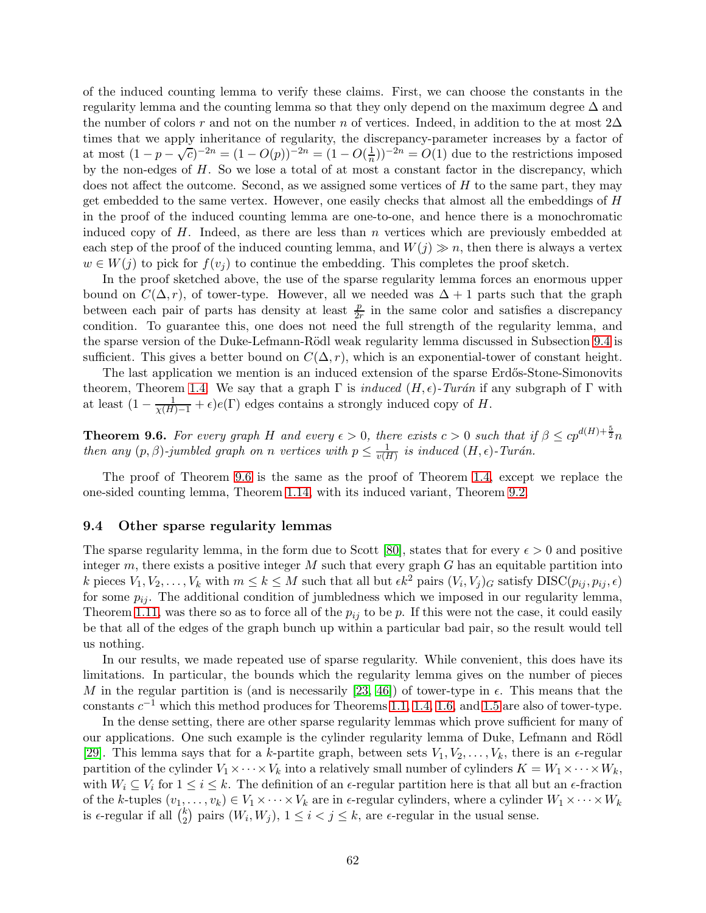of the induced counting lemma to verify these claims. First, we can choose the constants in the regularity lemma and the counting lemma so that they only depend on the maximum degree $\Delta$ and the number of colors $r$ and not on the number $n$ of vertices. Indeed, in addition to the at most $2\Delta$ times that we apply inheritance of regularity, the discrepancy-parameter increases by a factor of at most $(1-p-\sqrt{c})^{-2n} = (1-O(p))^{-2n} = (1-O(\frac{1}{n}))^{-2n} = O(1)$ due to the restrictions imposed by the non-edges of $H$. So we lose a total of at most a constant factor in the discrepancy, which does not affect the outcome. Second, as we assigned some vertices of $H$ to the same part, they may get embedded to the same vertex. However, one easily checks that almost all the embeddings of $H$ in the proof of the induced counting lemma are one-to-one, and hence there is a monochromatic induced copy of $H$. Indeed, as there are less than $n$ vertices which are previously embedded at each step of the proof of the induced counting lemma, and $W(j) \gg n$, then there is always a vertex $w \in W(j)$ to pick for $f(v_j)$ to continue the embedding. This completes the proof sketch.

In the proof sketched above, the use of the sparse regularity lemma forces an enormous upper bound on $C(\Delta, r)$, of tower-type. However, all we needed was $\Delta + 1$ parts such that the graph between each pair of parts has density at least $\frac{p}{2r}$ in the same color and satisfies a discrepancy condition. To guarantee this, one does not need the full strength of the regularity lemma, and the sparse version of the Duke-Lefmann-Rödl weak regularity lemma discussed in Subsection 9.4 is sufficient. This gives a better bound on $C(\Delta, r)$, which is an exponential-tower of constant height.

The last application we mention is an induced extension of the sparse Erdős-Stone-Simonovits theorem, Theorem 1.4. We say that a graph $\Gamma$ is *induced* $(H, \epsilon)$*-Turán* if any subgraph of $\Gamma$ with at least $(1 - \frac{1}{\chi(H)-1} + \epsilon)e(\Gamma)$ edges contains a strongly induced copy of $H$.

**Theorem 9.6.** *For every graph $H$ and every $\epsilon > 0$, there exists $c > 0$ such that if $\beta \le cp^{d(H)+\frac{5}{2}}n$ then any $(p, \beta)$-jumbled graph on $n$ vertices with $p \le \frac{1}{v(H)}$ is induced $(H, \epsilon)$-Turán.*

The proof of Theorem 9.6 is the same as the proof of Theorem 1.4, except we replace the one-sided counting lemma, Theorem 1.14, with its induced variant, Theorem 9.2.

### 9.4 Other sparse regularity lemmas

The sparse regularity lemma, in the form due to Scott [80], states that for every $\epsilon > 0$ and positive integer $m$, there exists a positive integer $M$ such that every graph $G$ has an equitable partition into $k$ pieces $V_1, V_2, \ldots, V_k$ with $m \le k \le M$ such that all but $\epsilon k^2$ pairs $(V_i, V_j)_G$ satisfy DISC$(p_{ij}, p_{ij}, \epsilon)$ for some $p_{ij}$. The additional condition of jumbledness which we imposed in our regularity lemma, Theorem 1.11, was there so as to force all of the $p_{ij}$ to be $p$. If this were not the case, it could easily be that all of the edges of the graph bunch up within a particular bad pair, so the result would tell us nothing.

In our results, we made repeated use of sparse regularity. While convenient, this does have its limitations. In particular, the bounds which the regularity lemma gives on the number of pieces $M$ in the regular partition is (and is necessarily [23, 46]) of tower-type in $\epsilon$. This means that the constants $c^{-1}$ which this method produces for Theorems 1.1, 1.4, 1.6, and 1.5 are also of tower-type.

In the dense setting, there are other sparse regularity lemmas which prove sufficient for many of our applications. One such example is the cylinder regularity lemma of Duke, Lefmann and Rödl [29]. This lemma says that for a $k$-partite graph, between sets $V_1, V_2, \ldots, V_k$, there is an $\epsilon$-regular partition of the cylinder $V_1 \times \cdots \times V_k$ into a relatively small number of cylinders $K = W_1 \times \cdots \times W_k$, with $W_i \subseteq V_i$ for $1 \le i \le k$. The definition of an $\epsilon$-regular partition here is that all but an $\epsilon$-fraction of the $k$-tuples $(v_1, \ldots, v_k) \in V_1 \times \cdots \times V_k$ are in $\epsilon$-regular cylinders, where a cylinder $W_1 \times \cdots \times W_k$ is $\epsilon$-regular if all $\binom{k}{2}$ pairs $(W_i, W_j)$, $1 \le i < j \le k$, are $\epsilon$-regular in the usual sense.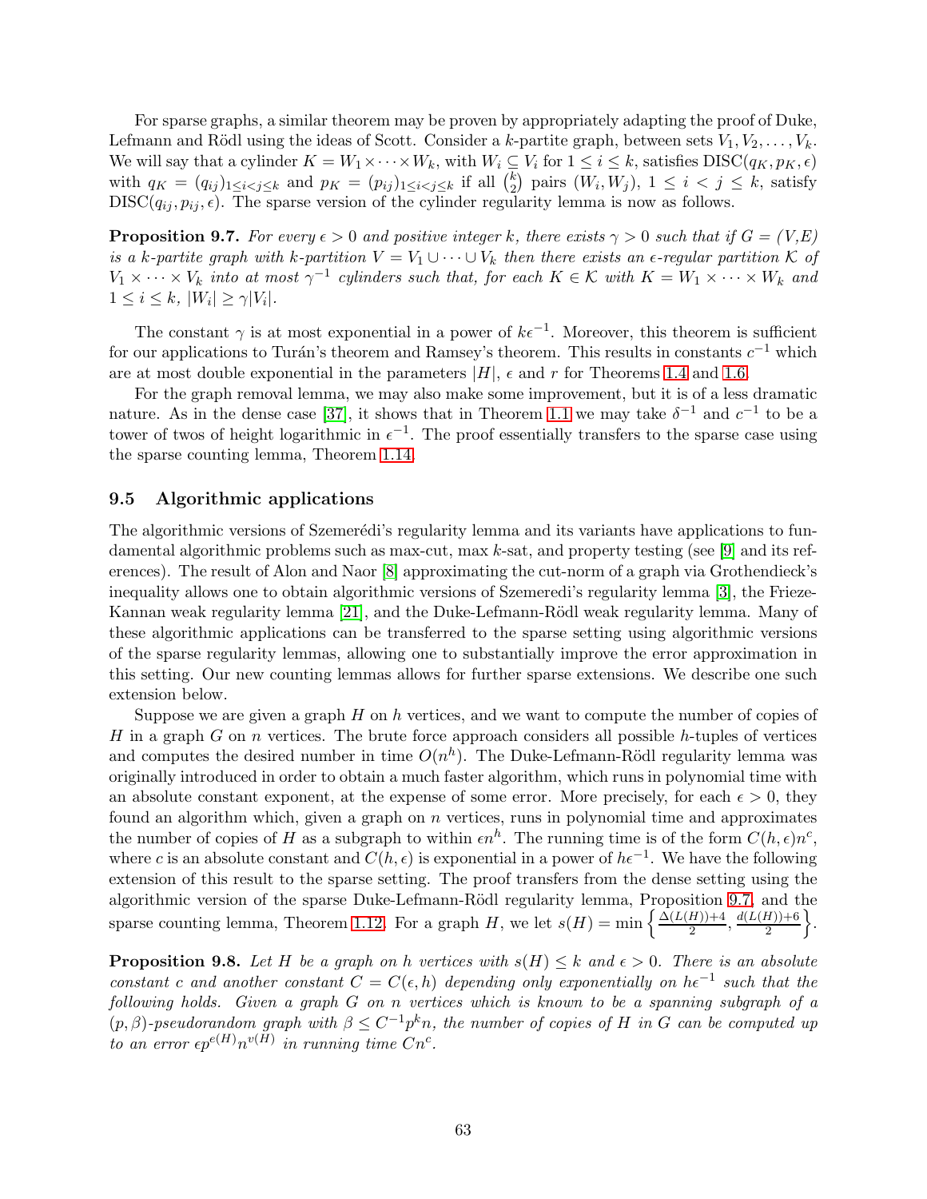For sparse graphs, a similar theorem may be proven by appropriately adapting the proof of Duke, Lefmann and Rödl using the ideas of Scott. Consider a $k$-partite graph, between sets $V_1, V_2, \ldots, V_k$. We will say that a cylinder $K = W_1 \times \cdots \times W_k$, with $W_i \subseteq V_i$ for $1 \le i \le k$, satisfies DISC$(q_K, p_K, \epsilon)$ with $q_K = (q_{ij})_{1 \le i < j \le k}$ and $p_K = (p_{ij})_{1 \le i < j \le k}$ if all $\binom{k}{2}$ pairs $(W_i, W_j)$, $1 \le i < j \le k$, satisfy DISC$(q_{ij}, p_{ij}, \epsilon)$. The sparse version of the cylinder regularity lemma is now as follows.

**Proposition 9.7.** *For every $\epsilon > 0$ and positive integer $k$, there exists $\gamma > 0$ such that if $G = (V,E)$ is a $k$-partite graph with $k$-partition $V = V_1 \cup \cdots \cup V_k$ then there exists an $\epsilon$-regular partition $\mathcal{K}$ of $V_1 \times \cdots \times V_k$ into at most $\gamma^{-1}$ cylinders such that, for each $K \in \mathcal{K}$ with $K = W_1 \times \cdots \times W_k$ and $1 \le i \le k$, $|W_i| \ge \gamma |V_i|$.*

The constant $\gamma$ is at most exponential in a power of $k\epsilon^{-1}$. Moreover, this theorem is sufficient for our applications to Turán's theorem and Ramsey's theorem. This results in constants $c^{-1}$ which are at most double exponential in the parameters $|H|$, $\epsilon$ and $r$ for Theorems 1.4 and 1.6.

For the graph removal lemma, we may also make some improvement, but it is of a less dramatic nature. As in the dense case [37], it shows that in Theorem 1.1 we may take $\delta^{-1}$ and $c^{-1}$ to be a tower of twos of height logarithmic in $\epsilon^{-1}$. The proof essentially transfers to the sparse case using the sparse counting lemma, Theorem 1.14.

### 9.5 Algorithmic applications

The algorithmic versions of Szemerédi's regularity lemma and its variants have applications to fundamental algorithmic problems such as max-cut, max $k$-sat, and property testing (see [9] and its references). The result of Alon and Naor [8] approximating the cut-norm of a graph via Grothendieck's inequality allows one to obtain algorithmic versions of Szemeredi's regularity lemma [3], the Frieze-Kannan weak regularity lemma [21], and the Duke-Lefmann-Rödl weak regularity lemma. Many of these algorithmic applications can be transferred to the sparse setting using algorithmic versions of the sparse regularity lemmas, allowing one to substantially improve the error approximation in this setting. Our new counting lemmas allows for further sparse extensions. We describe one such extension below.

Suppose we are given a graph $H$ on $h$ vertices, and we want to compute the number of copies of $H$ in a graph $G$ on $n$ vertices. The brute force approach considers all possible $h$-tuples of vertices and computes the desired number in time $O(n^h)$. The Duke-Lefmann-Rödl regularity lemma was originally introduced in order to obtain a much faster algorithm, which runs in polynomial time with an absolute constant exponent, at the expense of some error. More precisely, for each $\epsilon > 0$, they found an algorithm which, given a graph on $n$ vertices, runs in polynomial time and approximates the number of copies of $H$ as a subgraph to within $\epsilon n^h$. The running time is of the form $C(h,\epsilon)n^c$, where $c$ is an absolute constant and $C(h,\epsilon)$ is exponential in a power of $h\epsilon^{-1}$. We have the following extension of this result to the sparse setting. The proof transfers from the dense setting using the algorithmic version of the sparse Duke-Lefmann-Rödl regularity lemma, Proposition 9.7, and the sparse counting lemma, Theorem 1.12. For a graph $H$, we let $s(H) = \min\left\{\frac{\Delta(L(H))+4}{2}, \frac{d(L(H))+6}{2}\right\}$.

**Proposition 9.8.** *Let $H$ be a graph on $h$ vertices with $s(H) \le k$ and $\epsilon > 0$. There is an absolute constant $c$ and another constant $C = C(\epsilon, h)$ depending only exponentially on $h\epsilon^{-1}$ such that the following holds. Given a graph $G$ on $n$ vertices which is known to be a spanning subgraph of a $(p,\beta)$-pseudorandom graph with $\beta \le C^{-1}p^k n$, the number of copies of $H$ in $G$ can be computed up to an error $\epsilon p^{e(H)} n^{v(H)}$ in running time $Cn^c$.*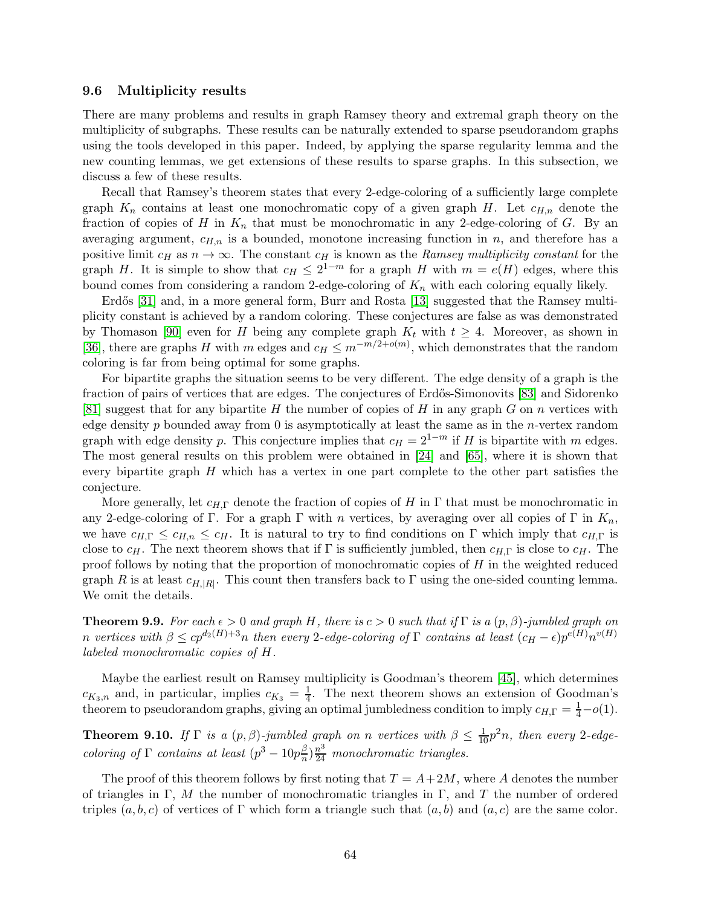### 9.6 Multiplicity results

There are many problems and results in graph Ramsey theory and extremal graph theory on the multiplicity of subgraphs. These results can be naturally extended to sparse pseudorandom graphs using the tools developed in this paper. Indeed, by applying the sparse regularity lemma and the new counting lemmas, we get extensions of these results to sparse graphs. In this subsection, we discuss a few of these results.

Recall that Ramsey's theorem states that every 2-edge-coloring of a sufficiently large complete graph $K_n$ contains at least one monochromatic copy of a given graph $H$. Let $c_{H,n}$ denote the fraction of copies of $H$ in $K_n$ that must be monochromatic in any 2-edge-coloring of $G$. By an averaging argument, $c_{H,n}$ is a bounded, monotone increasing function in $n$, and therefore has a positive limit $c_H$ as $n \to \infty$. The constant $c_H$ is known as the *Ramsey multiplicity constant* for the graph $H$. It is simple to show that $c_H \le 2^{1-m}$ for a graph $H$ with $m = e(H)$ edges, where this bound comes from considering a random 2-edge-coloring of $K_n$ with each coloring equally likely.

Erdős [31] and, in a more general form, Burr and Rosta [13] suggested that the Ramsey multiplicity constant is achieved by a random coloring. These conjectures are false as was demonstrated by Thomason [90] even for $H$ being any complete graph $K_t$ with $t \ge 4$. Moreover, as shown in [36], there are graphs $H$ with $m$ edges and $c_H \le m^{-m/2+o(m)}$, which demonstrates that the random coloring is far from being optimal for some graphs.

For bipartite graphs the situation seems to be very different. The edge density of a graph is the fraction of pairs of vertices that are edges. The conjectures of Erdős-Simonovits [83] and Sidorenko [81] suggest that for any bipartite $H$ the number of copies of $H$ in any graph $G$ on $n$ vertices with edge density $p$ bounded away from 0 is asymptotically at least the same as in the $n$-vertex random graph with edge density $p$. This conjecture implies that $c_H = 2^{1-m}$ if $H$ is bipartite with $m$ edges. The most general results on this problem were obtained in [24] and [65], where it is shown that every bipartite graph $H$ which has a vertex in one part complete to the other part satisfies the conjecture.

More generally, let $c_{H,\Gamma}$ denote the fraction of copies of $H$ in $\Gamma$ that must be monochromatic in any 2-edge-coloring of $\Gamma$. For a graph $\Gamma$ with $n$ vertices, by averaging over all copies of $\Gamma$ in $K_n$, we have $c_{H,\Gamma} \le c_{H,n} \le c_H$. It is natural to try to find conditions on $\Gamma$ which imply that $c_{H,\Gamma}$ is close to $c_H$. The next theorem shows that if $\Gamma$ is sufficiently jumbled, then $c_{H,\Gamma}$ is close to $c_H$. The proof follows by noting that the proportion of monochromatic copies of $H$ in the weighted reduced graph $R$ is at least $c_{H,|R|}$. This count then transfers back to $\Gamma$ using the one-sided counting lemma. We omit the details.

**Theorem 9.9.** *For each $\epsilon > 0$ and graph $H$, there is $c > 0$ such that if $\Gamma$ is a $(p, \beta)$-jumbled graph on $n$ vertices with $\beta \le cp^{d_2(H)+3}n$ then every 2-edge-coloring of $\Gamma$ contains at least $(c_H - \epsilon)p^{e(H)}n^{v(H)}$ labeled monochromatic copies of $H$.*

Maybe the earliest result on Ramsey multiplicity is Goodman's theorem [45], which determines $c_{K_3,n}$ and, in particular, implies $c_{K_3} = \frac{1}{4}$. The next theorem shows an extension of Goodman's theorem to pseudorandom graphs, giving an optimal jumbledness condition to imply $c_{H,\Gamma} = \frac{1}{4} - o(1)$.

**Theorem 9.10.** *If $\Gamma$ is a $(p, \beta)$-jumbled graph on $n$ vertices with $\beta \le \frac{1}{10}p^2 n$, then every 2-edge-coloring of $\Gamma$ contains at least $(p^3 - 10p\frac{\beta}{n})\frac{n^3}{24}$ monochromatic triangles.*

The proof of this theorem follows by first noting that $T = A + 2M$, where $A$ denotes the number of triangles in $\Gamma$, $M$ the number of monochromatic triangles in $\Gamma$, and $T$ the number of ordered triples $(a, b, c)$ of vertices of $\Gamma$ which form a triangle such that $(a, b)$ and $(a, c)$ are the same color.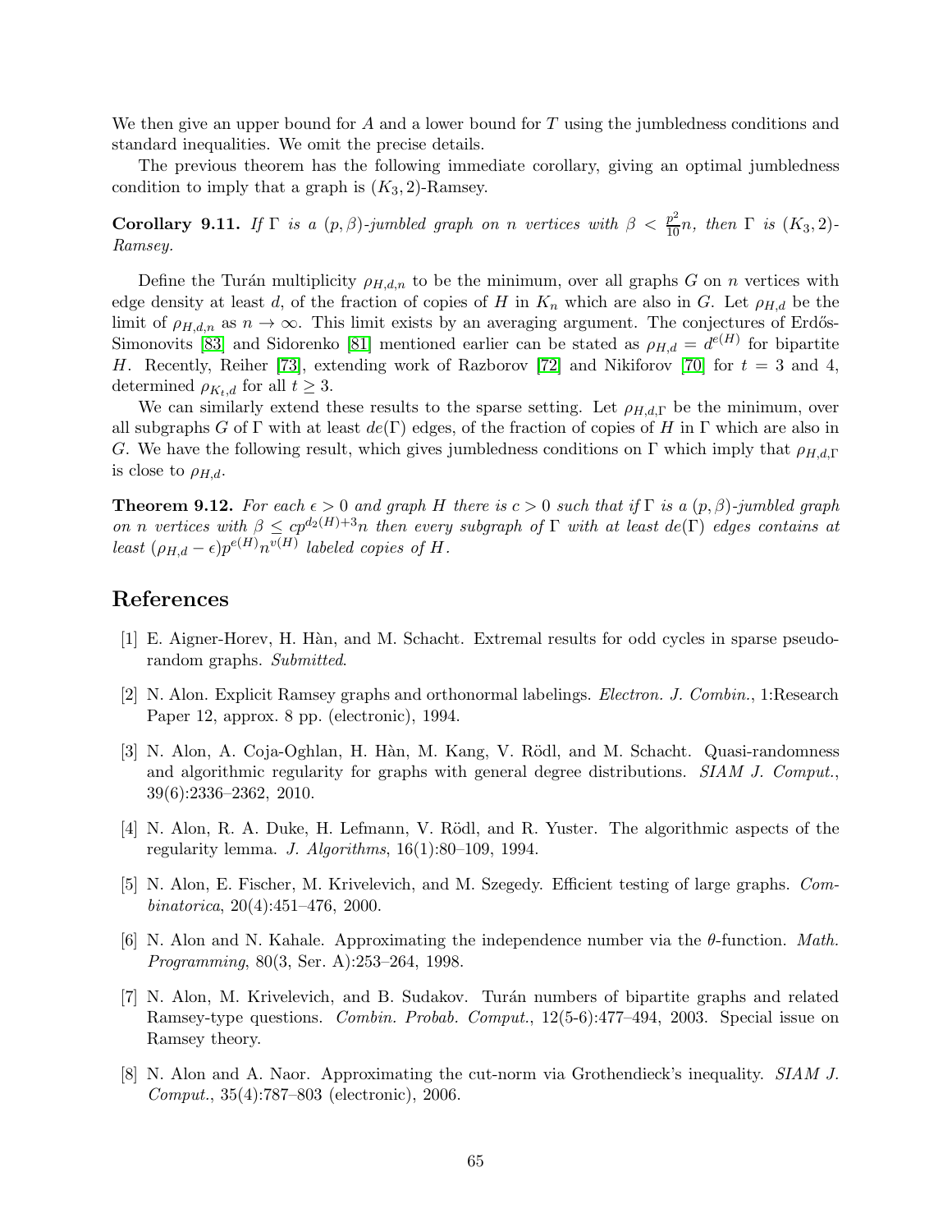We then give an upper bound for $A$ and a lower bound for $T$ using the jumbledness conditions and standard inequalities. We omit the precise details.

The previous theorem has the following immediate corollary, giving an optimal jumbledness condition to imply that a graph is $(K_3, 2)$-Ramsey.

**Corollary 9.11.** *If $\Gamma$ is a $(p, \beta)$-jumbled graph on $n$ vertices with $\beta < \frac{p^2}{10}n$, then $\Gamma$ is $(K_3, 2)$-Ramsey.*

Define the Turán multiplicity $\rho_{H,d,n}$ to be the minimum, over all graphs $G$ on $n$ vertices with edge density at least $d$, of the fraction of copies of $H$ in $K_n$ which are also in $G$. Let $\rho_{H,d}$ be the limit of $\rho_{H,d,n}$ as $n \to \infty$. This limit exists by an averaging argument. The conjectures of Erdős-Simonovits [83] and Sidorenko [81] mentioned earlier can be stated as $\rho_{H,d} = d^{e(H)}$ for bipartite $H$. Recently, Reiher [73], extending work of Razborov [72] and Nikiforov [70] for $t = 3$ and 4, determined $\rho_{K_t,d}$ for all $t \geq 3$.

We can similarly extend these results to the sparse setting. Let $\rho_{H,d,\Gamma}$ be the minimum, over all subgraphs $G$ of $\Gamma$ with at least $de(\Gamma)$ edges, of the fraction of copies of $H$ in $\Gamma$ which are also in $G$. We have the following result, which gives jumbledness conditions on $\Gamma$ which imply that $\rho_{H,d,\Gamma}$ is close to $\rho_{H,d}$.

**Theorem 9.12.** *For each $\epsilon > 0$ and graph $H$ there is $c > 0$ such that if $\Gamma$ is a $(p, \beta)$-jumbled graph on $n$ vertices with $\beta \leq cp^{d_2(H)+3}n$ then every subgraph of $\Gamma$ with at least $de(\Gamma)$ edges contains at least $(\rho_{H,d} - \epsilon)p^{e(H)}n^{v(H)}$ labeled copies of $H$.*

# References

[1] E. Aigner-Horev, H. Hàn, and M. Schacht. Extremal results for odd cycles in sparse pseudo-random graphs. *Submitted*.

[2] N. Alon. Explicit Ramsey graphs and orthonormal labelings. *Electron. J. Combin.*, 1:Research Paper 12, approx. 8 pp. (electronic), 1994.

[3] N. Alon, A. Coja-Oghlan, H. Hàn, M. Kang, V. Rödl, and M. Schacht. Quasi-randomness and algorithmic regularity for graphs with general degree distributions. *SIAM J. Comput.*, 39(6):2336–2362, 2010.

[4] N. Alon, R. A. Duke, H. Lefmann, V. Rödl, and R. Yuster. The algorithmic aspects of the regularity lemma. *J. Algorithms*, 16(1):80–109, 1994.

[5] N. Alon, E. Fischer, M. Krivelevich, and M. Szegedy. Efficient testing of large graphs. *Combinatorica*, 20(4):451–476, 2000.

[6] N. Alon and N. Kahale. Approximating the independence number via the $\theta$-function. *Math. Programming*, 80(3, Ser. A):253–264, 1998.

[7] N. Alon, M. Krivelevich, and B. Sudakov. Turán numbers of bipartite graphs and related Ramsey-type questions. *Combin. Probab. Comput.*, 12(5-6):477–494, 2003. Special issue on Ramsey theory.

[8] N. Alon and A. Naor. Approximating the cut-norm via Grothendieck's inequality. *SIAM J. Comput.*, 35(4):787–803 (electronic), 2006.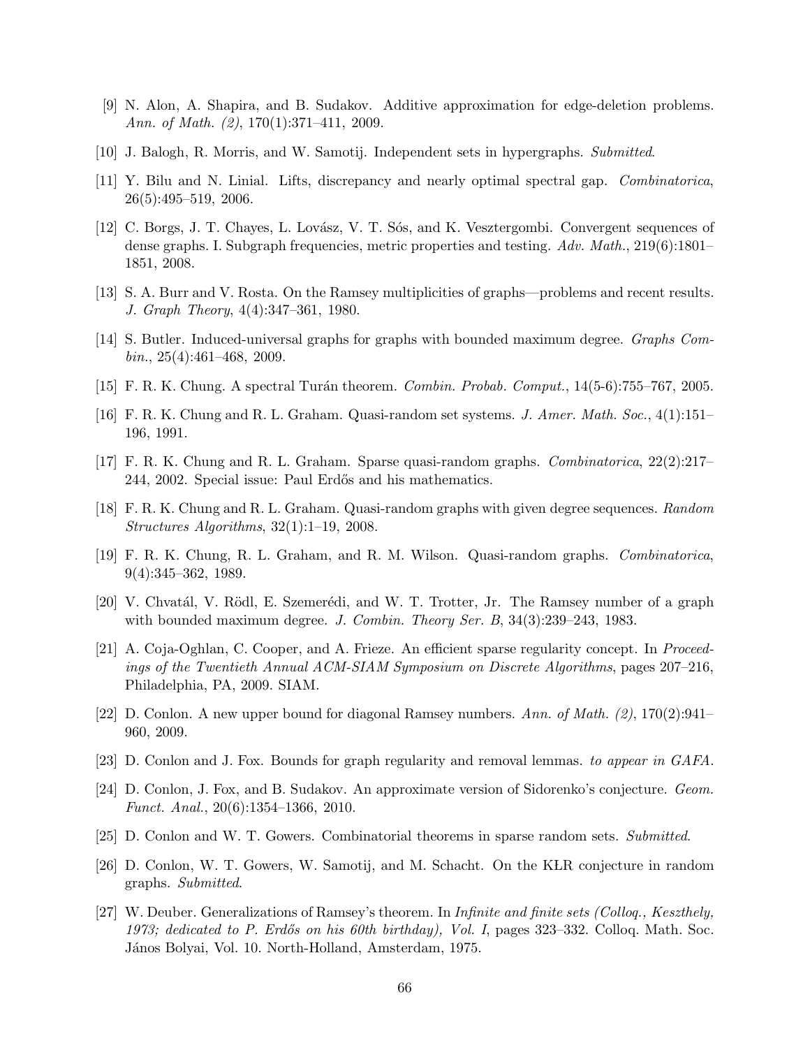[9] N. Alon, A. Shapira, and B. Sudakov. Additive approximation for edge-deletion problems. *Ann. of Math. (2)*, 170(1):371–411, 2009.

[10] J. Balogh, R. Morris, and W. Samotij. Independent sets in hypergraphs. *Submitted*.

[11] Y. Bilu and N. Linial. Lifts, discrepancy and nearly optimal spectral gap. *Combinatorica*, 26(5):495–519, 2006.

[12] C. Borgs, J. T. Chayes, L. Lovász, V. T. Sós, and K. Vesztergombi. Convergent sequences of dense graphs. I. Subgraph frequencies, metric properties and testing. *Adv. Math.*, 219(6):1801–1851, 2008.

[13] S. A. Burr and V. Rosta. On the Ramsey multiplicities of graphs—problems and recent results. *J. Graph Theory*, 4(4):347–361, 1980.

[14] S. Butler. Induced-universal graphs for graphs with bounded maximum degree. *Graphs Combin.*, 25(4):461–468, 2009.

[15] F. R. K. Chung. A spectral Turán theorem. *Combin. Probab. Comput.*, 14(5-6):755–767, 2005.

[16] F. R. K. Chung and R. L. Graham. Quasi-random set systems. *J. Amer. Math. Soc.*, 4(1):151–196, 1991.

[17] F. R. K. Chung and R. L. Graham. Sparse quasi-random graphs. *Combinatorica*, 22(2):217–244, 2002. Special issue: Paul Erdős and his mathematics.

[18] F. R. K. Chung and R. L. Graham. Quasi-random graphs with given degree sequences. *Random Structures Algorithms*, 32(1):1–19, 2008.

[19] F. R. K. Chung, R. L. Graham, and R. M. Wilson. Quasi-random graphs. *Combinatorica*, 9(4):345–362, 1989.

[20] V. Chvatál, V. Rödl, E. Szemerédi, and W. T. Trotter, Jr. The Ramsey number of a graph with bounded maximum degree. *J. Combin. Theory Ser. B*, 34(3):239–243, 1983.

[21] A. Coja-Oghlan, C. Cooper, and A. Frieze. An efficient sparse regularity concept. In *Proceedings of the Twentieth Annual ACM-SIAM Symposium on Discrete Algorithms*, pages 207–216, Philadelphia, PA, 2009. SIAM.

[22] D. Conlon. A new upper bound for diagonal Ramsey numbers. *Ann. of Math. (2)*, 170(2):941–960, 2009.

[23] D. Conlon and J. Fox. Bounds for graph regularity and removal lemmas. *to appear in GAFA*.

[24] D. Conlon, J. Fox, and B. Sudakov. An approximate version of Sidorenko's conjecture. *Geom. Funct. Anal.*, 20(6):1354–1366, 2010.

[25] D. Conlon and W. T. Gowers. Combinatorial theorems in sparse random sets. *Submitted*.

[26] D. Conlon, W. T. Gowers, W. Samotij, and M. Schacht. On the KŁR conjecture in random graphs. *Submitted*.

[27] W. Deuber. Generalizations of Ramsey's theorem. In *Infinite and finite sets (Colloq., Keszthely, 1973; dedicated to P. Erdős on his 60th birthday), Vol. I*, pages 323–332. Colloq. Math. Soc. János Bolyai, Vol. 10. North-Holland, Amsterdam, 1975.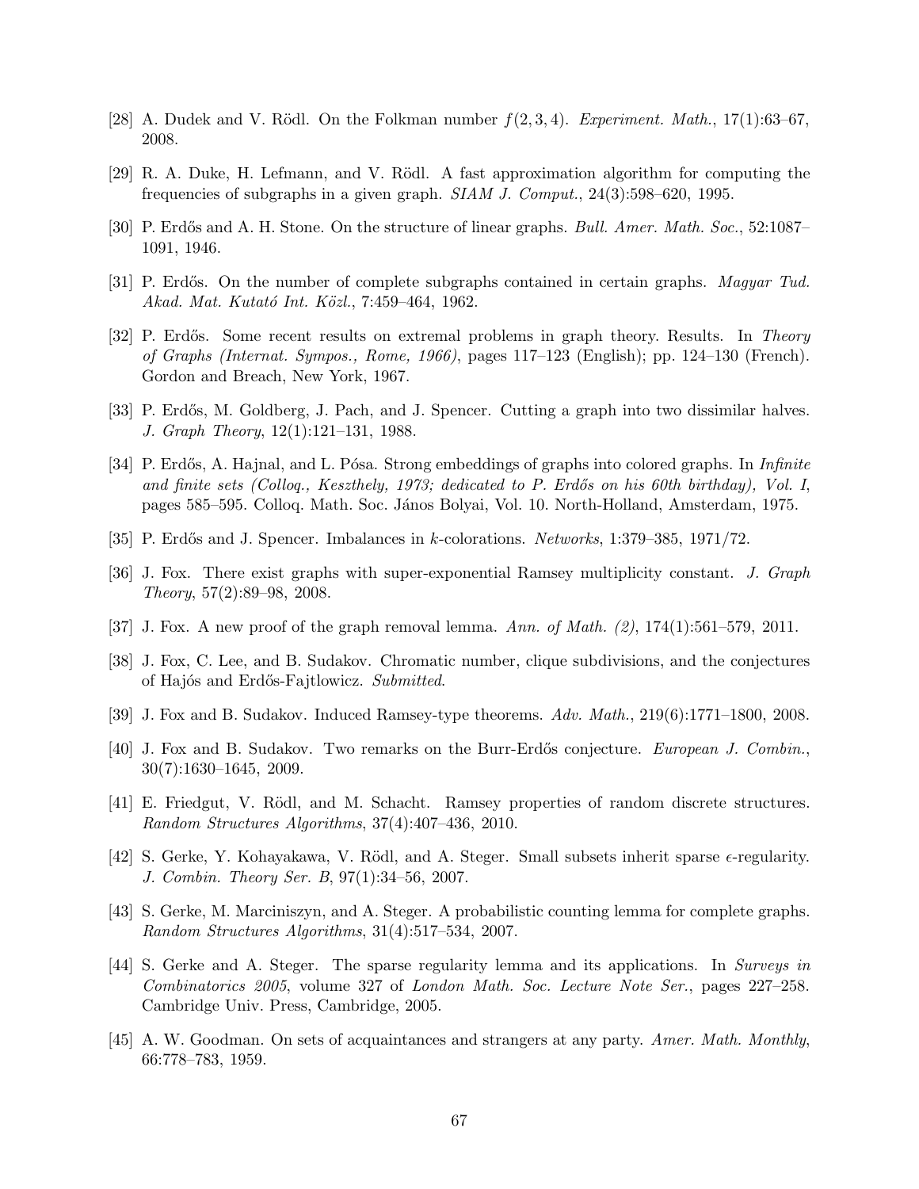[28] A. Dudek and V. Rödl. On the Folkman number $f(2, 3, 4)$. *Experiment. Math.*, 17(1):63–67, 2008.

[29] R. A. Duke, H. Lefmann, and V. Rödl. A fast approximation algorithm for computing the frequencies of subgraphs in a given graph. *SIAM J. Comput.*, 24(3):598–620, 1995.

[30] P. Erdős and A. H. Stone. On the structure of linear graphs. *Bull. Amer. Math. Soc.*, 52:1087–1091, 1946.

[31] P. Erdős. On the number of complete subgraphs contained in certain graphs. *Magyar Tud. Akad. Mat. Kutató Int. Közl.*, 7:459–464, 1962.

[32] P. Erdős. Some recent results on extremal problems in graph theory. Results. In *Theory of Graphs (Internat. Sympos., Rome, 1966)*, pages 117–123 (English); pp. 124–130 (French). Gordon and Breach, New York, 1967.

[33] P. Erdős, M. Goldberg, J. Pach, and J. Spencer. Cutting a graph into two dissimilar halves. *J. Graph Theory*, 12(1):121–131, 1988.

[34] P. Erdős, A. Hajnal, and L. Pósa. Strong embeddings of graphs into colored graphs. In *Infinite and finite sets (Colloq., Keszthely, 1973; dedicated to P. Erdős on his 60th birthday), Vol. I*, pages 585–595. Colloq. Math. Soc. János Bolyai, Vol. 10. North-Holland, Amsterdam, 1975.

[35] P. Erdős and J. Spencer. Imbalances in $k$-colorations. *Networks*, 1:379–385, 1971/72.

[36] J. Fox. There exist graphs with super-exponential Ramsey multiplicity constant. *J. Graph Theory*, 57(2):89–98, 2008.

[37] J. Fox. A new proof of the graph removal lemma. *Ann. of Math. (2)*, 174(1):561–579, 2011.

[38] J. Fox, C. Lee, and B. Sudakov. Chromatic number, clique subdivisions, and the conjectures of Hajós and Erdős-Fajtlowicz. *Submitted*.

[39] J. Fox and B. Sudakov. Induced Ramsey-type theorems. *Adv. Math.*, 219(6):1771–1800, 2008.

[40] J. Fox and B. Sudakov. Two remarks on the Burr-Erdős conjecture. *European J. Combin.*, 30(7):1630–1645, 2009.

[41] E. Friedgut, V. Rödl, and M. Schacht. Ramsey properties of random discrete structures. *Random Structures Algorithms*, 37(4):407–436, 2010.

[42] S. Gerke, Y. Kohayakawa, V. Rödl, and A. Steger. Small subsets inherit sparse $\epsilon$-regularity. *J. Combin. Theory Ser. B*, 97(1):34–56, 2007.

[43] S. Gerke, M. Marciniszyn, and A. Steger. A probabilistic counting lemma for complete graphs. *Random Structures Algorithms*, 31(4):517–534, 2007.

[44] S. Gerke and A. Steger. The sparse regularity lemma and its applications. In *Surveys in Combinatorics 2005*, volume 327 of *London Math. Soc. Lecture Note Ser.*, pages 227–258. Cambridge Univ. Press, Cambridge, 2005.

[45] A. W. Goodman. On sets of acquaintances and strangers at any party. *Amer. Math. Monthly*, 66:778–783, 1959.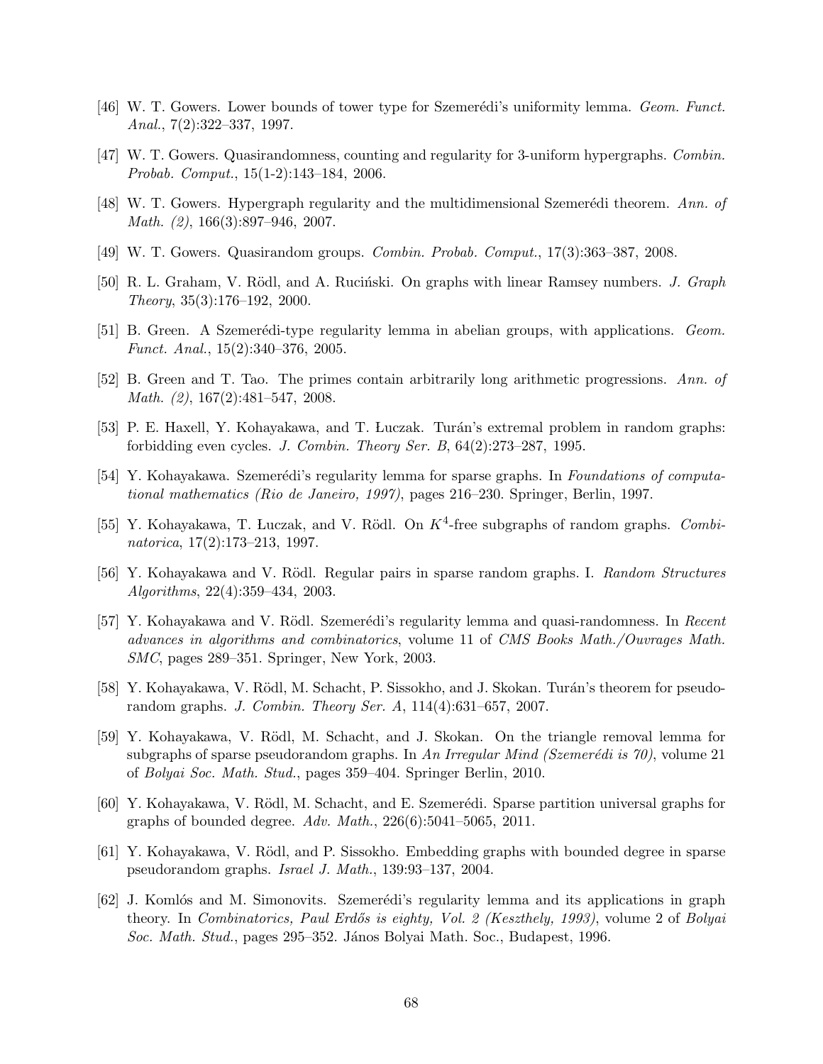[46] W. T. Gowers. Lower bounds of tower type for Szemerédi's uniformity lemma. *Geom. Funct. Anal.*, 7(2):322–337, 1997.

[47] W. T. Gowers. Quasirandomness, counting and regularity for 3-uniform hypergraphs. *Combin. Probab. Comput.*, 15(1-2):143–184, 2006.

[48] W. T. Gowers. Hypergraph regularity and the multidimensional Szemerédi theorem. *Ann. of Math. (2)*, 166(3):897–946, 2007.

[49] W. T. Gowers. Quasirandom groups. *Combin. Probab. Comput.*, 17(3):363–387, 2008.

[50] R. L. Graham, V. Rödl, and A. Ruciński. On graphs with linear Ramsey numbers. *J. Graph Theory*, 35(3):176–192, 2000.

[51] B. Green. A Szemerédi-type regularity lemma in abelian groups, with applications. *Geom. Funct. Anal.*, 15(2):340–376, 2005.

[52] B. Green and T. Tao. The primes contain arbitrarily long arithmetic progressions. *Ann. of Math. (2)*, 167(2):481–547, 2008.

[53] P. E. Haxell, Y. Kohayakawa, and T. Łuczak. Turán's extremal problem in random graphs: forbidding even cycles. *J. Combin. Theory Ser. B*, 64(2):273–287, 1995.

[54] Y. Kohayakawa. Szemerédi's regularity lemma for sparse graphs. In *Foundations of computational mathematics (Rio de Janeiro, 1997)*, pages 216–230. Springer, Berlin, 1997.

[55] Y. Kohayakawa, T. Łuczak, and V. Rödl. On $K^4$-free subgraphs of random graphs. *Combinatorica*, 17(2):173–213, 1997.

[56] Y. Kohayakawa and V. Rödl. Regular pairs in sparse random graphs. I. *Random Structures Algorithms*, 22(4):359–434, 2003.

[57] Y. Kohayakawa and V. Rödl. Szemerédi's regularity lemma and quasi-randomness. In *Recent advances in algorithms and combinatorics*, volume 11 of *CMS Books Math./Ouvrages Math. SMC*, pages 289–351. Springer, New York, 2003.

[58] Y. Kohayakawa, V. Rödl, M. Schacht, P. Sissokho, and J. Skokan. Turán's theorem for pseudo-random graphs. *J. Combin. Theory Ser. A*, 114(4):631–657, 2007.

[59] Y. Kohayakawa, V. Rödl, M. Schacht, and J. Skokan. On the triangle removal lemma for subgraphs of sparse pseudorandom graphs. In *An Irregular Mind (Szemerédi is 70)*, volume 21 of *Bolyai Soc. Math. Stud.*, pages 359–404. Springer Berlin, 2010.

[60] Y. Kohayakawa, V. Rödl, M. Schacht, and E. Szemerédi. Sparse partition universal graphs for graphs of bounded degree. *Adv. Math.*, 226(6):5041–5065, 2011.

[61] Y. Kohayakawa, V. Rödl, and P. Sissokho. Embedding graphs with bounded degree in sparse pseudorandom graphs. *Israel J. Math.*, 139:93–137, 2004.

[62] J. Komlós and M. Simonovits. Szemerédi's regularity lemma and its applications in graph theory. In *Combinatorics, Paul Erdős is eighty, Vol. 2 (Keszthely, 1993)*, volume 2 of *Bolyai Soc. Math. Stud.*, pages 295–352. János Bolyai Math. Soc., Budapest, 1996.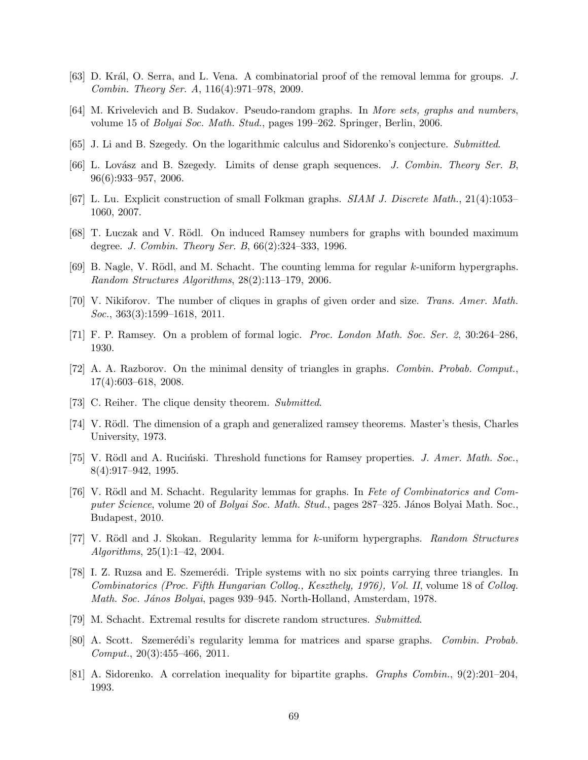[63] D. Král, O. Serra, and L. Vena. A combinatorial proof of the removal lemma for groups. *J. Combin. Theory Ser. A*, 116(4):971–978, 2009.

[64] M. Krivelevich and B. Sudakov. Pseudo-random graphs. In *More sets, graphs and numbers*, volume 15 of *Bolyai Soc. Math. Stud.*, pages 199–262. Springer, Berlin, 2006.

[65] J. Li and B. Szegedy. On the logarithmic calculus and Sidorenko's conjecture. *Submitted*.

[66] L. Lovász and B. Szegedy. Limits of dense graph sequences. *J. Combin. Theory Ser. B*, 96(6):933–957, 2006.

[67] L. Lu. Explicit construction of small Folkman graphs. *SIAM J. Discrete Math.*, 21(4):1053–1060, 2007.

[68] T. Łuczak and V. Rödl. On induced Ramsey numbers for graphs with bounded maximum degree. *J. Combin. Theory Ser. B*, 66(2):324–333, 1996.

[69] B. Nagle, V. Rödl, and M. Schacht. The counting lemma for regular $k$-uniform hypergraphs. *Random Structures Algorithms*, 28(2):113–179, 2006.

[70] V. Nikiforov. The number of cliques in graphs of given order and size. *Trans. Amer. Math. Soc.*, 363(3):1599–1618, 2011.

[71] F. P. Ramsey. On a problem of formal logic. *Proc. London Math. Soc. Ser. 2*, 30:264–286, 1930.

[72] A. A. Razborov. On the minimal density of triangles in graphs. *Combin. Probab. Comput.*, 17(4):603–618, 2008.

[73] C. Reiher. The clique density theorem. *Submitted*.

[74] V. Rödl. The dimension of a graph and generalized ramsey theorems. Master's thesis, Charles University, 1973.

[75] V. Rödl and A. Ruciński. Threshold functions for Ramsey properties. *J. Amer. Math. Soc.*, 8(4):917–942, 1995.

[76] V. Rödl and M. Schacht. Regularity lemmas for graphs. In *Fete of Combinatorics and Computer Science*, volume 20 of *Bolyai Soc. Math. Stud.*, pages 287–325. János Bolyai Math. Soc., Budapest, 2010.

[77] V. Rödl and J. Skokan. Regularity lemma for $k$-uniform hypergraphs. *Random Structures Algorithms*, 25(1):1–42, 2004.

[78] I. Z. Ruzsa and E. Szemerédi. Triple systems with no six points carrying three triangles. In *Combinatorics (Proc. Fifth Hungarian Colloq., Keszthely, 1976), Vol. II*, volume 18 of *Colloq. Math. Soc. János Bolyai*, pages 939–945. North-Holland, Amsterdam, 1978.

[79] M. Schacht. Extremal results for discrete random structures. *Submitted*.

[80] A. Scott. Szemerédi's regularity lemma for matrices and sparse graphs. *Combin. Probab. Comput.*, 20(3):455–466, 2011.

[81] A. Sidorenko. A correlation inequality for bipartite graphs. *Graphs Combin.*, 9(2):201–204, 1993.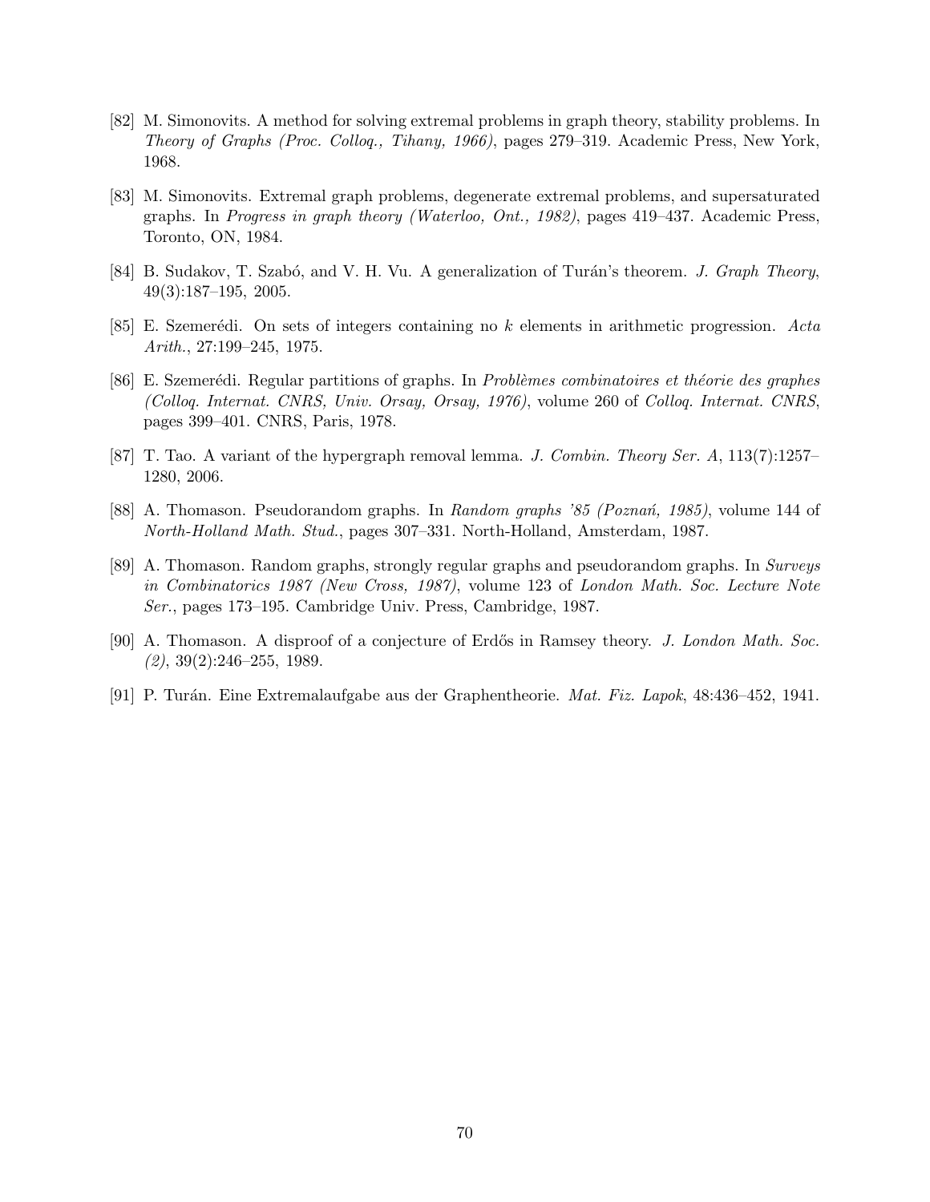[82] M. Simonovits. A method for solving extremal problems in graph theory, stability problems. In *Theory of Graphs (Proc. Colloq., Tihany, 1966)*, pages 279–319. Academic Press, New York, 1968.

[83] M. Simonovits. Extremal graph problems, degenerate extremal problems, and supersaturated graphs. In *Progress in graph theory (Waterloo, Ont., 1982)*, pages 419–437. Academic Press, Toronto, ON, 1984.

[84] B. Sudakov, T. Szabó, and V. H. Vu. A generalization of Turán's theorem. *J. Graph Theory*, 49(3):187–195, 2005.

[85] E. Szemerédi. On sets of integers containing no $k$ elements in arithmetic progression. *Acta Arith.*, 27:199–245, 1975.

[86] E. Szemerédi. Regular partitions of graphs. In *Problèmes combinatoires et théorie des graphes (Colloq. Internat. CNRS, Univ. Orsay, Orsay, 1976)*, volume 260 of *Colloq. Internat. CNRS*, pages 399–401. CNRS, Paris, 1978.

[87] T. Tao. A variant of the hypergraph removal lemma. *J. Combin. Theory Ser. A*, 113(7):1257–1280, 2006.

[88] A. Thomason. Pseudorandom graphs. In *Random graphs '85 (Poznań, 1985)*, volume 144 of *North-Holland Math. Stud.*, pages 307–331. North-Holland, Amsterdam, 1987.

[89] A. Thomason. Random graphs, strongly regular graphs and pseudorandom graphs. In *Surveys in Combinatorics 1987 (New Cross, 1987)*, volume 123 of *London Math. Soc. Lecture Note Ser.*, pages 173–195. Cambridge Univ. Press, Cambridge, 1987.

[90] A. Thomason. A disproof of a conjecture of Erdős in Ramsey theory. *J. London Math. Soc. (2)*, 39(2):246–255, 1989.

[91] P. Turán. Eine Extremalaufgabe aus der Graphentheorie. *Mat. Fiz. Lapok*, 48:436–452, 1941.